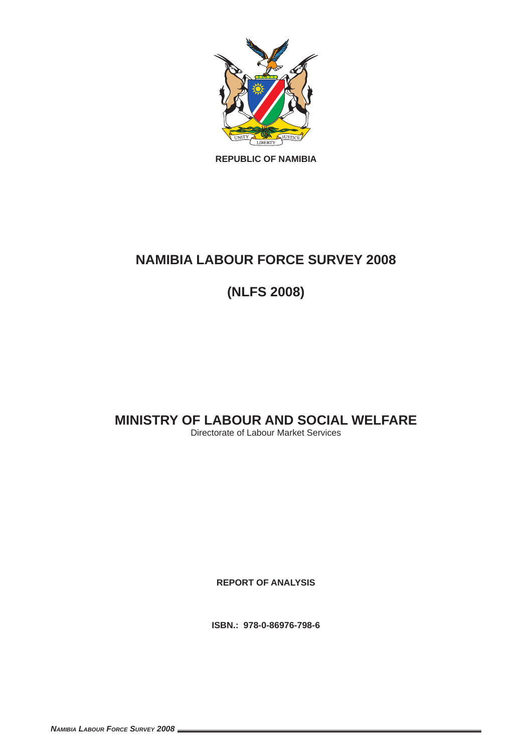**REPUBLIC OF NAMIBIA**

# NAMIBIA LABOUR FORCE SURVEY 2008

# (NLFS 2008)

## MINISTRY OF LABOUR AND SOCIAL WELFARE

Directorate of Labour Market Services

**REPORT OF ANALYSIS**

**ISBN.: 978-0-86976-798-6**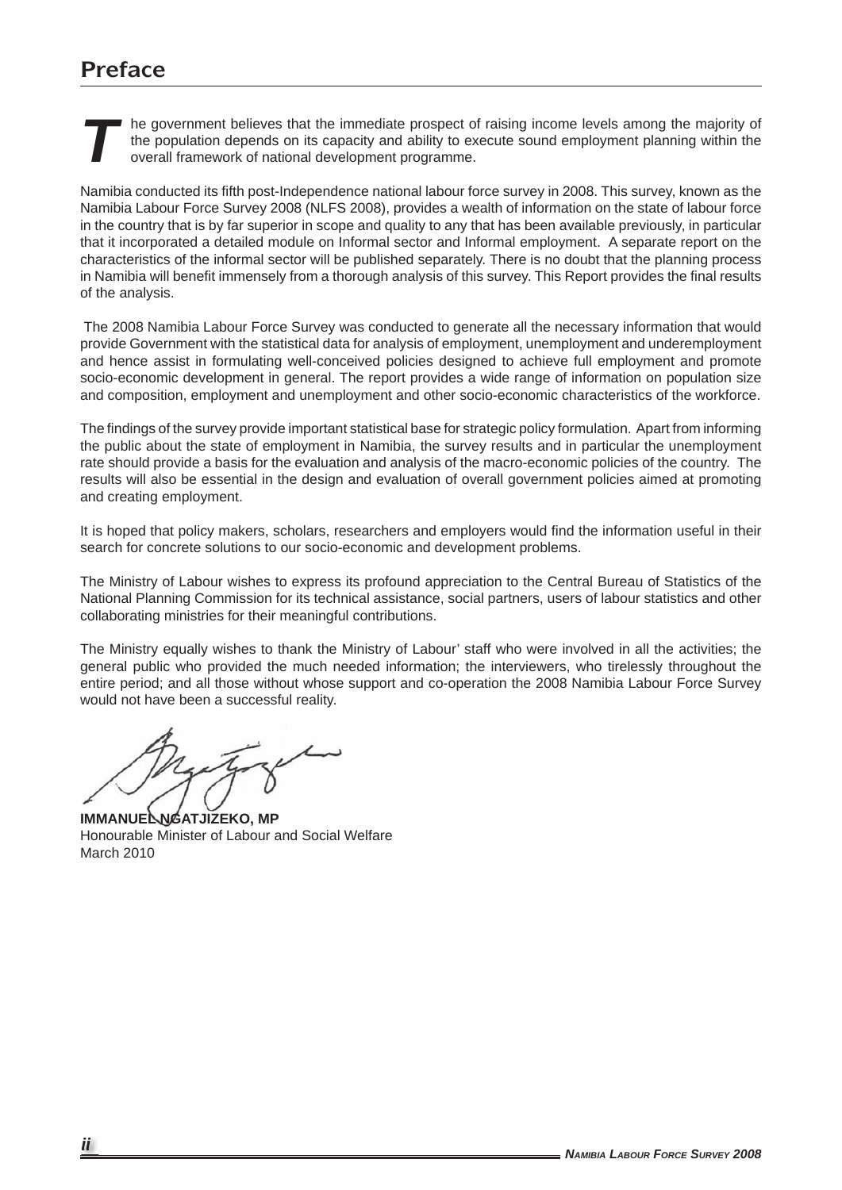# Preface

The government believes that the immediate prospect of raising income levels among the majority of the population depends on its capacity and ability to execute sound employment planning within the overall framework of national development programme.

Namibia conducted its fifth post-Independence national labour force survey in 2008. This survey, known as the Namibia Labour Force Survey 2008 (NLFS 2008), provides a wealth of information on the state of labour force in the country that is by far superior in scope and quality to any that has been available previously, in particular that it incorporated a detailed module on Informal sector and Informal employment. A separate report on the characteristics of the informal sector will be published separately. There is no doubt that the planning process in Namibia will benefit immensely from a thorough analysis of this survey. This Report provides the final results of the analysis.

The 2008 Namibia Labour Force Survey was conducted to generate all the necessary information that would provide Government with the statistical data for analysis of employment, unemployment and underemployment and hence assist in formulating well-conceived policies designed to achieve full employment and promote socio-economic development in general. The report provides a wide range of information on population size and composition, employment and unemployment and other socio-economic characteristics of the workforce.

The findings of the survey provide important statistical base for strategic policy formulation. Apart from informing the public about the state of employment in Namibia, the survey results and in particular the unemployment rate should provide a basis for the evaluation and analysis of the macro-economic policies of the country. The results will also be essential in the design and evaluation of overall government policies aimed at promoting and creating employment.

It is hoped that policy makers, scholars, researchers and employers would find the information useful in their search for concrete solutions to our socio-economic and development problems.

The Ministry of Labour wishes to express its profound appreciation to the Central Bureau of Statistics of the National Planning Commission for its technical assistance, social partners, users of labour statistics and other collaborating ministries for their meaningful contributions.

The Ministry equally wishes to thank the Ministry of Labour' staff who were involved in all the activities; the general public who provided the much needed information; the interviewers, who tirelessly throughout the entire period; and all those without whose support and co-operation the 2008 Namibia Labour Force Survey would not have been a successful reality.

**IMMANUEL NGATJIZEKO, MP**
Honourable Minister of Labour and Social Welfare
March 2010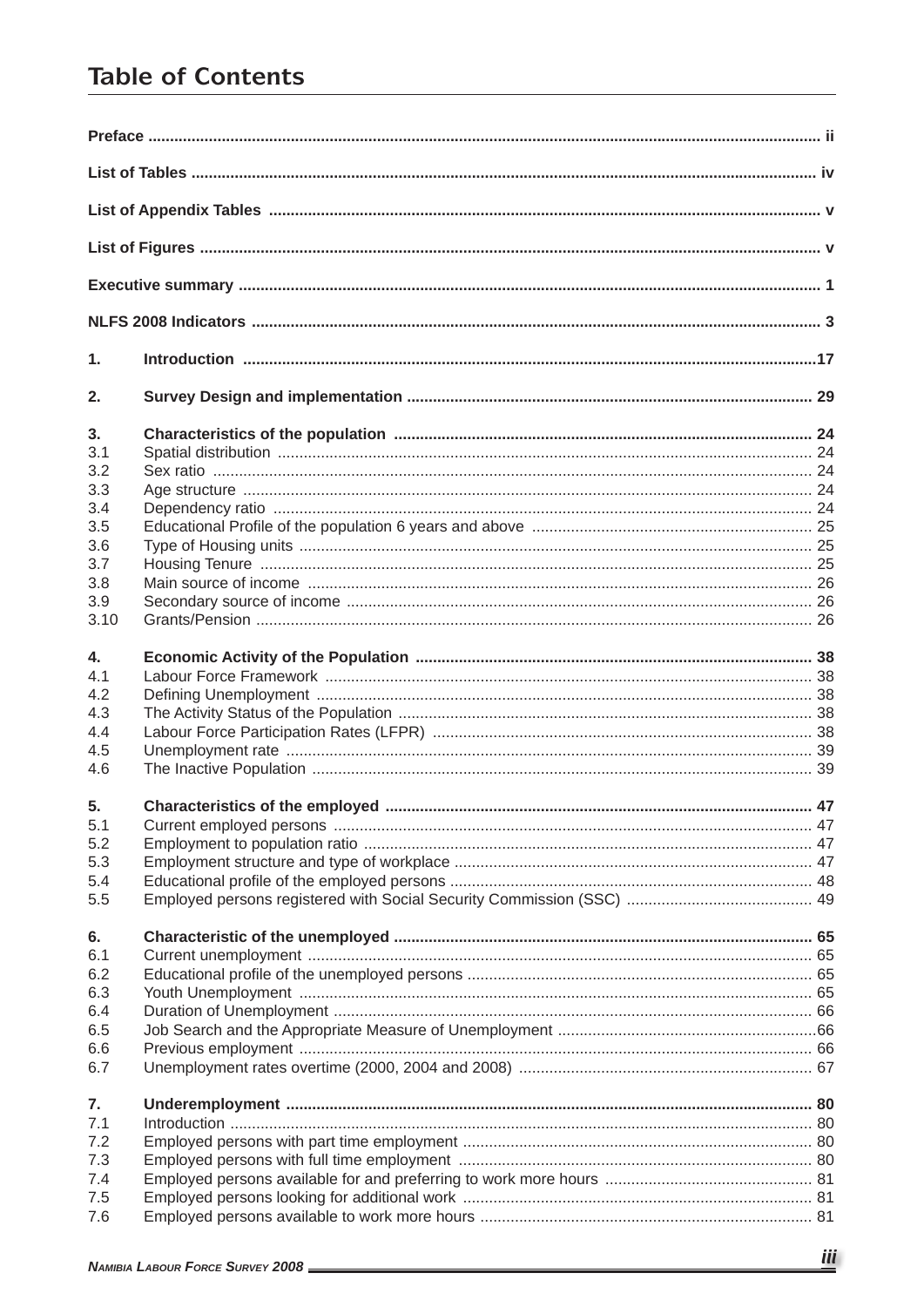# Table of Contents

| | | |
|---|---|---|
| **Preface** | | **ii** |
| **List of Tables** | | **iv** |
| **List of Appendix Tables** | | **v** |
| **List of Figures** | | **v** |
| **Executive summary** | | **1** |
| **NLFS 2008 Indicators** | | **3** |
| **1.** | **Introduction** | **17** |
| **2.** | **Survey Design and implementation** | **29** |
| **3.** | **Characteristics of the population** | **24** |
| 3.1 | Spatial distribution | 24 |
| 3.2 | Sex ratio | 24 |
| 3.3 | Age structure | 24 |
| 3.4 | Dependency ratio | 24 |
| 3.5 | Educational Profile of the population 6 years and above | 25 |
| 3.6 | Type of Housing units | 25 |
| 3.7 | Housing Tenure | 25 |
| 3.8 | Main source of income | 26 |
| 3.9 | Secondary source of income | 26 |
| 3.10 | Grants/Pension | 26 |
| **4.** | **Economic Activity of the Population** | **38** |
| 4.1 | Labour Force Framework | 38 |
| 4.2 | Defining Unemployment | 38 |
| 4.3 | The Activity Status of the Population | 38 |
| 4.4 | Labour Force Participation Rates (LFPR) | 38 |
| 4.5 | Unemployment rate | 39 |
| 4.6 | The Inactive Population | 39 |
| **5.** | **Characteristics of the employed** | **47** |
| 5.1 | Current employed persons | 47 |
| 5.2 | Employment to population ratio | 47 |
| 5.3 | Employment structure and type of workplace | 47 |
| 5.4 | Educational profile of the employed persons | 48 |
| 5.5 | Employed persons registered with Social Security Commission (SSC) | 49 |
| **6.** | **Characteristic of the unemployed** | **65** |
| 6.1 | Current unemployment | 65 |
| 6.2 | Educational profile of the unemployed persons | 65 |
| 6.3 | Youth Unemployment | 65 |
| 6.4 | Duration of Unemployment | 66 |
| 6.5 | Job Search and the Appropriate Measure of Unemployment | 66 |
| 6.6 | Previous employment | 66 |
| 6.7 | Unemployment rates overtime (2000, 2004 and 2008) | 67 |
| **7.** | **Underemployment** | **80** |
| 7.1 | Introduction | 80 |
| 7.2 | Employed persons with part time employment | 80 |
| 7.3 | Employed persons with full time employment | 80 |
| 7.4 | Employed persons available for and preferring to work more hours | 81 |
| 7.5 | Employed persons looking for additional work | 81 |
| 7.6 | Employed persons available to work more hours | 81 |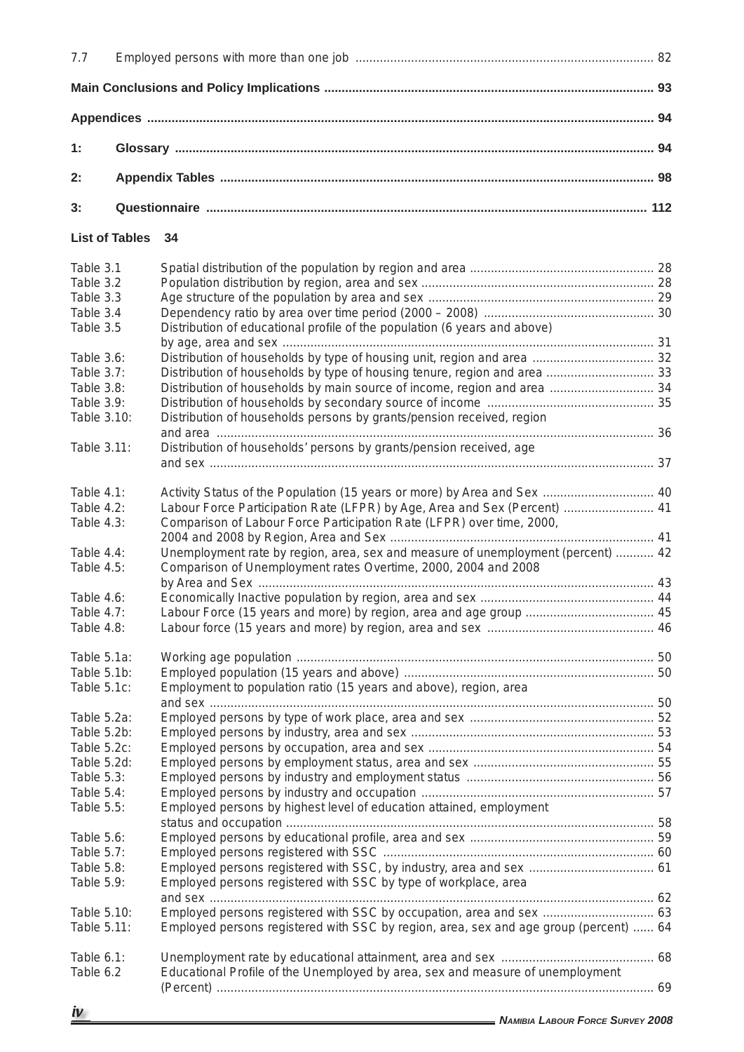7.7 Employed persons with more than one job ..................................................................................... 82

**Main Conclusions and Policy Implications ............................................................................................ 93**

**Appendices ................................................................................................................................................ 94**

**1: Glossary ........................................................................................................................................ 94**

**2: Appendix Tables ........................................................................................................................... 98**

**3: Questionnaire .............................................................................................................................. 112**

**List of Tables 34**

| | |
|---|---|
| Table 3.1 | Spatial distribution of the population by region and area ..................................................... 28 |
| Table 3.2 | Population distribution by region, area and sex ................................................................... 28 |
| Table 3.3 | Age structure of the population by area and sex .................................................................. 29 |
| Table 3.4 | Dependency ratio by area over time period (2000 – 2008) ................................................. 30 |
| Table 3.5 | Distribution of educational profile of the population (6 years and above) by age, area and sex ........................................................................................................... 31 |
| Table 3.6: | Distribution of households by type of housing unit, region and area ................................... 32 |
| Table 3.7: | Distribution of households by type of housing tenure, region and area ............................... 33 |
| Table 3.8: | Distribution of households by main source of income, region and area .............................. 34 |
| Table 3.9: | Distribution of households by secondary source of income ................................................ 35 |
| Table 3.10: | Distribution of households persons by grants/pension received, region and area ............................................................................................................................ 36 |
| Table 3.11: | Distribution of households' persons by grants/pension received, age and sex .............................................................................................................................. 37 |
| Table 4.1: | Activity Status of the Population (15 years or more) by Area and Sex ................................ 40 |
| Table 4.2: | Labour Force Participation Rate (LFPR) by Age, Area and Sex (Percent) .......................... 41 |
| Table 4.3: | Comparison of Labour Force Participation Rate (LFPR) over time, 2000, 2004 and 2008 by Region, Area and Sex ........................................................................... 41 |
| Table 4.4: | Unemployment rate by region, area, sex and measure of unemployment (percent) ........... 42 |
| Table 4.5: | Comparison of Unemployment rates Overtime, 2000, 2004 and 2008 by Area and Sex ................................................................................................................. 43 |
| Table 4.6: | Economically Inactive population by region, area and sex ................................................. 44 |
| Table 4.7: | Labour Force (15 years and more) by region, area and age group ..................................... 45 |
| Table 4.8: | Labour force (15 years and more) by region, area and sex ................................................ 46 |
| Table 5.1a: | Working age population ...................................................................................................... 50 |
| Table 5.1b: | Employed population (15 years and above) ........................................................................ 50 |
| Table 5.1c: | Employment to population ratio (15 years and above), region, area and sex .............................................................................................................................. 50 |
| Table 5.2a: | Employed persons by type of work place, area and sex ..................................................... 52 |
| Table 5.2b: | Employed persons by industry, area and sex ...................................................................... 53 |
| Table 5.2c: | Employed persons by occupation, area and sex ................................................................. 54 |
| Table 5.2d: | Employed persons by employment status, area and sex .................................................... 55 |
| Table 5.3: | Employed persons by industry and employment status ...................................................... 56 |
| Table 5.4: | Employed persons by industry and occupation ................................................................... 57 |
| Table 5.5: | Employed persons by highest level of education attained, employment status and occupation ......................................................................................................... 58 |
| Table 5.6: | Employed persons by educational profile, area and sex ..................................................... 59 |
| Table 5.7: | Employed persons registered with SSC ............................................................................. 60 |
| Table 5.8: | Employed persons registered with SSC, by industry, area and sex .................................... 61 |
| Table 5.9: | Employed persons registered with SSC by type of workplace, area and sex ............................................................................................................................... 62 |
| Table 5.10: | Employed persons registered with SSC by occupation, area and sex ................................ 63 |
| Table 5.11: | Employed persons registered with SSC by region, area, sex and age group (percent) ...... 64 |
| Table 6.1: | Unemployment rate by educational attainment, area and sex ............................................ 68 |
| Table 6.2 | Educational Profile of the Unemployed by area, sex and measure of unemployment (Percent) ............................................................................................................................. 69 |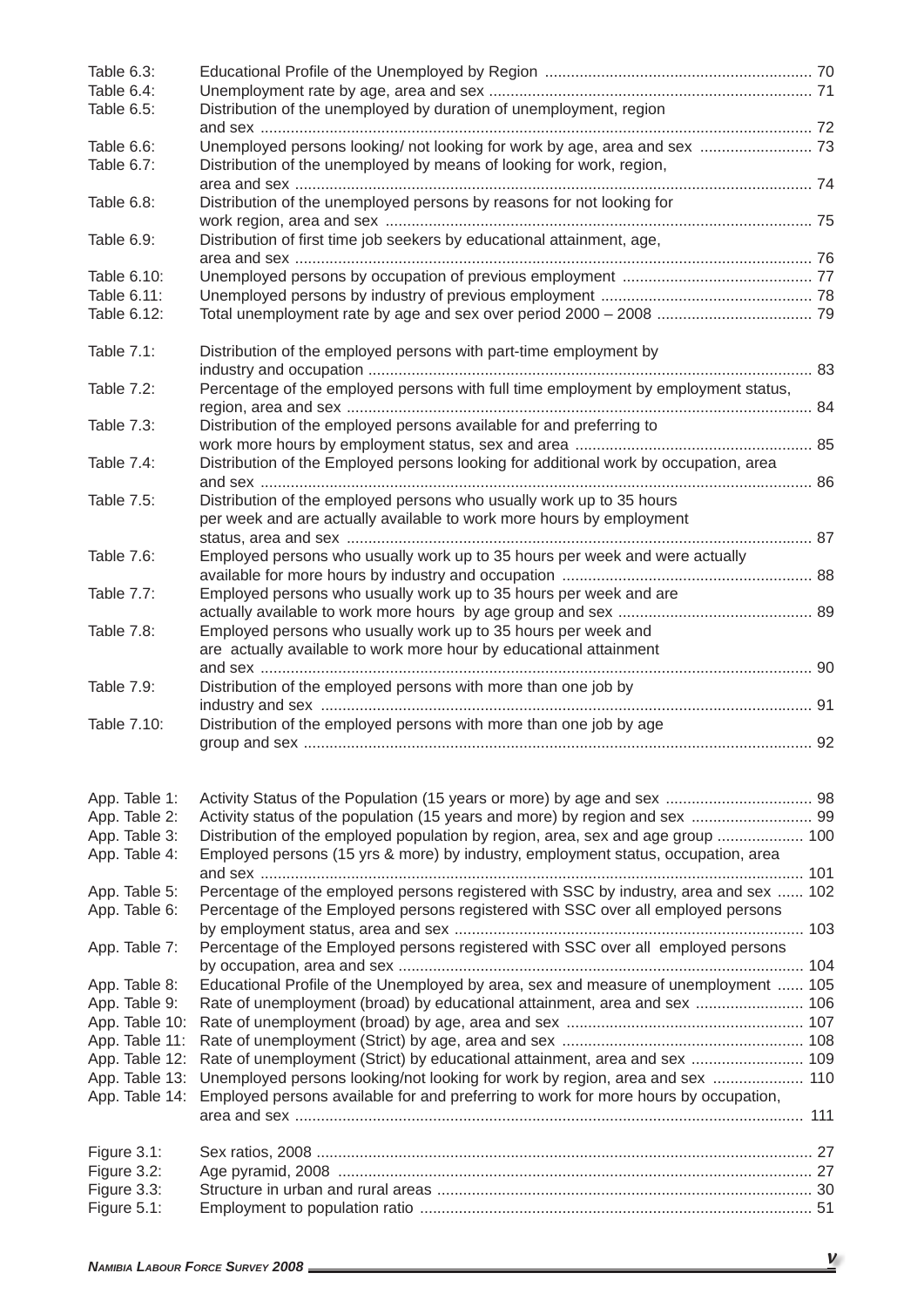| | | |
|---|---|---|
| Table 6.3: | Educational Profile of the Unemployed by Region | 70 |
| Table 6.4: | Unemployment rate by age, area and sex | 71 |
| Table 6.5: | Distribution of the unemployed by duration of unemployment, region and sex | 72 |
| Table 6.6: | Unemployed persons looking/ not looking for work by age, area and sex | 73 |
| Table 6.7: | Distribution of the unemployed by means of looking for work, region, area and sex | 74 |
| Table 6.8: | Distribution of the unemployed persons by reasons for not looking for work region, area and sex | 75 |
| Table 6.9: | Distribution of first time job seekers by educational attainment, age, area and sex | 76 |
| Table 6.10: | Unemployed persons by occupation of previous employment | 77 |
| Table 6.11: | Unemployed persons by industry of previous employment | 78 |
| Table 6.12: | Total unemployment rate by age and sex over period 2000 – 2008 | 79 |
| Table 7.1: | Distribution of the employed persons with part-time employment by industry and occupation | 83 |
| Table 7.2: | Percentage of the employed persons with full time employment by employment status, region, area and sex | 84 |
| Table 7.3: | Distribution of the employed persons available for and preferring to work more hours by employment status, sex and area | 85 |
| Table 7.4: | Distribution of the Employed persons looking for additional work by occupation, area and sex | 86 |
| Table 7.5: | Distribution of the employed persons who usually work up to 35 hours per week and are actually available to work more hours by employment status, area and sex | 87 |
| Table 7.6: | Employed persons who usually work up to 35 hours per week and were actually available for more hours by industry and occupation | 88 |
| Table 7.7: | Employed persons who usually work up to 35 hours per week and are actually available to work more hours by age group and sex | 89 |
| Table 7.8: | Employed persons who usually work up to 35 hours per week and are actually available to work more hour by educational attainment and sex | 90 |
| Table 7.9: | Distribution of the employed persons with more than one job by industry and sex | 91 |
| Table 7.10: | Distribution of the employed persons with more than one job by age group and sex | 92 |
| App. Table 1: | Activity Status of the Population (15 years or more) by age and sex | 98 |
| App. Table 2: | Activity status of the population (15 years and more) by region and sex | 99 |
| App. Table 3: | Distribution of the employed population by region, area, sex and age group | 100 |
| App. Table 4: | Employed persons (15 yrs & more) by industry, employment status, occupation, area and sex | 101 |
| App. Table 5: | Percentage of the employed persons registered with SSC by industry, area and sex | 102 |
| App. Table 6: | Percentage of the Employed persons registered with SSC over all employed persons by employment status, area and sex | 103 |
| App. Table 7: | Percentage of the Employed persons registered with SSC over all employed persons by occupation, area and sex | 104 |
| App. Table 8: | Educational Profile of the Unemployed by area, sex and measure of unemployment | 105 |
| App. Table 9: | Rate of unemployment (broad) by educational attainment, area and sex | 106 |
| App. Table 10: | Rate of unemployment (broad) by age, area and sex | 107 |
| App. Table 11: | Rate of unemployment (Strict) by age, area and sex | 108 |
| App. Table 12: | Rate of unemployment (Strict) by educational attainment, area and sex | 109 |
| App. Table 13: | Unemployed persons looking/not looking for work by region, area and sex | 110 |
| App. Table 14: | Employed persons available for and preferring to work for more hours by occupation, area and sex | 111 |
| Figure 3.1: | Sex ratios, 2008 | 27 |
| Figure 3.2: | Age pyramid, 2008 | 27 |
| Figure 3.3: | Structure in urban and rural areas | 30 |
| Figure 5.1: | Employment to population ratio | 51 |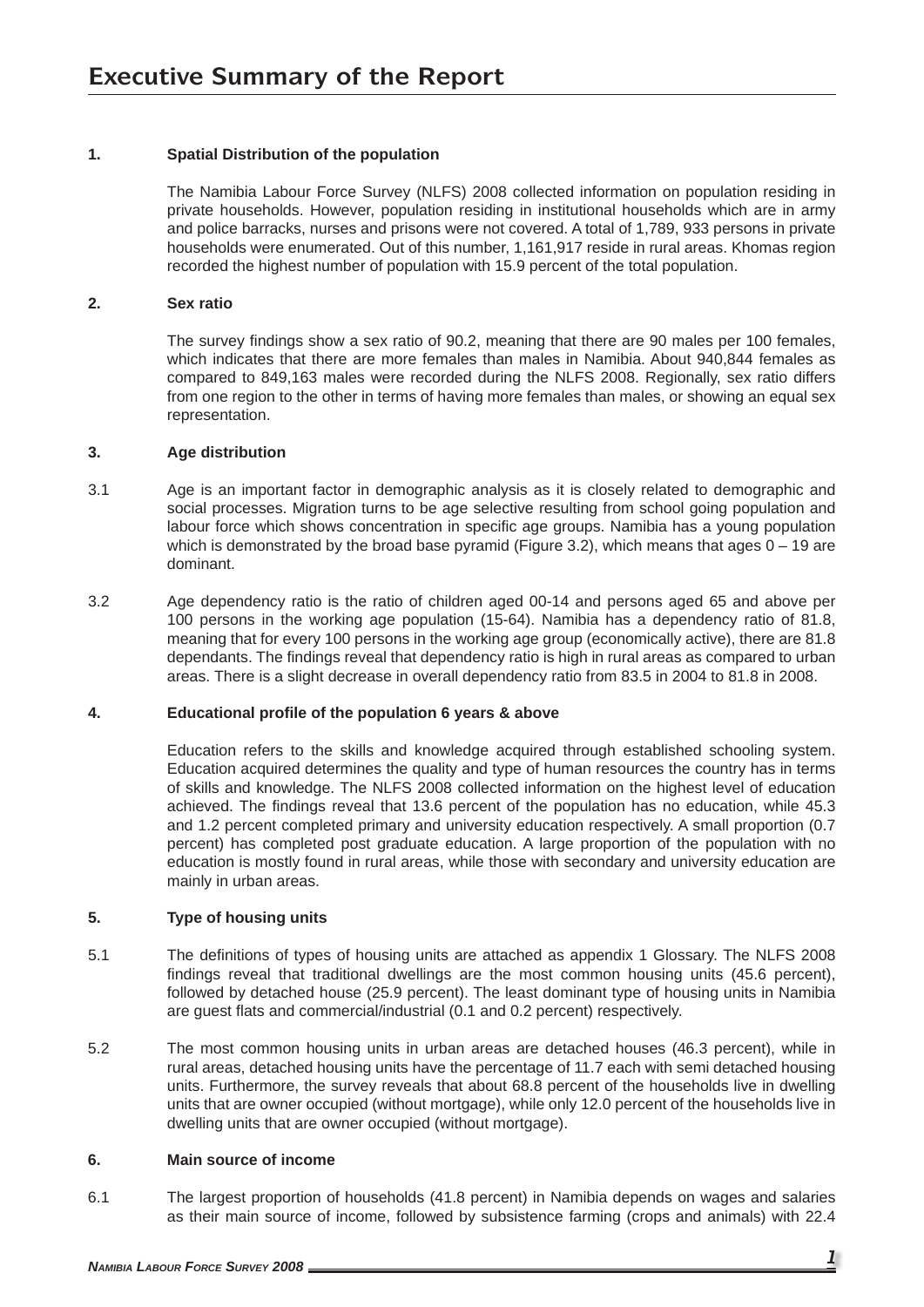// Executive Summary of the Report

# Executive Summary of the Report

## 1. Spatial Distribution of the population

The Namibia Labour Force Survey (NLFS) 2008 collected information on population residing in private households. However, population residing in institutional households which are in army and police barracks, nurses and prisons were not covered. A total of 1,789, 933 persons in private households were enumerated. Out of this number, 1,161,917 reside in rural areas. Khomas region recorded the highest number of population with 15.9 percent of the total population.

## 2. Sex ratio

The survey findings show a sex ratio of 90.2, meaning that there are 90 males per 100 females, which indicates that there are more females than males in Namibia. About 940,844 females as compared to 849,163 males were recorded during the NLFS 2008. Regionally, sex ratio differs from one region to the other in terms of having more females than males, or showing an equal sex representation.

## 3. Age distribution

3.1 Age is an important factor in demographic analysis as it is closely related to demographic and social processes. Migration turns to be age selective resulting from school going population and labour force which shows concentration in specific age groups. Namibia has a young population which is demonstrated by the broad base pyramid (Figure 3.2), which means that ages 0 – 19 are dominant.

3.2 Age dependency ratio is the ratio of children aged 00-14 and persons aged 65 and above per 100 persons in the working age population (15-64). Namibia has a dependency ratio of 81.8, meaning that for every 100 persons in the working age group (economically active), there are 81.8 dependants. The findings reveal that dependency ratio is high in rural areas as compared to urban areas. There is a slight decrease in overall dependency ratio from 83.5 in 2004 to 81.8 in 2008.

## 4. Educational profile of the population 6 years & above

Education refers to the skills and knowledge acquired through established schooling system. Education acquired determines the quality and type of human resources the country has in terms of skills and knowledge. The NLFS 2008 collected information on the highest level of education achieved. The findings reveal that 13.6 percent of the population has no education, while 45.3 and 1.2 percent completed primary and university education respectively. A small proportion (0.7 percent) has completed post graduate education. A large proportion of the population with no education is mostly found in rural areas, while those with secondary and university education are mainly in urban areas.

## 5. Type of housing units

5.1 The definitions of types of housing units are attached as appendix 1 Glossary. The NLFS 2008 findings reveal that traditional dwellings are the most common housing units (45.6 percent), followed by detached house (25.9 percent). The least dominant type of housing units in Namibia are guest flats and commercial/industrial (0.1 and 0.2 percent) respectively.

5.2 The most common housing units in urban areas are detached houses (46.3 percent), while in rural areas, detached housing units have the percentage of 11.7 each with semi detached housing units. Furthermore, the survey reveals that about 68.8 percent of the households live in dwelling units that are owner occupied (without mortgage), while only 12.0 percent of the households live in dwelling units that are owner occupied (without mortgage).

## 6. Main source of income

6.1 The largest proportion of households (41.8 percent) in Namibia depends on wages and salaries as their main source of income, followed by subsistence farming (crops and animals) with 22.4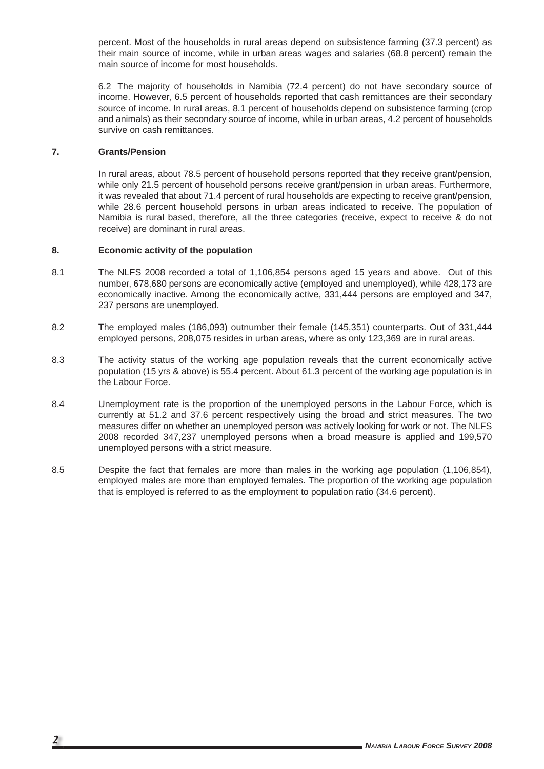percent. Most of the households in rural areas depend on subsistence farming (37.3 percent) as their main source of income, while in urban areas wages and salaries (68.8 percent) remain the main source of income for most households.

6.2 The majority of households in Namibia (72.4 percent) do not have secondary source of income. However, 6.5 percent of households reported that cash remittances are their secondary source of income. In rural areas, 8.1 percent of households depend on subsistence farming (crop and animals) as their secondary source of income, while in urban areas, 4.2 percent of households survive on cash remittances.

## 7. Grants/Pension

In rural areas, about 78.5 percent of household persons reported that they receive grant/pension, while only 21.5 percent of household persons receive grant/pension in urban areas. Furthermore, it was revealed that about 71.4 percent of rural households are expecting to receive grant/pension, while 28.6 percent household persons in urban areas indicated to receive. The population of Namibia is rural based, therefore, all the three categories (receive, expect to receive & do not receive) are dominant in rural areas.

## 8. Economic activity of the population

8.1 The NLFS 2008 recorded a total of 1,106,854 persons aged 15 years and above. Out of this number, 678,680 persons are economically active (employed and unemployed), while 428,173 are economically inactive. Among the economically active, 331,444 persons are employed and 347, 237 persons are unemployed.

8.2 The employed males (186,093) outnumber their female (145,351) counterparts. Out of 331,444 employed persons, 208,075 resides in urban areas, where as only 123,369 are in rural areas.

8.3 The activity status of the working age population reveals that the current economically active population (15 yrs & above) is 55.4 percent. About 61.3 percent of the working age population is in the Labour Force.

8.4 Unemployment rate is the proportion of the unemployed persons in the Labour Force, which is currently at 51.2 and 37.6 percent respectively using the broad and strict measures. The two measures differ on whether an unemployed person was actively looking for work or not. The NLFS 2008 recorded 347,237 unemployed persons when a broad measure is applied and 199,570 unemployed persons with a strict measure.

8.5 Despite the fact that females are more than males in the working age population (1,106,854), employed males are more than employed females. The proportion of the working age population that is employed is referred to as the employment to population ratio (34.6 percent).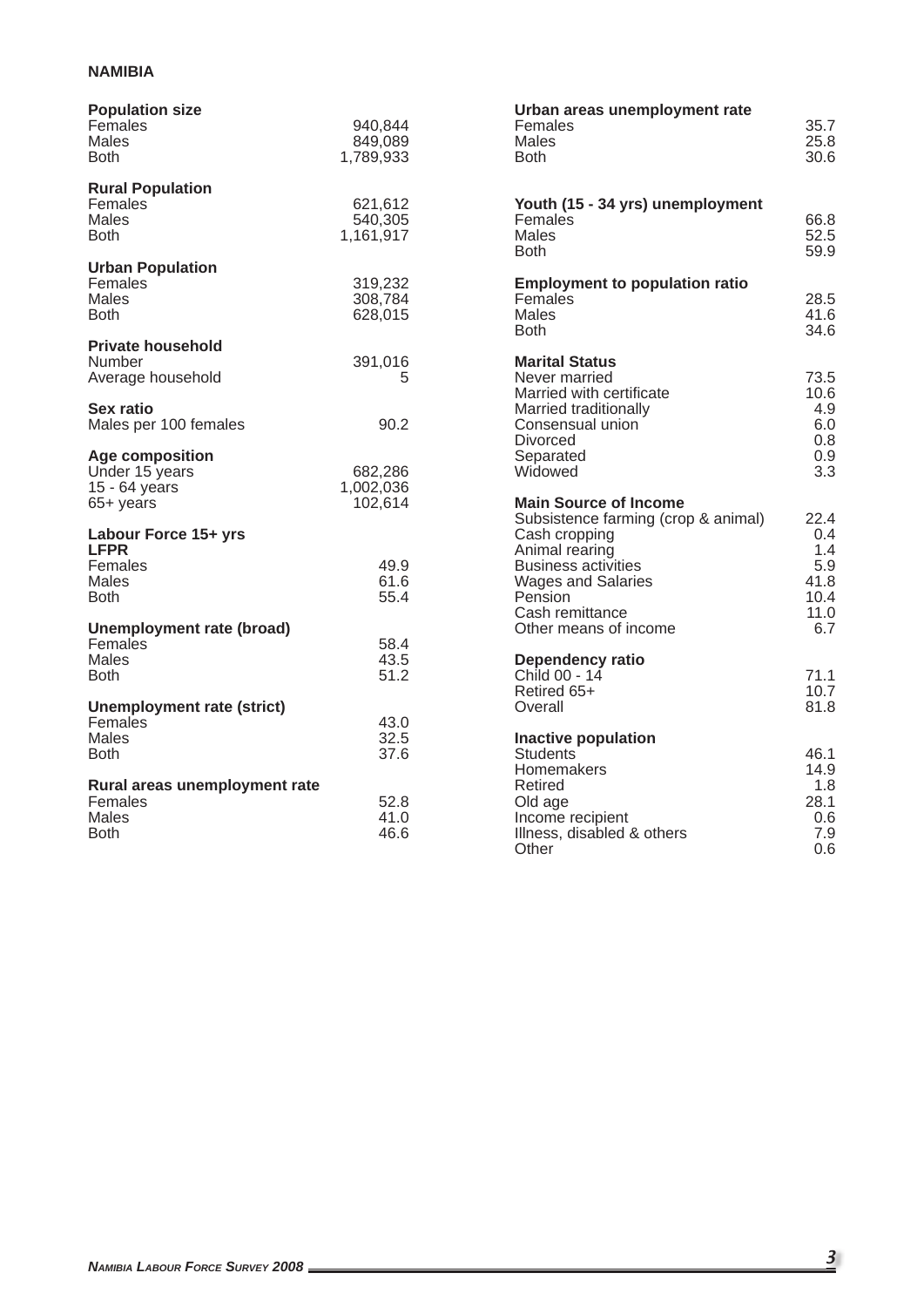**NAMIBIA**

| **Population size** | |
|---|---|
| Females | 940,844 |
| Males | 849,089 |
| Both | 1,789,933 |
| **Rural Population** | |
| Females | 621,612 |
| Males | 540,305 |
| Both | 1,161,917 |
| **Urban Population** | |
| Females | 319,232 |
| Males | 308,784 |
| Both | 628,015 |
| **Private household** | |
| Number | 391,016 |
| Average household | 5 |
| **Sex ratio** | |
| Males per 100 females | 90.2 |
| **Age composition** | |
| Under 15 years | 682,286 |
| 15 - 64 years | 1,002,036 |
| 65+ years | 102,614 |
| **Labour Force 15+ yrs** | |
| **LFPR** | |
| Females | 49.9 |
| Males | 61.6 |
| Both | 55.4 |
| **Unemployment rate (broad)** | |
| Females | 58.4 |
| Males | 43.5 |
| Both | 51.2 |
| **Unemployment rate (strict)** | |
| Females | 43.0 |
| Males | 32.5 |
| Both | 37.6 |
| **Rural areas unemployment rate** | |
| Females | 52.8 |
| Males | 41.0 |
| Both | 46.6 |
| **Urban areas unemployment rate** | |
| Females | 35.7 |
| Males | 25.8 |
| Both | 30.6 |
| **Youth (15 - 34 yrs) unemployment** | |
| Females | 66.8 |
| Males | 52.5 |
| Both | 59.9 |
| **Employment to population ratio** | |
| Females | 28.5 |
| Males | 41.6 |
| Both | 34.6 |
| **Marital Status** | |
| Never married | 73.5 |
| Married with certificate | 10.6 |
| Married traditionally | 4.9 |
| Consensual union | 6.0 |
| Divorced | 0.8 |
| Separated | 0.9 |
| Widowed | 3.3 |
| **Main Source of Income** | |
| Subsistence farming (crop & animal) | 22.4 |
| Cash cropping | 0.4 |
| Animal rearing | 1.4 |
| Business activities | 5.9 |
| Wages and Salaries | 41.8 |
| Pension | 10.4 |
| Cash remittance | 11.0 |
| Other means of income | 6.7 |
| **Dependency ratio** | |
| Child 00 - 14 | 71.1 |
| Retired 65+ | 10.7 |
| Overall | 81.8 |
| **Inactive population** | |
| Students | 46.1 |
| Homemakers | 14.9 |
| Retired | 1.8 |
| Old age | 28.1 |
| Income recipient | 0.6 |
| Illness, disabled & others | 7.9 |
| Other | 0.6 |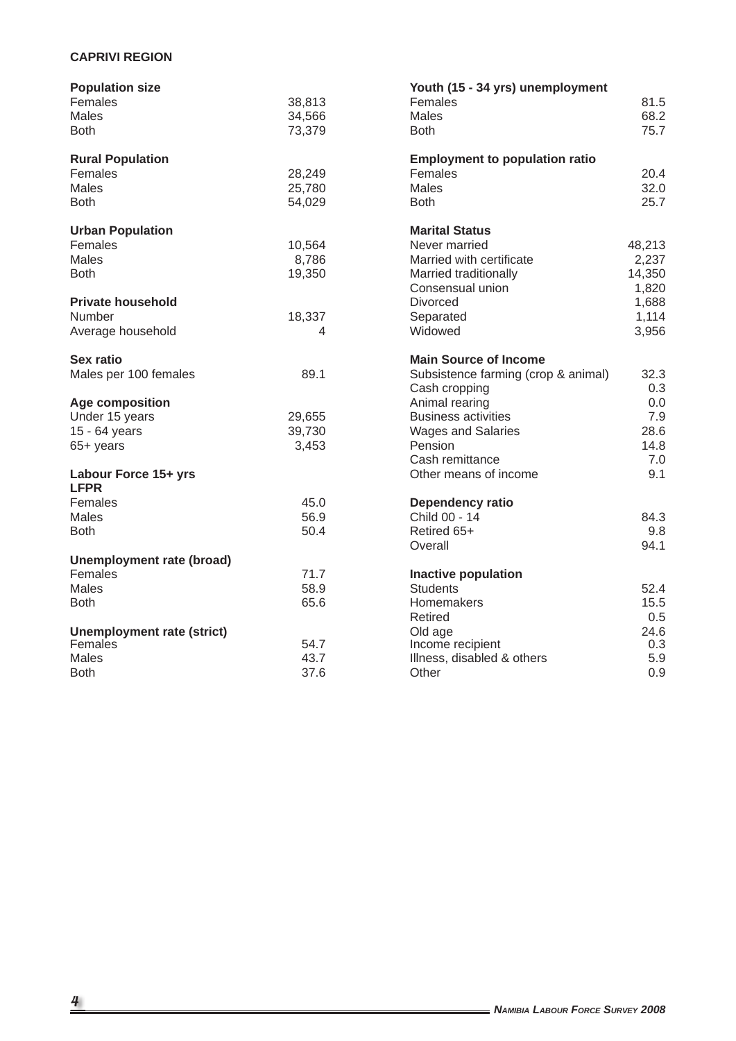**CAPRIVI REGION**

| **Population size** | |
|---|---|
| Females | 38,813 |
| Males | 34,566 |
| Both | 73,379 |

| **Rural Population** | |
|---|---|
| Females | 28,249 |
| Males | 25,780 |
| Both | 54,029 |

| **Urban Population** | |
|---|---|
| Females | 10,564 |
| Males | 8,786 |
| Both | 19,350 |

| **Private household** | |
|---|---|
| Number | 18,337 |
| Average household | 4 |

| **Sex ratio** | |
|---|---|
| Males per 100 females | 89.1 |

| **Age composition** | |
|---|---|
| Under 15 years | 29,655 |
| 15 - 64 years | 39,730 |
| 65+ years | 3,453 |

| **Labour Force 15+ yrs LFPR** | |
|---|---|
| Females | 45.0 |
| Males | 56.9 |
| Both | 50.4 |

| **Unemployment rate (broad)** | |
|---|---|
| Females | 71.7 |
| Males | 58.9 |
| Both | 65.6 |

| **Unemployment rate (strict)** | |
|---|---|
| Females | 54.7 |
| Males | 43.7 |
| Both | 37.6 |

| **Youth (15 - 34 yrs) unemployment** | |
|---|---|
| Females | 81.5 |
| Males | 68.2 |
| Both | 75.7 |

| **Employment to population ratio** | |
|---|---|
| Females | 20.4 |
| Males | 32.0 |
| Both | 25.7 |

| **Marital Status** | |
|---|---|
| Never married | 48,213 |
| Married with certificate | 2,237 |
| Married traditionally | 14,350 |
| Consensual union | 1,820 |
| Divorced | 1,688 |
| Separated | 1,114 |
| Widowed | 3,956 |

| **Main Source of Income** | |
|---|---|
| Subsistence farming (crop & animal) | 32.3 |
| Cash cropping | 0.3 |
| Animal rearing | 0.0 |
| Business activities | 7.9 |
| Wages and Salaries | 28.6 |
| Pension | 14.8 |
| Cash remittance | 7.0 |
| Other means of income | 9.1 |

| **Dependency ratio** | |
|---|---|
| Child 00 - 14 | 84.3 |
| Retired 65+ | 9.8 |
| Overall | 94.1 |

| **Inactive population** | |
|---|---|
| Students | 52.4 |
| Homemakers | 15.5 |
| Retired | 0.5 |
| Old age | 24.6 |
| Income recipient | 0.3 |
| Illness, disabled & others | 5.9 |
| Other | 0.9 |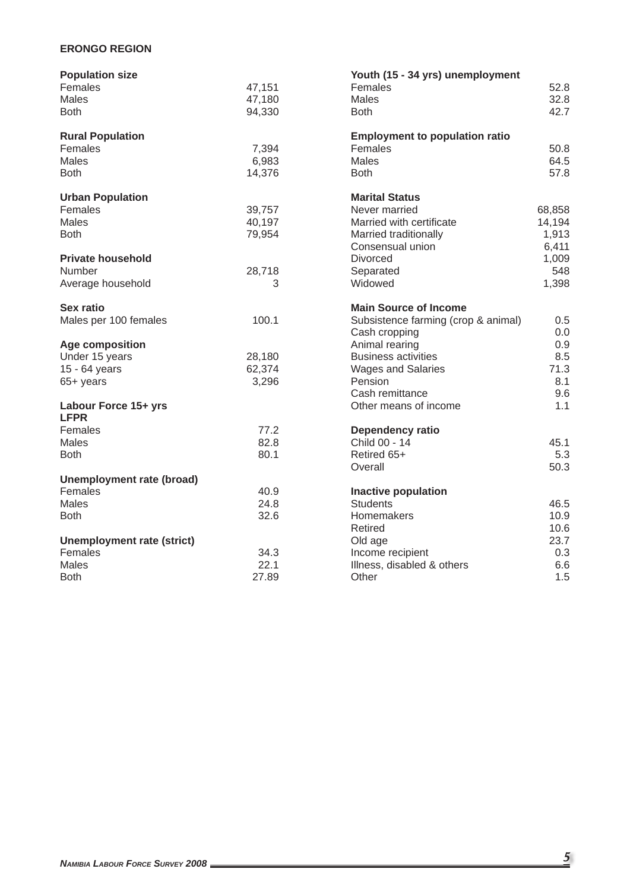**ERONGO REGION**

| **Population size** | |
|---|---|
| Females | 47,151 |
| Males | 47,180 |
| Both | 94,330 |
| **Rural Population** | |
| Females | 7,394 |
| Males | 6,983 |
| Both | 14,376 |
| **Urban Population** | |
| Females | 39,757 |
| Males | 40,197 |
| Both | 79,954 |
| **Private household** | |
| Number | 28,718 |
| Average household | 3 |
| **Sex ratio** | |
| Males per 100 females | 100.1 |
| **Age composition** | |
| Under 15 years | 28,180 |
| 15 - 64 years | 62,374 |
| 65+ years | 3,296 |
| **Labour Force 15+ yrs LFPR** | |
| Females | 77.2 |
| Males | 82.8 |
| Both | 80.1 |
| **Unemployment rate (broad)** | |
| Females | 40.9 |
| Males | 24.8 |
| Both | 32.6 |
| **Unemployment rate (strict)** | |
| Females | 34.3 |
| Males | 22.1 |
| Both | 27.89 |

| **Youth (15 - 34 yrs) unemployment** | |
|---|---|
| Females | 52.8 |
| Males | 32.8 |
| Both | 42.7 |
| **Employment to population ratio** | |
| Females | 50.8 |
| Males | 64.5 |
| Both | 57.8 |
| **Marital Status** | |
| Never married | 68,858 |
| Married with certificate | 14,194 |
| Married traditionally | 1,913 |
| Consensual union | 6,411 |
| Divorced | 1,009 |
| Separated | 548 |
| Widowed | 1,398 |
| **Main Source of Income** | |
| Subsistence farming (crop & animal) | 0.5 |
| Cash cropping | 0.0 |
| Animal rearing | 0.9 |
| Business activities | 8.5 |
| Wages and Salaries | 71.3 |
| Pension | 8.1 |
| Cash remittance | 9.6 |
| Other means of income | 1.1 |
| **Dependency ratio** | |
| Child 00 - 14 | 45.1 |
| Retired 65+ | 5.3 |
| Overall | 50.3 |
| **Inactive population** | |
| Students | 46.5 |
| Homemakers | 10.9 |
| Retired | 10.6 |
| Old age | 23.7 |
| Income recipient | 0.3 |
| Illness, disabled & others | 6.6 |
| Other | 1.5 |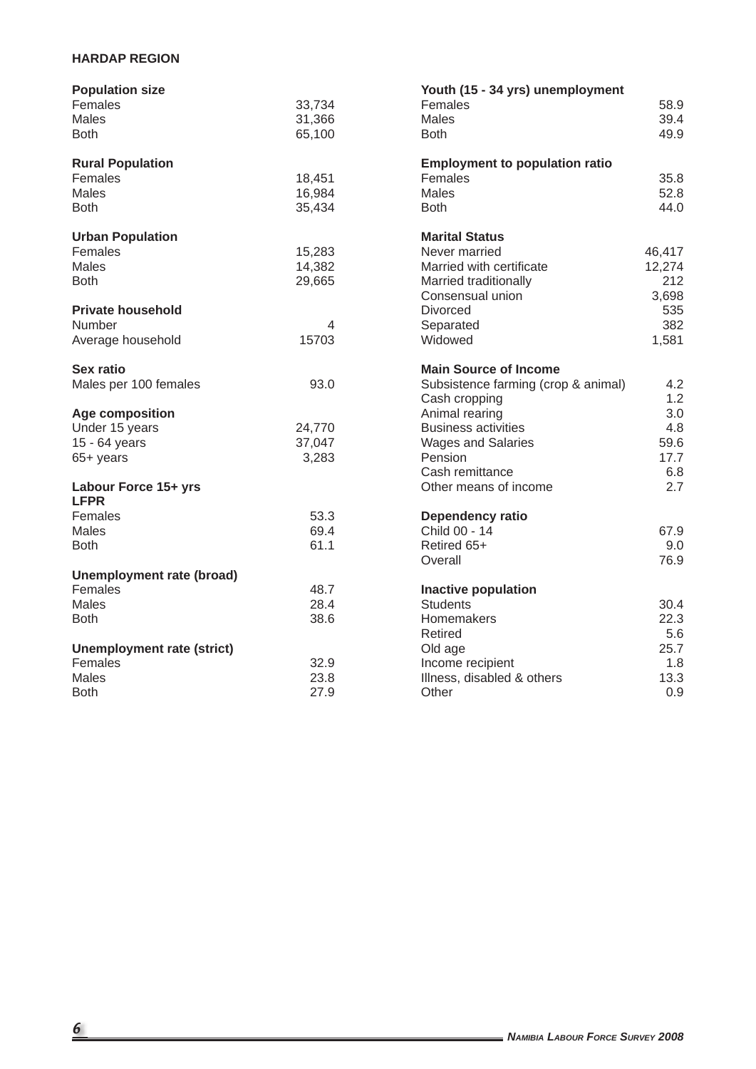**HARDAP REGION**

| **Population size** | |
|---|---|
| Females | 33,734 |
| Males | 31,366 |
| Both | 65,100 |

| **Rural Population** | |
|---|---|
| Females | 18,451 |
| Males | 16,984 |
| Both | 35,434 |

| **Urban Population** | |
|---|---|
| Females | 15,283 |
| Males | 14,382 |
| Both | 29,665 |

| **Private household** | |
|---|---|
| Number | 4 |
| Average household | 15703 |

| **Sex ratio** | |
|---|---|
| Males per 100 females | 93.0 |

| **Age composition** | |
|---|---|
| Under 15 years | 24,770 |
| 15 - 64 years | 37,047 |
| 65+ years | 3,283 |

| **Labour Force 15+ yrs LFPR** | |
|---|---|
| Females | 53.3 |
| Males | 69.4 |
| Both | 61.1 |

| **Unemployment rate (broad)** | |
|---|---|
| Females | 48.7 |
| Males | 28.4 |
| Both | 38.6 |

| **Unemployment rate (strict)** | |
|---|---|
| Females | 32.9 |
| Males | 23.8 |
| Both | 27.9 |

| **Youth (15 - 34 yrs) unemployment** | |
|---|---|
| Females | 58.9 |
| Males | 39.4 |
| Both | 49.9 |

| **Employment to population ratio** | |
|---|---|
| Females | 35.8 |
| Males | 52.8 |
| Both | 44.0 |

| **Marital Status** | |
|---|---|
| Never married | 46,417 |
| Married with certificate | 12,274 |
| Married traditionally | 212 |
| Consensual union | 3,698 |
| Divorced | 535 |
| Separated | 382 |
| Widowed | 1,581 |

| **Main Source of Income** | |
|---|---|
| Subsistence farming (crop & animal) | 4.2 |
| Cash cropping | 1.2 |
| Animal rearing | 3.0 |
| Business activities | 4.8 |
| Wages and Salaries | 59.6 |
| Pension | 17.7 |
| Cash remittance | 6.8 |
| Other means of income | 2.7 |

| **Dependency ratio** | |
|---|---|
| Child 00 - 14 | 67.9 |
| Retired 65+ | 9.0 |
| Overall | 76.9 |

| **Inactive population** | |
|---|---|
| Students | 30.4 |
| Homemakers | 22.3 |
| Retired | 5.6 |
| Old age | 25.7 |
| Income recipient | 1.8 |
| Illness, disabled & others | 13.3 |
| Other | 0.9 |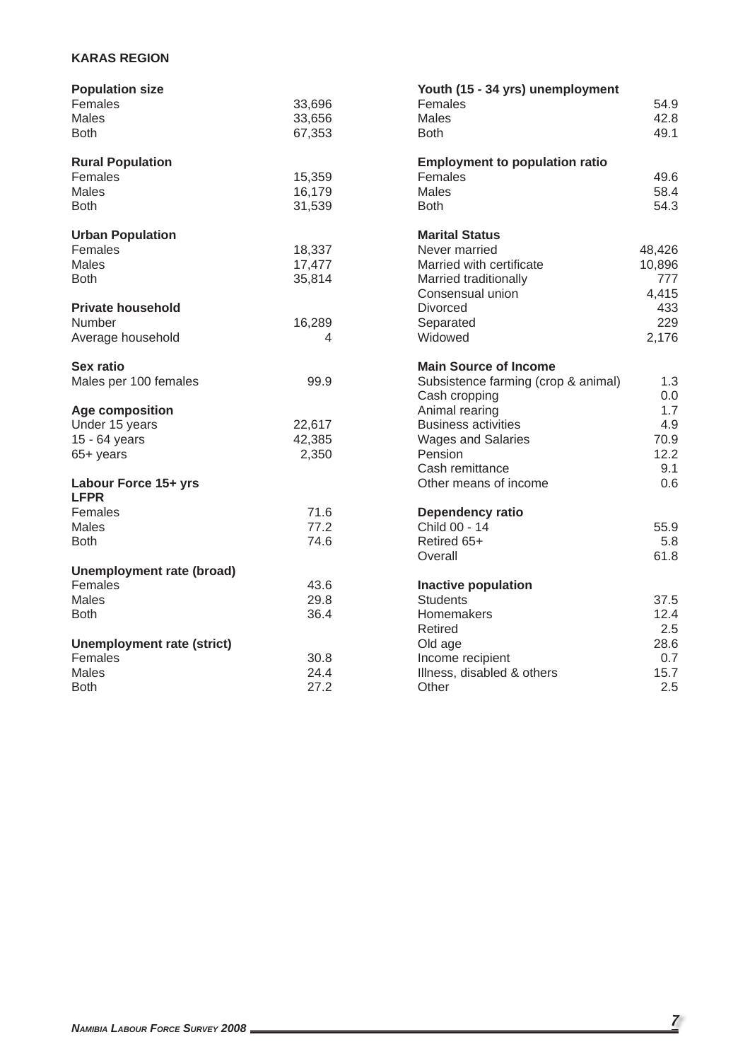## KARAS REGION

| **Population size** | |
|---|---|
| Females | 33,696 |
| Males | 33,656 |
| Both | 67,353 |

| **Rural Population** | |
|---|---|
| Females | 15,359 |
| Males | 16,179 |
| Both | 31,539 |

| **Urban Population** | |
|---|---|
| Females | 18,337 |
| Males | 17,477 |
| Both | 35,814 |

| **Private household** | |
|---|---|
| Number | 16,289 |
| Average household | 4 |

| **Sex ratio** | |
|---|---|
| Males per 100 females | 99.9 |

| **Age composition** | |
|---|---|
| Under 15 years | 22,617 |
| 15 - 64 years | 42,385 |
| 65+ years | 2,350 |

| **Labour Force 15+ yrs LFPR** | |
|---|---|
| Females | 71.6 |
| Males | 77.2 |
| Both | 74.6 |

| **Unemployment rate (broad)** | |
|---|---|
| Females | 43.6 |
| Males | 29.8 |
| Both | 36.4 |

| **Unemployment rate (strict)** | |
|---|---|
| Females | 30.8 |
| Males | 24.4 |
| Both | 27.2 |

| **Youth (15 - 34 yrs) unemployment** | |
|---|---|
| Females | 54.9 |
| Males | 42.8 |
| Both | 49.1 |

| **Employment to population ratio** | |
|---|---|
| Females | 49.6 |
| Males | 58.4 |
| Both | 54.3 |

| **Marital Status** | |
|---|---|
| Never married | 48,426 |
| Married with certificate | 10,896 |
| Married traditionally | 777 |
| Consensual union | 4,415 |
| Divorced | 433 |
| Separated | 229 |
| Widowed | 2,176 |

| **Main Source of Income** | |
|---|---|
| Subsistence farming (crop & animal) | 1.3 |
| Cash cropping | 0.0 |
| Animal rearing | 1.7 |
| Business activities | 4.9 |
| Wages and Salaries | 70.9 |
| Pension | 12.2 |
| Cash remittance | 9.1 |
| Other means of income | 0.6 |

| **Dependency ratio** | |
|---|---|
| Child 00 - 14 | 55.9 |
| Retired 65+ | 5.8 |
| Overall | 61.8 |

| **Inactive population** | |
|---|---|
| Students | 37.5 |
| Homemakers | 12.4 |
| Retired | 2.5 |
| Old age | 28.6 |
| Income recipient | 0.7 |
| Illness, disabled & others | 15.7 |
| Other | 2.5 |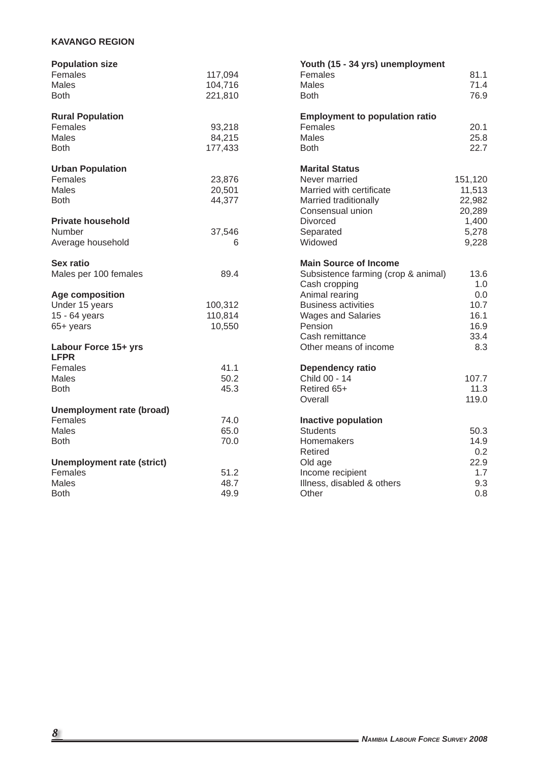## KAVANGO REGION

| Population size | |
|---|---|
| Females | 117,094 |
| Males | 104,716 |
| Both | 221,810 |

| Rural Population | |
|---|---|
| Females | 93,218 |
| Males | 84,215 |
| Both | 177,433 |

| Urban Population | |
|---|---|
| Females | 23,876 |
| Males | 20,501 |
| Both | 44,377 |

| Private household | |
|---|---|
| Number | 37,546 |
| Average household | 6 |

| Sex ratio | |
|---|---|
| Males per 100 females | 89.4 |

| Age composition | |
|---|---|
| Under 15 years | 100,312 |
| 15 - 64 years | 110,814 |
| 65+ years | 10,550 |

| Labour Force 15+ yrs LFPR | |
|---|---|
| Females | 41.1 |
| Males | 50.2 |
| Both | 45.3 |

| Unemployment rate (broad) | |
|---|---|
| Females | 74.0 |
| Males | 65.0 |
| Both | 70.0 |

| Unemployment rate (strict) | |
|---|---|
| Females | 51.2 |
| Males | 48.7 |
| Both | 49.9 |

| Youth (15 - 34 yrs) unemployment | |
|---|---|
| Females | 81.1 |
| Males | 71.4 |
| Both | 76.9 |

| Employment to population ratio | |
|---|---|
| Females | 20.1 |
| Males | 25.8 |
| Both | 22.7 |

| Marital Status | |
|---|---|
| Never married | 151,120 |
| Married with certificate | 11,513 |
| Married traditionally | 22,982 |
| Consensual union | 20,289 |
| Divorced | 1,400 |
| Separated | 5,278 |
| Widowed | 9,228 |

| Main Source of Income | |
|---|---|
| Subsistence farming (crop & animal) | 13.6 |
| Cash cropping | 1.0 |
| Animal rearing | 0.0 |
| Business activities | 10.7 |
| Wages and Salaries | 16.1 |
| Pension | 16.9 |
| Cash remittance | 33.4 |
| Other means of income | 8.3 |

| Dependency ratio | |
|---|---|
| Child 00 - 14 | 107.7 |
| Retired 65+ | 11.3 |
| Overall | 119.0 |

| Inactive population | |
|---|---|
| Students | 50.3 |
| Homemakers | 14.9 |
| Retired | 0.2 |
| Old age | 22.9 |
| Income recipient | 1.7 |
| Illness, disabled & others | 9.3 |
| Other | 0.8 |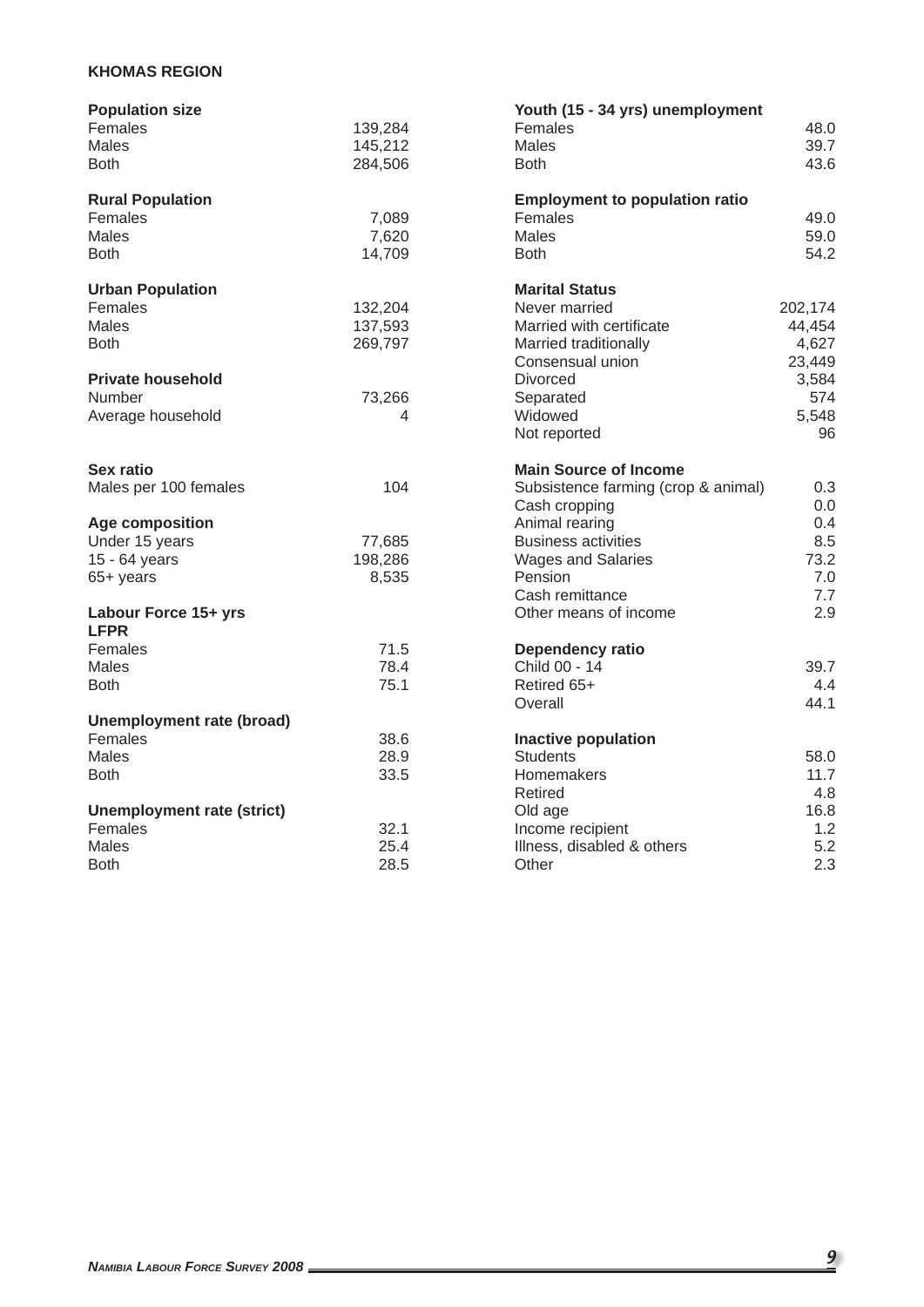## KHOMAS REGION

| **Population size** | |
|---|---|
| Females | 139,284 |
| Males | 145,212 |
| Both | 284,506 |

| **Rural Population** | |
|---|---|
| Females | 7,089 |
| Males | 7,620 |
| Both | 14,709 |

| **Urban Population** | |
|---|---|
| Females | 132,204 |
| Males | 137,593 |
| Both | 269,797 |

| **Private household** | |
|---|---|
| Number | 73,266 |
| Average household | 4 |

| **Sex ratio** | |
|---|---|
| Males per 100 females | 104 |

| **Age composition** | |
|---|---|
| Under 15 years | 77,685 |
| 15 - 64 years | 198,286 |
| 65+ years | 8,535 |

| **Labour Force 15+ yrs LFPR** | |
|---|---|
| Females | 71.5 |
| Males | 78.4 |
| Both | 75.1 |

| **Unemployment rate (broad)** | |
|---|---|
| Females | 38.6 |
| Males | 28.9 |
| Both | 33.5 |

| **Unemployment rate (strict)** | |
|---|---|
| Females | 32.1 |
| Males | 25.4 |
| Both | 28.5 |

| **Youth (15 - 34 yrs) unemployment** | |
|---|---|
| Females | 48.0 |
| Males | 39.7 |
| Both | 43.6 |

| **Employment to population ratio** | |
|---|---|
| Females | 49.0 |
| Males | 59.0 |
| Both | 54.2 |

| **Marital Status** | |
|---|---|
| Never married | 202,174 |
| Married with certificate | 44,454 |
| Married traditionally | 4,627 |
| Consensual union | 23,449 |
| Divorced | 3,584 |
| Separated | 574 |
| Widowed | 5,548 |
| Not reported | 96 |

| **Main Source of Income** | |
|---|---|
| Subsistence farming (crop & animal) | 0.3 |
| Cash cropping | 0.0 |
| Animal rearing | 0.4 |
| Business activities | 8.5 |
| Wages and Salaries | 73.2 |
| Pension | 7.0 |
| Cash remittance | 7.7 |
| Other means of income | 2.9 |

| **Dependency ratio** | |
|---|---|
| Child 00 - 14 | 39.7 |
| Retired 65+ | 4.4 |
| Overall | 44.1 |

| **Inactive population** | |
|---|---|
| Students | 58.0 |
| Homemakers | 11.7 |
| Retired | 4.8 |
| Old age | 16.8 |
| Income recipient | 1.2 |
| Illness, disabled & others | 5.2 |
| Other | 2.3 |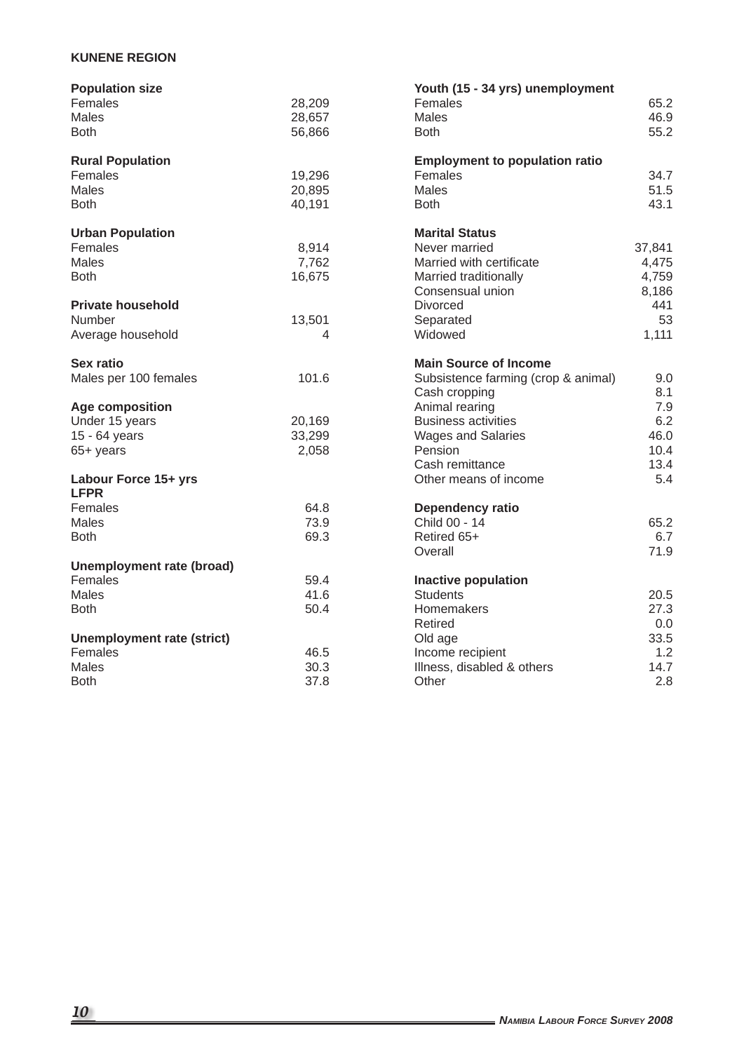## KUNENE REGION

| **Population size** | |
|---|---|
| Females | 28,209 |
| Males | 28,657 |
| Both | 56,866 |

| **Rural Population** | |
|---|---|
| Females | 19,296 |
| Males | 20,895 |
| Both | 40,191 |

| **Urban Population** | |
|---|---|
| Females | 8,914 |
| Males | 7,762 |
| Both | 16,675 |

| **Private household** | |
|---|---|
| Number | 13,501 |
| Average household | 4 |

| **Sex ratio** | |
|---|---|
| Males per 100 females | 101.6 |

| **Age composition** | |
|---|---|
| Under 15 years | 20,169 |
| 15 - 64 years | 33,299 |
| 65+ years | 2,058 |

| **Labour Force 15+ yrs LFPR** | |
|---|---|
| Females | 64.8 |
| Males | 73.9 |
| Both | 69.3 |

| **Unemployment rate (broad)** | |
|---|---|
| Females | 59.4 |
| Males | 41.6 |
| Both | 50.4 |

| **Unemployment rate (strict)** | |
|---|---|
| Females | 46.5 |
| Males | 30.3 |
| Both | 37.8 |

| **Youth (15 - 34 yrs) unemployment** | |
|---|---|
| Females | 65.2 |
| Males | 46.9 |
| Both | 55.2 |

| **Employment to population ratio** | |
|---|---|
| Females | 34.7 |
| Males | 51.5 |
| Both | 43.1 |

| **Marital Status** | |
|---|---|
| Never married | 37,841 |
| Married with certificate | 4,475 |
| Married traditionally | 4,759 |
| Consensual union | 8,186 |
| Divorced | 441 |
| Separated | 53 |
| Widowed | 1,111 |

| **Main Source of Income** | |
|---|---|
| Subsistence farming (crop & animal) | 9.0 |
| Cash cropping | 8.1 |
| Animal rearing | 7.9 |
| Business activities | 6.2 |
| Wages and Salaries | 46.0 |
| Pension | 10.4 |
| Cash remittance | 13.4 |
| Other means of income | 5.4 |

| **Dependency ratio** | |
|---|---|
| Child 00 - 14 | 65.2 |
| Retired 65+ | 6.7 |
| Overall | 71.9 |

| **Inactive population** | |
|---|---|
| Students | 20.5 |
| Homemakers | 27.3 |
| Retired | 0.0 |
| Old age | 33.5 |
| Income recipient | 1.2 |
| Illness, disabled & others | 14.7 |
| Other | 2.8 |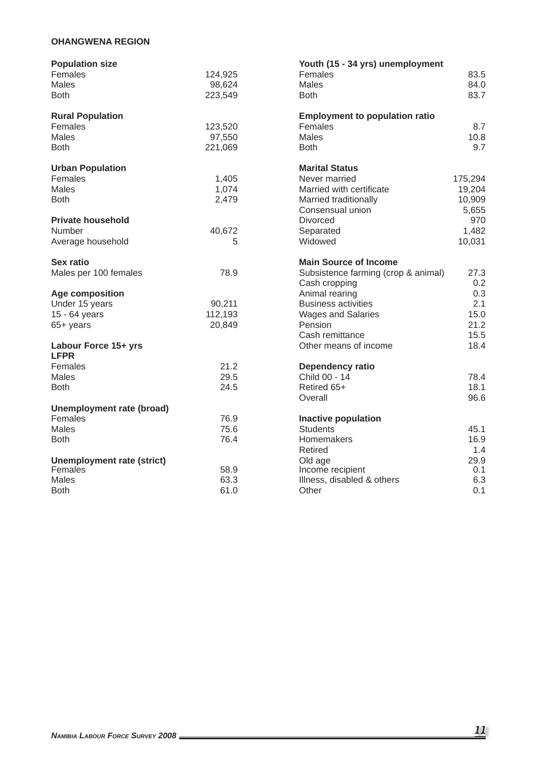## OHANGWENA REGION

| **Population size** | |
|---|---|
| Females | 124,925 |
| Males | 98,624 |
| Both | 223,549 |
| **Rural Population** | |
| Females | 123,520 |
| Males | 97,550 |
| Both | 221,069 |
| **Urban Population** | |
| Females | 1,405 |
| Males | 1,074 |
| Both | 2,479 |
| **Private household** | |
| Number | 40,672 |
| Average household | 5 |
| **Sex ratio** | |
| Males per 100 females | 78.9 |
| **Age composition** | |
| Under 15 years | 90,211 |
| 15 - 64 years | 112,193 |
| 65+ years | 20,849 |
| **Labour Force 15+ yrs** | |
| **LFPR** | |
| Females | 21.2 |
| Males | 29.5 |
| Both | 24.5 |
| **Unemployment rate (broad)** | |
| Females | 76.9 |
| Males | 75.6 |
| Both | 76.4 |
| **Unemployment rate (strict)** | |
| Females | 58.9 |
| Males | 63.3 |
| Both | 61.0 |

| **Youth (15 - 34 yrs) unemployment** | |
|---|---|
| Females | 83.5 |
| Males | 84.0 |
| Both | 83.7 |
| **Employment to population ratio** | |
| Females | 8.7 |
| Males | 10.8 |
| Both | 9.7 |
| **Marital Status** | |
| Never married | 175,294 |
| Married with certificate | 19,204 |
| Married traditionally | 10,909 |
| Consensual union | 5,655 |
| Divorced | 970 |
| Separated | 1,482 |
| Widowed | 10,031 |
| **Main Source of Income** | |
| Subsistence farming (crop & animal) | 27.3 |
| Cash cropping | 0.2 |
| Animal rearing | 0.3 |
| Business activities | 2.1 |
| Wages and Salaries | 15.0 |
| Pension | 21.2 |
| Cash remittance | 15.5 |
| Other means of income | 18.4 |
| **Dependency ratio** | |
| Child 00 - 14 | 78.4 |
| Retired 65+ | 18.1 |
| Overall | 96.6 |
| **Inactive population** | |
| Students | 45.1 |
| Homemakers | 16.9 |
| Retired | 1.4 |
| Old age | 29.9 |
| Income recipient | 0.1 |
| Illness, disabled & others | 6.3 |
| Other | 0.1 |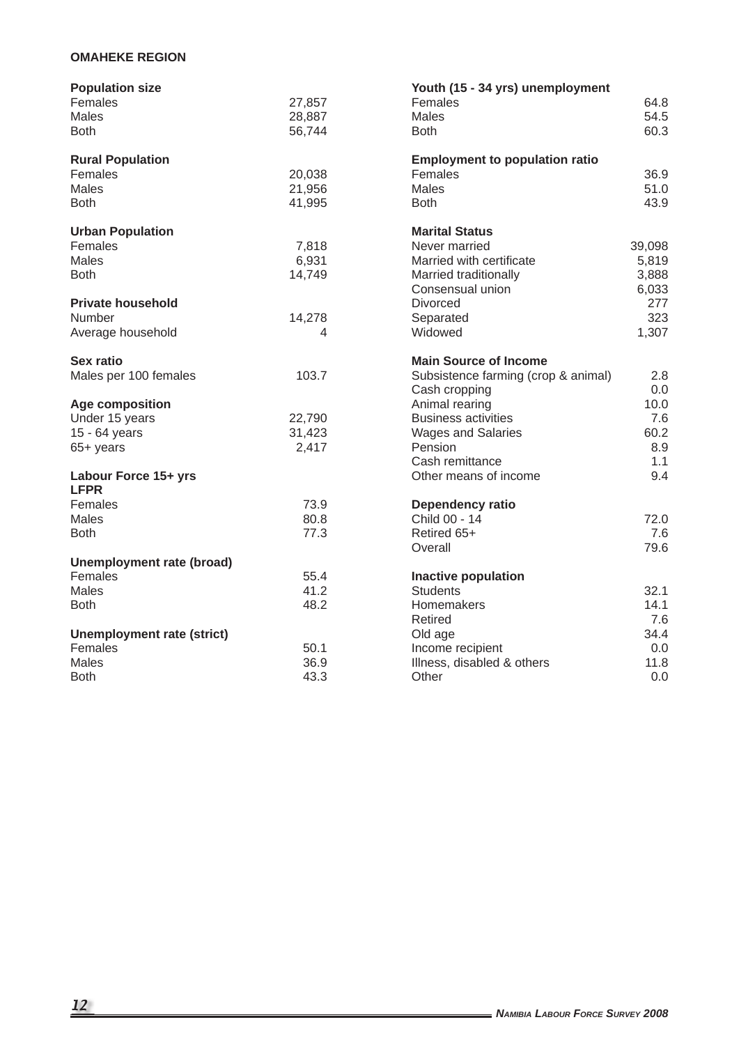**OMAHEKE REGION**

| **Population size** | |
|---|---|
| Females | 27,857 |
| Males | 28,887 |
| Both | 56,744 |

| **Rural Population** | |
|---|---|
| Females | 20,038 |
| Males | 21,956 |
| Both | 41,995 |

| **Urban Population** | |
|---|---|
| Females | 7,818 |
| Males | 6,931 |
| Both | 14,749 |

| **Private household** | |
|---|---|
| Number | 14,278 |
| Average household | 4 |

| **Sex ratio** | |
|---|---|
| Males per 100 females | 103.7 |

| **Age composition** | |
|---|---|
| Under 15 years | 22,790 |
| 15 - 64 years | 31,423 |
| 65+ years | 2,417 |

| **Labour Force 15+ yrs LFPR** | |
|---|---|
| Females | 73.9 |
| Males | 80.8 |
| Both | 77.3 |

| **Unemployment rate (broad)** | |
|---|---|
| Females | 55.4 |
| Males | 41.2 |
| Both | 48.2 |

| **Unemployment rate (strict)** | |
|---|---|
| Females | 50.1 |
| Males | 36.9 |
| Both | 43.3 |

| **Youth (15 - 34 yrs) unemployment** | |
|---|---|
| Females | 64.8 |
| Males | 54.5 |
| Both | 60.3 |

| **Employment to population ratio** | |
|---|---|
| Females | 36.9 |
| Males | 51.0 |
| Both | 43.9 |

| **Marital Status** | |
|---|---|
| Never married | 39,098 |
| Married with certificate | 5,819 |
| Married traditionally | 3,888 |
| Consensual union | 6,033 |
| Divorced | 277 |
| Separated | 323 |
| Widowed | 1,307 |

| **Main Source of Income** | |
|---|---|
| Subsistence farming (crop & animal) | 2.8 |
| Cash cropping | 0.0 |
| Animal rearing | 10.0 |
| Business activities | 7.6 |
| Wages and Salaries | 60.2 |
| Pension | 8.9 |
| Cash remittance | 1.1 |
| Other means of income | 9.4 |

| **Dependency ratio** | |
|---|---|
| Child 00 - 14 | 72.0 |
| Retired 65+ | 7.6 |
| Overall | 79.6 |

| **Inactive population** | |
|---|---|
| Students | 32.1 |
| Homemakers | 14.1 |
| Retired | 7.6 |
| Old age | 34.4 |
| Income recipient | 0.0 |
| Illness, disabled & others | 11.8 |
| Other | 0.0 |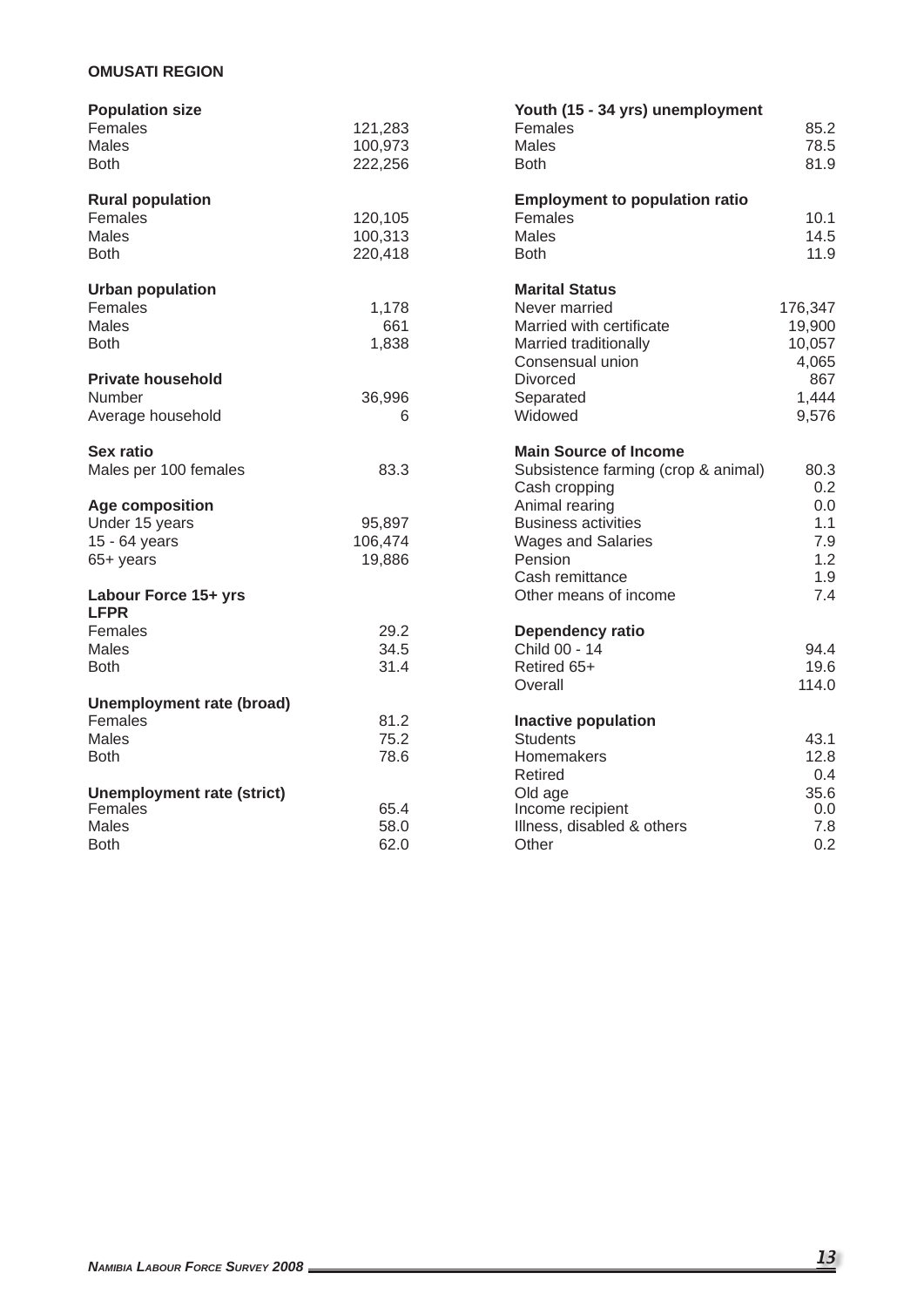**OMUSATI REGION**

| **Population size** | |
|---|---|
| Females | 121,283 |
| Males | 100,973 |
| Both | 222,256 |
| **Rural population** | |
| Females | 120,105 |
| Males | 100,313 |
| Both | 220,418 |
| **Urban population** | |
| Females | 1,178 |
| Males | 661 |
| Both | 1,838 |
| **Private household** | |
| Number | 36,996 |
| Average household | 6 |
| **Sex ratio** | |
| Males per 100 females | 83.3 |
| **Age composition** | |
| Under 15 years | 95,897 |
| 15 - 64 years | 106,474 |
| 65+ years | 19,886 |
| **Labour Force 15+ yrs LFPR** | |
| Females | 29.2 |
| Males | 34.5 |
| Both | 31.4 |
| **Unemployment rate (broad)** | |
| Females | 81.2 |
| Males | 75.2 |
| Both | 78.6 |
| **Unemployment rate (strict)** | |
| Females | 65.4 |
| Males | 58.0 |
| Both | 62.0 |

| **Youth (15 - 34 yrs) unemployment** | |
|---|---|
| Females | 85.2 |
| Males | 78.5 |
| Both | 81.9 |
| **Employment to population ratio** | |
| Females | 10.1 |
| Males | 14.5 |
| Both | 11.9 |
| **Marital Status** | |
| Never married | 176,347 |
| Married with certificate | 19,900 |
| Married traditionally | 10,057 |
| Consensual union | 4,065 |
| Divorced | 867 |
| Separated | 1,444 |
| Widowed | 9,576 |
| **Main Source of Income** | |
| Subsistence farming (crop & animal) | 80.3 |
| Cash cropping | 0.2 |
| Animal rearing | 0.0 |
| Business activities | 1.1 |
| Wages and Salaries | 7.9 |
| Pension | 1.2 |
| Cash remittance | 1.9 |
| Other means of income | 7.4 |
| **Dependency ratio** | |
| Child 00 - 14 | 94.4 |
| Retired 65+ | 19.6 |
| Overall | 114.0 |
| **Inactive population** | |
| Students | 43.1 |
| Homemakers | 12.8 |
| Retired | 0.4 |
| Old age | 35.6 |
| Income recipient | 0.0 |
| Illness, disabled & others | 7.8 |
| Other | 0.2 |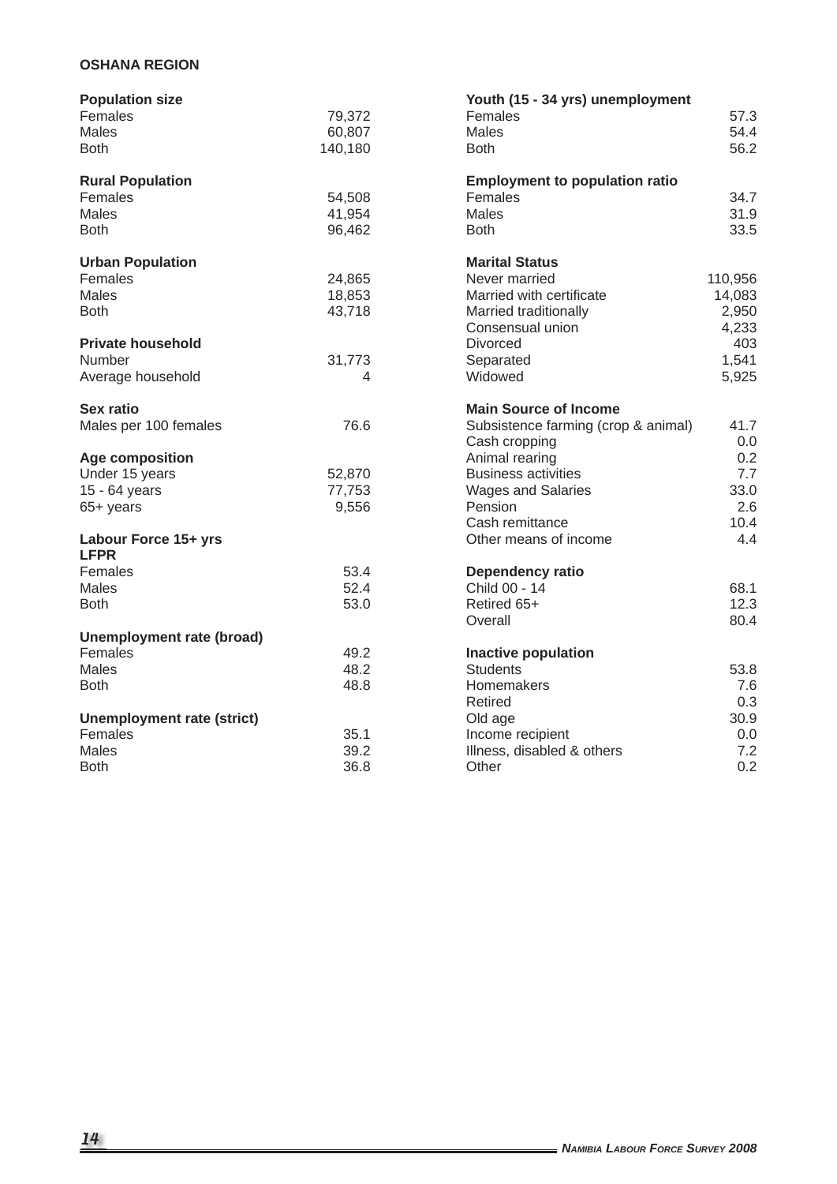**OSHANA REGION**

| **Population size** | |
|---|---|
| Females | 79,372 |
| Males | 60,807 |
| Both | 140,180 |

| **Rural Population** | |
|---|---|
| Females | 54,508 |
| Males | 41,954 |
| Both | 96,462 |

| **Urban Population** | |
|---|---|
| Females | 24,865 |
| Males | 18,853 |
| Both | 43,718 |

| **Private household** | |
|---|---|
| Number | 31,773 |
| Average household | 4 |

| **Sex ratio** | |
|---|---|
| Males per 100 females | 76.6 |

| **Age composition** | |
|---|---|
| Under 15 years | 52,870 |
| 15 - 64 years | 77,753 |
| 65+ years | 9,556 |

| **Labour Force 15+ yrs LFPR** | |
|---|---|
| Females | 53.4 |
| Males | 52.4 |
| Both | 53.0 |

| **Unemployment rate (broad)** | |
|---|---|
| Females | 49.2 |
| Males | 48.2 |
| Both | 48.8 |

| **Unemployment rate (strict)** | |
|---|---|
| Females | 35.1 |
| Males | 39.2 |
| Both | 36.8 |

| **Youth (15 - 34 yrs) unemployment** | |
|---|---|
| Females | 57.3 |
| Males | 54.4 |
| Both | 56.2 |

| **Employment to population ratio** | |
|---|---|
| Females | 34.7 |
| Males | 31.9 |
| Both | 33.5 |

| **Marital Status** | |
|---|---|
| Never married | 110,956 |
| Married with certificate | 14,083 |
| Married traditionally | 2,950 |
| Consensual union | 4,233 |
| Divorced | 403 |
| Separated | 1,541 |
| Widowed | 5,925 |

| **Main Source of Income** | |
|---|---|
| Subsistence farming (crop & animal) | 41.7 |
| Cash cropping | 0.0 |
| Animal rearing | 0.2 |
| Business activities | 7.7 |
| Wages and Salaries | 33.0 |
| Pension | 2.6 |
| Cash remittance | 10.4 |
| Other means of income | 4.4 |

| **Dependency ratio** | |
|---|---|
| Child 00 - 14 | 68.1 |
| Retired 65+ | 12.3 |
| Overall | 80.4 |

| **Inactive population** | |
|---|---|
| Students | 53.8 |
| Homemakers | 7.6 |
| Retired | 0.3 |
| Old age | 30.9 |
| Income recipient | 0.0 |
| Illness, disabled & others | 7.2 |
| Other | 0.2 |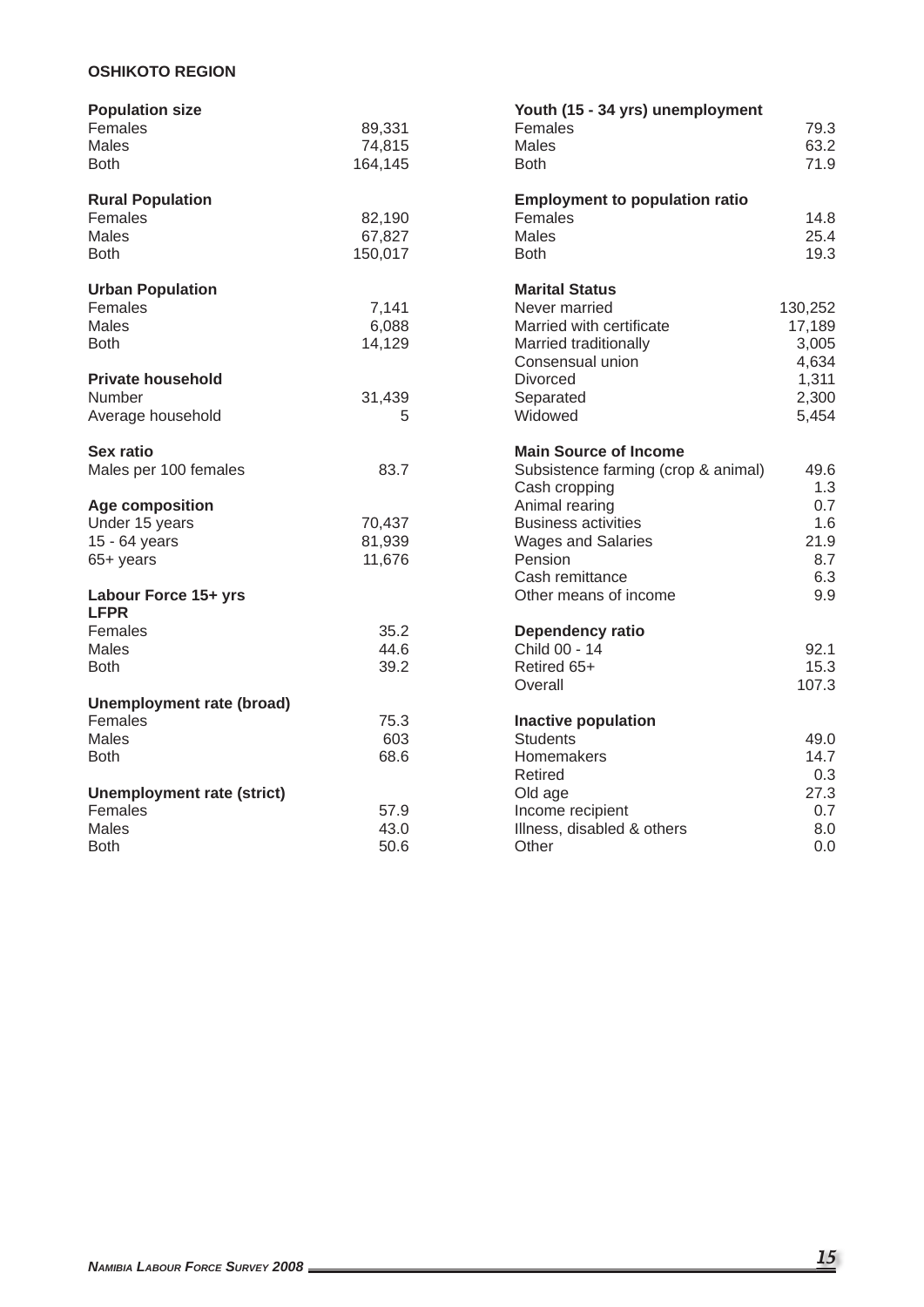**OSHIKOTO REGION**

| **Population size** | |
|---|---|
| Females | 89,331 |
| Males | 74,815 |
| Both | 164,145 |

| **Rural Population** | |
|---|---|
| Females | 82,190 |
| Males | 67,827 |
| Both | 150,017 |

| **Urban Population** | |
|---|---|
| Females | 7,141 |
| Males | 6,088 |
| Both | 14,129 |

| **Private household** | |
|---|---|
| Number | 31,439 |
| Average household | 5 |

| **Sex ratio** | |
|---|---|
| Males per 100 females | 83.7 |

| **Age composition** | |
|---|---|
| Under 15 years | 70,437 |
| 15 - 64 years | 81,939 |
| 65+ years | 11,676 |

| **Labour Force 15+ yrs LFPR** | |
|---|---|
| Females | 35.2 |
| Males | 44.6 |
| Both | 39.2 |

| **Unemployment rate (broad)** | |
|---|---|
| Females | 75.3 |
| Males | 603 |
| Both | 68.6 |

| **Unemployment rate (strict)** | |
|---|---|
| Females | 57.9 |
| Males | 43.0 |
| Both | 50.6 |

| **Youth (15 - 34 yrs) unemployment** | |
|---|---|
| Females | 79.3 |
| Males | 63.2 |
| Both | 71.9 |

| **Employment to population ratio** | |
|---|---|
| Females | 14.8 |
| Males | 25.4 |
| Both | 19.3 |

| **Marital Status** | |
|---|---|
| Never married | 130,252 |
| Married with certificate | 17,189 |
| Married traditionally | 3,005 |
| Consensual union | 4,634 |
| Divorced | 1,311 |
| Separated | 2,300 |
| Widowed | 5,454 |

| **Main Source of Income** | |
|---|---|
| Subsistence farming (crop & animal) | 49.6 |
| Cash cropping | 1.3 |
| Animal rearing | 0.7 |
| Business activities | 1.6 |
| Wages and Salaries | 21.9 |
| Pension | 8.7 |
| Cash remittance | 6.3 |
| Other means of income | 9.9 |

| **Dependency ratio** | |
|---|---|
| Child 00 - 14 | 92.1 |
| Retired 65+ | 15.3 |
| Overall | 107.3 |

| **Inactive population** | |
|---|---|
| Students | 49.0 |
| Homemakers | 14.7 |
| Retired | 0.3 |
| Old age | 27.3 |
| Income recipient | 0.7 |
| Illness, disabled & others | 8.0 |
| Other | 0.0 |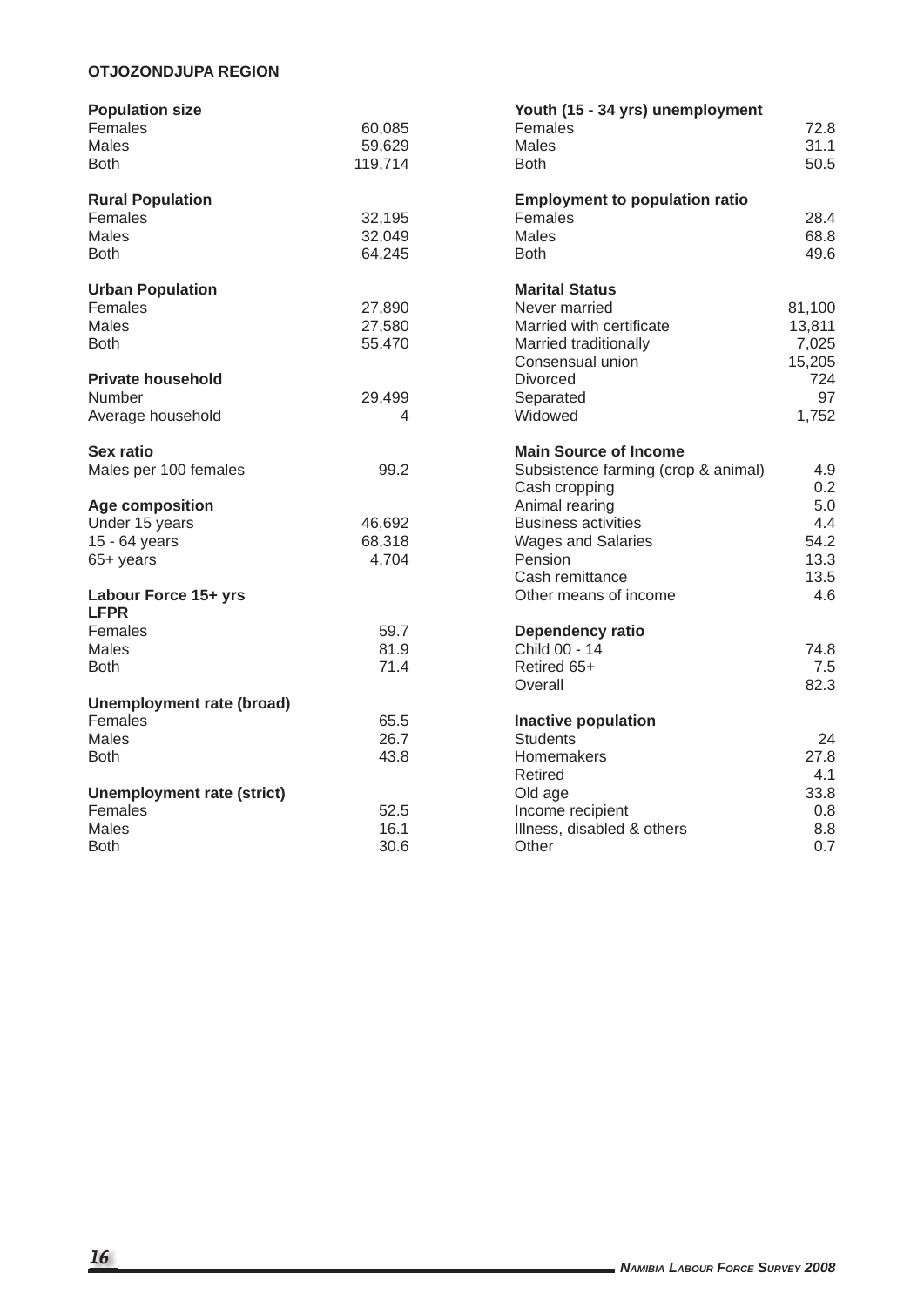# OTJOZONDJUPA REGION

| **Population size** | |
|---|---|
| Females | 60,085 |
| Males | 59,629 |
| Both | 119,714 |

| **Rural Population** | |
|---|---|
| Females | 32,195 |
| Males | 32,049 |
| Both | 64,245 |

| **Urban Population** | |
|---|---|
| Females | 27,890 |
| Males | 27,580 |
| Both | 55,470 |

| **Private household** | |
|---|---|
| Number | 29,499 |
| Average household | 4 |

| **Sex ratio** | |
|---|---|
| Males per 100 females | 99.2 |

| **Age composition** | |
|---|---|
| Under 15 years | 46,692 |
| 15 - 64 years | 68,318 |
| 65+ years | 4,704 |

| **Labour Force 15+ yrs LFPR** | |
|---|---|
| Females | 59.7 |
| Males | 81.9 |
| Both | 71.4 |

| **Unemployment rate (broad)** | |
|---|---|
| Females | 65.5 |
| Males | 26.7 |
| Both | 43.8 |

| **Unemployment rate (strict)** | |
|---|---|
| Females | 52.5 |
| Males | 16.1 |
| Both | 30.6 |

| **Youth (15 - 34 yrs) unemployment** | |
|---|---|
| Females | 72.8 |
| Males | 31.1 |
| Both | 50.5 |

| **Employment to population ratio** | |
|---|---|
| Females | 28.4 |
| Males | 68.8 |
| Both | 49.6 |

| **Marital Status** | |
|---|---|
| Never married | 81,100 |
| Married with certificate | 13,811 |
| Married traditionally | 7,025 |
| Consensual union | 15,205 |
| Divorced | 724 |
| Separated | 97 |
| Widowed | 1,752 |

| **Main Source of Income** | |
|---|---|
| Subsistence farming (crop & animal) | 4.9 |
| Cash cropping | 0.2 |
| Animal rearing | 5.0 |
| Business activities | 4.4 |
| Wages and Salaries | 54.2 |
| Pension | 13.3 |
| Cash remittance | 13.5 |
| Other means of income | 4.6 |

| **Dependency ratio** | |
|---|---|
| Child 00 - 14 | 74.8 |
| Retired 65+ | 7.5 |
| Overall | 82.3 |

| **Inactive population** | |
|---|---|
| Students | 24 |
| Homemakers | 27.8 |
| Retired | 4.1 |
| Old age | 33.8 |
| Income recipient | 0.8 |
| Illness, disabled & others | 8.8 |
| Other | 0.7 |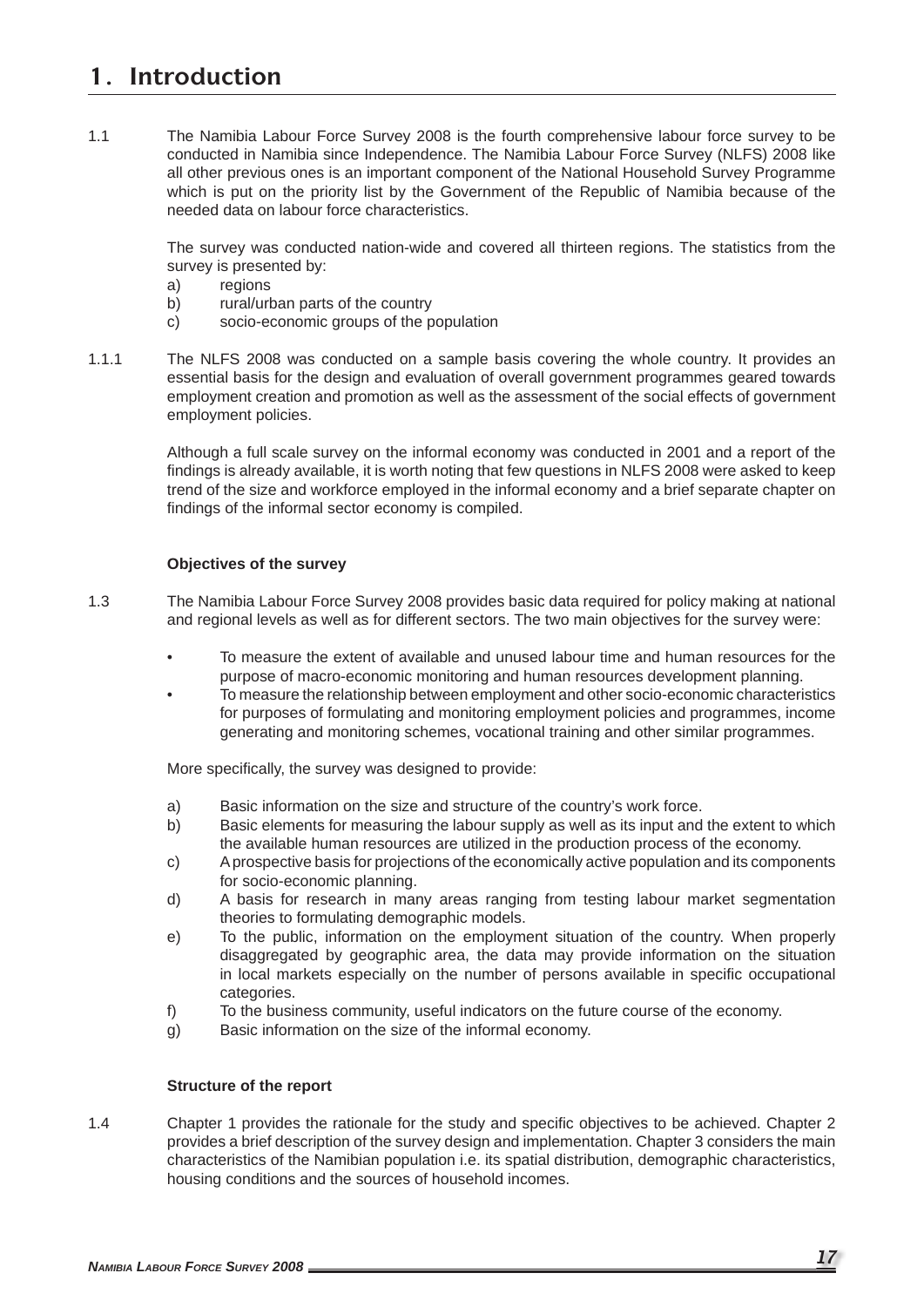# 1. Introduction

1.1 The Namibia Labour Force Survey 2008 is the fourth comprehensive labour force survey to be conducted in Namibia since Independence. The Namibia Labour Force Survey (NLFS) 2008 like all other previous ones is an important component of the National Household Survey Programme which is put on the priority list by the Government of the Republic of Namibia because of the needed data on labour force characteristics.

The survey was conducted nation-wide and covered all thirteen regions. The statistics from the survey is presented by:

a) regions
b) rural/urban parts of the country
c) socio-economic groups of the population

1.1.1 The NLFS 2008 was conducted on a sample basis covering the whole country. It provides an essential basis for the design and evaluation of overall government programmes geared towards employment creation and promotion as well as the assessment of the social effects of government employment policies.

Although a full scale survey on the informal economy was conducted in 2001 and a report of the findings is already available, it is worth noting that few questions in NLFS 2008 were asked to keep trend of the size and workforce employed in the informal economy and a brief separate chapter on findings of the informal sector economy is compiled.

**Objectives of the survey**

1.3 The Namibia Labour Force Survey 2008 provides basic data required for policy making at national and regional levels as well as for different sectors. The two main objectives for the survey were:

- To measure the extent of available and unused labour time and human resources for the purpose of macro-economic monitoring and human resources development planning.
- To measure the relationship between employment and other socio-economic characteristics for purposes of formulating and monitoring employment policies and programmes, income generating and monitoring schemes, vocational training and other similar programmes.

More specifically, the survey was designed to provide:

a) Basic information on the size and structure of the country's work force.
b) Basic elements for measuring the labour supply as well as its input and the extent to which the available human resources are utilized in the production process of the economy.
c) A prospective basis for projections of the economically active population and its components for socio-economic planning.
d) A basis for research in many areas ranging from testing labour market segmentation theories to formulating demographic models.
e) To the public, information on the employment situation of the country. When properly disaggregated by geographic area, the data may provide information on the situation in local markets especially on the number of persons available in specific occupational categories.
f) To the business community, useful indicators on the future course of the economy.
g) Basic information on the size of the informal economy.

**Structure of the report**

1.4 Chapter 1 provides the rationale for the study and specific objectives to be achieved. Chapter 2 provides a brief description of the survey design and implementation. Chapter 3 considers the main characteristics of the Namibian population i.e. its spatial distribution, demographic characteristics, housing conditions and the sources of household incomes.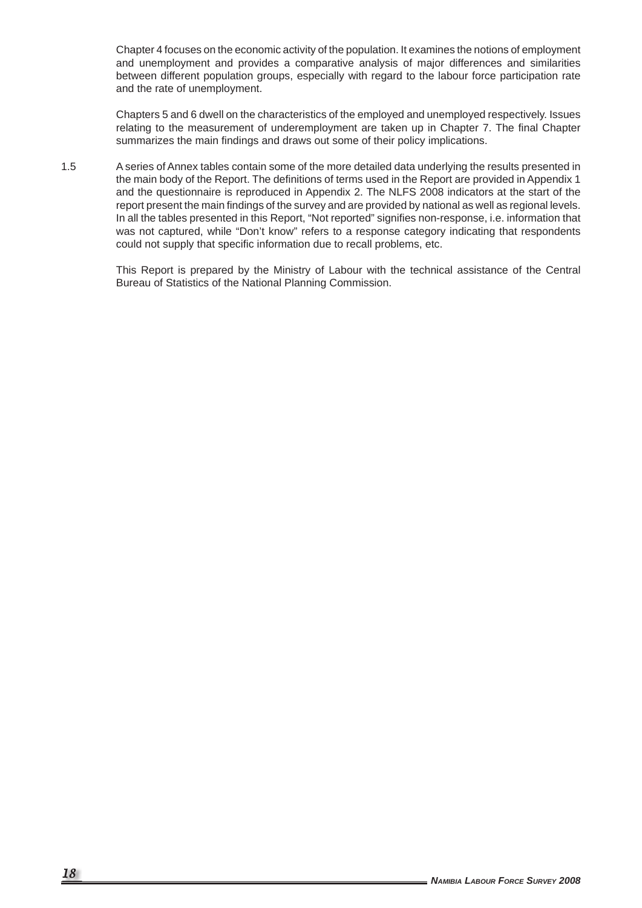Chapter 4 focuses on the economic activity of the population. It examines the notions of employment and unemployment and provides a comparative analysis of major differences and similarities between different population groups, especially with regard to the labour force participation rate and the rate of unemployment.

Chapters 5 and 6 dwell on the characteristics of the employed and unemployed respectively. Issues relating to the measurement of underemployment are taken up in Chapter 7. The final Chapter summarizes the main findings and draws out some of their policy implications.

1.5 A series of Annex tables contain some of the more detailed data underlying the results presented in the main body of the Report. The definitions of terms used in the Report are provided in Appendix 1 and the questionnaire is reproduced in Appendix 2. The NLFS 2008 indicators at the start of the report present the main findings of the survey and are provided by national as well as regional levels. In all the tables presented in this Report, "Not reported" signifies non-response, i.e. information that was not captured, while "Don't know" refers to a response category indicating that respondents could not supply that specific information due to recall problems, etc.

This Report is prepared by the Ministry of Labour with the technical assistance of the Central Bureau of Statistics of the National Planning Commission.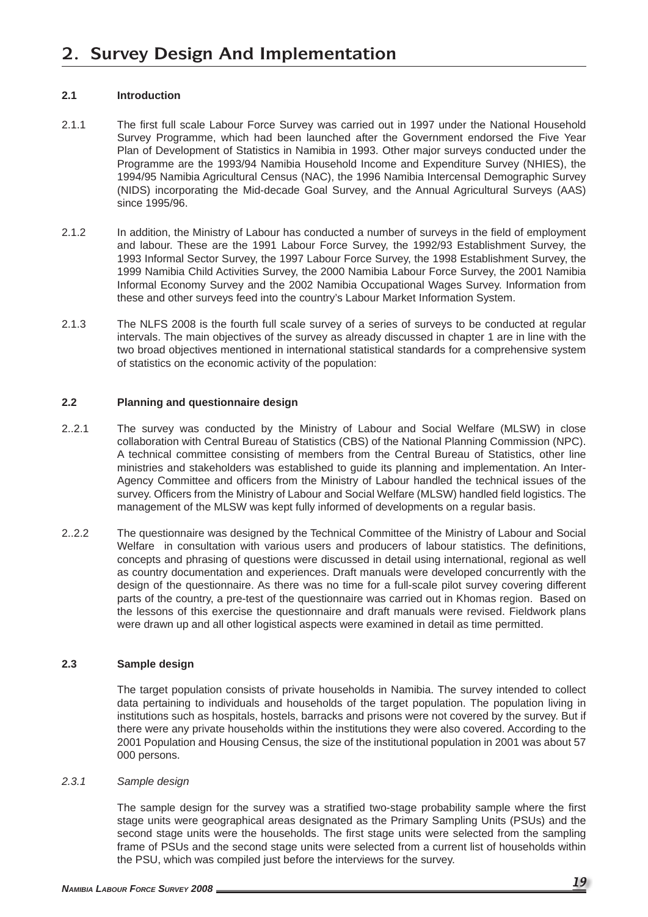# 2. Survey Design And Implementation

## 2.1 Introduction

2.1.1 The first full scale Labour Force Survey was carried out in 1997 under the National Household Survey Programme, which had been launched after the Government endorsed the Five Year Plan of Development of Statistics in Namibia in 1993. Other major surveys conducted under the Programme are the 1993/94 Namibia Household Income and Expenditure Survey (NHIES), the 1994/95 Namibia Agricultural Census (NAC), the 1996 Namibia Intercensal Demographic Survey (NIDS) incorporating the Mid-decade Goal Survey, and the Annual Agricultural Surveys (AAS) since 1995/96.

2.1.2 In addition, the Ministry of Labour has conducted a number of surveys in the field of employment and labour. These are the 1991 Labour Force Survey, the 1992/93 Establishment Survey, the 1993 Informal Sector Survey, the 1997 Labour Force Survey, the 1998 Establishment Survey, the 1999 Namibia Child Activities Survey, the 2000 Namibia Labour Force Survey, the 2001 Namibia Informal Economy Survey and the 2002 Namibia Occupational Wages Survey. Information from these and other surveys feed into the country's Labour Market Information System.

2.1.3 The NLFS 2008 is the fourth full scale survey of a series of surveys to be conducted at regular intervals. The main objectives of the survey as already discussed in chapter 1 are in line with the two broad objectives mentioned in international statistical standards for a comprehensive system of statistics on the economic activity of the population:

## 2.2 Planning and questionnaire design

2..2.1 The survey was conducted by the Ministry of Labour and Social Welfare (MLSW) in close collaboration with Central Bureau of Statistics (CBS) of the National Planning Commission (NPC). A technical committee consisting of members from the Central Bureau of Statistics, other line ministries and stakeholders was established to guide its planning and implementation. An Inter-Agency Committee and officers from the Ministry of Labour handled the technical issues of the survey. Officers from the Ministry of Labour and Social Welfare (MLSW) handled field logistics. The management of the MLSW was kept fully informed of developments on a regular basis.

2..2.2 The questionnaire was designed by the Technical Committee of the Ministry of Labour and Social Welfare in consultation with various users and producers of labour statistics. The definitions, concepts and phrasing of questions were discussed in detail using international, regional as well as country documentation and experiences. Draft manuals were developed concurrently with the design of the questionnaire. As there was no time for a full-scale pilot survey covering different parts of the country, a pre-test of the questionnaire was carried out in Khomas region. Based on the lessons of this exercise the questionnaire and draft manuals were revised. Fieldwork plans were drawn up and all other logistical aspects were examined in detail as time permitted.

## 2.3 Sample design

The target population consists of private households in Namibia. The survey intended to collect data pertaining to individuals and households of the target population. The population living in institutions such as hospitals, hostels, barracks and prisons were not covered by the survey. But if there were any private households within the institutions they were also covered. According to the 2001 Population and Housing Census, the size of the institutional population in 2001 was about 57 000 persons.

### *2.3.1 Sample design*

The sample design for the survey was a stratified two-stage probability sample where the first stage units were geographical areas designated as the Primary Sampling Units (PSUs) and the second stage units were the households. The first stage units were selected from the sampling frame of PSUs and the second stage units were selected from a current list of households within the PSU, which was compiled just before the interviews for the survey.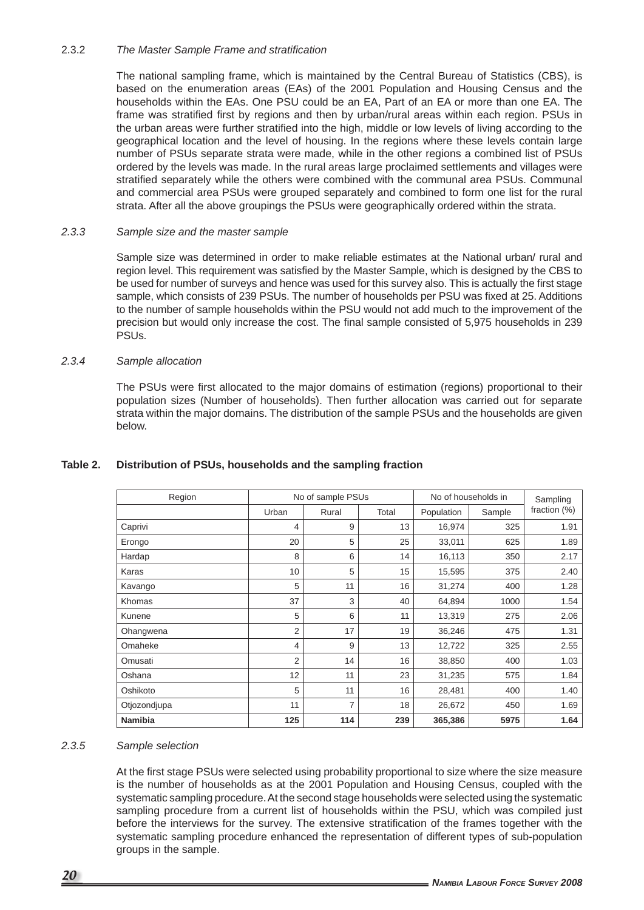2.3.2 *The Master Sample Frame and stratification*

The national sampling frame, which is maintained by the Central Bureau of Statistics (CBS), is based on the enumeration areas (EAs) of the 2001 Population and Housing Census and the households within the EAs. One PSU could be an EA, Part of an EA or more than one EA. The frame was stratified first by regions and then by urban/rural areas within each region. PSUs in the urban areas were further stratified into the high, middle or low levels of living according to the geographical location and the level of housing. In the regions where these levels contain large number of PSUs separate strata were made, while in the other regions a combined list of PSUs ordered by the levels was made. In the rural areas large proclaimed settlements and villages were stratified separately while the others were combined with the communal area PSUs. Communal and commercial area PSUs were grouped separately and combined to form one list for the rural strata. After all the above groupings the PSUs were geographically ordered within the strata.

*2.3.3 Sample size and the master sample*

Sample size was determined in order to make reliable estimates at the National urban/ rural and region level. This requirement was satisfied by the Master Sample, which is designed by the CBS to be used for number of surveys and hence was used for this survey also. This is actually the first stage sample, which consists of 239 PSUs. The number of households per PSU was fixed at 25. Additions to the number of sample households within the PSU would not add much to the improvement of the precision but would only increase the cost. The final sample consisted of 5,975 households in 239 PSUs.

*2.3.4 Sample allocation*

The PSUs were first allocated to the major domains of estimation (regions) proportional to their population sizes (Number of households). Then further allocation was carried out for separate strata within the major domains. The distribution of the sample PSUs and the households are given below.

**Table 2. Distribution of PSUs, households and the sampling fraction**

| Region | No of sample PSUs | | | No of households in | | Sampling fraction (%) |
|---|---|---|---|---|---|---|
| | Urban | Rural | Total | Population | Sample | |
| Caprivi | 4 | 9 | 13 | 16,974 | 325 | 1.91 |
| Erongo | 20 | 5 | 25 | 33,011 | 625 | 1.89 |
| Hardap | 8 | 6 | 14 | 16,113 | 350 | 2.17 |
| Karas | 10 | 5 | 15 | 15,595 | 375 | 2.40 |
| Kavango | 5 | 11 | 16 | 31,274 | 400 | 1.28 |
| Khomas | 37 | 3 | 40 | 64,894 | 1000 | 1.54 |
| Kunene | 5 | 6 | 11 | 13,319 | 275 | 2.06 |
| Ohangwena | 2 | 17 | 19 | 36,246 | 475 | 1.31 |
| Omaheke | 4 | 9 | 13 | 12,722 | 325 | 2.55 |
| Omusati | 2 | 14 | 16 | 38,850 | 400 | 1.03 |
| Oshana | 12 | 11 | 23 | 31,235 | 575 | 1.84 |
| Oshikoto | 5 | 11 | 16 | 28,481 | 400 | 1.40 |
| Otjozondjupa | 11 | 7 | 18 | 26,672 | 450 | 1.69 |
| **Namibia** | **125** | **114** | **239** | **365,386** | **5975** | **1.64** |

*2.3.5 Sample selection*

At the first stage PSUs were selected using probability proportional to size where the size measure is the number of households as at the 2001 Population and Housing Census, coupled with the systematic sampling procedure. At the second stage households were selected using the systematic sampling procedure from a current list of households within the PSU, which was compiled just before the interviews for the survey. The extensive stratification of the frames together with the systematic sampling procedure enhanced the representation of different types of sub-population groups in the sample.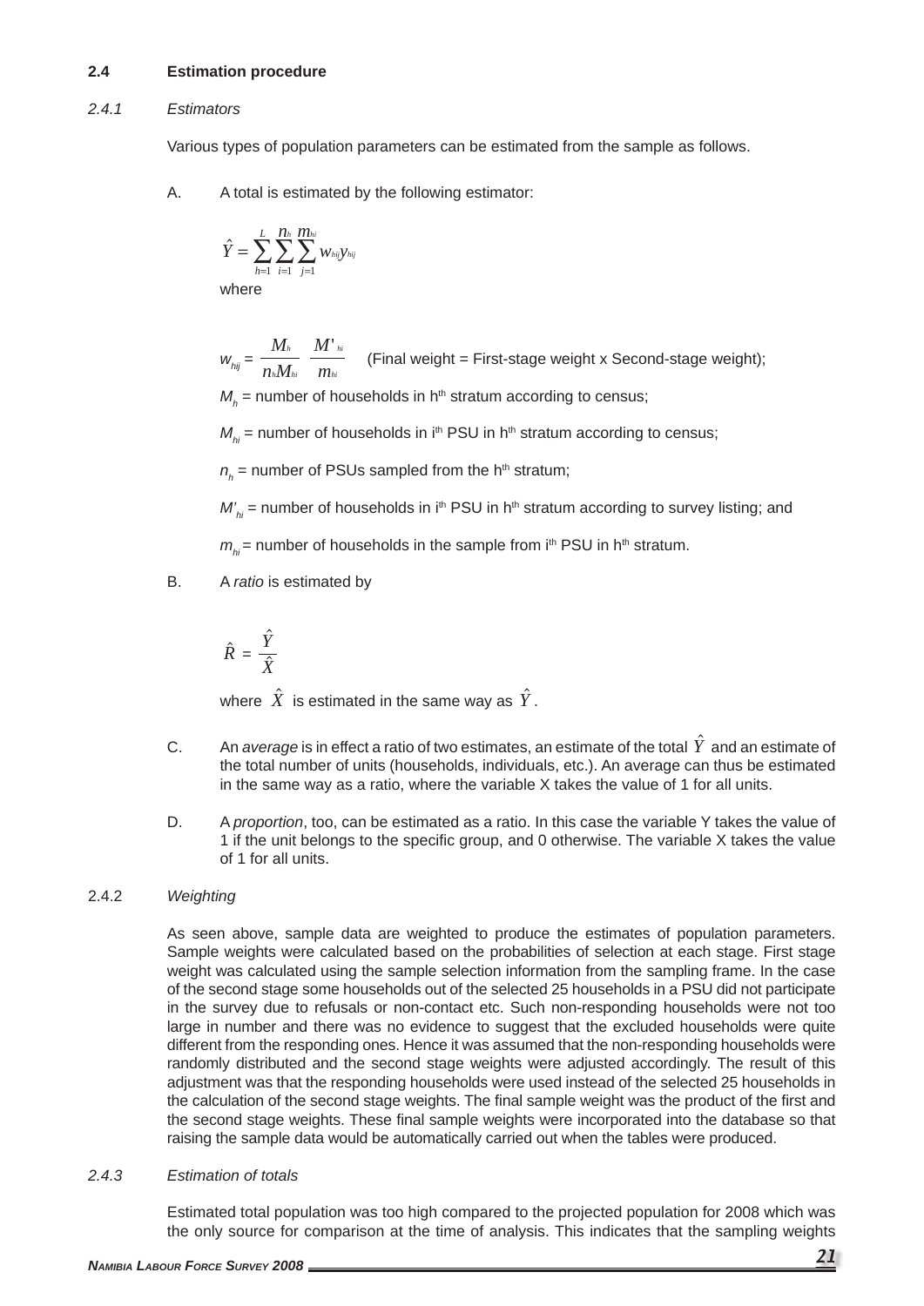## 2.4 Estimation procedure

### *2.4.1 Estimators*

Various types of population parameters can be estimated from the sample as follows.

A. A total is estimated by the following estimator:

$$\hat{Y} = \sum_{h=1}^{L} \sum_{i=1}^{n_h} \sum_{j=1}^{m_{hi}} w_{hij} y_{hij}$$

where

$w_{hij} = \dfrac{M_h}{n_h M_{hi}} \dfrac{M'_{hi}}{m_{hi}}$ (Final weight = First-stage weight x Second-stage weight);

$M_h$ = number of households in h[th] stratum according to census;

$M_{hi}$ = number of households in i[th] PSU in h[th] stratum according to census;

$n_h$ = number of PSUs sampled from the h[th] stratum;

$M'_{hi}$ = number of households in i[th] PSU in h[th] stratum according to survey listing; and

$m_{hi}$ = number of households in the sample from i[th] PSU in h[th] stratum.

B. A *ratio* is estimated by

$$\hat{R} = \frac{\hat{Y}}{\hat{X}}$$

where $\hat{X}$ is estimated in the same way as $\hat{Y}$.

C. An *average* is in effect a ratio of two estimates, an estimate of the total $\hat{Y}$ and an estimate of the total number of units (households, individuals, etc.). An average can thus be estimated in the same way as a ratio, where the variable X takes the value of 1 for all units.

D. A *proportion*, too, can be estimated as a ratio. In this case the variable Y takes the value of 1 if the unit belongs to the specific group, and 0 otherwise. The variable X takes the value of 1 for all units.

### 2.4.2 *Weighting*

As seen above, sample data are weighted to produce the estimates of population parameters. Sample weights were calculated based on the probabilities of selection at each stage. First stage weight was calculated using the sample selection information from the sampling frame. In the case of the second stage some households out of the selected 25 households in a PSU did not participate in the survey due to refusals or non-contact etc. Such non-responding households were not too large in number and there was no evidence to suggest that the excluded households were quite different from the responding ones. Hence it was assumed that the non-responding households were randomly distributed and the second stage weights were adjusted accordingly. The result of this adjustment was that the responding households were used instead of the selected 25 households in the calculation of the second stage weights. The final sample weight was the product of the first and the second stage weights. These final sample weights were incorporated into the database so that raising the sample data would be automatically carried out when the tables were produced.

### *2.4.3 Estimation of totals*

Estimated total population was too high compared to the projected population for 2008 which was the only source for comparison at the time of analysis. This indicates that the sampling weights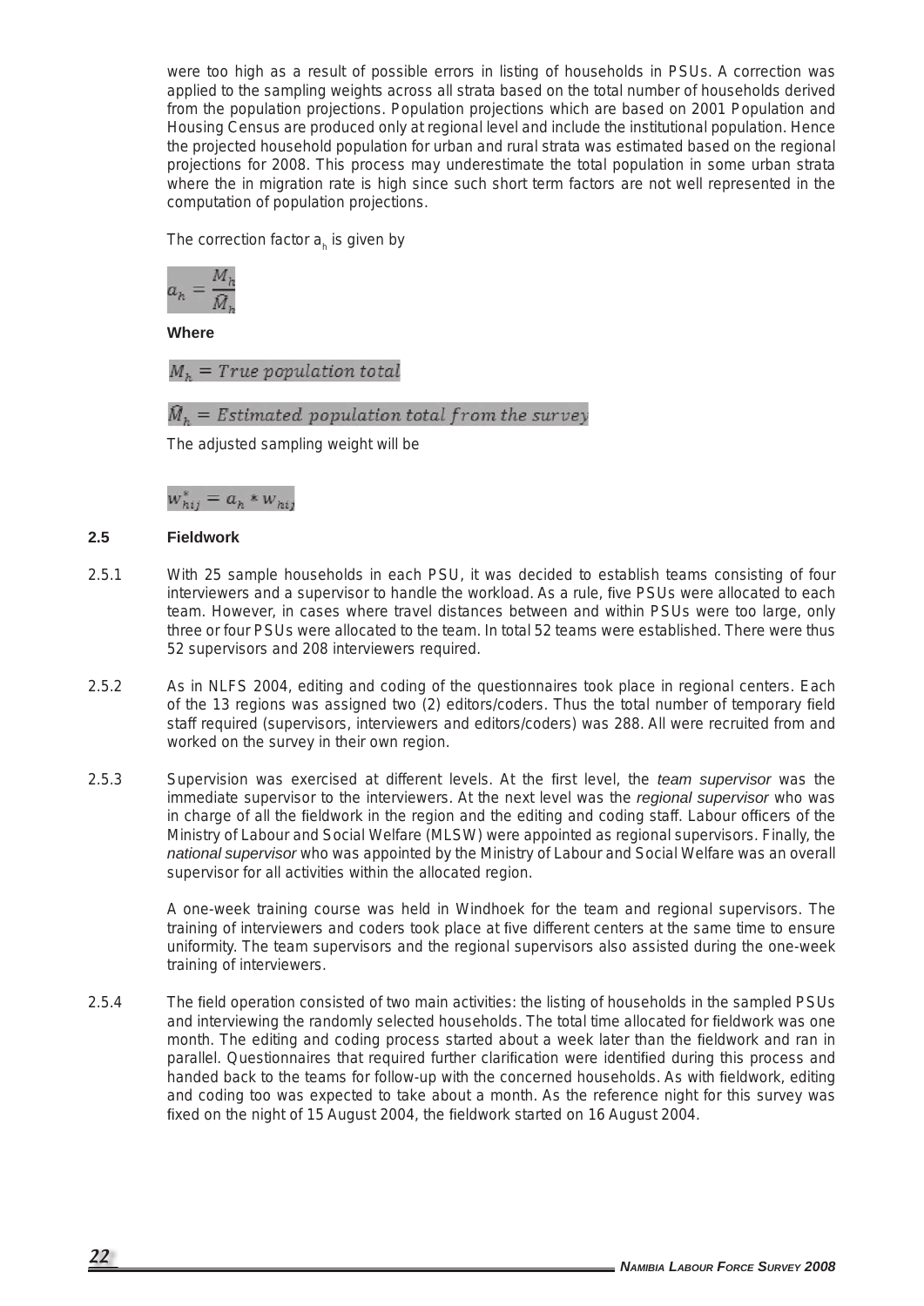were too high as a result of possible errors in listing of households in PSUs. A correction was applied to the sampling weights across all strata based on the total number of households derived from the population projections. Population projections which are based on 2001 Population and Housing Census are produced only at regional level and include the institutional population. Hence the projected household population for urban and rural strata was estimated based on the regional projections for 2008. This process may underestimate the total population in some urban strata where the in migration rate is high since such short term factors are not well represented in the computation of population projections.

The correction factor $a_h$ is given by

$$a_h = \frac{M_h}{\hat{M}_h}$$

**Where**

$$M_h = True\ population\ total$$

$$\hat{M}_h = Estimated\ population\ total\ from\ the\ survey$$

The adjusted sampling weight will be

$$w^*_{hij} = a_h * w_{hij}$$

## 2.5 Fieldwork

2.5.1 With 25 sample households in each PSU, it was decided to establish teams consisting of four interviewers and a supervisor to handle the workload. As a rule, five PSUs were allocated to each team. However, in cases where travel distances between and within PSUs were too large, only three or four PSUs were allocated to the team. In total 52 teams were established. There were thus 52 supervisors and 208 interviewers required.

2.5.2 As in NLFS 2004, editing and coding of the questionnaires took place in regional centers. Each of the 13 regions was assigned two (2) editors/coders. Thus the total number of temporary field staff required (supervisors, interviewers and editors/coders) was 288. All were recruited from and worked on the survey in their own region.

2.5.3 Supervision was exercised at different levels. At the first level, the *team supervisor* was the immediate supervisor to the interviewers. At the next level was the *regional supervisor* who was in charge of all the fieldwork in the region and the editing and coding staff. Labour officers of the Ministry of Labour and Social Welfare (MLSW) were appointed as regional supervisors. Finally, the *national supervisor* who was appointed by the Ministry of Labour and Social Welfare was an overall supervisor for all activities within the allocated region.

A one-week training course was held in Windhoek for the team and regional supervisors. The training of interviewers and coders took place at five different centers at the same time to ensure uniformity. The team supervisors and the regional supervisors also assisted during the one-week training of interviewers.

2.5.4 The field operation consisted of two main activities: the listing of households in the sampled PSUs and interviewing the randomly selected households. The total time allocated for fieldwork was one month. The editing and coding process started about a week later than the fieldwork and ran in parallel. Questionnaires that required further clarification were identified during this process and handed back to the teams for follow-up with the concerned households. As with fieldwork, editing and coding too was expected to take about a month. As the reference night for this survey was fixed on the night of 15 August 2004, the fieldwork started on 16 August 2004.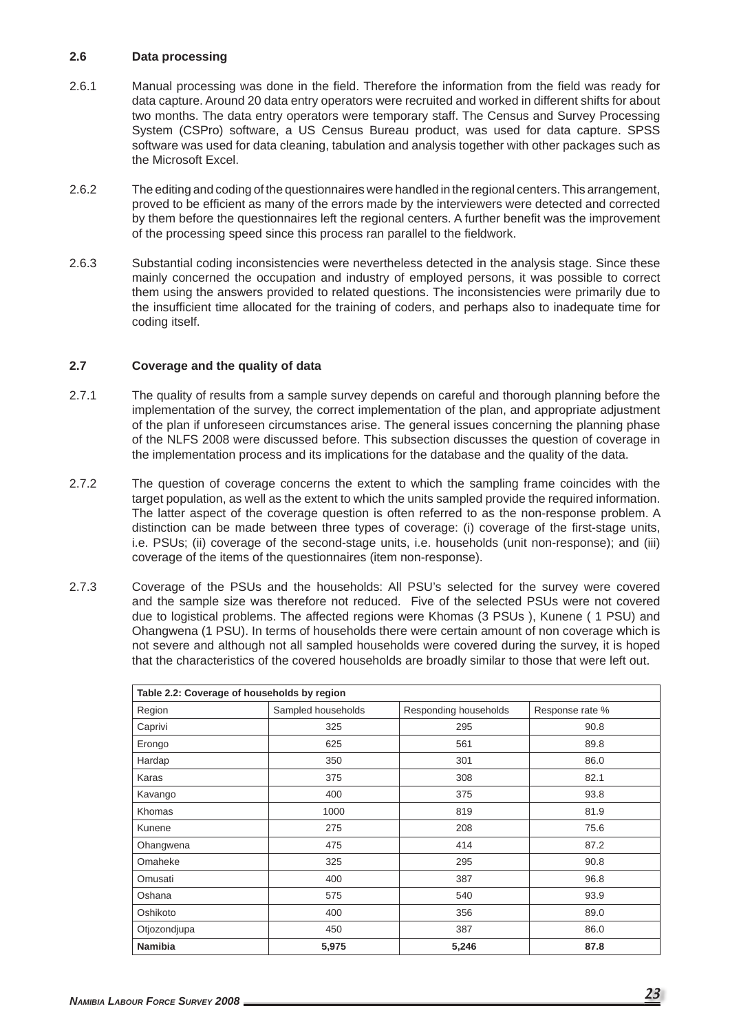## 2.6 Data processing

2.6.1 Manual processing was done in the field. Therefore the information from the field was ready for data capture. Around 20 data entry operators were recruited and worked in different shifts for about two months. The data entry operators were temporary staff. The Census and Survey Processing System (CSPro) software, a US Census Bureau product, was used for data capture. SPSS software was used for data cleaning, tabulation and analysis together with other packages such as the Microsoft Excel.

2.6.2 The editing and coding of the questionnaires were handled in the regional centers. This arrangement, proved to be efficient as many of the errors made by the interviewers were detected and corrected by them before the questionnaires left the regional centers. A further benefit was the improvement of the processing speed since this process ran parallel to the fieldwork.

2.6.3 Substantial coding inconsistencies were nevertheless detected in the analysis stage. Since these mainly concerned the occupation and industry of employed persons, it was possible to correct them using the answers provided to related questions. The inconsistencies were primarily due to the insufficient time allocated for the training of coders, and perhaps also to inadequate time for coding itself.

## 2.7 Coverage and the quality of data

2.7.1 The quality of results from a sample survey depends on careful and thorough planning before the implementation of the survey, the correct implementation of the plan, and appropriate adjustment of the plan if unforeseen circumstances arise. The general issues concerning the planning phase of the NLFS 2008 were discussed before. This subsection discusses the question of coverage in the implementation process and its implications for the database and the quality of the data.

2.7.2 The question of coverage concerns the extent to which the sampling frame coincides with the target population, as well as the extent to which the units sampled provide the required information. The latter aspect of the coverage question is often referred to as the non-response problem. A distinction can be made between three types of coverage: (i) coverage of the first-stage units, i.e. PSUs; (ii) coverage of the second-stage units, i.e. households (unit non-response); and (iii) coverage of the items of the questionnaires (item non-response).

2.7.3 Coverage of the PSUs and the households: All PSU's selected for the survey were covered and the sample size was therefore not reduced. Five of the selected PSUs were not covered due to logistical problems. The affected regions were Khomas (3 PSUs ), Kunene ( 1 PSU) and Ohangwena (1 PSU). In terms of households there were certain amount of non coverage which is not severe and although not all sampled households were covered during the survey, it is hoped that the characteristics of the covered households are broadly similar to those that were left out.

**Table 2.2: Coverage of households by region**

| Region | Sampled households | Responding households | Response rate % |
|---|---|---|---|
| Caprivi | 325 | 295 | 90.8 |
| Erongo | 625 | 561 | 89.8 |
| Hardap | 350 | 301 | 86.0 |
| Karas | 375 | 308 | 82.1 |
| Kavango | 400 | 375 | 93.8 |
| Khomas | 1000 | 819 | 81.9 |
| Kunene | 275 | 208 | 75.6 |
| Ohangwena | 475 | 414 | 87.2 |
| Omaheke | 325 | 295 | 90.8 |
| Omusati | 400 | 387 | 96.8 |
| Oshana | 575 | 540 | 93.9 |
| Oshikoto | 400 | 356 | 89.0 |
| Otjozondjupa | 450 | 387 | 86.0 |
| **Namibia** | **5,975** | **5,246** | **87.8** |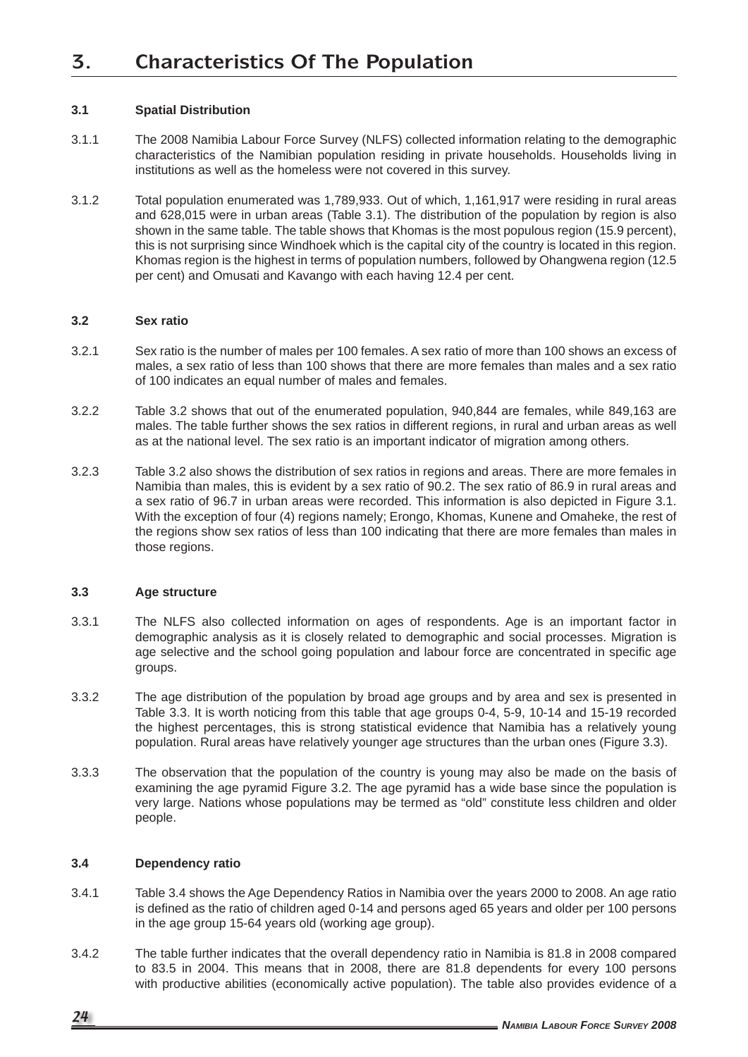# 3. Characteristics Of The Population

### 3.1 Spatial Distribution

3.1.1 The 2008 Namibia Labour Force Survey (NLFS) collected information relating to the demographic characteristics of the Namibian population residing in private households. Households living in institutions as well as the homeless were not covered in this survey.

3.1.2 Total population enumerated was 1,789,933. Out of which, 1,161,917 were residing in rural areas and 628,015 were in urban areas (Table 3.1). The distribution of the population by region is also shown in the same table. The table shows that Khomas is the most populous region (15.9 percent), this is not surprising since Windhoek which is the capital city of the country is located in this region. Khomas region is the highest in terms of population numbers, followed by Ohangwena region (12.5 per cent) and Omusati and Kavango with each having 12.4 per cent.

### 3.2 Sex ratio

3.2.1 Sex ratio is the number of males per 100 females. A sex ratio of more than 100 shows an excess of males, a sex ratio of less than 100 shows that there are more females than males and a sex ratio of 100 indicates an equal number of males and females.

3.2.2 Table 3.2 shows that out of the enumerated population, 940,844 are females, while 849,163 are males. The table further shows the sex ratios in different regions, in rural and urban areas as well as at the national level. The sex ratio is an important indicator of migration among others.

3.2.3 Table 3.2 also shows the distribution of sex ratios in regions and areas. There are more females in Namibia than males, this is evident by a sex ratio of 90.2. The sex ratio of 86.9 in rural areas and a sex ratio of 96.7 in urban areas were recorded. This information is also depicted in Figure 3.1. With the exception of four (4) regions namely; Erongo, Khomas, Kunene and Omaheke, the rest of the regions show sex ratios of less than 100 indicating that there are more females than males in those regions.

### 3.3 Age structure

3.3.1 The NLFS also collected information on ages of respondents. Age is an important factor in demographic analysis as it is closely related to demographic and social processes. Migration is age selective and the school going population and labour force are concentrated in specific age groups.

3.3.2 The age distribution of the population by broad age groups and by area and sex is presented in Table 3.3. It is worth noticing from this table that age groups 0-4, 5-9, 10-14 and 15-19 recorded the highest percentages, this is strong statistical evidence that Namibia has a relatively young population. Rural areas have relatively younger age structures than the urban ones (Figure 3.3).

3.3.3 The observation that the population of the country is young may also be made on the basis of examining the age pyramid Figure 3.2. The age pyramid has a wide base since the population is very large. Nations whose populations may be termed as "old" constitute less children and older people.

### 3.4 Dependency ratio

3.4.1 Table 3.4 shows the Age Dependency Ratios in Namibia over the years 2000 to 2008. An age ratio is defined as the ratio of children aged 0-14 and persons aged 65 years and older per 100 persons in the age group 15-64 years old (working age group).

3.4.2 The table further indicates that the overall dependency ratio in Namibia is 81.8 in 2008 compared to 83.5 in 2004. This means that in 2008, there are 81.8 dependents for every 100 persons with productive abilities (economically active population). The table also provides evidence of a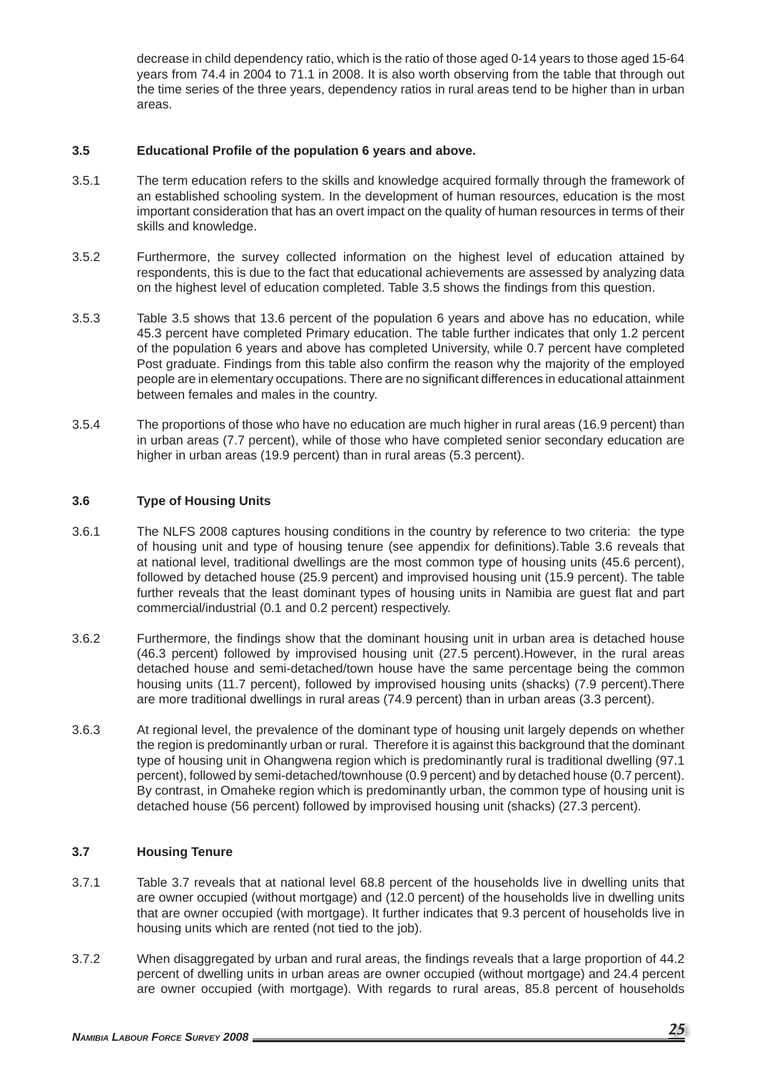decrease in child dependency ratio, which is the ratio of those aged 0-14 years to those aged 15-64 years from 74.4 in 2004 to 71.1 in 2008. It is also worth observing from the table that through out the time series of the three years, dependency ratios in rural areas tend to be higher than in urban areas.

### 3.5 Educational Profile of the population 6 years and above.

3.5.1 The term education refers to the skills and knowledge acquired formally through the framework of an established schooling system. In the development of human resources, education is the most important consideration that has an overt impact on the quality of human resources in terms of their skills and knowledge.

3.5.2 Furthermore, the survey collected information on the highest level of education attained by respondents, this is due to the fact that educational achievements are assessed by analyzing data on the highest level of education completed. Table 3.5 shows the findings from this question.

3.5.3 Table 3.5 shows that 13.6 percent of the population 6 years and above has no education, while 45.3 percent have completed Primary education. The table further indicates that only 1.2 percent of the population 6 years and above has completed University, while 0.7 percent have completed Post graduate. Findings from this table also confirm the reason why the majority of the employed people are in elementary occupations. There are no significant differences in educational attainment between females and males in the country.

3.5.4 The proportions of those who have no education are much higher in rural areas (16.9 percent) than in urban areas (7.7 percent), while of those who have completed senior secondary education are higher in urban areas (19.9 percent) than in rural areas (5.3 percent).

### 3.6 Type of Housing Units

3.6.1 The NLFS 2008 captures housing conditions in the country by reference to two criteria: the type of housing unit and type of housing tenure (see appendix for definitions).Table 3.6 reveals that at national level, traditional dwellings are the most common type of housing units (45.6 percent), followed by detached house (25.9 percent) and improvised housing unit (15.9 percent). The table further reveals that the least dominant types of housing units in Namibia are guest flat and part commercial/industrial (0.1 and 0.2 percent) respectively.

3.6.2 Furthermore, the findings show that the dominant housing unit in urban area is detached house (46.3 percent) followed by improvised housing unit (27.5 percent).However, in the rural areas detached house and semi-detached/town house have the same percentage being the common housing units (11.7 percent), followed by improvised housing units (shacks) (7.9 percent).There are more traditional dwellings in rural areas (74.9 percent) than in urban areas (3.3 percent).

3.6.3 At regional level, the prevalence of the dominant type of housing unit largely depends on whether the region is predominantly urban or rural. Therefore it is against this background that the dominant type of housing unit in Ohangwena region which is predominantly rural is traditional dwelling (97.1 percent), followed by semi-detached/townhouse (0.9 percent) and by detached house (0.7 percent). By contrast, in Omaheke region which is predominantly urban, the common type of housing unit is detached house (56 percent) followed by improvised housing unit (shacks) (27.3 percent).

### 3.7 Housing Tenure

3.7.1 Table 3.7 reveals that at national level 68.8 percent of the households live in dwelling units that are owner occupied (without mortgage) and (12.0 percent) of the households live in dwelling units that are owner occupied (with mortgage). It further indicates that 9.3 percent of households live in housing units which are rented (not tied to the job).

3.7.2 When disaggregated by urban and rural areas, the findings reveals that a large proportion of 44.2 percent of dwelling units in urban areas are owner occupied (without mortgage) and 24.4 percent are owner occupied (with mortgage). With regards to rural areas, 85.8 percent of households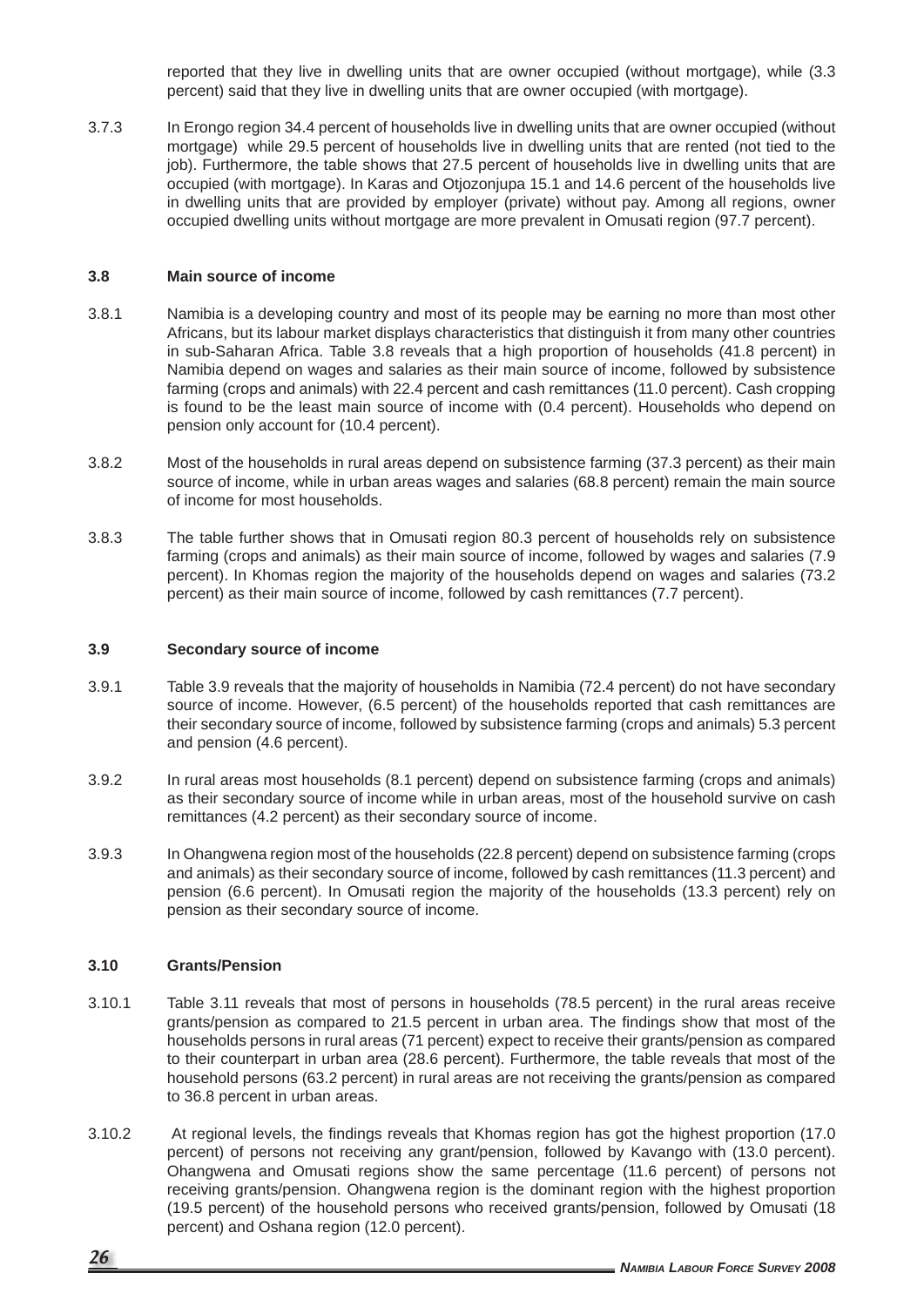reported that they live in dwelling units that are owner occupied (without mortgage), while (3.3 percent) said that they live in dwelling units that are owner occupied (with mortgage).

3.7.3 In Erongo region 34.4 percent of households live in dwelling units that are owner occupied (without mortgage) while 29.5 percent of households live in dwelling units that are rented (not tied to the job). Furthermore, the table shows that 27.5 percent of households live in dwelling units that are occupied (with mortgage). In Karas and Otjozonjupa 15.1 and 14.6 percent of the households live in dwelling units that are provided by employer (private) without pay. Among all regions, owner occupied dwelling units without mortgage are more prevalent in Omusati region (97.7 percent).

### 3.8 Main source of income

3.8.1 Namibia is a developing country and most of its people may be earning no more than most other Africans, but its labour market displays characteristics that distinguish it from many other countries in sub-Saharan Africa. Table 3.8 reveals that a high proportion of households (41.8 percent) in Namibia depend on wages and salaries as their main source of income, followed by subsistence farming (crops and animals) with 22.4 percent and cash remittances (11.0 percent). Cash cropping is found to be the least main source of income with (0.4 percent). Households who depend on pension only account for (10.4 percent).

3.8.2 Most of the households in rural areas depend on subsistence farming (37.3 percent) as their main source of income, while in urban areas wages and salaries (68.8 percent) remain the main source of income for most households.

3.8.3 The table further shows that in Omusati region 80.3 percent of households rely on subsistence farming (crops and animals) as their main source of income, followed by wages and salaries (7.9 percent). In Khomas region the majority of the households depend on wages and salaries (73.2 percent) as their main source of income, followed by cash remittances (7.7 percent).

### 3.9 Secondary source of income

3.9.1 Table 3.9 reveals that the majority of households in Namibia (72.4 percent) do not have secondary source of income. However, (6.5 percent) of the households reported that cash remittances are their secondary source of income, followed by subsistence farming (crops and animals) 5.3 percent and pension (4.6 percent).

3.9.2 In rural areas most households (8.1 percent) depend on subsistence farming (crops and animals) as their secondary source of income while in urban areas, most of the household survive on cash remittances (4.2 percent) as their secondary source of income.

3.9.3 In Ohangwena region most of the households (22.8 percent) depend on subsistence farming (crops and animals) as their secondary source of income, followed by cash remittances (11.3 percent) and pension (6.6 percent). In Omusati region the majority of the households (13.3 percent) rely on pension as their secondary source of income.

### 3.10 Grants/Pension

3.10.1 Table 3.11 reveals that most of persons in households (78.5 percent) in the rural areas receive grants/pension as compared to 21.5 percent in urban area. The findings show that most of the households persons in rural areas (71 percent) expect to receive their grants/pension as compared to their counterpart in urban area (28.6 percent). Furthermore, the table reveals that most of the household persons (63.2 percent) in rural areas are not receiving the grants/pension as compared to 36.8 percent in urban areas.

3.10.2 At regional levels, the findings reveals that Khomas region has got the highest proportion (17.0 percent) of persons not receiving any grant/pension, followed by Kavango with (13.0 percent). Ohangwena and Omusati regions show the same percentage (11.6 percent) of persons not receiving grants/pension. Ohangwena region is the dominant region with the highest proportion (19.5 percent) of the household persons who received grants/pension, followed by Omusati (18 percent) and Oshana region (12.0 percent).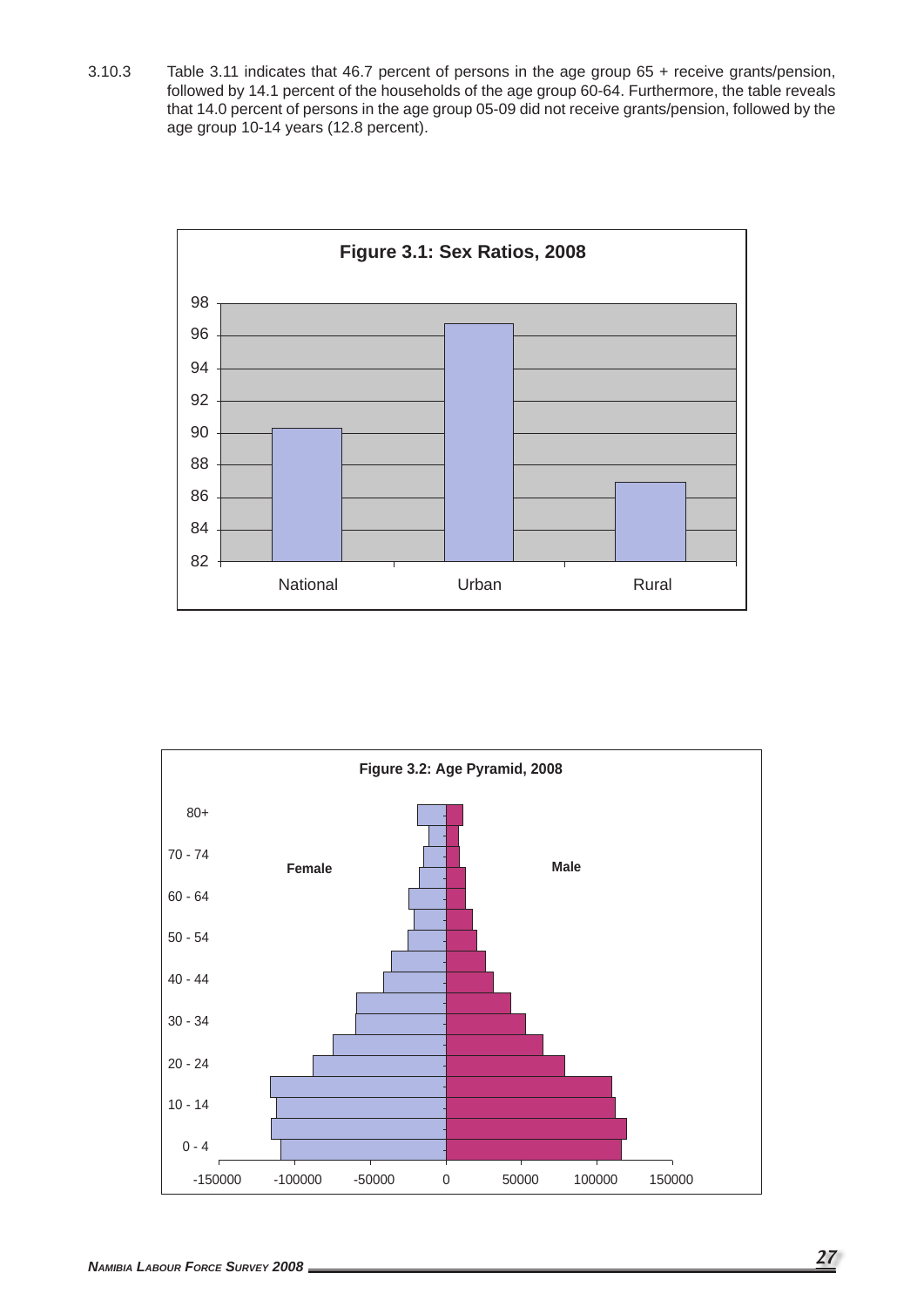3.10.3 Table 3.11 indicates that 46.7 percent of persons in the age group 65 + receive grants/pension, followed by 14.1 percent of the households of the age group 60-64. Furthermore, the table reveals that 14.0 percent of persons in the age group 05-09 did not receive grants/pension, followed by the age group 10-14 years (12.8 percent).

**Figure 3.1: Sex Ratios, 2008**

**Figure 3.2: Age Pyramid, 2008**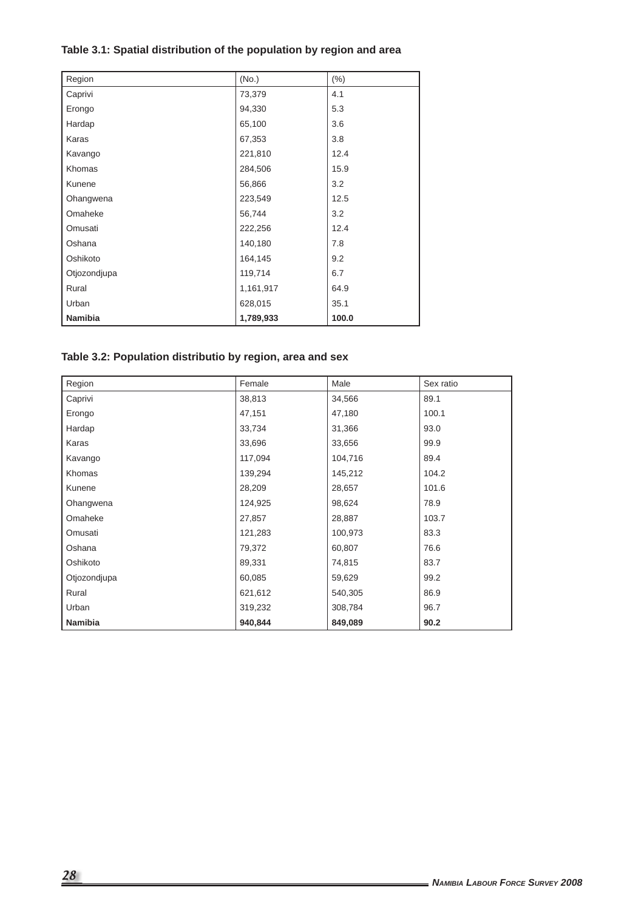**Table 3.1: Spatial distribution of the population by region and area**

| Region | (No.) | (%) |
|---|---|---|
| Caprivi | 73,379 | 4.1 |
| Erongo | 94,330 | 5.3 |
| Hardap | 65,100 | 3.6 |
| Karas | 67,353 | 3.8 |
| Kavango | 221,810 | 12.4 |
| Khomas | 284,506 | 15.9 |
| Kunene | 56,866 | 3.2 |
| Ohangwena | 223,549 | 12.5 |
| Omaheke | 56,744 | 3.2 |
| Omusati | 222,256 | 12.4 |
| Oshana | 140,180 | 7.8 |
| Oshikoto | 164,145 | 9.2 |
| Otjozondjupa | 119,714 | 6.7 |
| Rural | 1,161,917 | 64.9 |
| Urban | 628,015 | 35.1 |
| **Namibia** | **1,789,933** | **100.0** |

**Table 3.2: Population distributio by region, area and sex**

| Region | Female | Male | Sex ratio |
|---|---|---|---|
| Caprivi | 38,813 | 34,566 | 89.1 |
| Erongo | 47,151 | 47,180 | 100.1 |
| Hardap | 33,734 | 31,366 | 93.0 |
| Karas | 33,696 | 33,656 | 99.9 |
| Kavango | 117,094 | 104,716 | 89.4 |
| Khomas | 139,294 | 145,212 | 104.2 |
| Kunene | 28,209 | 28,657 | 101.6 |
| Ohangwena | 124,925 | 98,624 | 78.9 |
| Omaheke | 27,857 | 28,887 | 103.7 |
| Omusati | 121,283 | 100,973 | 83.3 |
| Oshana | 79,372 | 60,807 | 76.6 |
| Oshikoto | 89,331 | 74,815 | 83.7 |
| Otjozondjupa | 60,085 | 59,629 | 99.2 |
| Rural | 621,612 | 540,305 | 86.9 |
| Urban | 319,232 | 308,784 | 96.7 |
| **Namibia** | **940,844** | **849,089** | **90.2** |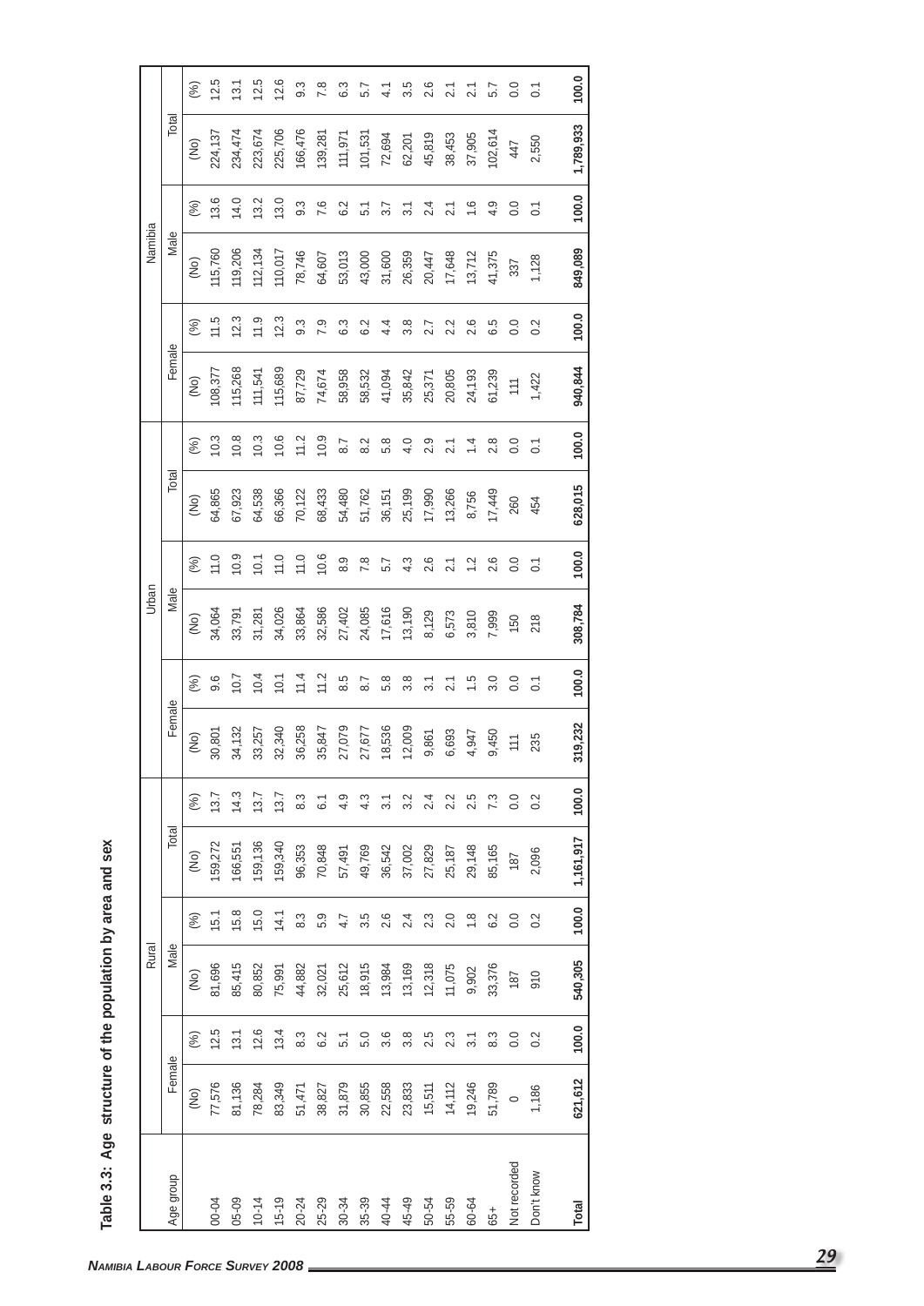**Table 3.3: Age structure of the population by area and sex**

| Age group | Rural | | | | | | Urban | | | | | | Namibia | | | | | |
|---|---|---|---|---|---|---|---|---|---|---|---|---|---|---|---|---|---|---|
| | Female | | Male | | Total | | Female | | Male | | Total | | Female | | Male | | Total | |
| | (No) | (%) | (No) | (%) | (No) | (%) | (No) | (%) | (No) | (%) | (No) | (%) | (No) | (%) | (No) | (%) | (No) | (%) |
| 00-04 | 77,576 | 12.5 | 81,696 | 15.1 | 159,272 | 13.7 | 30,801 | 9.6 | 34,064 | 11.0 | 64,865 | 10.3 | 108,377 | 11.5 | 115,760 | 13.6 | 224,137 | 12.5 |
| 05-09 | 81,136 | 13.1 | 85,415 | 15.8 | 166,551 | 14.3 | 34,132 | 10.7 | 33,791 | 10.9 | 67,923 | 10.8 | 115,268 | 12.3 | 119,206 | 14.0 | 234,474 | 13.1 |
| 10-14 | 78,284 | 12.6 | 80,852 | 15.0 | 159,136 | 13.7 | 33,257 | 10.4 | 31,281 | 10.1 | 64,538 | 10.3 | 111,541 | 11.9 | 112,134 | 13.2 | 223,674 | 12.5 |
| 15-19 | 83,349 | 13.4 | 75,991 | 14.1 | 159,340 | 13.7 | 32,340 | 10.1 | 34,026 | 11.0 | 66,366 | 10.6 | 115,689 | 12.3 | 110,017 | 13.0 | 225,706 | 12.6 |
| 20-24 | 51,471 | 8.3 | 44,882 | 8.3 | 96,353 | 8.3 | 36,258 | 11.4 | 33,864 | 11.0 | 70,122 | 11.2 | 87,729 | 9.3 | 78,746 | 9.3 | 166,476 | 9.3 |
| 25-29 | 38,827 | 6.2 | 32,021 | 5.9 | 70,848 | 6.1 | 35,847 | 11.2 | 32,586 | 10.6 | 68,433 | 10.9 | 74,674 | 7.9 | 64,607 | 7.6 | 139,281 | 7.8 |
| 30-34 | 31,879 | 5.1 | 25,612 | 4.7 | 57,491 | 4.9 | 27,079 | 8.5 | 27,402 | 8.9 | 54,480 | 8.7 | 58,958 | 6.3 | 53,013 | 6.2 | 111,971 | 6.3 |
| 35-39 | 30,855 | 5.0 | 18,915 | 3.5 | 49,769 | 4.3 | 27,677 | 8.7 | 24,085 | 7.8 | 51,762 | 8.2 | 58,532 | 6.2 | 43,000 | 5.1 | 101,531 | 5.7 |
| 40-44 | 22,558 | 3.6 | 13,984 | 2.6 | 36,542 | 3.1 | 18,536 | 5.8 | 17,616 | 5.7 | 36,151 | 5.8 | 41,094 | 4.4 | 31,600 | 3.7 | 72,694 | 4.1 |
| 45-49 | 23,833 | 3.8 | 13,169 | 2.4 | 37,002 | 3.2 | 12,009 | 3.8 | 13,190 | 4.3 | 25,199 | 4.0 | 35,842 | 3.8 | 26,359 | 3.1 | 62,201 | 3.5 |
| 50-54 | 15,511 | 2.5 | 12,318 | 2.3 | 27,829 | 2.4 | 9,861 | 3.1 | 8,129 | 2.6 | 17,990 | 2.9 | 25,371 | 2.7 | 20,447 | 2.4 | 45,819 | 2.6 |
| 55-59 | 14,112 | 2.3 | 11,075 | 2.0 | 25,187 | 2.2 | 6,693 | 2.1 | 6,573 | 2.1 | 13,266 | 2.1 | 20,805 | 2.2 | 17,648 | 2.1 | 38,453 | 2.1 |
| 60-64 | 19,246 | 3.1 | 9,902 | 1.8 | 29,148 | 2.5 | 4,947 | 1.5 | 3,810 | 1.2 | 8,756 | 1.4 | 24,193 | 2.6 | 13,712 | 1.6 | 37,905 | 2.1 |
| 65+ | 51,789 | 8.3 | 33,376 | 6.2 | 85,165 | 7.3 | 9,450 | 3.0 | 7,999 | 2.6 | 17,449 | 2.8 | 61,239 | 6.5 | 41,375 | 4.9 | 102,614 | 5.7 |
| Not recorded | 0 | 0.0 | 187 | 0.0 | 187 | 0.0 | 111 | 0.0 | 150 | 0.0 | 260 | 0.0 | 111 | 0.0 | 337 | 0.0 | 447 | 0.0 |
| Don't know | 1,186 | 0.2 | 910 | 0.2 | 2,096 | 0.2 | 235 | 0.1 | 218 | 0.1 | 454 | 0.1 | 1,422 | 0.2 | 1,128 | 0.1 | 2,550 | 0.1 |
| **Total** | **621,612** | **100.0** | **540,305** | **100.0** | **1,161,917** | **100.0** | **319,232** | **100.0** | **308,784** | **100.0** | **628,015** | **100.0** | **940,844** | **100.0** | **849,089** | **100.0** | **1,789,933** | **100.0** |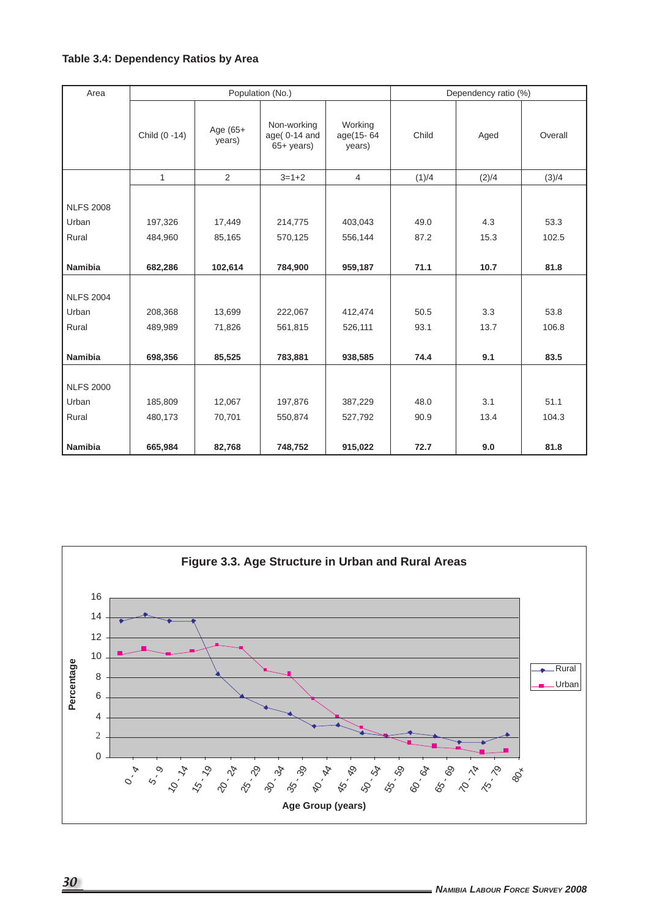**Table 3.4: Dependency Ratios by Area**

| Area | Population (No.) | | | | Dependency ratio (%) | | |
|---|---|---|---|---|---|---|---|
| | Child (0 -14) | Age (65+ years) | Non-working age( 0-14 and 65+ years) | Working age(15- 64 years) | Child | Aged | Overall |
| | 1 | 2 | 3=1+2 | 4 | (1)/4 | (2)/4 | (3)/4 |
| NLFS 2008 | | | | | | | |
| Urban | 197,326 | 17,449 | 214,775 | 403,043 | 49.0 | 4.3 | 53.3 |
| Rural | 484,960 | 85,165 | 570,125 | 556,144 | 87.2 | 15.3 | 102.5 |
| **Namibia** | **682,286** | **102,614** | **784,900** | **959,187** | **71.1** | **10.7** | **81.8** |
| NLFS 2004 | | | | | | | |
| Urban | 208,368 | 13,699 | 222,067 | 412,474 | 50.5 | 3.3 | 53.8 |
| Rural | 489,989 | 71,826 | 561,815 | 526,111 | 93.1 | 13.7 | 106.8 |
| **Namibia** | **698,356** | **85,525** | **783,881** | **938,585** | **74.4** | **9.1** | **83.5** |
| NLFS 2000 | | | | | | | |
| Urban | 185,809 | 12,067 | 197,876 | 387,229 | 48.0 | 3.1 | 51.1 |
| Rural | 480,173 | 70,701 | 550,874 | 527,792 | 90.9 | 13.4 | 104.3 |
| **Namibia** | **665,984** | **82,768** | **748,752** | **915,022** | **72.7** | **9.0** | **81.8** |

**Figure 3.3. Age Structure in Urban and Rural Areas**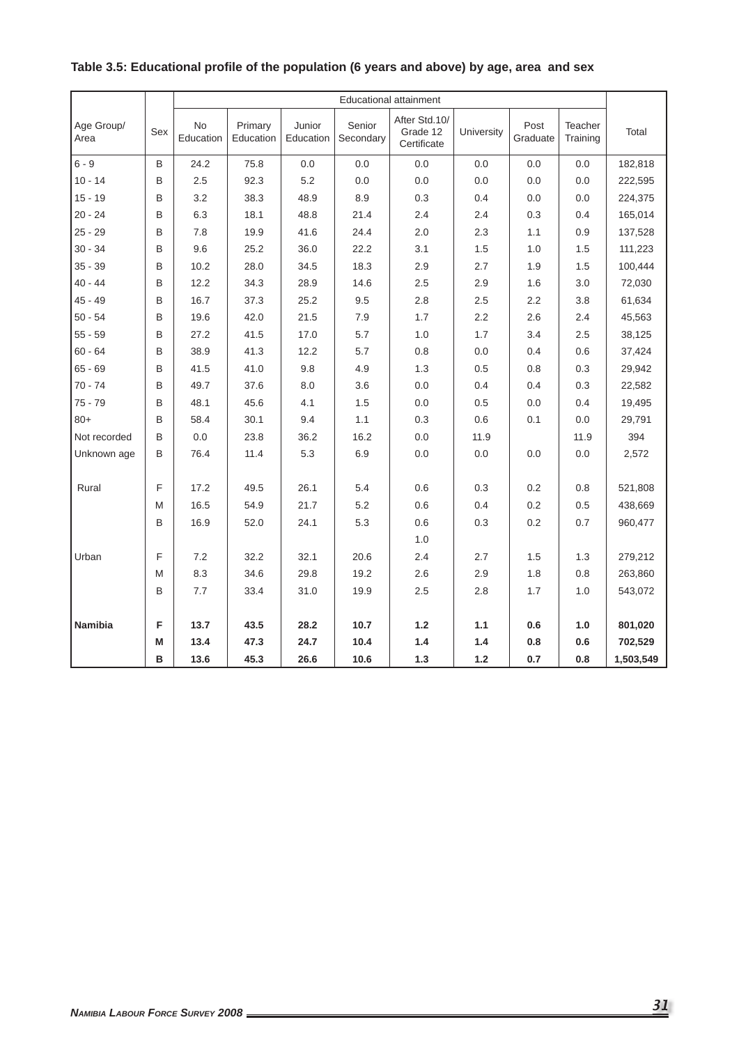**Table 3.5: Educational profile of the population (6 years and above) by age, area and sex**

| Age Group/ Area | Sex | Educational attainment | | | | | | | | Total |
|---|---|---|---|---|---|---|---|---|---|---|
| | | No Education | Primary Education | Junior Education | Senior Secondary | After Std.10/ Grade 12 Certificate | University | Post Graduate | Teacher Training | |
| 6 - 9 | B | 24.2 | 75.8 | 0.0 | 0.0 | 0.0 | 0.0 | 0.0 | 0.0 | 182,818 |
| 10 - 14 | B | 2.5 | 92.3 | 5.2 | 0.0 | 0.0 | 0.0 | 0.0 | 0.0 | 222,595 |
| 15 - 19 | B | 3.2 | 38.3 | 48.9 | 8.9 | 0.3 | 0.4 | 0.0 | 0.0 | 224,375 |
| 20 - 24 | B | 6.3 | 18.1 | 48.8 | 21.4 | 2.4 | 2.4 | 0.3 | 0.4 | 165,014 |
| 25 - 29 | B | 7.8 | 19.9 | 41.6 | 24.4 | 2.0 | 2.3 | 1.1 | 0.9 | 137,528 |
| 30 - 34 | B | 9.6 | 25.2 | 36.0 | 22.2 | 3.1 | 1.5 | 1.0 | 1.5 | 111,223 |
| 35 - 39 | B | 10.2 | 28.0 | 34.5 | 18.3 | 2.9 | 2.7 | 1.9 | 1.5 | 100,444 |
| 40 - 44 | B | 12.2 | 34.3 | 28.9 | 14.6 | 2.5 | 2.9 | 1.6 | 3.0 | 72,030 |
| 45 - 49 | B | 16.7 | 37.3 | 25.2 | 9.5 | 2.8 | 2.5 | 2.2 | 3.8 | 61,634 |
| 50 - 54 | B | 19.6 | 42.0 | 21.5 | 7.9 | 1.7 | 2.2 | 2.6 | 2.4 | 45,563 |
| 55 - 59 | B | 27.2 | 41.5 | 17.0 | 5.7 | 1.0 | 1.7 | 3.4 | 2.5 | 38,125 |
| 60 - 64 | B | 38.9 | 41.3 | 12.2 | 5.7 | 0.8 | 0.0 | 0.4 | 0.6 | 37,424 |
| 65 - 69 | B | 41.5 | 41.0 | 9.8 | 4.9 | 1.3 | 0.5 | 0.8 | 0.3 | 29,942 |
| 70 - 74 | B | 49.7 | 37.6 | 8.0 | 3.6 | 0.0 | 0.4 | 0.4 | 0.3 | 22,582 |
| 75 - 79 | B | 48.1 | 45.6 | 4.1 | 1.5 | 0.0 | 0.5 | 0.0 | 0.4 | 19,495 |
| 80+ | B | 58.4 | 30.1 | 9.4 | 1.1 | 0.3 | 0.6 | 0.1 | 0.0 | 29,791 |
| Not recorded | B | 0.0 | 23.8 | 36.2 | 16.2 | 0.0 | 11.9 | | 11.9 | 394 |
| Unknown age | B | 76.4 | 11.4 | 5.3 | 6.9 | 0.0 | 0.0 | 0.0 | 0.0 | 2,572 |
| Rural | F | 17.2 | 49.5 | 26.1 | 5.4 | 0.6 | 0.3 | 0.2 | 0.8 | 521,808 |
| | M | 16.5 | 54.9 | 21.7 | 5.2 | 0.6 | 0.4 | 0.2 | 0.5 | 438,669 |
| | B | 16.9 | 52.0 | 24.1 | 5.3 | 0.6 | 0.3 | 0.2 | 0.7 | 960,477 |
| | | | | | | 1.0 | | | | |
| Urban | F | 7.2 | 32.2 | 32.1 | 20.6 | 2.4 | 2.7 | 1.5 | 1.3 | 279,212 |
| | M | 8.3 | 34.6 | 29.8 | 19.2 | 2.6 | 2.9 | 1.8 | 0.8 | 263,860 |
| | B | 7.7 | 33.4 | 31.0 | 19.9 | 2.5 | 2.8 | 1.7 | 1.0 | 543,072 |
| **Namibia** | **F** | **13.7** | **43.5** | **28.2** | **10.7** | **1.2** | **1.1** | **0.6** | **1.0** | **801,020** |
| | **M** | **13.4** | **47.3** | **24.7** | **10.4** | **1.4** | **1.4** | **0.8** | **0.6** | **702,529** |
| | **B** | **13.6** | **45.3** | **26.6** | **10.6** | **1.3** | **1.2** | **0.7** | **0.8** | **1,503,549** |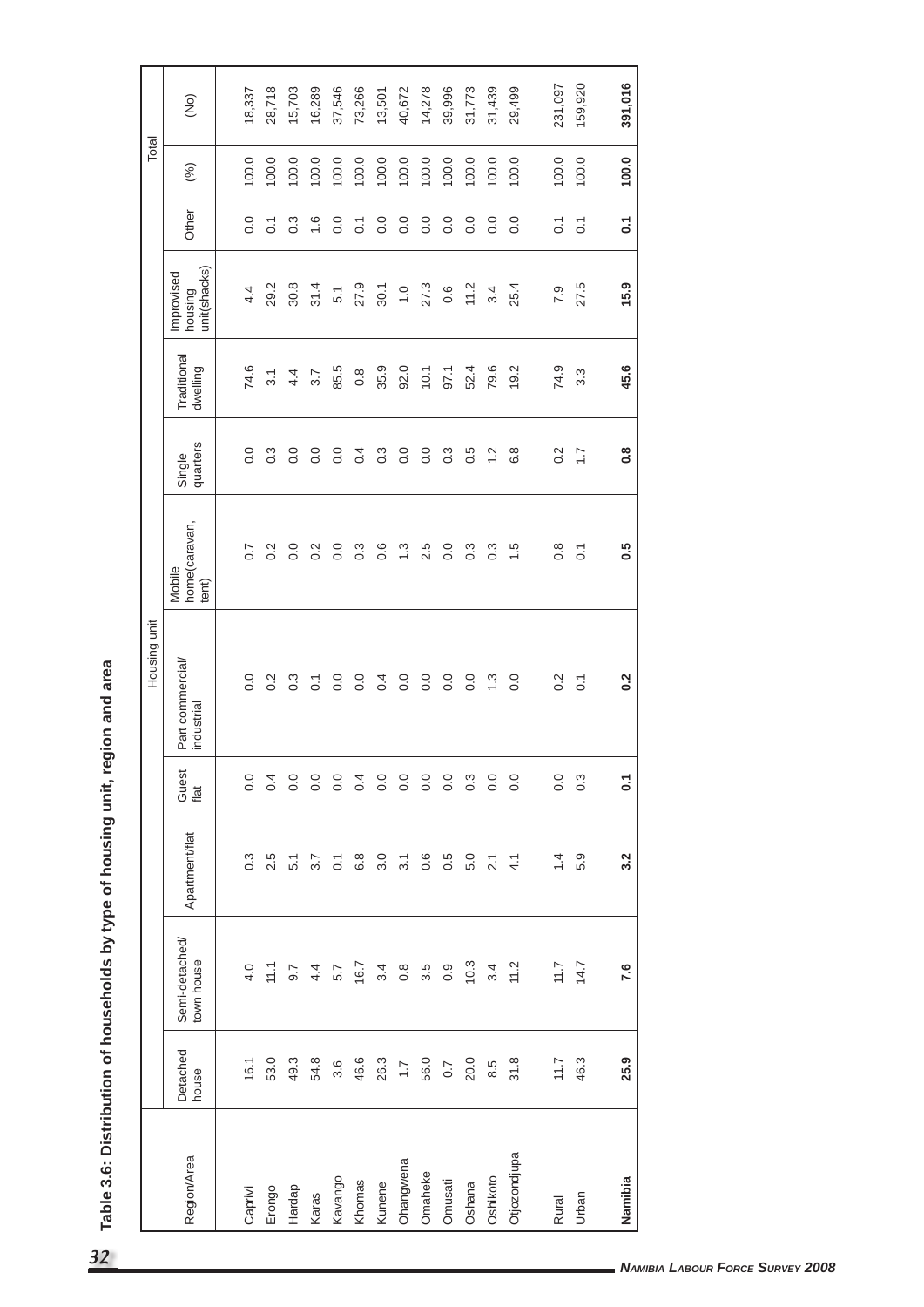**Table 3.6: Distribution of households by type of housing unit, region and area**

| Region/Area | Housing unit | | | | | | | | | | Total | |
|---|---|---|---|---|---|---|---|---|---|---|---|---|
| | Detached house | Semi-detached/ town house | Apartment/flat | Guest flat | Part commercial/ industrial | Mobile home(caravan, tent) | Single quarters | Traditional dwelling | Improvised housing unit(shacks) | Other | (%) | (No) |
| Caprivi | 16.1 | 4.0 | 0.3 | 0.0 | 0.0 | 0.7 | 0.0 | 74.6 | 4.4 | 0.0 | 100.0 | 18,337 |
| Erongo | 53.0 | 11.1 | 2.5 | 0.4 | 0.2 | 0.2 | 0.3 | 3.1 | 29.2 | 0.1 | 100.0 | 28,718 |
| Hardap | 49.3 | 9.7 | 5.1 | 0.0 | 0.3 | 0.0 | 0.0 | 4.4 | 30.8 | 0.3 | 100.0 | 15,703 |
| Karas | 54.8 | 4.4 | 3.7 | 0.0 | 0.1 | 0.2 | 0.0 | 3.7 | 31.4 | 1.6 | 100.0 | 16,289 |
| Kavango | 3.6 | 5.7 | 0.1 | 0.0 | 0.0 | 0.0 | 0.0 | 85.5 | 5.1 | 0.0 | 100.0 | 37,546 |
| Khomas | 46.6 | 16.7 | 6.8 | 0.4 | 0.0 | 0.3 | 0.4 | 0.8 | 27.9 | 0.1 | 100.0 | 73,266 |
| Kunene | 26.3 | 3.4 | 3.0 | 0.0 | 0.4 | 0.6 | 0.3 | 35.9 | 30.1 | 0.0 | 100.0 | 13,501 |
| Ohangwena | 1.7 | 0.8 | 3.1 | 0.0 | 0.0 | 1.3 | 0.0 | 92.0 | 1.0 | 0.0 | 100.0 | 40,672 |
| Omaheke | 56.0 | 3.5 | 0.6 | 0.0 | 0.0 | 2.5 | 0.0 | 10.1 | 27.3 | 0.0 | 100.0 | 14,278 |
| Omusati | 0.7 | 0.9 | 0.5 | 0.0 | 0.0 | 0.0 | 0.3 | 97.1 | 0.6 | 0.0 | 100.0 | 39,996 |
| Oshana | 20.0 | 10.3 | 5.0 | 0.3 | 0.0 | 0.3 | 0.5 | 52.4 | 11.2 | 0.0 | 100.0 | 31,773 |
| Oshikoto | 8.5 | 3.4 | 2.1 | 0.0 | 1.3 | 0.3 | 1.2 | 79.6 | 3.4 | 0.0 | 100.0 | 31,439 |
| Otjozondjupa | 31.8 | 11.2 | 4.1 | 0.0 | 0.0 | 1.5 | 6.8 | 19.2 | 25.4 | 0.0 | 100.0 | 29,499 |
| Rural | 11.7 | 11.7 | 1.4 | 0.0 | 0.2 | 0.8 | 0.2 | 74.9 | 7.9 | 0.1 | 100.0 | 231,097 |
| Urban | 46.3 | 14.7 | 5.9 | 0.3 | 0.1 | 0.1 | 1.7 | 3.3 | 27.5 | 0.1 | 100.0 | 159,920 |
| **Namibia** | **25.9** | **7.6** | **3.2** | **0.1** | **0.2** | **0.5** | **0.8** | **45.6** | **15.9** | **0.1** | **100.0** | **391,016** |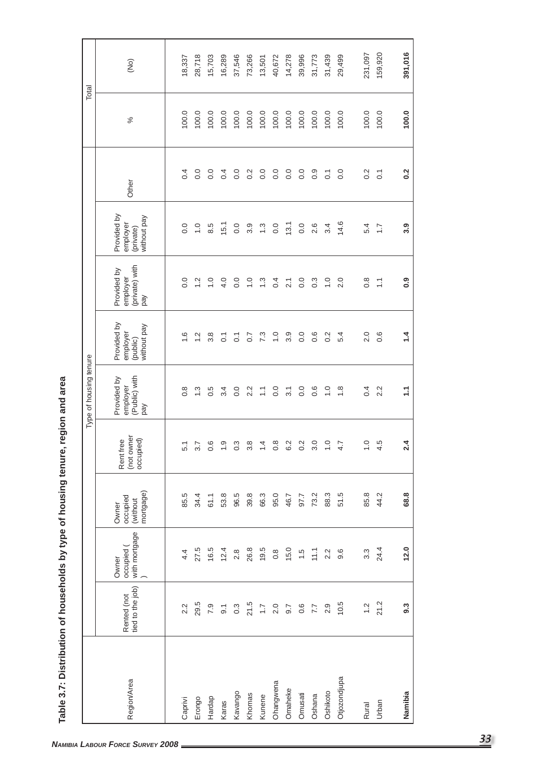**Table 3.7: Distribution of households by type of housing tenure, region and area**

| Region/Area | Type of housing tenure | | | | | | | | | Total | |
|---|---|---|---|---|---|---|---|---|---|---|---|
| | Rented (not tied to the job) | Owner occupied ( with mortgage ) | Owner occupied (without mortgage) | Rent free (not owner occupied) | Provided by employer (Public) with pay | Provided by employer (public) without pay | Provided by employer (private) with pay | Provided by employer (private) without pay | Other | % | (No) |
| Caprivi | 2.2 | 4.4 | 85.5 | 5.1 | 0.8 | 1.6 | 0.0 | 0.0 | 0.4 | 100.0 | 18,337 |
| Erongo | 29.5 | 27.5 | 34.4 | 3.7 | 1.3 | 1.2 | 1.2 | 1.0 | 0.0 | 100.0 | 28,718 |
| Hardap | 7.9 | 16.5 | 61.1 | 0.6 | 0.5 | 3.8 | 1.0 | 8.5 | 0.0 | 100.0 | 15,703 |
| Karas | 9.1 | 12.4 | 53.8 | 1.9 | 3.4 | 0.1 | 4.0 | 15.1 | 0.4 | 100.0 | 16,289 |
| Kavango | 0.3 | 2.8 | 96.5 | 0.3 | 0.0 | 0.1 | 0.0 | 0.0 | 0.0 | 100.0 | 37,546 |
| Khomas | 21.5 | 26.8 | 39.8 | 3.8 | 2.2 | 0.7 | 1.0 | 3.9 | 0.2 | 100.0 | 73,266 |
| Kunene | 1.7 | 19.5 | 66.3 | 1.4 | 1.1 | 7.3 | 1.3 | 1.3 | 0.0 | 100.0 | 13,501 |
| Ohangwena | 2.0 | 0.8 | 95.0 | 0.8 | 0.0 | 1.0 | 0.4 | 0.0 | 0.0 | 100.0 | 40,672 |
| Omaheke | 9.7 | 15.0 | 46.7 | 6.2 | 3.1 | 3.9 | 2.1 | 13.1 | 0.0 | 100.0 | 14,278 |
| Omusati | 0.6 | 1.5 | 97.7 | 0.2 | 0.0 | 0.0 | 0.0 | 0.0 | 0.0 | 100.0 | 39,996 |
| Oshana | 7.7 | 11.1 | 73.2 | 3.0 | 0.6 | 0.6 | 0.3 | 2.6 | 0.9 | 100.0 | 31,773 |
| Oshikoto | 2.9 | 2.2 | 88.3 | 1.0 | 1.0 | 0.2 | 1.0 | 3.4 | 0.1 | 100.0 | 31,439 |
| Otjozondjupa | 10.5 | 9.6 | 51.5 | 4.7 | 1.8 | 5.4 | 2.0 | 14.6 | 0.0 | 100.0 | 29,499 |
| Rural | 1.2 | 3.3 | 85.8 | 1.0 | 0.4 | 2.0 | 0.8 | 5.4 | 0.2 | 100.0 | 231,097 |
| Urban | 21.2 | 24.4 | 44.2 | 4.5 | 2.2 | 0.6 | 1.1 | 1.7 | 0.1 | 100.0 | 159,920 |
| **Namibia** | **9.3** | **12.0** | **68.8** | **2.4** | **1.1** | **1.4** | **0.9** | **3.9** | **0.2** | **100.0** | **391,016** |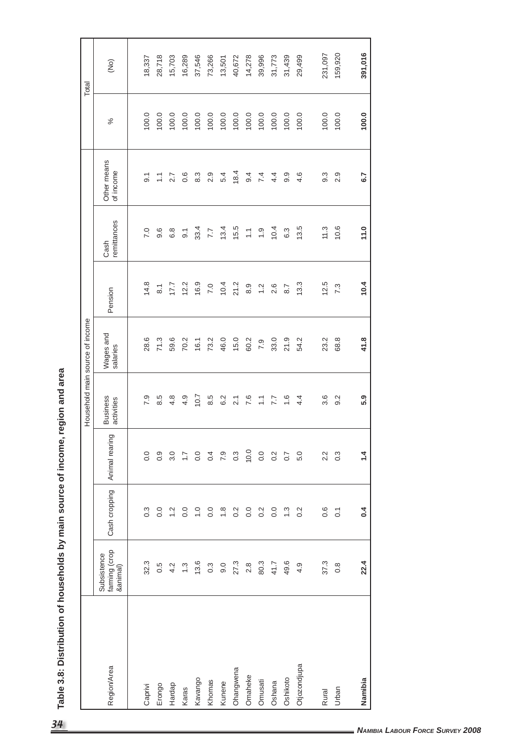# Table 3.8: Distribution of households by main source of income, region and area

| Region/Area | Household main source of income | | | | | | | | Total | |
|---|---|---|---|---|---|---|---|---|---|---|
| | Subsistence farming (crop &animal) | Cash cropping | Animal rearing | Business activities | Wages and salaries | Pension | Cash remittances | Other means of income | % | (No) |
| Caprivi | 32.3 | 0.3 | 0.0 | 7.9 | 28.6 | 14.8 | 7.0 | 9.1 | 100.0 | 18,337 |
| Erongo | 0.5 | 0.0 | 0.9 | 8.5 | 71.3 | 8.1 | 9.6 | 1.1 | 100.0 | 28,718 |
| Hardap | 4.2 | 1.2 | 3.0 | 4.8 | 59.6 | 17.7 | 6.8 | 2.7 | 100.0 | 15,703 |
| Karas | 1.3 | 0.0 | 1.7 | 4.9 | 70.2 | 12.2 | 9.1 | 0.6 | 100.0 | 16,289 |
| Kavango | 13.6 | 1.0 | 0.0 | 10.7 | 16.1 | 16.9 | 33.4 | 8.3 | 100.0 | 37,546 |
| Khomas | 0.3 | 0.0 | 0.4 | 8.5 | 73.2 | 7.0 | 7.7 | 2.9 | 100.0 | 73,266 |
| Kunene | 9.0 | 1.8 | 7.9 | 6.2 | 46.0 | 10.4 | 13.4 | 5.4 | 100.0 | 13,501 |
| Ohangwena | 27.3 | 0.2 | 0.3 | 2.1 | 15.0 | 21.2 | 15.5 | 18.4 | 100.0 | 40,672 |
| Omaheke | 2.8 | 0.0 | 10.0 | 7.6 | 60.2 | 8.9 | 1.1 | 9.4 | 100.0 | 14,278 |
| Omusati | 80.3 | 0.2 | 0.0 | 1.1 | 7.9 | 1.2 | 1.9 | 7.4 | 100.0 | 39,996 |
| Oshana | 41.7 | 0.0 | 0.2 | 7.7 | 33.0 | 2.6 | 10.4 | 4.4 | 100.0 | 31,773 |
| Oshikoto | 49.6 | 1.3 | 0.7 | 1.6 | 21.9 | 8.7 | 6.3 | 9.9 | 100.0 | 31,439 |
| Otjozondjupa | 4.9 | 0.2 | 5.0 | 4.4 | 54.2 | 13.3 | 13.5 | 4.6 | 100.0 | 29,499 |
| Rural | 37.3 | 0.6 | 2.2 | 3.6 | 23.2 | 12.5 | 11.3 | 9.3 | 100.0 | 231,097 |
| Urban | 0.8 | 0.1 | 0.3 | 9.2 | 68.8 | 7.3 | 10.6 | 2.9 | 100.0 | 159,920 |
| **Namibia** | **22.4** | **0.4** | **1.4** | **5.9** | **41.8** | **10.4** | **11.0** | **6.7** | **100.0** | **391,016** |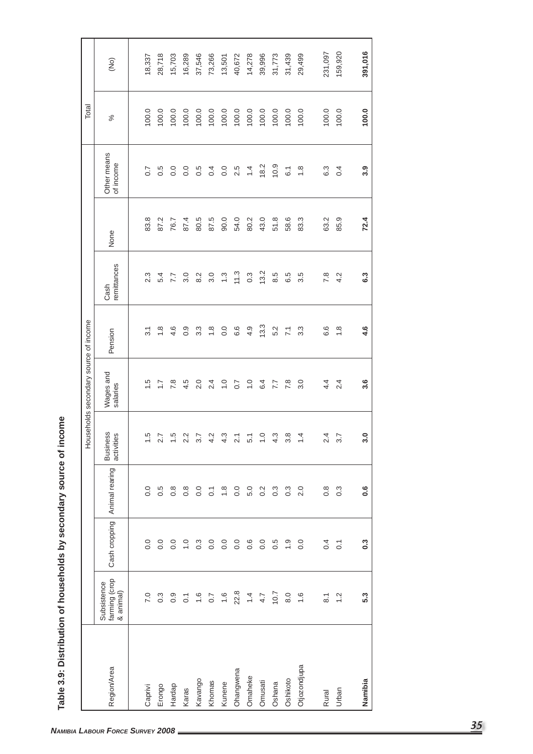**Table 3.9: Distribution of households by secondary source of income**

| Region/Area | Households secondary source of income | | | | | | | | | Total | |
|---|---|---|---|---|---|---|---|---|---|---|---|
| | Subsistence farming (crop & animal) | Cash cropping | Animal rearing | Business activities | Wages and salaries | Pension | Cash remittances | None | Other means of income | % | (No) |
| Caprivi | 7.0 | 0.0 | 0.0 | 1.5 | 1.5 | 3.1 | 2.3 | 83.8 | 0.7 | 100.0 | 18,337 |
| Erongo | 0.3 | 0.0 | 0.5 | 2.7 | 1.7 | 1.8 | 5.4 | 87.2 | 0.5 | 100.0 | 28,718 |
| Hardap | 0.9 | 0.0 | 0.8 | 1.5 | 7.8 | 4.6 | 7.7 | 76.7 | 0.0 | 100.0 | 15,703 |
| Karas | 0.1 | 1.0 | 0.8 | 2.2 | 4.5 | 0.9 | 3.0 | 87.4 | 0.0 | 100.0 | 16,289 |
| Kavango | 1.6 | 0.3 | 0.0 | 3.7 | 2.0 | 3.3 | 8.2 | 80.5 | 0.5 | 100.0 | 37,546 |
| Khomas | 0.7 | 0.0 | 0.1 | 4.2 | 2.4 | 1.8 | 3.0 | 87.5 | 0.4 | 100.0 | 73,266 |
| Kunene | 1.6 | 0.0 | 1.8 | 4.3 | 1.0 | 0.0 | 1.3 | 90.0 | 0.0 | 100.0 | 13,501 |
| Ohangwena | 22.8 | 0.0 | 0.0 | 2.1 | 0.7 | 6.6 | 11.3 | 54.0 | 2.5 | 100.0 | 40,672 |
| Omaheke | 1.4 | 0.6 | 5.0 | 5.1 | 1.0 | 4.9 | 0.3 | 80.2 | 1.4 | 100.0 | 14,278 |
| Omusati | 4.7 | 0.0 | 0.2 | 1.0 | 6.4 | 13.3 | 13.2 | 43.0 | 18.2 | 100.0 | 39,996 |
| Oshana | 10.7 | 0.5 | 0.3 | 4.3 | 7.7 | 5.2 | 8.5 | 51.8 | 10.9 | 100.0 | 31,773 |
| Oshikoto | 8.0 | 1.9 | 0.3 | 3.8 | 7.8 | 7.1 | 6.5 | 58.6 | 6.1 | 100.0 | 31,439 |
| Otjozondjupa | 1.6 | 0.0 | 2.0 | 1.4 | 3.0 | 3.3 | 3.5 | 83.3 | 1.8 | 100.0 | 29,499 |
| Rural | 8.1 | 0.4 | 0.8 | 2.4 | 4.4 | 6.6 | 7.8 | 63.2 | 6.3 | 100.0 | 231,097 |
| Urban | 1.2 | 0.1 | 0.3 | 3.7 | 2.4 | 1.8 | 4.2 | 85.9 | 0.4 | 100.0 | 159,920 |
| **Namibia** | **5.3** | **0.3** | **0.6** | **3.0** | **3.6** | **4.6** | **6.3** | **72.4** | **3.9** | **100.0** | **391,016** |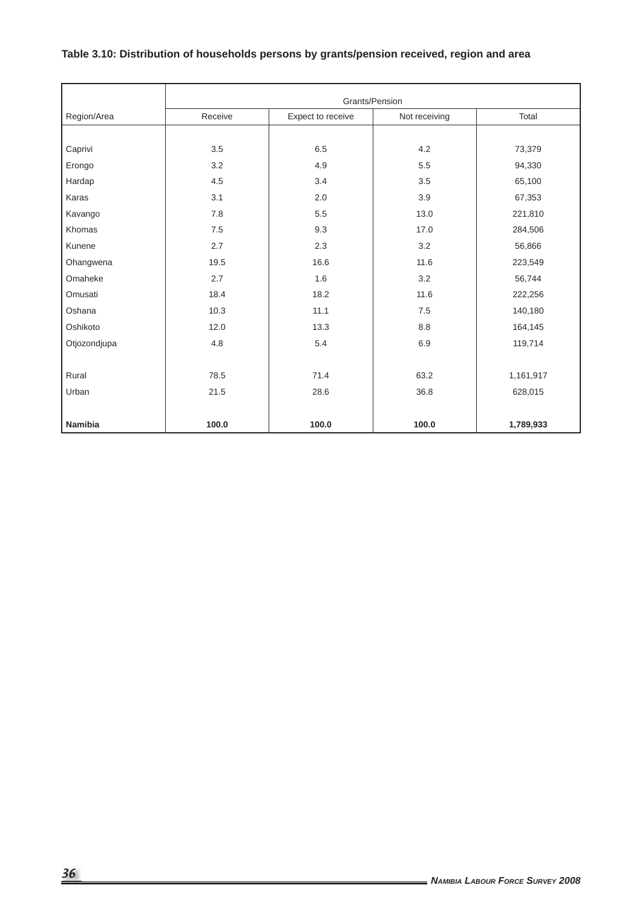**Table 3.10: Distribution of households persons by grants/pension received, region and area**

| Region/Area | Grants/Pension | | | |
|---|---|---|---|---|
| | Receive | Expect to receive | Not receiving | Total |
| Caprivi | 3.5 | 6.5 | 4.2 | 73,379 |
| Erongo | 3.2 | 4.9 | 5.5 | 94,330 |
| Hardap | 4.5 | 3.4 | 3.5 | 65,100 |
| Karas | 3.1 | 2.0 | 3.9 | 67,353 |
| Kavango | 7.8 | 5.5 | 13.0 | 221,810 |
| Khomas | 7.5 | 9.3 | 17.0 | 284,506 |
| Kunene | 2.7 | 2.3 | 3.2 | 56,866 |
| Ohangwena | 19.5 | 16.6 | 11.6 | 223,549 |
| Omaheke | 2.7 | 1.6 | 3.2 | 56,744 |
| Omusati | 18.4 | 18.2 | 11.6 | 222,256 |
| Oshana | 10.3 | 11.1 | 7.5 | 140,180 |
| Oshikoto | 12.0 | 13.3 | 8.8 | 164,145 |
| Otjozondjupa | 4.8 | 5.4 | 6.9 | 119,714 |
| | | | | |
| Rural | 78.5 | 71.4 | 63.2 | 1,161,917 |
| Urban | 21.5 | 28.6 | 36.8 | 628,015 |
| | | | | |
| **Namibia** | **100.0** | **100.0** | **100.0** | **1,789,933** |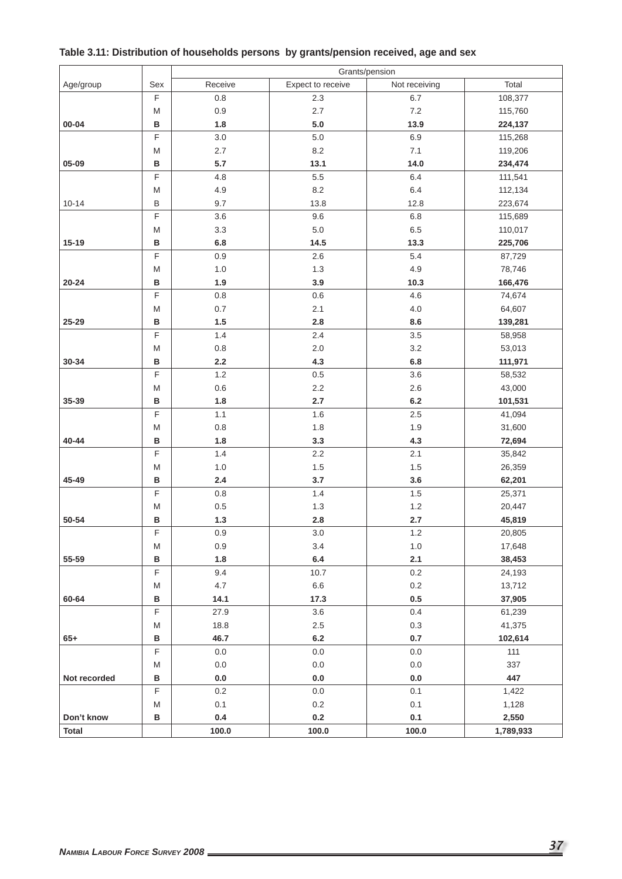**Table 3.11: Distribution of households persons by grants/pension received, age and sex**

| Age/group | Sex | Grants/pension | | | |
|---|---|---|---|---|---|
| | | Receive | Expect to receive | Not receiving | Total |
| | F | 0.8 | 2.3 | 6.7 | 108,377 |
| | M | 0.9 | 2.7 | 7.2 | 115,760 |
| **00-04** | **B** | **1.8** | **5.0** | **13.9** | **224,137** |
| | F | 3.0 | 5.0 | 6.9 | 115,268 |
| | M | 2.7 | 8.2 | 7.1 | 119,206 |
| **05-09** | **B** | **5.7** | **13.1** | **14.0** | **234,474** |
| | F | 4.8 | 5.5 | 6.4 | 111,541 |
| | M | 4.9 | 8.2 | 6.4 | 112,134 |
| 10-14 | B | 9.7 | 13.8 | 12.8 | 223,674 |
| | F | 3.6 | 9.6 | 6.8 | 115,689 |
| | M | 3.3 | 5.0 | 6.5 | 110,017 |
| **15-19** | **B** | **6.8** | **14.5** | **13.3** | **225,706** |
| | F | 0.9 | 2.6 | 5.4 | 87,729 |
| | M | 1.0 | 1.3 | 4.9 | 78,746 |
| **20-24** | **B** | **1.9** | **3.9** | **10.3** | **166,476** |
| | F | 0.8 | 0.6 | 4.6 | 74,674 |
| | M | 0.7 | 2.1 | 4.0 | 64,607 |
| **25-29** | **B** | **1.5** | **2.8** | **8.6** | **139,281** |
| | F | 1.4 | 2.4 | 3.5 | 58,958 |
| | M | 0.8 | 2.0 | 3.2 | 53,013 |
| **30-34** | **B** | **2.2** | **4.3** | **6.8** | **111,971** |
| | F | 1.2 | 0.5 | 3.6 | 58,532 |
| | M | 0.6 | 2.2 | 2.6 | 43,000 |
| **35-39** | **B** | **1.8** | **2.7** | **6.2** | **101,531** |
| | F | 1.1 | 1.6 | 2.5 | 41,094 |
| | M | 0.8 | 1.8 | 1.9 | 31,600 |
| **40-44** | **B** | **1.8** | **3.3** | **4.3** | **72,694** |
| | F | 1.4 | 2.2 | 2.1 | 35,842 |
| | M | 1.0 | 1.5 | 1.5 | 26,359 |
| **45-49** | **B** | **2.4** | **3.7** | **3.6** | **62,201** |
| | F | 0.8 | 1.4 | 1.5 | 25,371 |
| | M | 0.5 | 1.3 | 1.2 | 20,447 |
| **50-54** | **B** | **1.3** | **2.8** | **2.7** | **45,819** |
| | F | 0.9 | 3.0 | 1.2 | 20,805 |
| | M | 0.9 | 3.4 | 1.0 | 17,648 |
| **55-59** | **B** | **1.8** | **6.4** | **2.1** | **38,453** |
| | F | 9.4 | 10.7 | 0.2 | 24,193 |
| | M | 4.7 | 6.6 | 0.2 | 13,712 |
| **60-64** | **B** | **14.1** | **17.3** | **0.5** | **37,905** |
| | F | 27.9 | 3.6 | 0.4 | 61,239 |
| | M | 18.8 | 2.5 | 0.3 | 41,375 |
| **65+** | **B** | **46.7** | **6.2** | **0.7** | **102,614** |
| | F | 0.0 | 0.0 | 0.0 | 111 |
| | M | 0.0 | 0.0 | 0.0 | 337 |
| **Not recorded** | **B** | **0.0** | **0.0** | **0.0** | **447** |
| | F | 0.2 | 0.0 | 0.1 | 1,422 |
| | M | 0.1 | 0.2 | 0.1 | 1,128 |
| **Don't know** | **B** | **0.4** | **0.2** | **0.1** | **2,550** |
| **Total** | | **100.0** | **100.0** | **100.0** | **1,789,933** |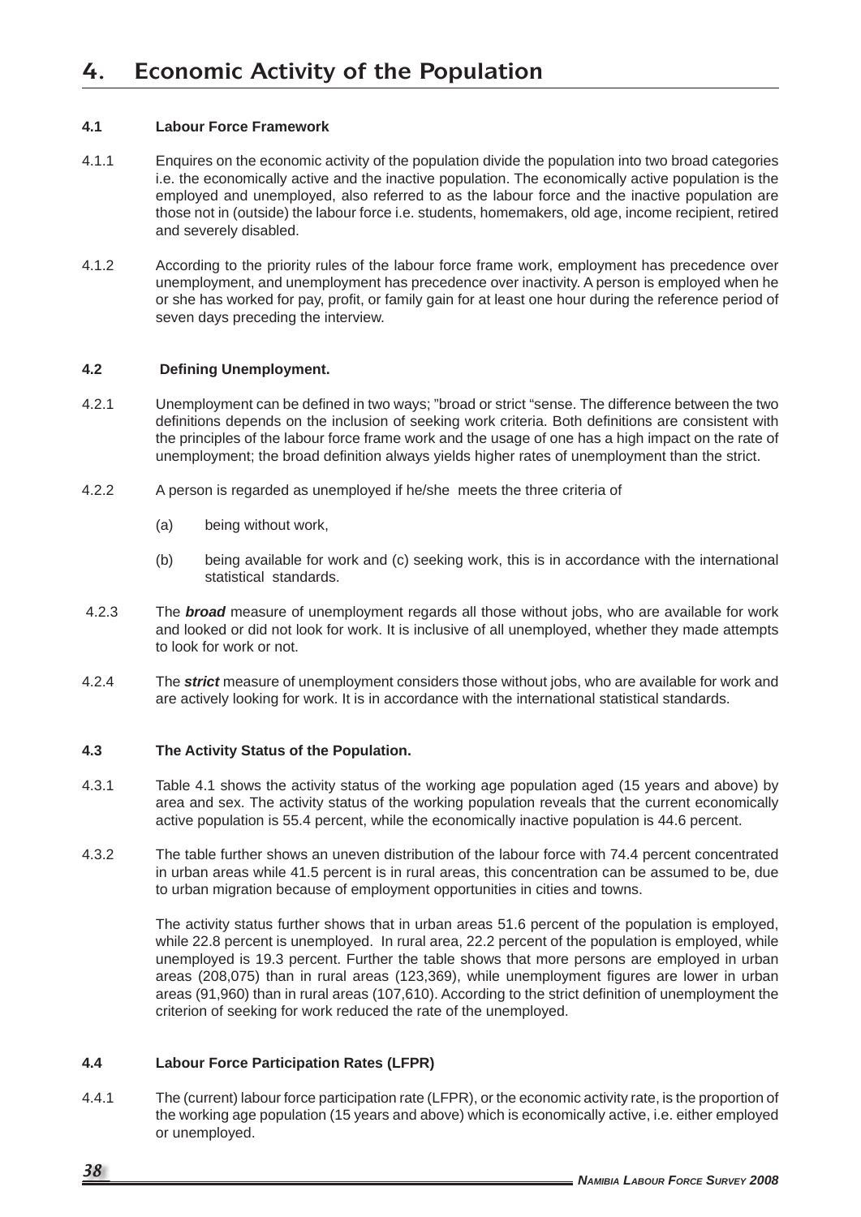# 4. Economic Activity of the Population

### 4.1 Labour Force Framework

4.1.1 Enquires on the economic activity of the population divide the population into two broad categories i.e. the economically active and the inactive population. The economically active population is the employed and unemployed, also referred to as the labour force and the inactive population are those not in (outside) the labour force i.e. students, homemakers, old age, income recipient, retired and severely disabled.

4.1.2 According to the priority rules of the labour force frame work, employment has precedence over unemployment, and unemployment has precedence over inactivity. A person is employed when he or she has worked for pay, profit, or family gain for at least one hour during the reference period of seven days preceding the interview.

### 4.2 Defining Unemployment.

4.2.1 Unemployment can be defined in two ways; "broad or strict "sense. The difference between the two definitions depends on the inclusion of seeking work criteria. Both definitions are consistent with the principles of the labour force frame work and the usage of one has a high impact on the rate of unemployment; the broad definition always yields higher rates of unemployment than the strict.

4.2.2 A person is regarded as unemployed if he/she meets the three criteria of

(a) being without work,

(b) being available for work and (c) seeking work, this is in accordance with the international statistical standards.

4.2.3 The ***broad*** measure of unemployment regards all those without jobs, who are available for work and looked or did not look for work. It is inclusive of all unemployed, whether they made attempts to look for work or not.

4.2.4 The ***strict*** measure of unemployment considers those without jobs, who are available for work and are actively looking for work. It is in accordance with the international statistical standards.

### 4.3 The Activity Status of the Population.

4.3.1 Table 4.1 shows the activity status of the working age population aged (15 years and above) by area and sex. The activity status of the working population reveals that the current economically active population is 55.4 percent, while the economically inactive population is 44.6 percent.

4.3.2 The table further shows an uneven distribution of the labour force with 74.4 percent concentrated in urban areas while 41.5 percent is in rural areas, this concentration can be assumed to be, due to urban migration because of employment opportunities in cities and towns.

The activity status further shows that in urban areas 51.6 percent of the population is employed, while 22.8 percent is unemployed. In rural area, 22.2 percent of the population is employed, while unemployed is 19.3 percent. Further the table shows that more persons are employed in urban areas (208,075) than in rural areas (123,369), while unemployment figures are lower in urban areas (91,960) than in rural areas (107,610). According to the strict definition of unemployment the criterion of seeking for work reduced the rate of the unemployed.

### 4.4 Labour Force Participation Rates (LFPR)

4.4.1 The (current) labour force participation rate (LFPR), or the economic activity rate, is the proportion of the working age population (15 years and above) which is economically active, i.e. either employed or unemployed.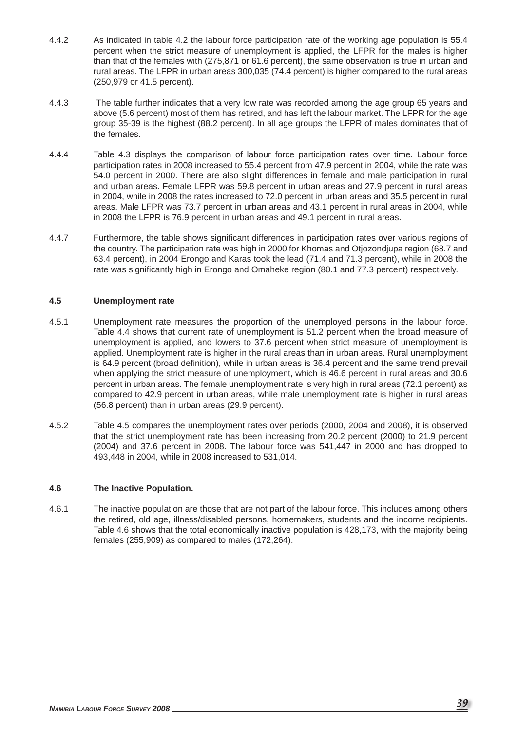4.4.2 As indicated in table 4.2 the labour force participation rate of the working age population is 55.4 percent when the strict measure of unemployment is applied, the LFPR for the males is higher than that of the females with (275,871 or 61.6 percent), the same observation is true in urban and rural areas. The LFPR in urban areas 300,035 (74.4 percent) is higher compared to the rural areas (250,979 or 41.5 percent).

4.4.3 The table further indicates that a very low rate was recorded among the age group 65 years and above (5.6 percent) most of them has retired, and has left the labour market. The LFPR for the age group 35-39 is the highest (88.2 percent). In all age groups the LFPR of males dominates that of the females.

4.4.4 Table 4.3 displays the comparison of labour force participation rates over time. Labour force participation rates in 2008 increased to 55.4 percent from 47.9 percent in 2004, while the rate was 54.0 percent in 2000. There are also slight differences in female and male participation in rural and urban areas. Female LFPR was 59.8 percent in urban areas and 27.9 percent in rural areas in 2004, while in 2008 the rates increased to 72.0 percent in urban areas and 35.5 percent in rural areas. Male LFPR was 73.7 percent in urban areas and 43.1 percent in rural areas in 2004, while in 2008 the LFPR is 76.9 percent in urban areas and 49.1 percent in rural areas.

4.4.7 Furthermore, the table shows significant differences in participation rates over various regions of the country. The participation rate was high in 2000 for Khomas and Otjozondjupa region (68.7 and 63.4 percent), in 2004 Erongo and Karas took the lead (71.4 and 71.3 percent), while in 2008 the rate was significantly high in Erongo and Omaheke region (80.1 and 77.3 percent) respectively.

### 4.5 Unemployment rate

4.5.1 Unemployment rate measures the proportion of the unemployed persons in the labour force. Table 4.4 shows that current rate of unemployment is 51.2 percent when the broad measure of unemployment is applied, and lowers to 37.6 percent when strict measure of unemployment is applied. Unemployment rate is higher in the rural areas than in urban areas. Rural unemployment is 64.9 percent (broad definition), while in urban areas is 36.4 percent and the same trend prevail when applying the strict measure of unemployment, which is 46.6 percent in rural areas and 30.6 percent in urban areas. The female unemployment rate is very high in rural areas (72.1 percent) as compared to 42.9 percent in urban areas, while male unemployment rate is higher in rural areas (56.8 percent) than in urban areas (29.9 percent).

4.5.2 Table 4.5 compares the unemployment rates over periods (2000, 2004 and 2008), it is observed that the strict unemployment rate has been increasing from 20.2 percent (2000) to 21.9 percent (2004) and 37.6 percent in 2008. The labour force was 541,447 in 2000 and has dropped to 493,448 in 2004, while in 2008 increased to 531,014.

### 4.6 The Inactive Population.

4.6.1 The inactive population are those that are not part of the labour force. This includes among others the retired, old age, illness/disabled persons, homemakers, students and the income recipients. Table 4.6 shows that the total economically inactive population is 428,173, with the majority being females (255,909) as compared to males (172,264).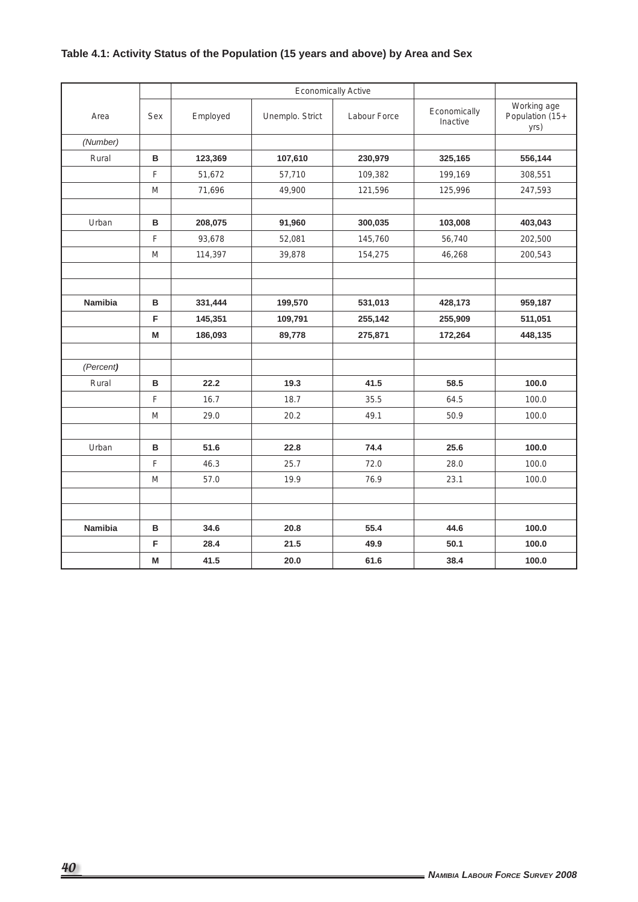**Table 4.1: Activity Status of the Population (15 years and above) by Area and Sex**

| Area | Sex | Economically Active | | | Economically Inactive | Working age Population (15+ yrs) |
|---|---|---|---|---|---|---|
| | | Employed | Unemplo. Strict | Labour Force | | |
| *(Number)* | | | | | | |
| Rural | **B** | **123,369** | **107,610** | **230,979** | **325,165** | **556,144** |
| | F | 51,672 | 57,710 | 109,382 | 199,169 | 308,551 |
| | M | 71,696 | 49,900 | 121,596 | 125,996 | 247,593 |
| | | | | | | |
| Urban | **B** | **208,075** | **91,960** | **300,035** | **103,008** | **403,043** |
| | F | 93,678 | 52,081 | 145,760 | 56,740 | 202,500 |
| | M | 114,397 | 39,878 | 154,275 | 46,268 | 200,543 |
| | | | | | | |
| | | | | | | |
| **Namibia** | **B** | **331,444** | **199,570** | **531,013** | **428,173** | **959,187** |
| | **F** | **145,351** | **109,791** | **255,142** | **255,909** | **511,051** |
| | **M** | **186,093** | **89,778** | **275,871** | **172,264** | **448,135** |
| | | | | | | |
| *(Percent)* | | | | | | |
| Rural | **B** | **22.2** | **19.3** | **41.5** | **58.5** | **100.0** |
| | F | 16.7 | 18.7 | 35.5 | 64.5 | 100.0 |
| | M | 29.0 | 20.2 | 49.1 | 50.9 | 100.0 |
| | | | | | | |
| Urban | **B** | **51.6** | **22.8** | **74.4** | **25.6** | **100.0** |
| | F | 46.3 | 25.7 | 72.0 | 28.0 | 100.0 |
| | M | 57.0 | 19.9 | 76.9 | 23.1 | 100.0 |
| | | | | | | |
| | | | | | | |
| **Namibia** | **B** | **34.6** | **20.8** | **55.4** | **44.6** | **100.0** |
| | **F** | **28.4** | **21.5** | **49.9** | **50.1** | **100.0** |
| | **M** | **41.5** | **20.0** | **61.6** | **38.4** | **100.0** |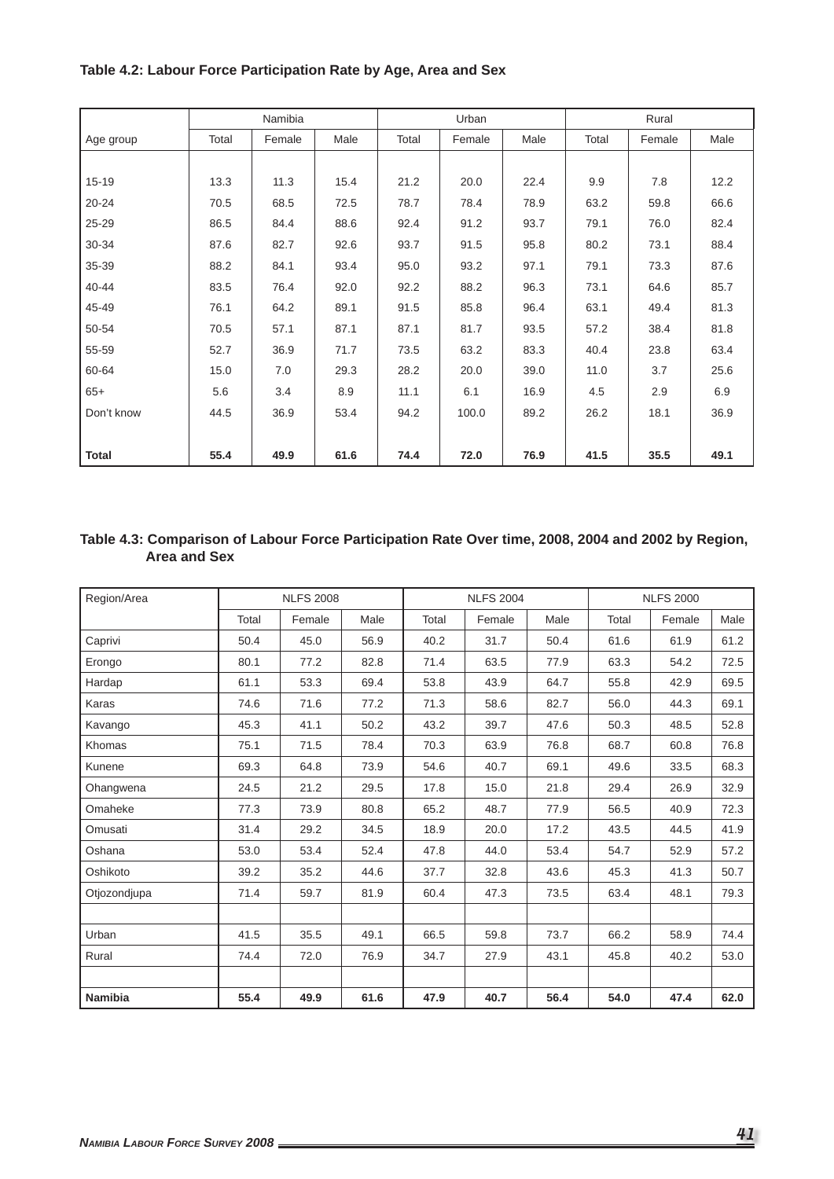**Table 4.2: Labour Force Participation Rate by Age, Area and Sex**

| | Namibia | | | Urban | | | Rural | | |
|---|---|---|---|---|---|---|---|---|---|
| Age group | Total | Female | Male | Total | Female | Male | Total | Female | Male |
| 15-19 | 13.3 | 11.3 | 15.4 | 21.2 | 20.0 | 22.4 | 9.9 | 7.8 | 12.2 |
| 20-24 | 70.5 | 68.5 | 72.5 | 78.7 | 78.4 | 78.9 | 63.2 | 59.8 | 66.6 |
| 25-29 | 86.5 | 84.4 | 88.6 | 92.4 | 91.2 | 93.7 | 79.1 | 76.0 | 82.4 |
| 30-34 | 87.6 | 82.7 | 92.6 | 93.7 | 91.5 | 95.8 | 80.2 | 73.1 | 88.4 |
| 35-39 | 88.2 | 84.1 | 93.4 | 95.0 | 93.2 | 97.1 | 79.1 | 73.3 | 87.6 |
| 40-44 | 83.5 | 76.4 | 92.0 | 92.2 | 88.2 | 96.3 | 73.1 | 64.6 | 85.7 |
| 45-49 | 76.1 | 64.2 | 89.1 | 91.5 | 85.8 | 96.4 | 63.1 | 49.4 | 81.3 |
| 50-54 | 70.5 | 57.1 | 87.1 | 87.1 | 81.7 | 93.5 | 57.2 | 38.4 | 81.8 |
| 55-59 | 52.7 | 36.9 | 71.7 | 73.5 | 63.2 | 83.3 | 40.4 | 23.8 | 63.4 |
| 60-64 | 15.0 | 7.0 | 29.3 | 28.2 | 20.0 | 39.0 | 11.0 | 3.7 | 25.6 |
| 65+ | 5.6 | 3.4 | 8.9 | 11.1 | 6.1 | 16.9 | 4.5 | 2.9 | 6.9 |
| Don't know | 44.5 | 36.9 | 53.4 | 94.2 | 100.0 | 89.2 | 26.2 | 18.1 | 36.9 |
| **Total** | **55.4** | **49.9** | **61.6** | **74.4** | **72.0** | **76.9** | **41.5** | **35.5** | **49.1** |

**Table 4.3: Comparison of Labour Force Participation Rate Over time, 2008, 2004 and 2002 by Region, Area and Sex**

| Region/Area | NLFS 2008 | | | NLFS 2004 | | | NLFS 2000 | | |
|---|---|---|---|---|---|---|---|---|---|
| | Total | Female | Male | Total | Female | Male | Total | Female | Male |
| Caprivi | 50.4 | 45.0 | 56.9 | 40.2 | 31.7 | 50.4 | 61.6 | 61.9 | 61.2 |
| Erongo | 80.1 | 77.2 | 82.8 | 71.4 | 63.5 | 77.9 | 63.3 | 54.2 | 72.5 |
| Hardap | 61.1 | 53.3 | 69.4 | 53.8 | 43.9 | 64.7 | 55.8 | 42.9 | 69.5 |
| Karas | 74.6 | 71.6 | 77.2 | 71.3 | 58.6 | 82.7 | 56.0 | 44.3 | 69.1 |
| Kavango | 45.3 | 41.1 | 50.2 | 43.2 | 39.7 | 47.6 | 50.3 | 48.5 | 52.8 |
| Khomas | 75.1 | 71.5 | 78.4 | 70.3 | 63.9 | 76.8 | 68.7 | 60.8 | 76.8 |
| Kunene | 69.3 | 64.8 | 73.9 | 54.6 | 40.7 | 69.1 | 49.6 | 33.5 | 68.3 |
| Ohangwena | 24.5 | 21.2 | 29.5 | 17.8 | 15.0 | 21.8 | 29.4 | 26.9 | 32.9 |
| Omaheke | 77.3 | 73.9 | 80.8 | 65.2 | 48.7 | 77.9 | 56.5 | 40.9 | 72.3 |
| Omusati | 31.4 | 29.2 | 34.5 | 18.9 | 20.0 | 17.2 | 43.5 | 44.5 | 41.9 |
| Oshana | 53.0 | 53.4 | 52.4 | 47.8 | 44.0 | 53.4 | 54.7 | 52.9 | 57.2 |
| Oshikoto | 39.2 | 35.2 | 44.6 | 37.7 | 32.8 | 43.6 | 45.3 | 41.3 | 50.7 |
| Otjozondjupa | 71.4 | 59.7 | 81.9 | 60.4 | 47.3 | 73.5 | 63.4 | 48.1 | 79.3 |
| | | | | | | | | | |
| Urban | 41.5 | 35.5 | 49.1 | 66.5 | 59.8 | 73.7 | 66.2 | 58.9 | 74.4 |
| Rural | 74.4 | 72.0 | 76.9 | 34.7 | 27.9 | 43.1 | 45.8 | 40.2 | 53.0 |
| | | | | | | | | | |
| **Namibia** | **55.4** | **49.9** | **61.6** | **47.9** | **40.7** | **56.4** | **54.0** | **47.4** | **62.0** |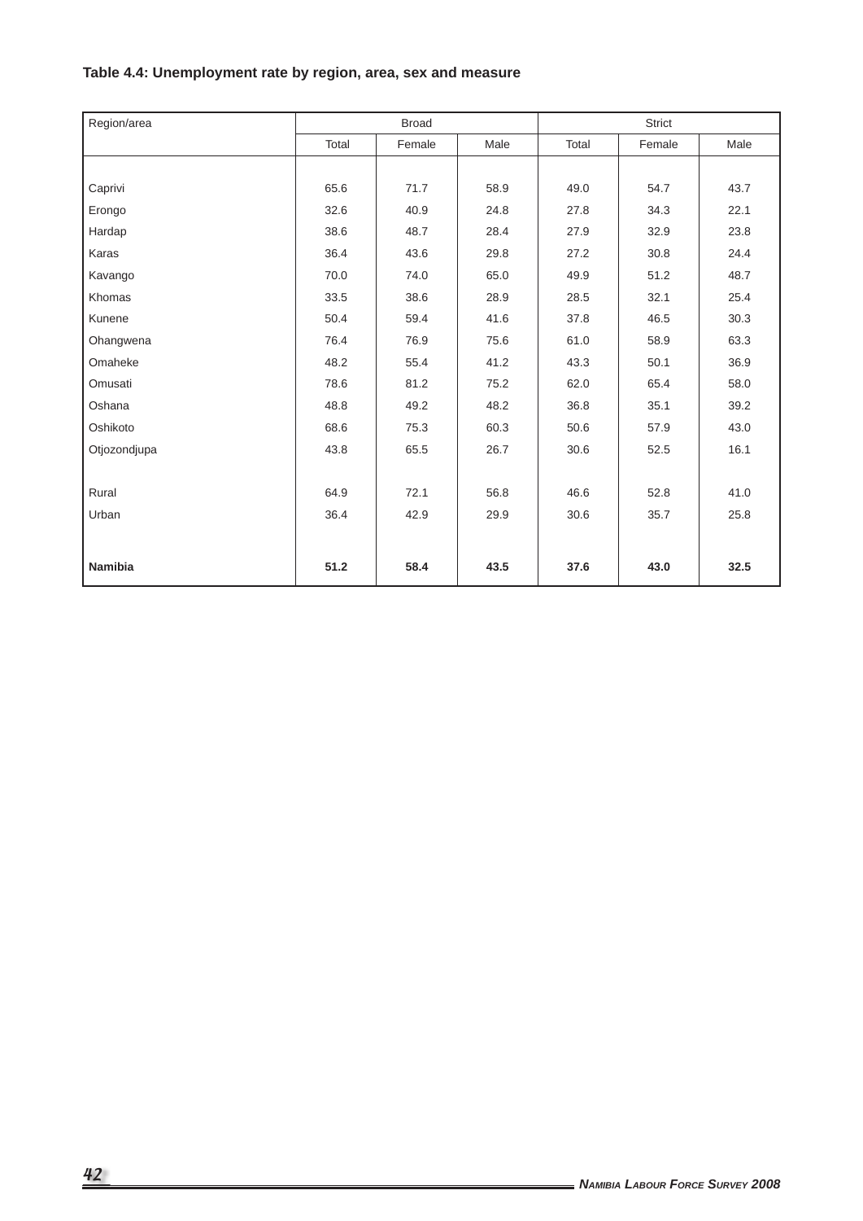**Table 4.4: Unemployment rate by region, area, sex and measure**

| Region/area | Broad | | | Strict | | |
|---|---|---|---|---|---|---|
| | Total | Female | Male | Total | Female | Male |
| Caprivi | 65.6 | 71.7 | 58.9 | 49.0 | 54.7 | 43.7 |
| Erongo | 32.6 | 40.9 | 24.8 | 27.8 | 34.3 | 22.1 |
| Hardap | 38.6 | 48.7 | 28.4 | 27.9 | 32.9 | 23.8 |
| Karas | 36.4 | 43.6 | 29.8 | 27.2 | 30.8 | 24.4 |
| Kavango | 70.0 | 74.0 | 65.0 | 49.9 | 51.2 | 48.7 |
| Khomas | 33.5 | 38.6 | 28.9 | 28.5 | 32.1 | 25.4 |
| Kunene | 50.4 | 59.4 | 41.6 | 37.8 | 46.5 | 30.3 |
| Ohangwena | 76.4 | 76.9 | 75.6 | 61.0 | 58.9 | 63.3 |
| Omaheke | 48.2 | 55.4 | 41.2 | 43.3 | 50.1 | 36.9 |
| Omusati | 78.6 | 81.2 | 75.2 | 62.0 | 65.4 | 58.0 |
| Oshana | 48.8 | 49.2 | 48.2 | 36.8 | 35.1 | 39.2 |
| Oshikoto | 68.6 | 75.3 | 60.3 | 50.6 | 57.9 | 43.0 |
| Otjozondjupa | 43.8 | 65.5 | 26.7 | 30.6 | 52.5 | 16.1 |
| Rural | 64.9 | 72.1 | 56.8 | 46.6 | 52.8 | 41.0 |
| Urban | 36.4 | 42.9 | 29.9 | 30.6 | 35.7 | 25.8 |
| **Namibia** | **51.2** | **58.4** | **43.5** | **37.6** | **43.0** | **32.5** |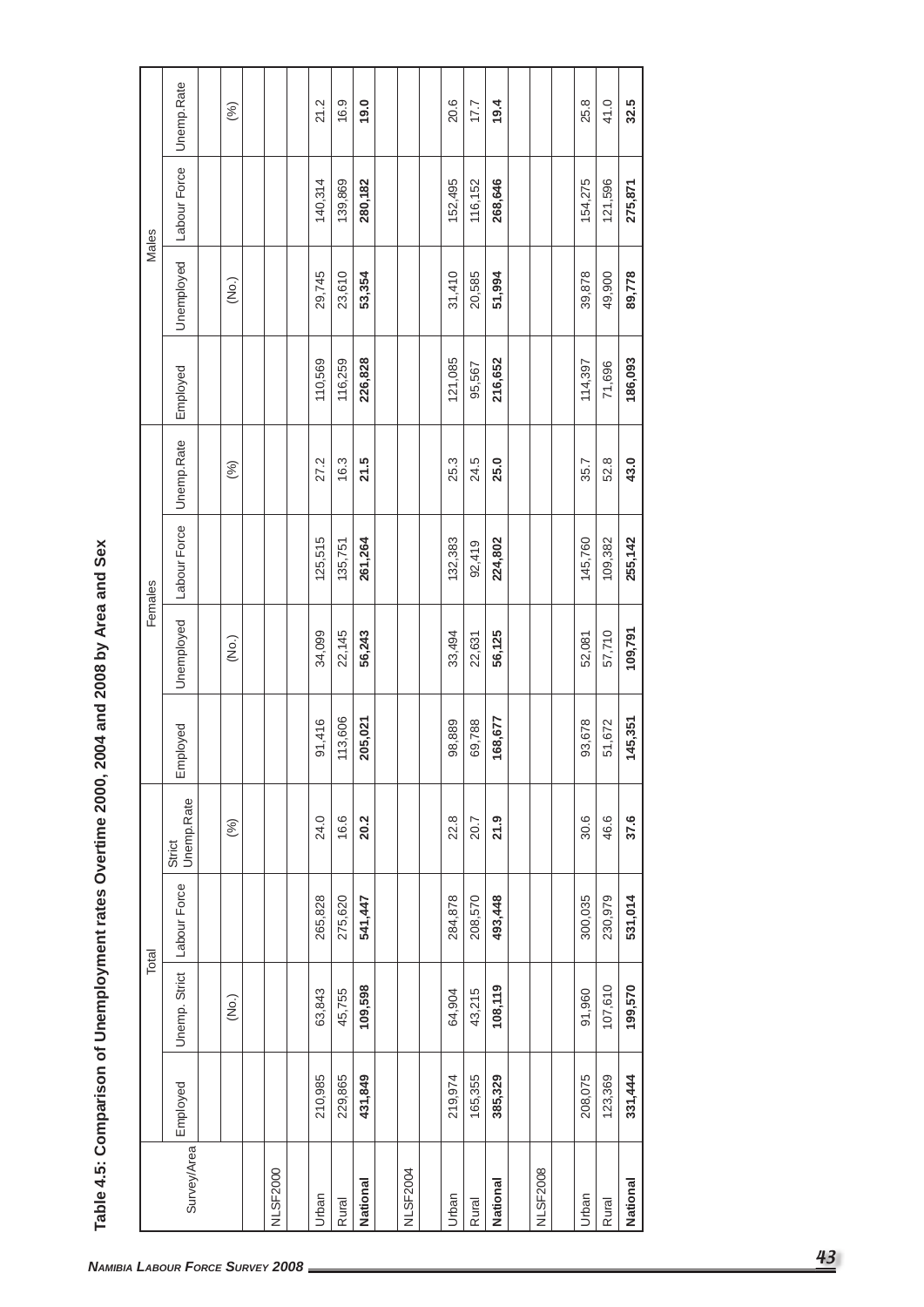**Table 4.5: Comparison of Unemployment rates Overtime 2000, 2004 and 2008 by Area and Sex**

| Survey/Area | Total | | | | Females | | | | Males | | | |
|---|---|---|---|---|---|---|---|---|---|---|---|---|
| | Employed | Unemp. Strict | Labour Force | Strict Unemp.Rate | Employed | Unemployed | Labour Force | Unemp.Rate | Employed | Unemployed | Labour Force | Unemp.Rate |
| | | (No.) | | (%) | | (No.) | | (%) | | (No.) | | (%) |
| NLSF2000 | | | | | | | | | | | | |
| Urban | 210,985 | 63,843 | 265,828 | 24.0 | 91,416 | 34,099 | 125,515 | 27.2 | 110,569 | 29,745 | 140,314 | 21.2 |
| Rural | 229,865 | 45,755 | 275,620 | 16.6 | 113,606 | 22,145 | 135,751 | 16.3 | 116,259 | 23,610 | 139,869 | 16.9 |
| **National** | **431,849** | **109,598** | **541,447** | **20.2** | **205,021** | **56,243** | **261,264** | **21.5** | **226,828** | **53,354** | **280,182** | **19.0** |
| NLSF2004 | | | | | | | | | | | | |
| Urban | 219,974 | 64,904 | 284,878 | 22.8 | 98,889 | 33,494 | 132,383 | 25.3 | 121,085 | 31,410 | 152,495 | 20.6 |
| Rural | 165,355 | 43,215 | 208,570 | 20.7 | 69,788 | 22,631 | 92,419 | 24.5 | 95,567 | 20,585 | 116,152 | 17.7 |
| **National** | **385,329** | **108,119** | **493,448** | **21.9** | **168,677** | **56,125** | **224,802** | **25.0** | **216,652** | **51,994** | **268,646** | **19.4** |
| NLSF2008 | | | | | | | | | | | | |
| Urban | 208,075 | 91,960 | 300,035 | 30.6 | 93,678 | 52,081 | 145,760 | 35.7 | 114,397 | 39,878 | 154,275 | 25.8 |
| Rural | 123,369 | 107,610 | 230,979 | 46.6 | 51,672 | 57,710 | 109,382 | 52.8 | 71,696 | 49,900 | 121,596 | 41.0 |
| **National** | **331,444** | **199,570** | **531,014** | **37.6** | **145,351** | **109,791** | **255,142** | **43.0** | **186,093** | **89,778** | **275,871** | **32.5** |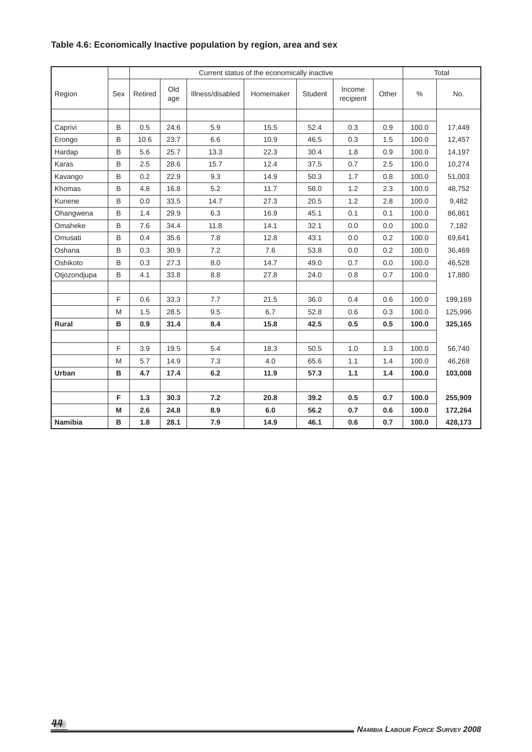**Table 4.6: Economically Inactive population by region, area and sex**

| Region | Sex | Current status of the economically inactive | | | | | | | Total | |
|---|---|---|---|---|---|---|---|---|---|---|
| | | Retired | Old age | Illness/disabled | Homemaker | Student | Income recipient | Other | % | No. |
| Caprivi | B | 0.5 | 24.6 | 5.9 | 15.5 | 52.4 | 0.3 | 0.9 | 100.0 | 17,449 |
| Erongo | B | 10.6 | 23.7 | 6.6 | 10.9 | 46.5 | 0.3 | 1.5 | 100.0 | 12,457 |
| Hardap | B | 5.6 | 25.7 | 13.3 | 22.3 | 30.4 | 1.8 | 0.9 | 100.0 | 14,197 |
| Karas | B | 2.5 | 28.6 | 15.7 | 12.4 | 37.5 | 0.7 | 2.5 | 100.0 | 10,274 |
| Kavango | B | 0.2 | 22.9 | 9.3 | 14.9 | 50.3 | 1.7 | 0.8 | 100.0 | 51,003 |
| Khomas | B | 4.8 | 16.8 | 5.2 | 11.7 | 58.0 | 1.2 | 2.3 | 100.0 | 48,752 |
| Kunene | B | 0.0 | 33.5 | 14.7 | 27.3 | 20.5 | 1.2 | 2.8 | 100.0 | 9,482 |
| Ohangwena | B | 1.4 | 29.9 | 6.3 | 16.9 | 45.1 | 0.1 | 0.1 | 100.0 | 86,861 |
| Omaheke | B | 7.6 | 34.4 | 11.8 | 14.1 | 32.1 | 0.0 | 0.0 | 100.0 | 7,182 |
| Omusati | B | 0.4 | 35.6 | 7.8 | 12.8 | 43.1 | 0.0 | 0.2 | 100.0 | 69,641 |
| Oshana | B | 0.3 | 30.9 | 7.2 | 7.6 | 53.8 | 0.0 | 0.2 | 100.0 | 36,469 |
| Oshikoto | B | 0.3 | 27.3 | 8.0 | 14.7 | 49.0 | 0.7 | 0.0 | 100.0 | 46,528 |
| Otjozondjupa | B | 4.1 | 33.8 | 8.8 | 27.8 | 24.0 | 0.8 | 0.7 | 100.0 | 17,880 |
| | | | | | | | | | | |
| | F | 0.6 | 33.3 | 7.7 | 21.5 | 36.0 | 0.4 | 0.6 | 100.0 | 199,169 |
| | M | 1.5 | 28.5 | 9.5 | 6.7 | 52.8 | 0.6 | 0.3 | 100.0 | 125,996 |
| **Rural** | **B** | **0.9** | **31.4** | **8.4** | **15.8** | **42.5** | **0.5** | **0.5** | **100.0** | **325,165** |
| | | | | | | | | | | |
| | F | 3.9 | 19.5 | 5.4 | 18.3 | 50.5 | 1.0 | 1.3 | 100.0 | 56,740 |
| | M | 5.7 | 14.9 | 7.3 | 4.0 | 65.6 | 1.1 | 1.4 | 100.0 | 46,268 |
| **Urban** | **B** | **4.7** | **17.4** | **6.2** | **11.9** | **57.3** | **1.1** | **1.4** | **100.0** | **103,008** |
| | | | | | | | | | | |
| | **F** | **1.3** | **30.3** | **7.2** | **20.8** | **39.2** | **0.5** | **0.7** | **100.0** | **255,909** |
| | **M** | **2.6** | **24.8** | **8.9** | **6.0** | **56.2** | **0.7** | **0.6** | **100.0** | **172,264** |
| **Namibia** | **B** | **1.8** | **28.1** | **7.9** | **14.9** | **46.1** | **0.6** | **0.7** | **100.0** | **428,173** |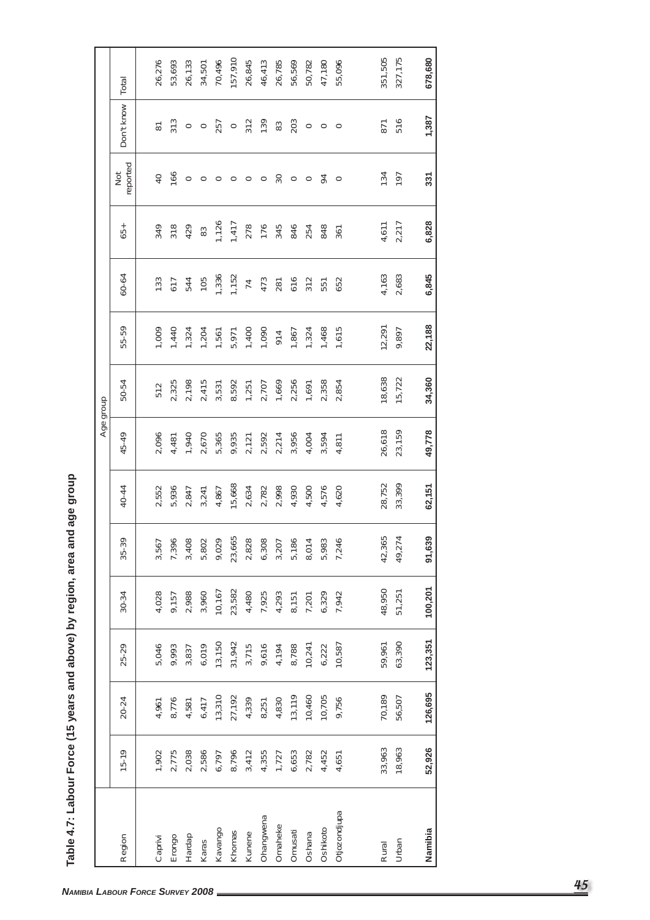**Table 4.7: Labour Force (15 years and above) by region, area and age group**

| Region | Age group | | | | | | | | | | | | | Total |
|---|---|---|---|---|---|---|---|---|---|---|---|---|---|---|
| | 15-19 | 20-24 | 25-29 | 30-34 | 35-39 | 40-44 | 45-49 | 50-54 | 55-59 | 60-64 | 65+ | Not reported | Don't know | |
| Caprivi | 1,902 | 4,961 | 5,046 | 4,028 | 3,567 | 2,552 | 2,096 | 512 | 1,009 | 133 | 349 | 40 | 81 | 26,276 |
| Erongo | 2,775 | 8,776 | 9,993 | 9,157 | 7,396 | 5,936 | 4,481 | 2,325 | 1,440 | 617 | 318 | 166 | 313 | 53,693 |
| Hardap | 2,038 | 4,581 | 3,837 | 2,988 | 3,408 | 2,847 | 1,940 | 2,198 | 1,324 | 544 | 429 | 0 | 0 | 26,133 |
| Karas | 2,586 | 6,417 | 6,019 | 3,960 | 5,802 | 3,241 | 2,670 | 2,415 | 1,204 | 105 | 83 | 0 | 0 | 34,501 |
| Kavango | 6,797 | 13,310 | 13,150 | 10,167 | 9,029 | 4,867 | 5,365 | 3,531 | 1,561 | 1,336 | 1,126 | 0 | 257 | 70,496 |
| Khomas | 8,796 | 27,192 | 31,942 | 23,582 | 23,665 | 15,668 | 9,935 | 8,592 | 5,971 | 1,152 | 1,417 | 0 | 0 | 157,910 |
| Kunene | 3,412 | 4,339 | 3,715 | 4,480 | 2,828 | 2,634 | 2,121 | 1,251 | 1,400 | 74 | 278 | 0 | 312 | 26,845 |
| Ohangwena | 4,355 | 8,251 | 9,616 | 7,925 | 6,308 | 2,782 | 2,592 | 2,707 | 1,090 | 473 | 176 | 0 | 139 | 46,413 |
| Omaheke | 1,727 | 4,830 | 4,194 | 4,293 | 3,207 | 2,998 | 2,214 | 1,669 | 914 | 281 | 345 | 30 | 83 | 26,785 |
| Omusati | 6,653 | 13,119 | 8,788 | 8,151 | 5,186 | 4,930 | 3,956 | 2,256 | 1,867 | 616 | 846 | 0 | 203 | 56,569 |
| Oshana | 2,782 | 10,460 | 10,241 | 7,201 | 8,014 | 4,500 | 4,004 | 1,691 | 1,324 | 312 | 254 | 0 | 0 | 50,782 |
| Oshikoto | 4,452 | 10,705 | 6,222 | 6,329 | 5,983 | 4,576 | 3,594 | 2,358 | 1,468 | 551 | 848 | 94 | 0 | 47,180 |
| Otjozondjupa | 4,651 | 9,756 | 10,587 | 7,942 | 7,246 | 4,620 | 4,811 | 2,854 | 1,615 | 652 | 361 | 0 | 0 | 55,096 |
| Rural | 33,963 | 70,189 | 59,961 | 48,950 | 42,365 | 28,752 | 26,618 | 18,638 | 12,291 | 4,163 | 4,611 | 134 | 871 | 351,505 |
| Urban | 18,963 | 56,507 | 63,390 | 51,251 | 49,274 | 33,399 | 23,159 | 15,722 | 9,897 | 2,683 | 2,217 | 197 | 516 | 327,175 |
| **Namibia** | **52,926** | **126,695** | **123,351** | **100,201** | **91,639** | **62,151** | **49,778** | **34,360** | **22,188** | **6,845** | **6,828** | **331** | **1,387** | **678,680** |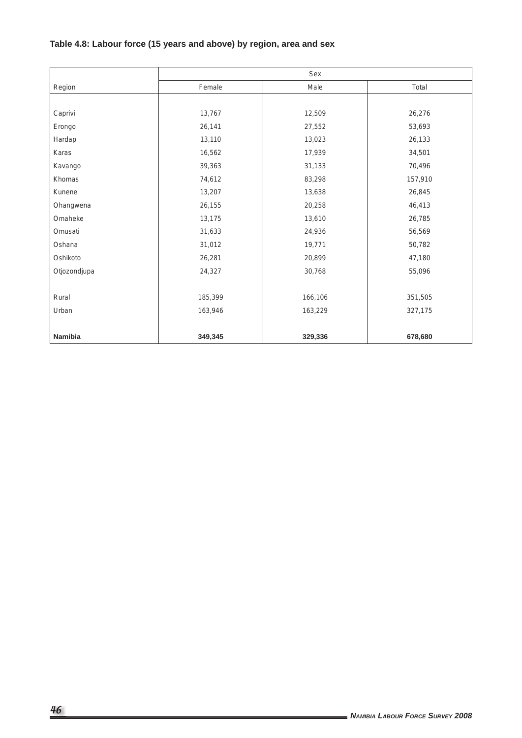**Table 4.8: Labour force (15 years and above) by region, area and sex**

| | Sex | | |
|---|---|---|---|
| Region | Female | Male | Total |
| Caprivi | 13,767 | 12,509 | 26,276 |
| Erongo | 26,141 | 27,552 | 53,693 |
| Hardap | 13,110 | 13,023 | 26,133 |
| Karas | 16,562 | 17,939 | 34,501 |
| Kavango | 39,363 | 31,133 | 70,496 |
| Khomas | 74,612 | 83,298 | 157,910 |
| Kunene | 13,207 | 13,638 | 26,845 |
| Ohangwena | 26,155 | 20,258 | 46,413 |
| Omaheke | 13,175 | 13,610 | 26,785 |
| Omusati | 31,633 | 24,936 | 56,569 |
| Oshana | 31,012 | 19,771 | 50,782 |
| Oshikoto | 26,281 | 20,899 | 47,180 |
| Otjozondjupa | 24,327 | 30,768 | 55,096 |
| Rural | 185,399 | 166,106 | 351,505 |
| Urban | 163,946 | 163,229 | 327,175 |
| **Namibia** | **349,345** | **329,336** | **678,680** |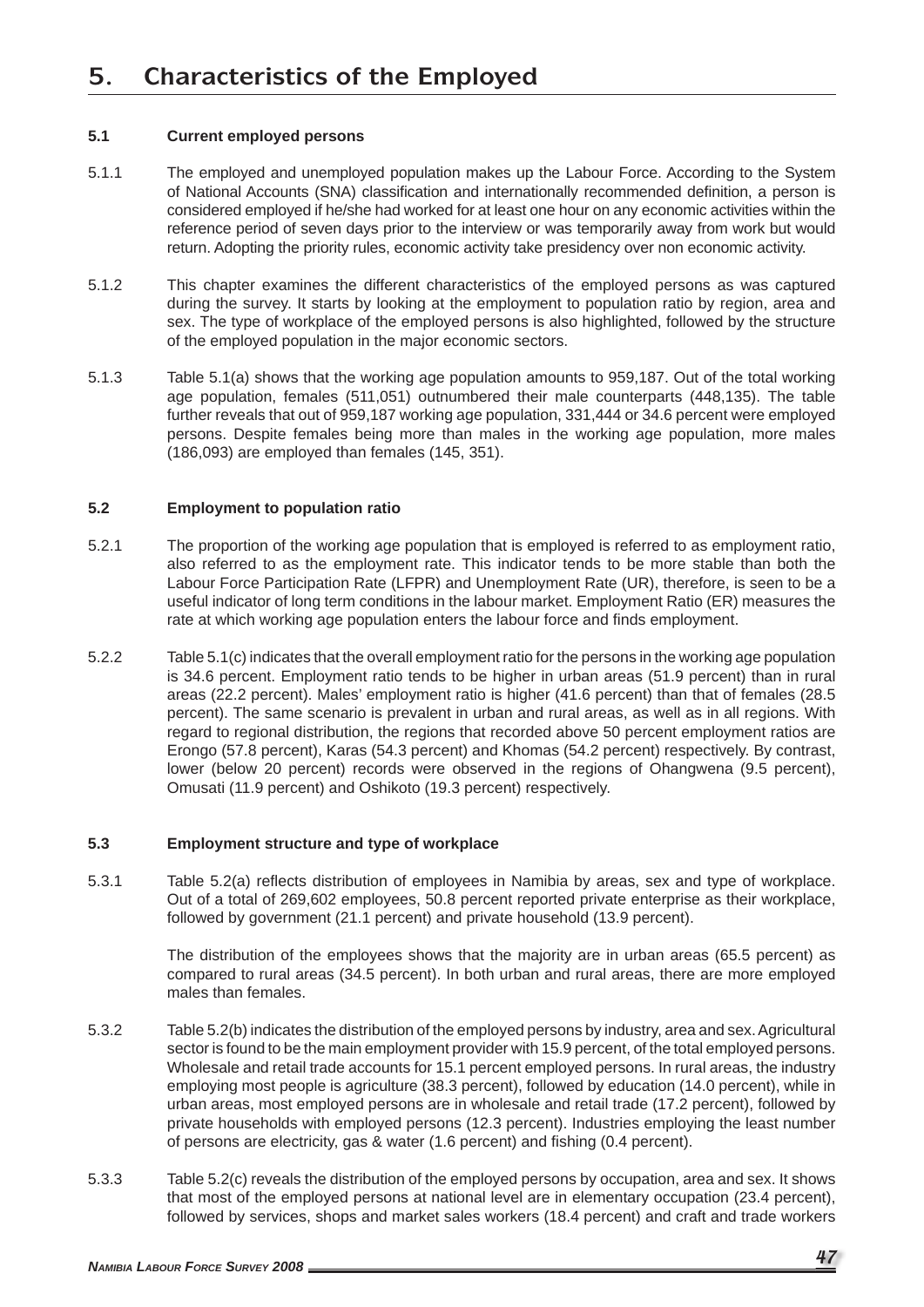# 5. Characteristics of the Employed

### 5.1 Current employed persons

5.1.1 The employed and unemployed population makes up the Labour Force. According to the System of National Accounts (SNA) classification and internationally recommended definition, a person is considered employed if he/she had worked for at least one hour on any economic activities within the reference period of seven days prior to the interview or was temporarily away from work but would return. Adopting the priority rules, economic activity take presidency over non economic activity.

5.1.2 This chapter examines the different characteristics of the employed persons as was captured during the survey. It starts by looking at the employment to population ratio by region, area and sex. The type of workplace of the employed persons is also highlighted, followed by the structure of the employed population in the major economic sectors.

5.1.3 Table 5.1(a) shows that the working age population amounts to 959,187. Out of the total working age population, females (511,051) outnumbered their male counterparts (448,135). The table further reveals that out of 959,187 working age population, 331,444 or 34.6 percent were employed persons. Despite females being more than males in the working age population, more males (186,093) are employed than females (145, 351).

### 5.2 Employment to population ratio

5.2.1 The proportion of the working age population that is employed is referred to as employment ratio, also referred to as the employment rate. This indicator tends to be more stable than both the Labour Force Participation Rate (LFPR) and Unemployment Rate (UR), therefore, is seen to be a useful indicator of long term conditions in the labour market. Employment Ratio (ER) measures the rate at which working age population enters the labour force and finds employment.

5.2.2 Table 5.1(c) indicates that the overall employment ratio for the persons in the working age population is 34.6 percent. Employment ratio tends to be higher in urban areas (51.9 percent) than in rural areas (22.2 percent). Males' employment ratio is higher (41.6 percent) than that of females (28.5 percent). The same scenario is prevalent in urban and rural areas, as well as in all regions. With regard to regional distribution, the regions that recorded above 50 percent employment ratios are Erongo (57.8 percent), Karas (54.3 percent) and Khomas (54.2 percent) respectively. By contrast, lower (below 20 percent) records were observed in the regions of Ohangwena (9.5 percent), Omusati (11.9 percent) and Oshikoto (19.3 percent) respectively.

### 5.3 Employment structure and type of workplace

5.3.1 Table 5.2(a) reflects distribution of employees in Namibia by areas, sex and type of workplace. Out of a total of 269,602 employees, 50.8 percent reported private enterprise as their workplace, followed by government (21.1 percent) and private household (13.9 percent).

The distribution of the employees shows that the majority are in urban areas (65.5 percent) as compared to rural areas (34.5 percent). In both urban and rural areas, there are more employed males than females.

5.3.2 Table 5.2(b) indicates the distribution of the employed persons by industry, area and sex. Agricultural sector is found to be the main employment provider with 15.9 percent, of the total employed persons. Wholesale and retail trade accounts for 15.1 percent employed persons. In rural areas, the industry employing most people is agriculture (38.3 percent), followed by education (14.0 percent), while in urban areas, most employed persons are in wholesale and retail trade (17.2 percent), followed by private households with employed persons (12.3 percent). Industries employing the least number of persons are electricity, gas & water (1.6 percent) and fishing (0.4 percent).

5.3.3 Table 5.2(c) reveals the distribution of the employed persons by occupation, area and sex. It shows that most of the employed persons at national level are in elementary occupation (23.4 percent), followed by services, shops and market sales workers (18.4 percent) and craft and trade workers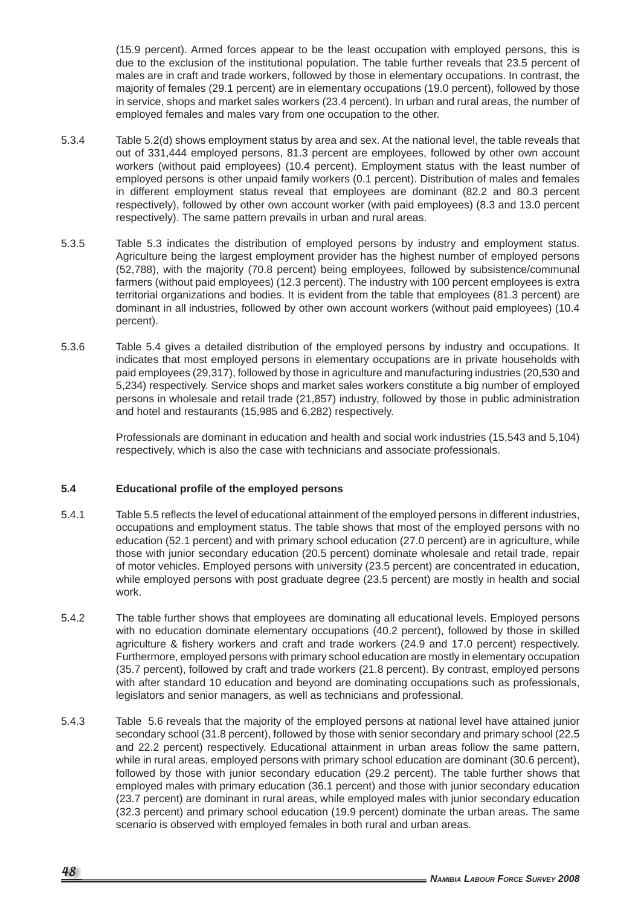(15.9 percent). Armed forces appear to be the least occupation with employed persons, this is due to the exclusion of the institutional population. The table further reveals that 23.5 percent of males are in craft and trade workers, followed by those in elementary occupations. In contrast, the majority of females (29.1 percent) are in elementary occupations (19.0 percent), followed by those in service, shops and market sales workers (23.4 percent). In urban and rural areas, the number of employed females and males vary from one occupation to the other.

5.3.4 Table 5.2(d) shows employment status by area and sex. At the national level, the table reveals that out of 331,444 employed persons, 81.3 percent are employees, followed by other own account workers (without paid employees) (10.4 percent). Employment status with the least number of employed persons is other unpaid family workers (0.1 percent). Distribution of males and females in different employment status reveal that employees are dominant (82.2 and 80.3 percent respectively), followed by other own account worker (with paid employees) (8.3 and 13.0 percent respectively). The same pattern prevails in urban and rural areas.

5.3.5 Table 5.3 indicates the distribution of employed persons by industry and employment status. Agriculture being the largest employment provider has the highest number of employed persons (52,788), with the majority (70.8 percent) being employees, followed by subsistence/communal farmers (without paid employees) (12.3 percent). The industry with 100 percent employees is extra territorial organizations and bodies. It is evident from the table that employees (81.3 percent) are dominant in all industries, followed by other own account workers (without paid employees) (10.4 percent).

5.3.6 Table 5.4 gives a detailed distribution of the employed persons by industry and occupations. It indicates that most employed persons in elementary occupations are in private households with paid employees (29,317), followed by those in agriculture and manufacturing industries (20,530 and 5,234) respectively. Service shops and market sales workers constitute a big number of employed persons in wholesale and retail trade (21,857) industry, followed by those in public administration and hotel and restaurants (15,985 and 6,282) respectively.

Professionals are dominant in education and health and social work industries (15,543 and 5,104) respectively, which is also the case with technicians and associate professionals.

## 5.4 Educational profile of the employed persons

5.4.1 Table 5.5 reflects the level of educational attainment of the employed persons in different industries, occupations and employment status. The table shows that most of the employed persons with no education (52.1 percent) and with primary school education (27.0 percent) are in agriculture, while those with junior secondary education (20.5 percent) dominate wholesale and retail trade, repair of motor vehicles. Employed persons with university (23.5 percent) are concentrated in education, while employed persons with post graduate degree (23.5 percent) are mostly in health and social work.

5.4.2 The table further shows that employees are dominating all educational levels. Employed persons with no education dominate elementary occupations (40.2 percent), followed by those in skilled agriculture & fishery workers and craft and trade workers (24.9 and 17.0 percent) respectively. Furthermore, employed persons with primary school education are mostly in elementary occupation (35.7 percent), followed by craft and trade workers (21.8 percent). By contrast, employed persons with after standard 10 education and beyond are dominating occupations such as professionals, legislators and senior managers, as well as technicians and professional.

5.4.3 Table 5.6 reveals that the majority of the employed persons at national level have attained junior secondary school (31.8 percent), followed by those with senior secondary and primary school (22.5 and 22.2 percent) respectively. Educational attainment in urban areas follow the same pattern, while in rural areas, employed persons with primary school education are dominant (30.6 percent), followed by those with junior secondary education (29.2 percent). The table further shows that employed males with primary education (36.1 percent) and those with junior secondary education (23.7 percent) are dominant in rural areas, while employed males with junior secondary education (32.3 percent) and primary school education (19.9 percent) dominate the urban areas. The same scenario is observed with employed females in both rural and urban areas.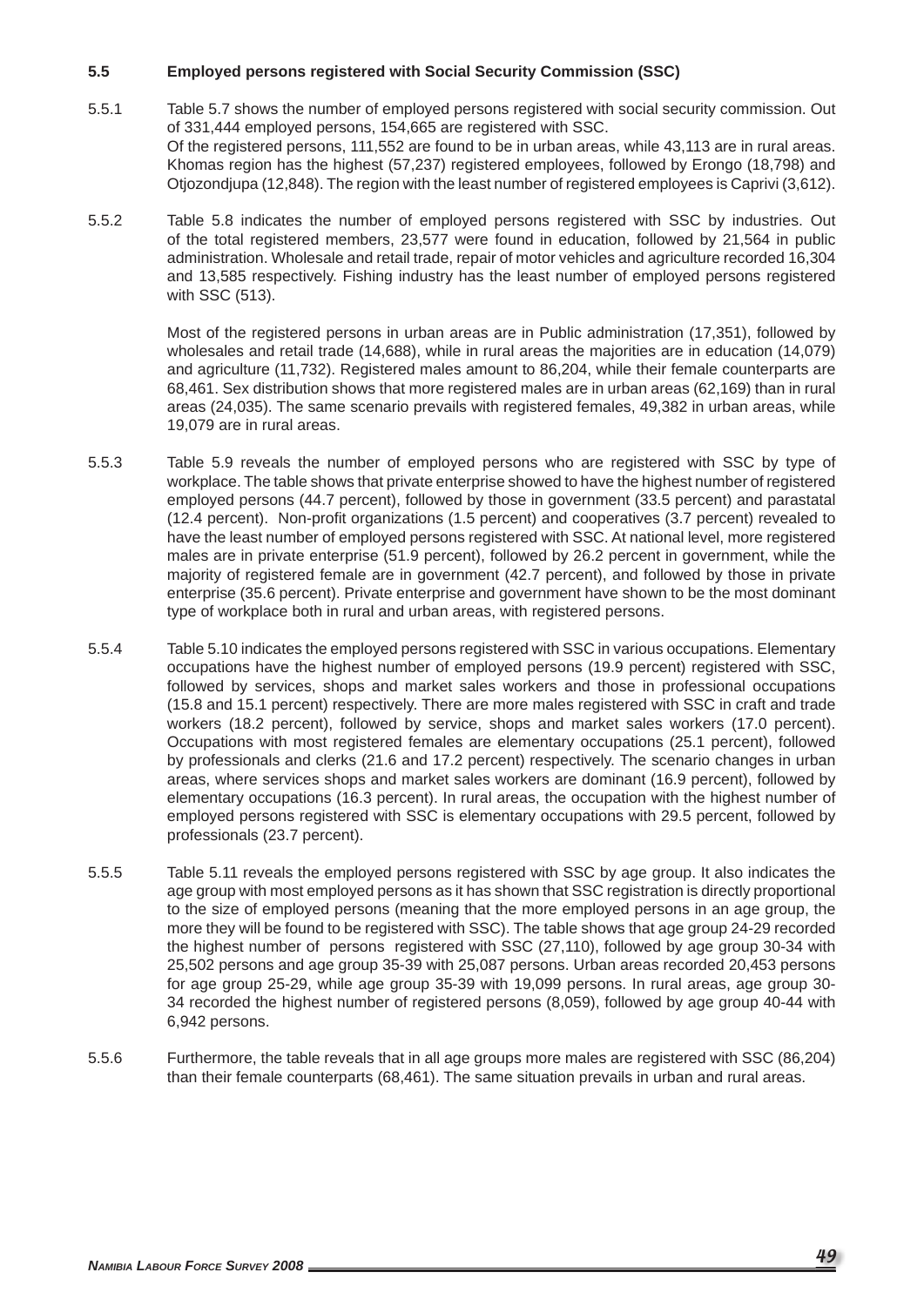### 5.5 Employed persons registered with Social Security Commission (SSC)

5.5.1 Table 5.7 shows the number of employed persons registered with social security commission. Out of 331,444 employed persons, 154,665 are registered with SSC.
Of the registered persons, 111,552 are found to be in urban areas, while 43,113 are in rural areas. Khomas region has the highest (57,237) registered employees, followed by Erongo (18,798) and Otjozondjupa (12,848). The region with the least number of registered employees is Caprivi (3,612).

5.5.2 Table 5.8 indicates the number of employed persons registered with SSC by industries. Out of the total registered members, 23,577 were found in education, followed by 21,564 in public administration. Wholesale and retail trade, repair of motor vehicles and agriculture recorded 16,304 and 13,585 respectively. Fishing industry has the least number of employed persons registered with SSC (513).

Most of the registered persons in urban areas are in Public administration (17,351), followed by wholesales and retail trade (14,688), while in rural areas the majorities are in education (14,079) and agriculture (11,732). Registered males amount to 86,204, while their female counterparts are 68,461. Sex distribution shows that more registered males are in urban areas (62,169) than in rural areas (24,035). The same scenario prevails with registered females, 49,382 in urban areas, while 19,079 are in rural areas.

5.5.3 Table 5.9 reveals the number of employed persons who are registered with SSC by type of workplace. The table shows that private enterprise showed to have the highest number of registered employed persons (44.7 percent), followed by those in government (33.5 percent) and parastatal (12.4 percent). Non-profit organizations (1.5 percent) and cooperatives (3.7 percent) revealed to have the least number of employed persons registered with SSC. At national level, more registered males are in private enterprise (51.9 percent), followed by 26.2 percent in government, while the majority of registered female are in government (42.7 percent), and followed by those in private enterprise (35.6 percent). Private enterprise and government have shown to be the most dominant type of workplace both in rural and urban areas, with registered persons.

5.5.4 Table 5.10 indicates the employed persons registered with SSC in various occupations. Elementary occupations have the highest number of employed persons (19.9 percent) registered with SSC, followed by services, shops and market sales workers and those in professional occupations (15.8 and 15.1 percent) respectively. There are more males registered with SSC in craft and trade workers (18.2 percent), followed by service, shops and market sales workers (17.0 percent). Occupations with most registered females are elementary occupations (25.1 percent), followed by professionals and clerks (21.6 and 17.2 percent) respectively. The scenario changes in urban areas, where services shops and market sales workers are dominant (16.9 percent), followed by elementary occupations (16.3 percent). In rural areas, the occupation with the highest number of employed persons registered with SSC is elementary occupations with 29.5 percent, followed by professionals (23.7 percent).

5.5.5 Table 5.11 reveals the employed persons registered with SSC by age group. It also indicates the age group with most employed persons as it has shown that SSC registration is directly proportional to the size of employed persons (meaning that the more employed persons in an age group, the more they will be found to be registered with SSC). The table shows that age group 24-29 recorded the highest number of persons registered with SSC (27,110), followed by age group 30-34 with 25,502 persons and age group 35-39 with 25,087 persons. Urban areas recorded 20,453 persons for age group 25-29, while age group 35-39 with 19,099 persons. In rural areas, age group 30-34 recorded the highest number of registered persons (8,059), followed by age group 40-44 with 6,942 persons.

5.5.6 Furthermore, the table reveals that in all age groups more males are registered with SSC (86,204) than their female counterparts (68,461). The same situation prevails in urban and rural areas.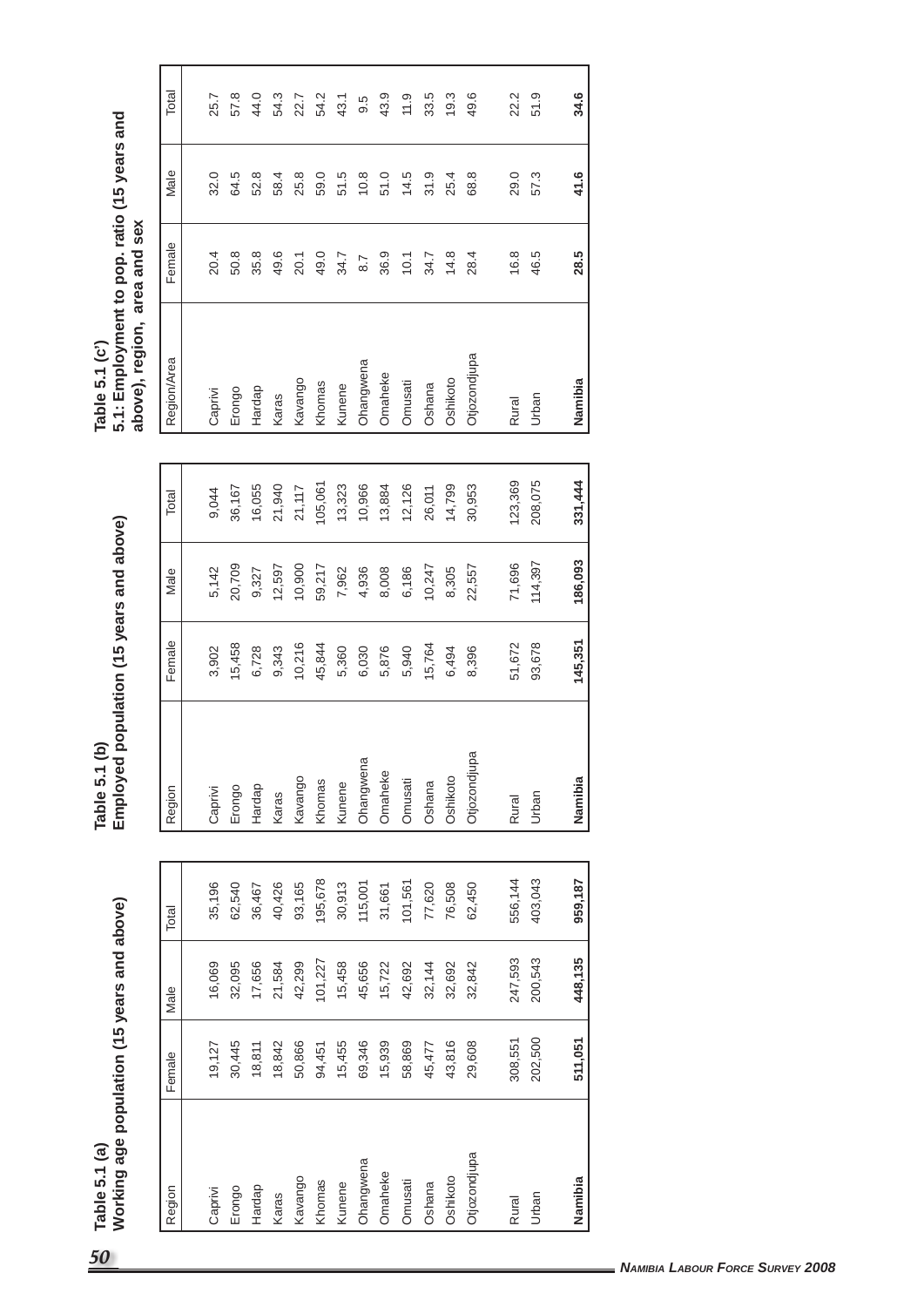## Table 5.1 (a)
## Working age population (15 years and above)

| Region | Female | Male | Total |
|---|---|---|---|
| Caprivi | 19,127 | 16,069 | 35,196 |
| Erongo | 30,445 | 32,095 | 62,540 |
| Hardap | 18,811 | 17,656 | 36,467 |
| Karas | 18,842 | 21,584 | 40,426 |
| Kavango | 50,866 | 42,299 | 93,165 |
| Khomas | 94,451 | 101,227 | 195,678 |
| Kunene | 15,455 | 15,458 | 30,913 |
| Ohangwena | 69,346 | 45,656 | 115,001 |
| Omaheke | 15,939 | 15,722 | 31,661 |
| Omusati | 58,869 | 42,692 | 101,561 |
| Oshana | 45,477 | 32,144 | 77,620 |
| Oshikoto | 43,816 | 32,692 | 76,508 |
| Otjozondjupa | 29,608 | 32,842 | 62,450 |
| Rural | 308,551 | 247,593 | 556,144 |
| Urban | 202,500 | 200,543 | 403,043 |
| **Namibia** | **511,051** | **448,135** | **959,187** |

## Table 5.1 (b)
## Employed population (15 years and above)

| Region | Female | Male | Total |
|---|---|---|---|
| Caprivi | 3,902 | 5,142 | 9,044 |
| Erongo | 15,458 | 20,709 | 36,167 |
| Hardap | 6,728 | 9,327 | 16,055 |
| Karas | 9,343 | 12,597 | 21,940 |
| Kavango | 10,216 | 10,900 | 21,117 |
| Khomas | 45,844 | 59,217 | 105,061 |
| Kunene | 5,360 | 7,962 | 13,323 |
| Ohangwena | 6,030 | 4,936 | 10,966 |
| Omaheke | 5,876 | 8,008 | 13,884 |
| Omusati | 5,940 | 6,186 | 12,126 |
| Oshana | 15,764 | 10,247 | 26,011 |
| Oshikoto | 6,494 | 8,305 | 14,799 |
| Otjozondjupa | 8,396 | 22,557 | 30,953 |
| Rural | 51,672 | 71,696 | 123,369 |
| Urban | 93,678 | 114,397 | 208,075 |
| **Namibia** | **145,351** | **186,093** | **331,444** |

## Table 5.1 (c')
## 5.1: Employment to pop. ratio (15 years and above), region, area and sex

| Region/Area | Female | Male | Total |
|---|---|---|---|
| Caprivi | 20.4 | 32.0 | 25.7 |
| Erongo | 50.8 | 64.5 | 57.8 |
| Hardap | 35.8 | 52.8 | 44.0 |
| Karas | 49.6 | 58.4 | 54.3 |
| Kavango | 20.1 | 25.8 | 22.7 |
| Khomas | 49.0 | 59.0 | 54.2 |
| Kunene | 34.7 | 51.5 | 43.1 |
| Ohangwena | 8.7 | 10.8 | 9.5 |
| Omaheke | 36.9 | 51.0 | 43.9 |
| Omusati | 10.1 | 14.5 | 11.9 |
| Oshana | 34.7 | 31.9 | 33.5 |
| Oshikoto | 14.8 | 25.4 | 19.3 |
| Otjozondjupa | 28.4 | 68.8 | 49.6 |
| Rural | 16.8 | 29.0 | 22.2 |
| Urban | 46.5 | 57.3 | 51.9 |
| **Namibia** | **28.5** | **41.6** | **34.6** |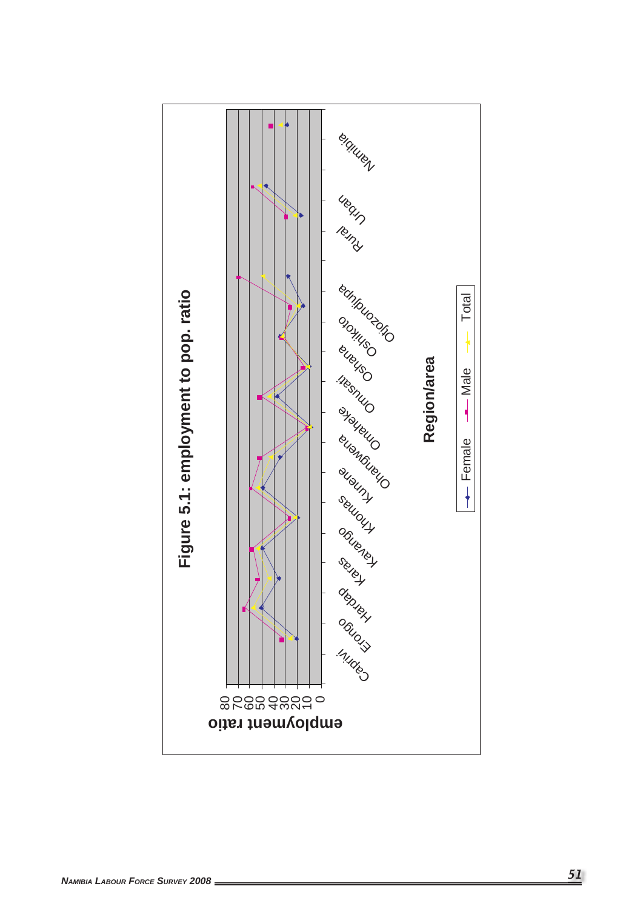**Figure 5.1: employment to pop. ratio**

employment ratio: 0, 10, 20, 30, 40, 50, 60, 70, 80

Region/area: Caprivi, Erongo, Hardap, Karas, Kavango, Khomas, Kunene, Ohangwena, Omaheke, Omusati, Oshana, Oshikoto, Otjozondjupa, Rural, Urban, Namibia

Legend: Female, Male, Total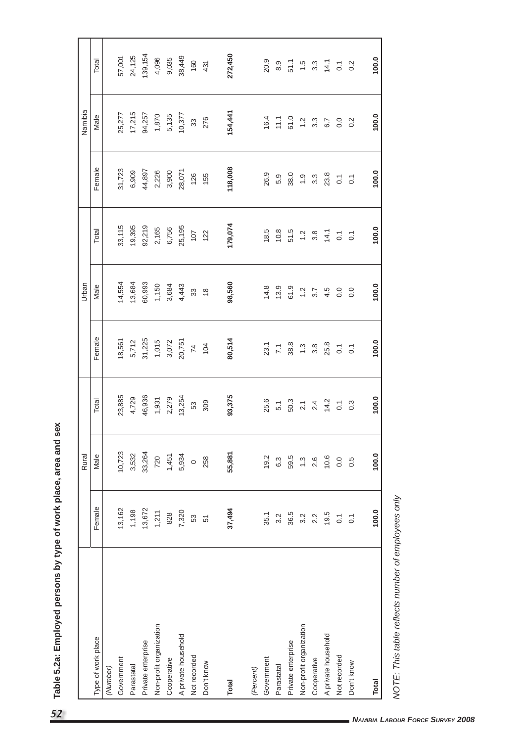**Table 5.2a: Employed persons by type of work place, area and sex**

| Type of work place | Rural | | | Urban | | | Namibia | | |
|---|---|---|---|---|---|---|---|---|---|
| | Female | Male | Total | Female | Male | Total | Female | Male | Total |
| *(Number)* | | | | | | | | | |
| Government | 13,162 | 10,723 | 23,885 | 18,561 | 14,554 | 33,115 | 31,723 | 25,277 | 57,001 |
| Parastatal | 1,198 | 3,532 | 4,729 | 5,712 | 13,684 | 19,395 | 6,909 | 17,215 | 24,125 |
| Private enterprise | 13,672 | 33,264 | 46,936 | 31,225 | 60,993 | 92,219 | 44,897 | 94,257 | 139,154 |
| Non-profit organization | 1,211 | 720 | 1,931 | 1,015 | 1,150 | 2,165 | 2,226 | 1,870 | 4,096 |
| Cooperative | 828 | 1,451 | 2,279 | 3,072 | 3,684 | 6,756 | 3,900 | 5,135 | 9,035 |
| A private household | 7,320 | 5,934 | 13,254 | 20,751 | 4,443 | 25,195 | 28,071 | 10,377 | 38,449 |
| Not recorded | 53 | 0 | 53 | 74 | 33 | 107 | 126 | 33 | 160 |
| Don't know | 51 | 258 | 309 | 104 | 18 | 122 | 155 | 276 | 431 |
| **Total** | **37,494** | **55,881** | **93,375** | **80,514** | **98,560** | **179,074** | **118,008** | **154,441** | **272,450** |
| *(Percent)* | | | | | | | | | |
| Government | 35.1 | 19.2 | 25.6 | 23.1 | 14.8 | 18.5 | 26.9 | 16.4 | 20.9 |
| Parastatal | 3.2 | 6.3 | 5.1 | 7.1 | 13.9 | 10.8 | 5.9 | 11.1 | 8.9 |
| Private enterprise | 36.5 | 59.5 | 50.3 | 38.8 | 61.9 | 51.5 | 38.0 | 61.0 | 51.1 |
| Non-profit organization | 3.2 | 1.3 | 2.1 | 1.3 | 1.2 | 1.2 | 1.9 | 1.2 | 1.5 |
| Cooperative | 2.2 | 2.6 | 2.4 | 3.8 | 3.7 | 3.8 | 3.3 | 3.3 | 3.3 |
| A private household | 19.5 | 10.6 | 14.2 | 25.8 | 4.5 | 14.1 | 23.8 | 6.7 | 14.1 |
| Not recorded | 0.1 | 0.0 | 0.1 | 0.1 | 0.0 | 0.1 | 0.1 | 0.0 | 0.1 |
| Don't know | 0.1 | 0.5 | 0.3 | 0.1 | 0.0 | 0.1 | 0.1 | 0.2 | 0.2 |
| **Total** | **100.0** | **100.0** | **100.0** | **100.0** | **100.0** | **100.0** | **100.0** | **100.0** | **100.0** |

*NOTE: This table reflects number of employees only*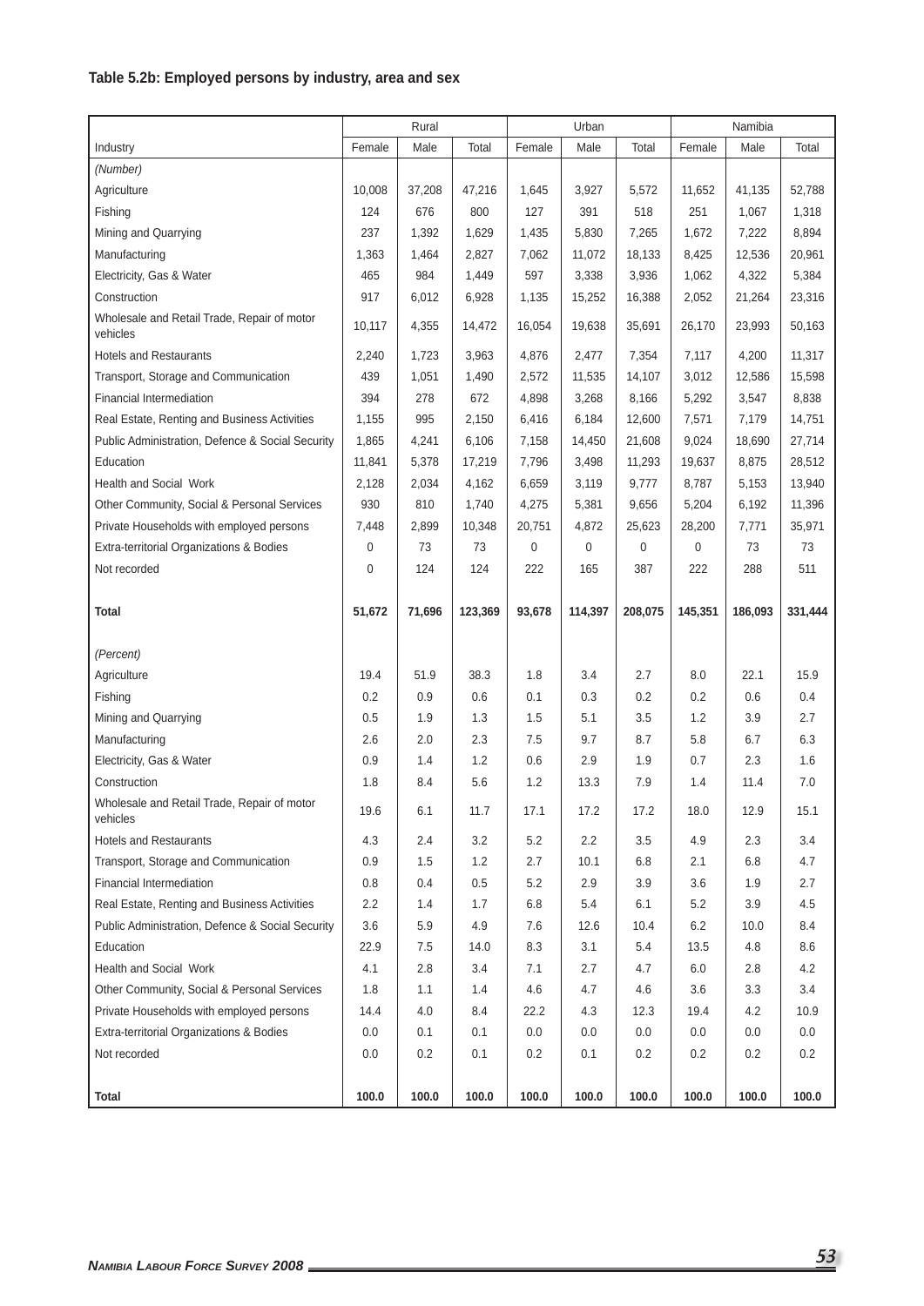**Table 5.2b: Employed persons by industry, area and sex**

| | Rural | | | Urban | | | Namibia | | |
|---|---|---|---|---|---|---|---|---|---|
| Industry | Female | Male | Total | Female | Male | Total | Female | Male | Total |
| *(Number)* | | | | | | | | | |
| Agriculture | 10,008 | 37,208 | 47,216 | 1,645 | 3,927 | 5,572 | 11,652 | 41,135 | 52,788 |
| Fishing | 124 | 676 | 800 | 127 | 391 | 518 | 251 | 1,067 | 1,318 |
| Mining and Quarrying | 237 | 1,392 | 1,629 | 1,435 | 5,830 | 7,265 | 1,672 | 7,222 | 8,894 |
| Manufacturing | 1,363 | 1,464 | 2,827 | 7,062 | 11,072 | 18,133 | 8,425 | 12,536 | 20,961 |
| Electricity, Gas & Water | 465 | 984 | 1,449 | 597 | 3,338 | 3,936 | 1,062 | 4,322 | 5,384 |
| Construction | 917 | 6,012 | 6,928 | 1,135 | 15,252 | 16,388 | 2,052 | 21,264 | 23,316 |
| Wholesale and Retail Trade, Repair of motor vehicles | 10,117 | 4,355 | 14,472 | 16,054 | 19,638 | 35,691 | 26,170 | 23,993 | 50,163 |
| Hotels and Restaurants | 2,240 | 1,723 | 3,963 | 4,876 | 2,477 | 7,354 | 7,117 | 4,200 | 11,317 |
| Transport, Storage and Communication | 439 | 1,051 | 1,490 | 2,572 | 11,535 | 14,107 | 3,012 | 12,586 | 15,598 |
| Financial Intermediation | 394 | 278 | 672 | 4,898 | 3,268 | 8,166 | 5,292 | 3,547 | 8,838 |
| Real Estate, Renting and Business Activities | 1,155 | 995 | 2,150 | 6,416 | 6,184 | 12,600 | 7,571 | 7,179 | 14,751 |
| Public Administration, Defence & Social Security | 1,865 | 4,241 | 6,106 | 7,158 | 14,450 | 21,608 | 9,024 | 18,690 | 27,714 |
| Education | 11,841 | 5,378 | 17,219 | 7,796 | 3,498 | 11,293 | 19,637 | 8,875 | 28,512 |
| Health and Social Work | 2,128 | 2,034 | 4,162 | 6,659 | 3,119 | 9,777 | 8,787 | 5,153 | 13,940 |
| Other Community, Social & Personal Services | 930 | 810 | 1,740 | 4,275 | 5,381 | 9,656 | 5,204 | 6,192 | 11,396 |
| Private Households with employed persons | 7,448 | 2,899 | 10,348 | 20,751 | 4,872 | 25,623 | 28,200 | 7,771 | 35,971 |
| Extra-territorial Organizations & Bodies | 0 | 73 | 73 | 0 | 0 | 0 | 0 | 73 | 73 |
| Not recorded | 0 | 124 | 124 | 222 | 165 | 387 | 222 | 288 | 511 |
| **Total** | **51,672** | **71,696** | **123,369** | **93,678** | **114,397** | **208,075** | **145,351** | **186,093** | **331,444** |
| *(Percent)* | | | | | | | | | |
| Agriculture | 19.4 | 51.9 | 38.3 | 1.8 | 3.4 | 2.7 | 8.0 | 22.1 | 15.9 |
| Fishing | 0.2 | 0.9 | 0.6 | 0.1 | 0.3 | 0.2 | 0.2 | 0.6 | 0.4 |
| Mining and Quarrying | 0.5 | 1.9 | 1.3 | 1.5 | 5.1 | 3.5 | 1.2 | 3.9 | 2.7 |
| Manufacturing | 2.6 | 2.0 | 2.3 | 7.5 | 9.7 | 8.7 | 5.8 | 6.7 | 6.3 |
| Electricity, Gas & Water | 0.9 | 1.4 | 1.2 | 0.6 | 2.9 | 1.9 | 0.7 | 2.3 | 1.6 |
| Construction | 1.8 | 8.4 | 5.6 | 1.2 | 13.3 | 7.9 | 1.4 | 11.4 | 7.0 |
| Wholesale and Retail Trade, Repair of motor vehicles | 19.6 | 6.1 | 11.7 | 17.1 | 17.2 | 17.2 | 18.0 | 12.9 | 15.1 |
| Hotels and Restaurants | 4.3 | 2.4 | 3.2 | 5.2 | 2.2 | 3.5 | 4.9 | 2.3 | 3.4 |
| Transport, Storage and Communication | 0.9 | 1.5 | 1.2 | 2.7 | 10.1 | 6.8 | 2.1 | 6.8 | 4.7 |
| Financial Intermediation | 0.8 | 0.4 | 0.5 | 5.2 | 2.9 | 3.9 | 3.6 | 1.9 | 2.7 |
| Real Estate, Renting and Business Activities | 2.2 | 1.4 | 1.7 | 6.8 | 5.4 | 6.1 | 5.2 | 3.9 | 4.5 |
| Public Administration, Defence & Social Security | 3.6 | 5.9 | 4.9 | 7.6 | 12.6 | 10.4 | 6.2 | 10.0 | 8.4 |
| Education | 22.9 | 7.5 | 14.0 | 8.3 | 3.1 | 5.4 | 13.5 | 4.8 | 8.6 |
| Health and Social Work | 4.1 | 2.8 | 3.4 | 7.1 | 2.7 | 4.7 | 6.0 | 2.8 | 4.2 |
| Other Community, Social & Personal Services | 1.8 | 1.1 | 1.4 | 4.6 | 4.7 | 4.6 | 3.6 | 3.3 | 3.4 |
| Private Households with employed persons | 14.4 | 4.0 | 8.4 | 22.2 | 4.3 | 12.3 | 19.4 | 4.2 | 10.9 |
| Extra-territorial Organizations & Bodies | 0.0 | 0.1 | 0.1 | 0.0 | 0.0 | 0.0 | 0.0 | 0.0 | 0.0 |
| Not recorded | 0.0 | 0.2 | 0.1 | 0.2 | 0.1 | 0.2 | 0.2 | 0.2 | 0.2 |
| **Total** | **100.0** | **100.0** | **100.0** | **100.0** | **100.0** | **100.0** | **100.0** | **100.0** | **100.0** |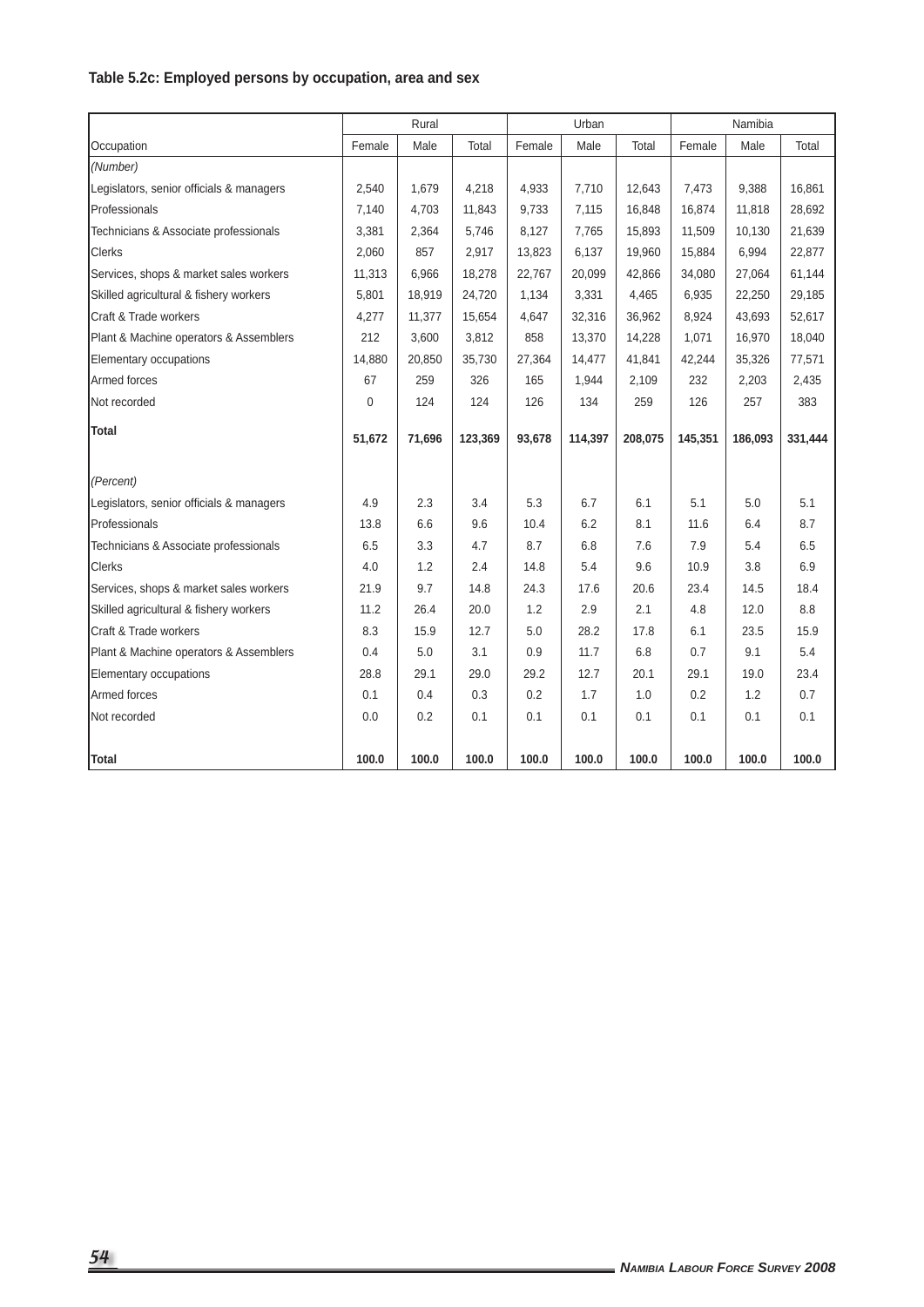**Table 5.2c: Employed persons by occupation, area and sex**

| | Rural | | | Urban | | | Namibia | | |
|---|---|---|---|---|---|---|---|---|---|
| Occupation | Female | Male | Total | Female | Male | Total | Female | Male | Total |
| *(Number)* | | | | | | | | | |
| Legislators, senior officials & managers | 2,540 | 1,679 | 4,218 | 4,933 | 7,710 | 12,643 | 7,473 | 9,388 | 16,861 |
| Professionals | 7,140 | 4,703 | 11,843 | 9,733 | 7,115 | 16,848 | 16,874 | 11,818 | 28,692 |
| Technicians & Associate professionals | 3,381 | 2,364 | 5,746 | 8,127 | 7,765 | 15,893 | 11,509 | 10,130 | 21,639 |
| Clerks | 2,060 | 857 | 2,917 | 13,823 | 6,137 | 19,960 | 15,884 | 6,994 | 22,877 |
| Services, shops & market sales workers | 11,313 | 6,966 | 18,278 | 22,767 | 20,099 | 42,866 | 34,080 | 27,064 | 61,144 |
| Skilled agricultural & fishery workers | 5,801 | 18,919 | 24,720 | 1,134 | 3,331 | 4,465 | 6,935 | 22,250 | 29,185 |
| Craft & Trade workers | 4,277 | 11,377 | 15,654 | 4,647 | 32,316 | 36,962 | 8,924 | 43,693 | 52,617 |
| Plant & Machine operators & Assemblers | 212 | 3,600 | 3,812 | 858 | 13,370 | 14,228 | 1,071 | 16,970 | 18,040 |
| Elementary occupations | 14,880 | 20,850 | 35,730 | 27,364 | 14,477 | 41,841 | 42,244 | 35,326 | 77,571 |
| Armed forces | 67 | 259 | 326 | 165 | 1,944 | 2,109 | 232 | 2,203 | 2,435 |
| Not recorded | 0 | 124 | 124 | 126 | 134 | 259 | 126 | 257 | 383 |
| **Total** | **51,672** | **71,696** | **123,369** | **93,678** | **114,397** | **208,075** | **145,351** | **186,093** | **331,444** |
| *(Percent)* | | | | | | | | | |
| Legislators, senior officials & managers | 4.9 | 2.3 | 3.4 | 5.3 | 6.7 | 6.1 | 5.1 | 5.0 | 5.1 |
| Professionals | 13.8 | 6.6 | 9.6 | 10.4 | 6.2 | 8.1 | 11.6 | 6.4 | 8.7 |
| Technicians & Associate professionals | 6.5 | 3.3 | 4.7 | 8.7 | 6.8 | 7.6 | 7.9 | 5.4 | 6.5 |
| Clerks | 4.0 | 1.2 | 2.4 | 14.8 | 5.4 | 9.6 | 10.9 | 3.8 | 6.9 |
| Services, shops & market sales workers | 21.9 | 9.7 | 14.8 | 24.3 | 17.6 | 20.6 | 23.4 | 14.5 | 18.4 |
| Skilled agricultural & fishery workers | 11.2 | 26.4 | 20.0 | 1.2 | 2.9 | 2.1 | 4.8 | 12.0 | 8.8 |
| Craft & Trade workers | 8.3 | 15.9 | 12.7 | 5.0 | 28.2 | 17.8 | 6.1 | 23.5 | 15.9 |
| Plant & Machine operators & Assemblers | 0.4 | 5.0 | 3.1 | 0.9 | 11.7 | 6.8 | 0.7 | 9.1 | 5.4 |
| Elementary occupations | 28.8 | 29.1 | 29.0 | 29.2 | 12.7 | 20.1 | 29.1 | 19.0 | 23.4 |
| Armed forces | 0.1 | 0.4 | 0.3 | 0.2 | 1.7 | 1.0 | 0.2 | 1.2 | 0.7 |
| Not recorded | 0.0 | 0.2 | 0.1 | 0.1 | 0.1 | 0.1 | 0.1 | 0.1 | 0.1 |
| **Total** | **100.0** | **100.0** | **100.0** | **100.0** | **100.0** | **100.0** | **100.0** | **100.0** | **100.0** |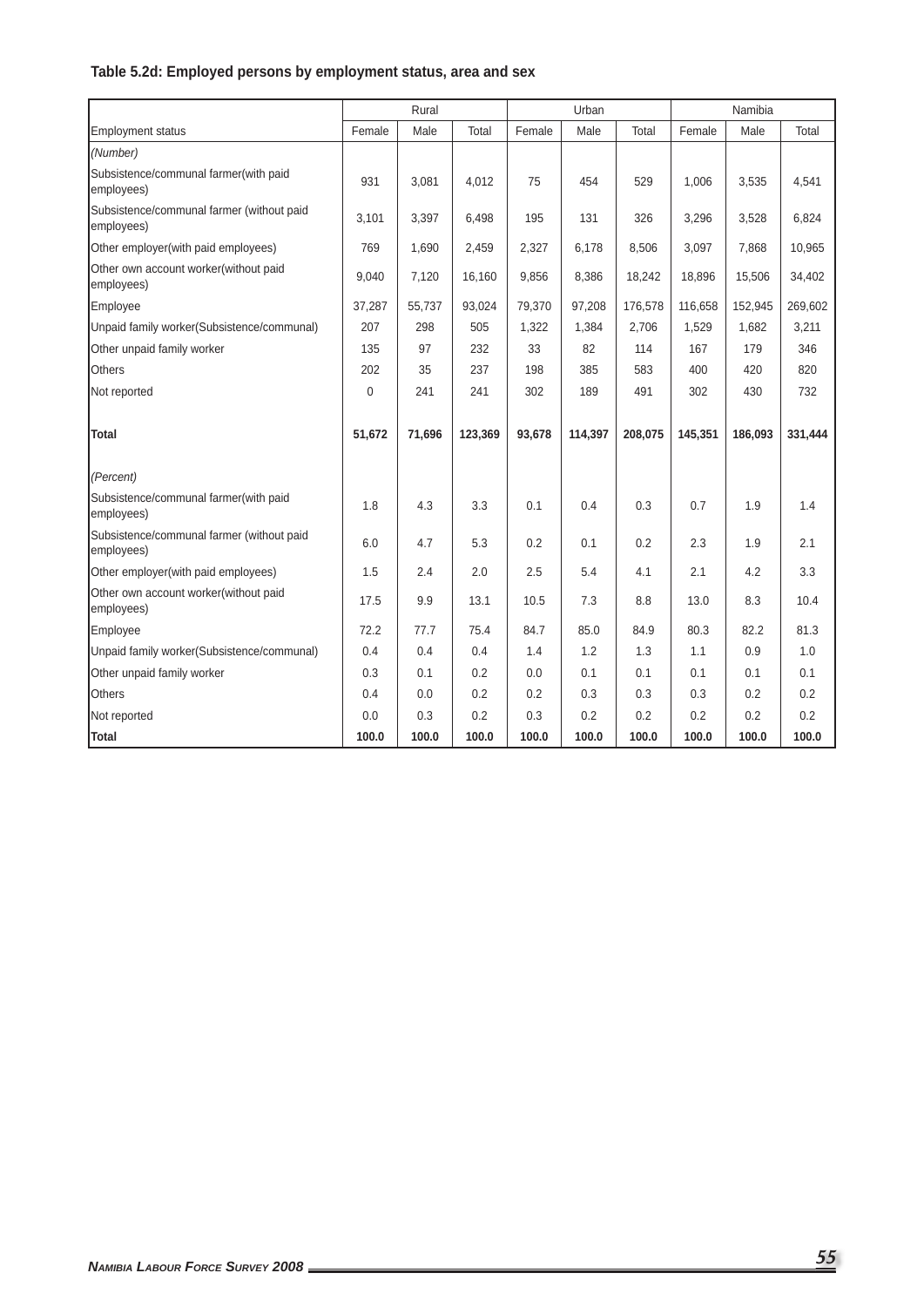**Table 5.2d: Employed persons by employment status, area and sex**

| | Rural | | | Urban | | | Namibia | | |
|---|---|---|---|---|---|---|---|---|---|
| Employment status | Female | Male | Total | Female | Male | Total | Female | Male | Total |
| *(Number)* | | | | | | | | | |
| Subsistence/communal farmer(with paid employees) | 931 | 3,081 | 4,012 | 75 | 454 | 529 | 1,006 | 3,535 | 4,541 |
| Subsistence/communal farmer (without paid employees) | 3,101 | 3,397 | 6,498 | 195 | 131 | 326 | 3,296 | 3,528 | 6,824 |
| Other employer(with paid employees) | 769 | 1,690 | 2,459 | 2,327 | 6,178 | 8,506 | 3,097 | 7,868 | 10,965 |
| Other own account worker(without paid employees) | 9,040 | 7,120 | 16,160 | 9,856 | 8,386 | 18,242 | 18,896 | 15,506 | 34,402 |
| Employee | 37,287 | 55,737 | 93,024 | 79,370 | 97,208 | 176,578 | 116,658 | 152,945 | 269,602 |
| Unpaid family worker(Subsistence/communal) | 207 | 298 | 505 | 1,322 | 1,384 | 2,706 | 1,529 | 1,682 | 3,211 |
| Other unpaid family worker | 135 | 97 | 232 | 33 | 82 | 114 | 167 | 179 | 346 |
| Others | 202 | 35 | 237 | 198 | 385 | 583 | 400 | 420 | 820 |
| Not reported | 0 | 241 | 241 | 302 | 189 | 491 | 302 | 430 | 732 |
| **Total** | **51,672** | **71,696** | **123,369** | **93,678** | **114,397** | **208,075** | **145,351** | **186,093** | **331,444** |
| *(Percent)* | | | | | | | | | |
| Subsistence/communal farmer(with paid employees) | 1.8 | 4.3 | 3.3 | 0.1 | 0.4 | 0.3 | 0.7 | 1.9 | 1.4 |
| Subsistence/communal farmer (without paid employees) | 6.0 | 4.7 | 5.3 | 0.2 | 0.1 | 0.2 | 2.3 | 1.9 | 2.1 |
| Other employer(with paid employees) | 1.5 | 2.4 | 2.0 | 2.5 | 5.4 | 4.1 | 2.1 | 4.2 | 3.3 |
| Other own account worker(without paid employees) | 17.5 | 9.9 | 13.1 | 10.5 | 7.3 | 8.8 | 13.0 | 8.3 | 10.4 |
| Employee | 72.2 | 77.7 | 75.4 | 84.7 | 85.0 | 84.9 | 80.3 | 82.2 | 81.3 |
| Unpaid family worker(Subsistence/communal) | 0.4 | 0.4 | 0.4 | 1.4 | 1.2 | 1.3 | 1.1 | 0.9 | 1.0 |
| Other unpaid family worker | 0.3 | 0.1 | 0.2 | 0.0 | 0.1 | 0.1 | 0.1 | 0.1 | 0.1 |
| Others | 0.4 | 0.0 | 0.2 | 0.2 | 0.3 | 0.3 | 0.3 | 0.2 | 0.2 |
| Not reported | 0.0 | 0.3 | 0.2 | 0.3 | 0.2 | 0.2 | 0.2 | 0.2 | 0.2 |
| **Total** | **100.0** | **100.0** | **100.0** | **100.0** | **100.0** | **100.0** | **100.0** | **100.0** | **100.0** |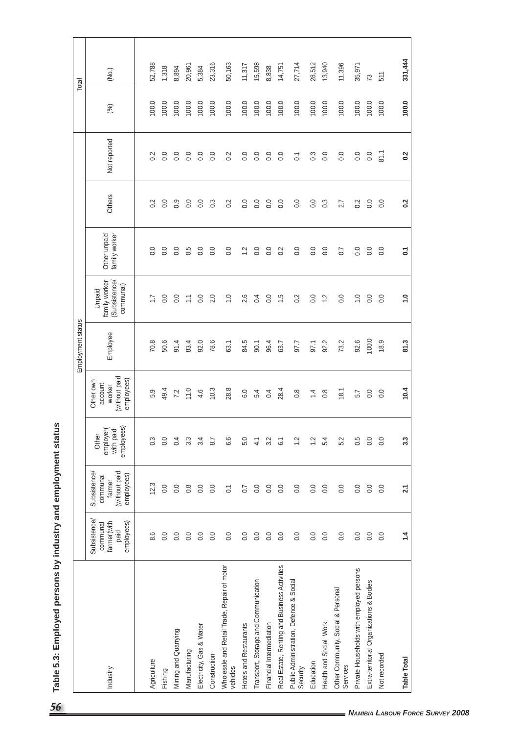# Table 5.3: Employed persons by industry and employment status

| Industry | Employment status | | | | | | | | | Total | |
|---|---|---|---|---|---|---|---|---|---|---|---|
| | Subsistence/ communal farmer(with paid employees) | Subsistence/ communal farmer (without paid employees) | Other employer( with paid employees) | Other own account worker (without paid employees) | Employee | Unpaid family worker (Subsistence/ communal) | Other unpaid family worker | Others | Not reported | (%) | (No.) |
| Agriculture | 8.6 | 12.3 | 0.3 | 5.9 | 70.8 | 1.7 | 0.0 | 0.2 | 0.2 | 100.0 | 52,788 |
| Fishing | 0.0 | 0.0 | 0.0 | 49.4 | 50.6 | 0.0 | 0.0 | 0.0 | 0.0 | 100.0 | 1,318 |
| Mining and Quarrying | 0.0 | 0.0 | 0.4 | 7.2 | 91.4 | 0.0 | 0.0 | 0.9 | 0.0 | 100.0 | 8,894 |
| Manufacturing | 0.0 | 0.8 | 3.3 | 11.0 | 83.4 | 1.1 | 0.5 | 0.0 | 0.0 | 100.0 | 20,961 |
| Electricity, Gas & Water | 0.0 | 0.0 | 3.4 | 4.6 | 92.0 | 0.0 | 0.0 | 0.0 | 0.0 | 100.0 | 5,384 |
| Construction | 0.0 | 0.0 | 8.7 | 10.3 | 78.6 | 2.0 | 0.0 | 0.3 | 0.0 | 100.0 | 23,316 |
| Wholesale and Retail Trade, Repair of motor vehicles | 0.0 | 0.1 | 6.6 | 28.8 | 63.1 | 1.0 | 0.0 | 0.2 | 0.2 | 100.0 | 50,163 |
| Hotels and Restaurants | 0.0 | 0.7 | 5.0 | 6.0 | 84.5 | 2.6 | 1.2 | 0.0 | 0.0 | 100.0 | 11,317 |
| Transport, Storage and Communication | 0.0 | 0.0 | 4.1 | 5.4 | 90.1 | 0.4 | 0.0 | 0.0 | 0.0 | 100.0 | 15,598 |
| Financial Intermediation | 0.0 | 0.0 | 3.2 | 0.4 | 96.4 | 0.0 | 0.0 | 0.0 | 0.0 | 100.0 | 8,838 |
| Real Estate, Renting and Business Activities | 0.0 | 0.0 | 6.1 | 28.4 | 63.7 | 1.5 | 0.2 | 0.0 | 0.0 | 100.0 | 14,751 |
| Public Administration, Defence & Social Security | 0.0 | 0.0 | 1.2 | 0.8 | 97.7 | 0.2 | 0.0 | 0.0 | 0.1 | 100.0 | 27,714 |
| Education | 0.0 | 0.0 | 1.2 | 1.4 | 97.1 | 0.0 | 0.0 | 0.0 | 0.3 | 100.0 | 28,512 |
| Health and Social Work | 0.0 | 0.0 | 5.4 | 0.8 | 92.2 | 1.2 | 0.0 | 0.3 | 0.0 | 100.0 | 13,940 |
| Other Community, Social & Personal Services | 0.0 | 0.0 | 5.2 | 18.1 | 73.2 | 0.0 | 0.7 | 2.7 | 0.0 | 100.0 | 11,396 |
| Private Households with employed persons | 0.0 | 0.0 | 0.5 | 5.7 | 92.6 | 1.0 | 0.0 | 0.2 | 0.0 | 100.0 | 35,971 |
| Extra-territorial Organizations & Bodies | 0.0 | 0.0 | 0.0 | 0.0 | 100.0 | 0.0 | 0.0 | 0.0 | 0.0 | 100.0 | 73 |
| Not recorded | 0.0 | 0.0 | 0.0 | 0.0 | 18.9 | 0.0 | 0.0 | 0.0 | 81.1 | 100.0 | 511 |
| **Table Total** | **1.4** | **2.1** | **3.3** | **10.4** | **81.3** | **1.0** | **0.1** | **0.2** | **0.2** | **100.0** | **331,444** |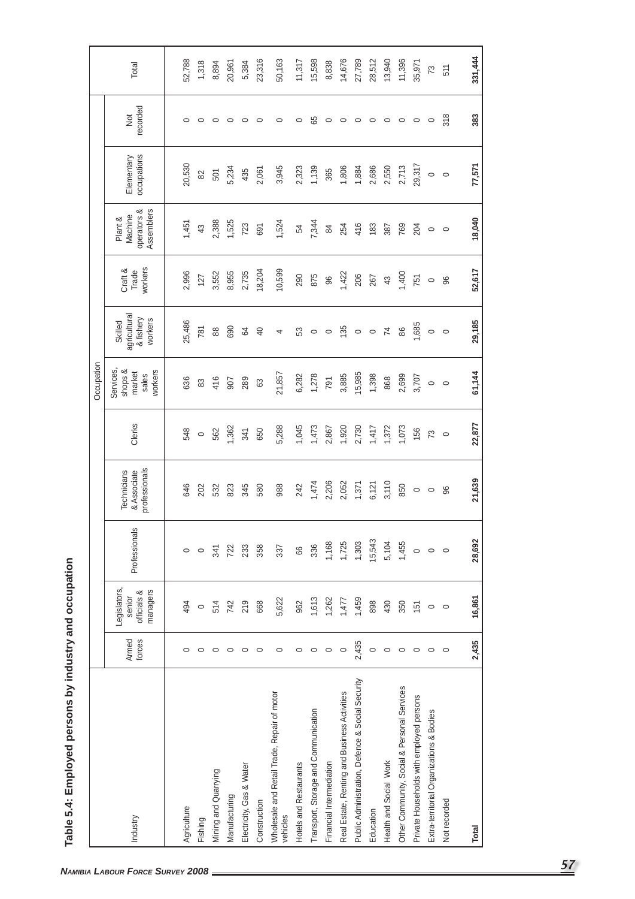# Table 5.4: Employed persons by industry and occupation

| Industry | Occupation | | | | | | | | | | | Total |
|---|---|---|---|---|---|---|---|---|---|---|---|---|
| | Armed forces | Legislators, senior officials & managers | Professionals | Technicians & Associate professionals | Clerks | Services, shops & market sales workers | Skilled agricultural & fishery workers | Craft & Trade workers | Plant & Machine operators & Assemblers | Elementary occupations | Not recorded | |
| Agriculture | 0 | 494 | 0 | 646 | 548 | 636 | 25,486 | 2,996 | 1,451 | 20,530 | 0 | 52,788 |
| Fishing | 0 | 0 | 0 | 202 | 0 | 83 | 781 | 127 | 43 | 82 | 0 | 1,318 |
| Mining and Quarrying | 0 | 514 | 341 | 532 | 562 | 416 | 88 | 3,552 | 2,388 | 501 | 0 | 8,894 |
| Manufacturing | 0 | 742 | 722 | 823 | 1,362 | 907 | 690 | 8,955 | 1,525 | 5,234 | 0 | 20,961 |
| Electricity, Gas & Water | 0 | 219 | 233 | 345 | 341 | 289 | 64 | 2,735 | 723 | 435 | 0 | 5,384 |
| Construction | 0 | 668 | 358 | 580 | 650 | 63 | 40 | 18,204 | 691 | 2,061 | 0 | 23,316 |
| Wholesale and Retail Trade, Repair of motor vehicles | 0 | 5,622 | 337 | 988 | 5,288 | 21,857 | 4 | 10,599 | 1,524 | 3,945 | 0 | 50,163 |
| Hotels and Restaurants | 0 | 962 | 66 | 242 | 1,045 | 6,282 | 53 | 290 | 54 | 2,323 | 0 | 11,317 |
| Transport, Storage and Communication | 0 | 1,613 | 336 | 1,474 | 1,473 | 1,278 | 0 | 875 | 7,344 | 1,139 | 65 | 15,598 |
| Financial Intermediation | 0 | 1,262 | 1,168 | 2,206 | 2,867 | 791 | 0 | 96 | 84 | 365 | 0 | 8,838 |
| Real Estate, Renting and Business Activities | 0 | 1,477 | 1,725 | 2,052 | 1,920 | 3,885 | 135 | 1,422 | 254 | 1,806 | 0 | 14,676 |
| Public Administration, Defence & Social Security | 2,435 | 1,459 | 1,303 | 1,371 | 2,730 | 15,985 | 0 | 206 | 416 | 1,884 | 0 | 27,789 |
| Education | 0 | 898 | 15,543 | 6,121 | 1,417 | 1,398 | 0 | 267 | 183 | 2,686 | 0 | 28,512 |
| Health and Social Work | 0 | 430 | 5,104 | 3,110 | 1,372 | 868 | 74 | 43 | 387 | 2,550 | 0 | 13,940 |
| Other Community, Social & Personal Services | 0 | 350 | 1,455 | 850 | 1,073 | 2,699 | 86 | 1,400 | 769 | 2,713 | 0 | 11,396 |
| Private Households with employed persons | 0 | 151 | 0 | 0 | 156 | 3,707 | 1,685 | 751 | 204 | 29,317 | 0 | 35,971 |
| Extra-territorial Organizations & Bodies | 0 | 0 | 0 | 0 | 73 | 0 | 0 | 0 | 0 | 0 | 0 | 73 |
| Not recorded | 0 | 0 | 0 | 96 | 0 | 0 | 0 | 96 | 0 | 0 | 318 | 511 |
| **Total** | **2,435** | **16,861** | **28,692** | **21,639** | **22,877** | **61,144** | **29,185** | **52,617** | **18,040** | **77,571** | **383** | **331,444** |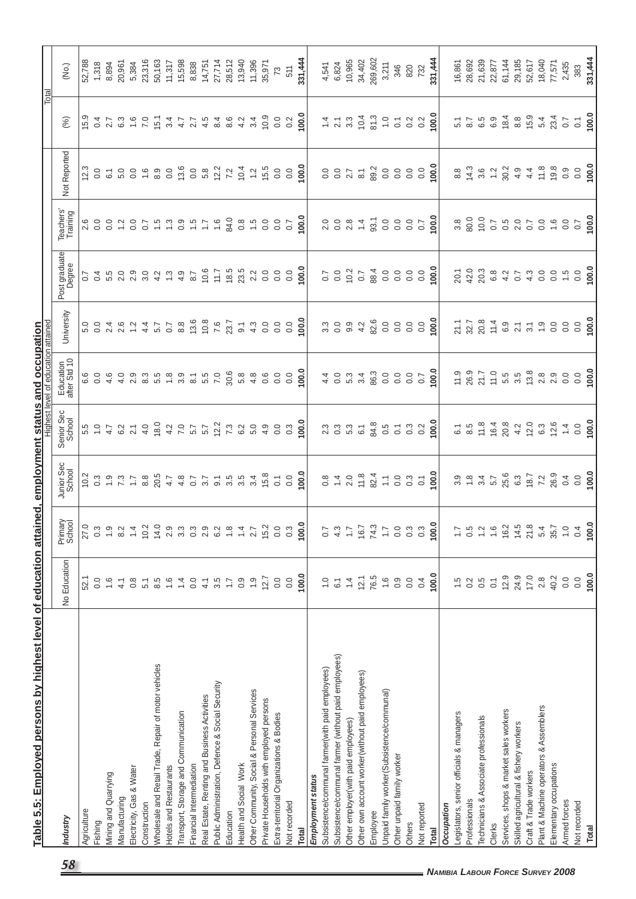# Table 5.5: Employed persons by highest level of education attained, employment status and occupation

| Industry | Highest level of education attained | | | | | | | | | Total | |
|---|---|---|---|---|---|---|---|---|---|---|---|
| | No Education | Primary School | Junior Sec School | Senior Sec School | Education after Std 10 | University | Post graduate Degree | Teachers' Training | Not Reported | (%) | (No.) |
| Agriculture | 52.1 | 27.0 | 10.2 | 5.5 | 6.6 | 5.0 | 0.7 | 2.6 | 12.3 | 15.9 | 52,788 |
| Fishing | 0.0 | 0.3 | 0.3 | 1.0 | 0.0 | 0.0 | 0.4 | 0.0 | 0.0 | 0.4 | 1,318 |
| Mining and Quarrying | 1.6 | 1.9 | 1.9 | 4.7 | 4.6 | 2.4 | 5.5 | 0.0 | 6.1 | 2.7 | 8,894 |
| Manufacturing | 4.1 | 8.2 | 7.3 | 6.2 | 4.0 | 2.6 | 2.0 | 1.2 | 5.0 | 6.3 | 20,961 |
| Electricity, Gas & Water | 0.8 | 1.4 | 1.7 | 2.1 | 2.9 | 1.2 | 2.9 | 0.0 | 0.0 | 1.6 | 5,384 |
| Construction | 5.1 | 10.2 | 8.8 | 4.0 | 8.3 | 4.4 | 3.0 | 0.7 | 1.6 | 7.0 | 23,316 |
| Wholesale and Retail Trade, Repair of motor vehicles | 8.5 | 14.0 | 20.5 | 18.0 | 5.5 | 5.7 | 4.2 | 1.5 | 8.9 | 15.1 | 50,163 |
| Hotels and Restaurants | 1.6 | 2.9 | 4.7 | 4.2 | 1.8 | 0.7 | 1.3 | 1.3 | 0.0 | 3.4 | 11,317 |
| Transport, Storage and Communication | 1.4 | 3.3 | 4.8 | 7.0 | 3.9 | 8.8 | 4.9 | 0.9 | 13.6 | 4.7 | 15,598 |
| Financial Intermediation | 0.0 | 0.3 | 0.7 | 5.7 | 8.1 | 13.6 | 8.7 | 1.5 | 0.0 | 2.7 | 8,838 |
| Real Estate, Renting and Business Activities | 4.1 | 2.9 | 3.7 | 5.7 | 5.5 | 10.8 | 10.6 | 1.7 | 5.8 | 4.5 | 14,751 |
| Public Administration, Defence & Social Security | 3.5 | 6.2 | 9.1 | 12.2 | 7.0 | 7.6 | 11.7 | 1.6 | 12.2 | 8.4 | 27,714 |
| Education | 1.7 | 1.8 | 3.5 | 7.3 | 30.6 | 23.7 | 18.5 | 84.0 | 7.2 | 8.6 | 28,512 |
| Health and Social Work | 0.9 | 1.4 | 3.5 | 6.2 | 5.8 | 9.1 | 23.5 | 0.8 | 10.4 | 4.2 | 13,940 |
| Other Community, Social & Personal Services | 1.9 | 2.7 | 3.4 | 5.0 | 4.8 | 4.3 | 2.2 | 1.5 | 1.2 | 3.4 | 11,396 |
| Private Households with employed persons | 12.7 | 15.2 | 15.8 | 4.9 | 0.6 | 0.0 | 0.0 | 0.0 | 15.5 | 10.9 | 35,971 |
| Extra-territorial Organizations & Bodies | 0.0 | 0.0 | 0.1 | 0.0 | 0.0 | 0.0 | 0.0 | 0.0 | 0.0 | 0.0 | 73 |
| Not recorded | 0.0 | 0.3 | 0.0 | 0.3 | 0.0 | 0.0 | 0.0 | 0.7 | 0.0 | 0.2 | 511 |
| **Total** | **100.0** | **100.0** | **100.0** | **100.0** | **100.0** | **100.0** | **100.0** | **100.0** | **100.0** | **100.0** | **331,444** |
| ***Employment status*** | | | | | | | | | | | |
| Subsistence/communal farmer(with paid employees) | 1.0 | 0.7 | 0.8 | 2.3 | 4.4 | 3.3 | 0.7 | 2.0 | 0.0 | 1.4 | 4,541 |
| Subsistence/communal farmer (without paid employees) | 6.1 | 4.3 | 1.4 | 0.3 | 0.0 | 0.0 | 0.0 | 0.0 | 0.0 | 2.1 | 6,824 |
| Other employer(with paid employees) | 1.4 | 1.7 | 2.0 | 5.3 | 5.3 | 9.9 | 10.2 | 2.8 | 2.7 | 3.3 | 10,965 |
| Other own account worker(without paid employees) | 12.1 | 16.7 | 11.8 | 6.1 | 3.4 | 4.2 | 0.7 | 1.4 | 8.1 | 10.4 | 34,402 |
| Employee | 76.5 | 74.3 | 82.4 | 84.8 | 86.3 | 82.6 | 88.4 | 93.1 | 89.2 | 81.3 | 269,602 |
| Unpaid family worker(Subsistence/communal) | 1.6 | 1.7 | 1.1 | 0.5 | 0.0 | 0.0 | 0.0 | 0.0 | 0.0 | 1.0 | 3,211 |
| Other unpaid family worker | 0.9 | 0.0 | 0.0 | 0.1 | 0.0 | 0.0 | 0.0 | 0.0 | 0.0 | 0.1 | 346 |
| Others | 0.0 | 0.3 | 0.3 | 0.3 | 0.0 | 0.0 | 0.0 | 0.0 | 0.0 | 0.2 | 820 |
| Not reported | 0.4 | 0.3 | 0.1 | 0.2 | 0.7 | 0.0 | 0.0 | 0.7 | 0.0 | 0.2 | 732 |
| **Total** | **100.0** | **100.0** | **100.0** | **100.0** | **100.0** | **100.0** | **100.0** | **100.0** | **100.0** | **100.0** | **331,444** |
| ***Occupation*** | | | | | | | | | | | |
| Legislators, senior officials & managers | 1.5 | 1.7 | 3.9 | 6.1 | 11.9 | 21.1 | 20.1 | 3.8 | 8.8 | 5.1 | 16,861 |
| Professionals | 0.2 | 0.5 | 1.8 | 8.5 | 26.9 | 32.7 | 42.0 | 80.0 | 14.3 | 8.7 | 28,692 |
| Technicians & Associate professionals | 0.5 | 1.2 | 3.4 | 11.8 | 21.7 | 20.8 | 20.3 | 10.0 | 3.6 | 6.5 | 21,639 |
| Clerks | 0.1 | 1.6 | 5.7 | 16.4 | 11.0 | 11.4 | 6.8 | 0.7 | 1.2 | 6.9 | 22,877 |
| Services, shops & market sales workers | 12.9 | 16.2 | 25.6 | 20.8 | 5.5 | 6.9 | 4.2 | 0.5 | 30.2 | 18.4 | 61,144 |
| Skilled agricultural & fishery workers | 24.9 | 14.5 | 6.3 | 4.2 | 3.5 | 2.1 | 0.7 | 2.0 | 4.9 | 8.8 | 29,185 |
| Craft & Trade workers | 17.0 | 21.8 | 18.7 | 12.0 | 13.8 | 3.1 | 4.3 | 0.7 | 4.4 | 15.9 | 52,617 |
| Plant & Machine operators & Assemblers | 2.8 | 5.4 | 7.2 | 6.3 | 2.8 | 1.9 | 0.0 | 0.0 | 11.8 | 5.4 | 18,040 |
| Elementary occupations | 40.2 | 35.7 | 26.9 | 12.6 | 2.9 | 0.0 | 0.0 | 1.6 | 19.8 | 23.4 | 77,571 |
| Armed forces | 0.0 | 1.0 | 0.4 | 1.4 | 0.0 | 0.0 | 1.5 | 0.0 | 0.9 | 0.7 | 2,435 |
| Not recorded | 0.0 | 0.4 | 0.0 | 0.0 | 0.0 | 0.0 | 0.0 | 0.7 | 0.0 | 0.1 | 383 |
| **Total** | **100.0** | **100.0** | **100.0** | **100.0** | **100.0** | **100.0** | **100.0** | **100.0** | **100.0** | **100.0** | **331,444** |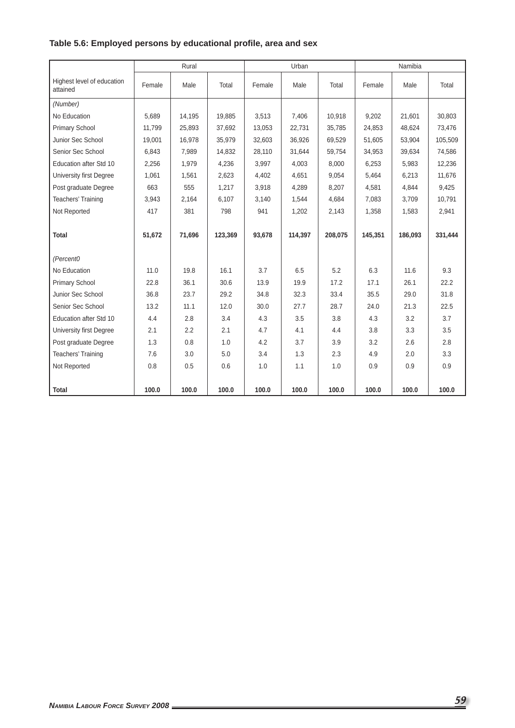**Table 5.6: Employed persons by educational profile, area and sex**

| Highest level of education attained | Rural | | | Urban | | | Namibia | | |
|---|---|---|---|---|---|---|---|---|---|
| | Female | Male | Total | Female | Male | Total | Female | Male | Total |
| *(Number)* | | | | | | | | | |
| No Education | 5,689 | 14,195 | 19,885 | 3,513 | 7,406 | 10,918 | 9,202 | 21,601 | 30,803 |
| Primary School | 11,799 | 25,893 | 37,692 | 13,053 | 22,731 | 35,785 | 24,853 | 48,624 | 73,476 |
| Junior Sec School | 19,001 | 16,978 | 35,979 | 32,603 | 36,926 | 69,529 | 51,605 | 53,904 | 105,509 |
| Senior Sec School | 6,843 | 7,989 | 14,832 | 28,110 | 31,644 | 59,754 | 34,953 | 39,634 | 74,586 |
| Education after Std 10 | 2,256 | 1,979 | 4,236 | 3,997 | 4,003 | 8,000 | 6,253 | 5,983 | 12,236 |
| University first Degree | 1,061 | 1,561 | 2,623 | 4,402 | 4,651 | 9,054 | 5,464 | 6,213 | 11,676 |
| Post graduate Degree | 663 | 555 | 1,217 | 3,918 | 4,289 | 8,207 | 4,581 | 4,844 | 9,425 |
| Teachers' Training | 3,943 | 2,164 | 6,107 | 3,140 | 1,544 | 4,684 | 7,083 | 3,709 | 10,791 |
| Not Reported | 417 | 381 | 798 | 941 | 1,202 | 2,143 | 1,358 | 1,583 | 2,941 |
| **Total** | **51,672** | **71,696** | **123,369** | **93,678** | **114,397** | **208,075** | **145,351** | **186,093** | **331,444** |
| *(Percent0* | | | | | | | | | |
| No Education | 11.0 | 19.8 | 16.1 | 3.7 | 6.5 | 5.2 | 6.3 | 11.6 | 9.3 |
| Primary School | 22.8 | 36.1 | 30.6 | 13.9 | 19.9 | 17.2 | 17.1 | 26.1 | 22.2 |
| Junior Sec School | 36.8 | 23.7 | 29.2 | 34.8 | 32.3 | 33.4 | 35.5 | 29.0 | 31.8 |
| Senior Sec School | 13.2 | 11.1 | 12.0 | 30.0 | 27.7 | 28.7 | 24.0 | 21.3 | 22.5 |
| Education after Std 10 | 4.4 | 2.8 | 3.4 | 4.3 | 3.5 | 3.8 | 4.3 | 3.2 | 3.7 |
| University first Degree | 2.1 | 2.2 | 2.1 | 4.7 | 4.1 | 4.4 | 3.8 | 3.3 | 3.5 |
| Post graduate Degree | 1.3 | 0.8 | 1.0 | 4.2 | 3.7 | 3.9 | 3.2 | 2.6 | 2.8 |
| Teachers' Training | 7.6 | 3.0 | 5.0 | 3.4 | 1.3 | 2.3 | 4.9 | 2.0 | 3.3 |
| Not Reported | 0.8 | 0.5 | 0.6 | 1.0 | 1.1 | 1.0 | 0.9 | 0.9 | 0.9 |
| **Total** | **100.0** | **100.0** | **100.0** | **100.0** | **100.0** | **100.0** | **100.0** | **100.0** | **100.0** |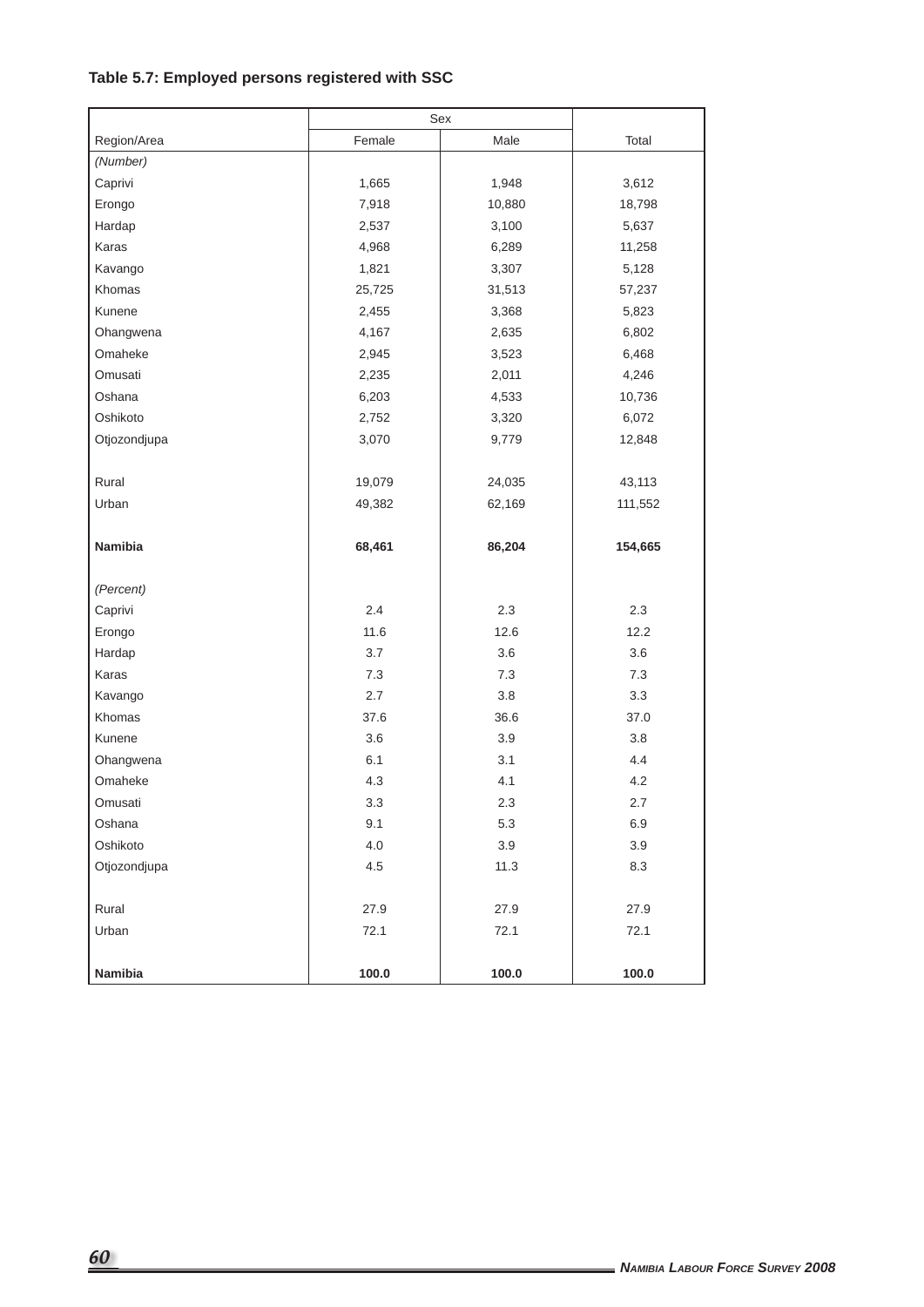### Table 5.7: Employed persons registered with SSC

| Region/Area | Sex | | Total |
|---|---|---|---|
| | Female | Male | |
| *(Number)* | | | |
| Caprivi | 1,665 | 1,948 | 3,612 |
| Erongo | 7,918 | 10,880 | 18,798 |
| Hardap | 2,537 | 3,100 | 5,637 |
| Karas | 4,968 | 6,289 | 11,258 |
| Kavango | 1,821 | 3,307 | 5,128 |
| Khomas | 25,725 | 31,513 | 57,237 |
| Kunene | 2,455 | 3,368 | 5,823 |
| Ohangwena | 4,167 | 2,635 | 6,802 |
| Omaheke | 2,945 | 3,523 | 6,468 |
| Omusati | 2,235 | 2,011 | 4,246 |
| Oshana | 6,203 | 4,533 | 10,736 |
| Oshikoto | 2,752 | 3,320 | 6,072 |
| Otjozondjupa | 3,070 | 9,779 | 12,848 |
| | | | |
| Rural | 19,079 | 24,035 | 43,113 |
| Urban | 49,382 | 62,169 | 111,552 |
| | | | |
| **Namibia** | **68,461** | **86,204** | **154,665** |
| | | | |
| *(Percent)* | | | |
| Caprivi | 2.4 | 2.3 | 2.3 |
| Erongo | 11.6 | 12.6 | 12.2 |
| Hardap | 3.7 | 3.6 | 3.6 |
| Karas | 7.3 | 7.3 | 7.3 |
| Kavango | 2.7 | 3.8 | 3.3 |
| Khomas | 37.6 | 36.6 | 37.0 |
| Kunene | 3.6 | 3.9 | 3.8 |
| Ohangwena | 6.1 | 3.1 | 4.4 |
| Omaheke | 4.3 | 4.1 | 4.2 |
| Omusati | 3.3 | 2.3 | 2.7 |
| Oshana | 9.1 | 5.3 | 6.9 |
| Oshikoto | 4.0 | 3.9 | 3.9 |
| Otjozondjupa | 4.5 | 11.3 | 8.3 |
| | | | |
| Rural | 27.9 | 27.9 | 27.9 |
| Urban | 72.1 | 72.1 | 72.1 |
| | | | |
| **Namibia** | **100.0** | **100.0** | **100.0** |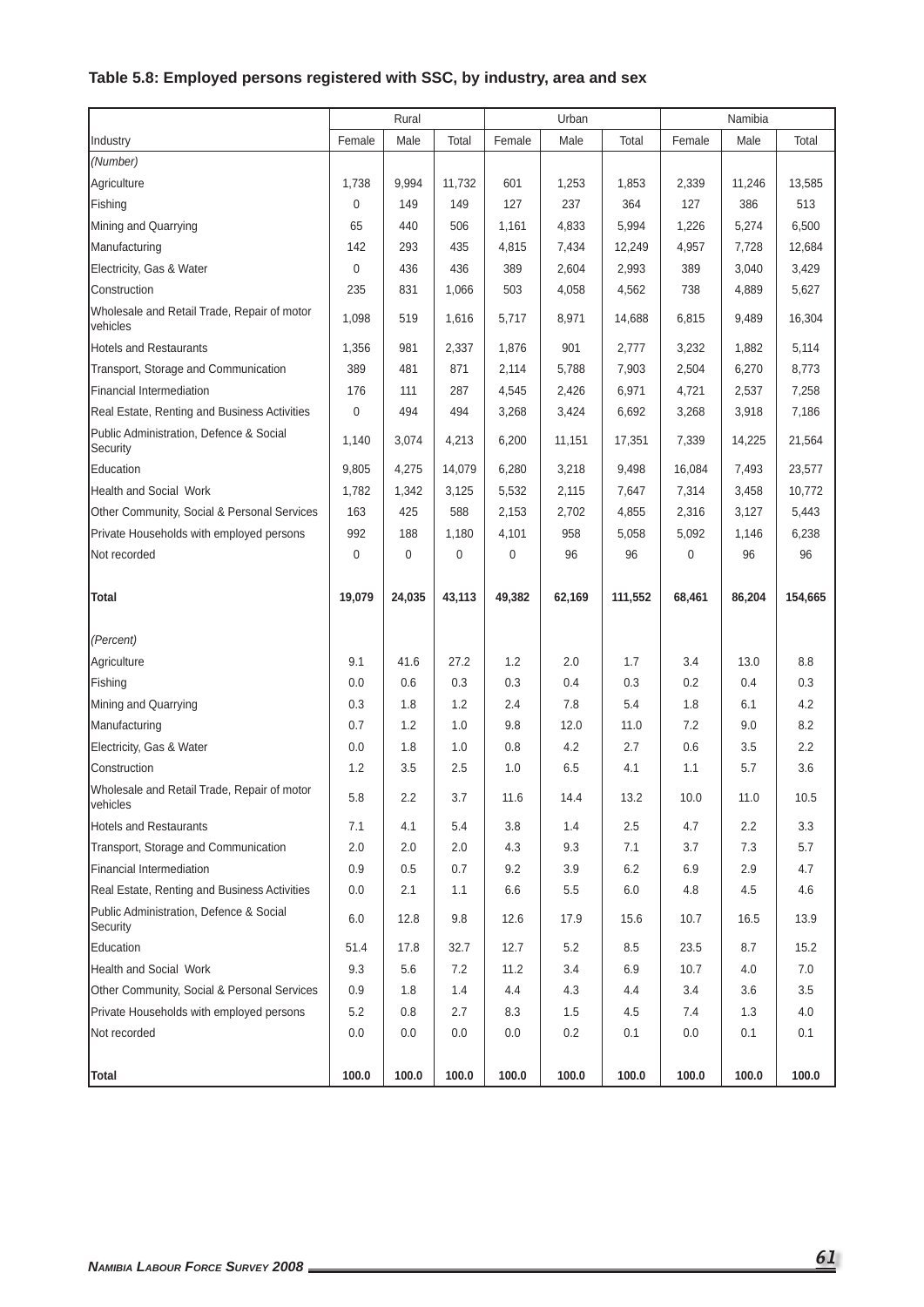### Table 5.8: Employed persons registered with SSC, by industry, area and sex

| | Rural | | | Urban | | | Namibia | | |
|---|---|---|---|---|---|---|---|---|---|
| Industry | Female | Male | Total | Female | Male | Total | Female | Male | Total |
| *(Number)* | | | | | | | | | |
| Agriculture | 1,738 | 9,994 | 11,732 | 601 | 1,253 | 1,853 | 2,339 | 11,246 | 13,585 |
| Fishing | 0 | 149 | 149 | 127 | 237 | 364 | 127 | 386 | 513 |
| Mining and Quarrying | 65 | 440 | 506 | 1,161 | 4,833 | 5,994 | 1,226 | 5,274 | 6,500 |
| Manufacturing | 142 | 293 | 435 | 4,815 | 7,434 | 12,249 | 4,957 | 7,728 | 12,684 |
| Electricity, Gas & Water | 0 | 436 | 436 | 389 | 2,604 | 2,993 | 389 | 3,040 | 3,429 |
| Construction | 235 | 831 | 1,066 | 503 | 4,058 | 4,562 | 738 | 4,889 | 5,627 |
| Wholesale and Retail Trade, Repair of motor vehicles | 1,098 | 519 | 1,616 | 5,717 | 8,971 | 14,688 | 6,815 | 9,489 | 16,304 |
| Hotels and Restaurants | 1,356 | 981 | 2,337 | 1,876 | 901 | 2,777 | 3,232 | 1,882 | 5,114 |
| Transport, Storage and Communication | 389 | 481 | 871 | 2,114 | 5,788 | 7,903 | 2,504 | 6,270 | 8,773 |
| Financial Intermediation | 176 | 111 | 287 | 4,545 | 2,426 | 6,971 | 4,721 | 2,537 | 7,258 |
| Real Estate, Renting and Business Activities | 0 | 494 | 494 | 3,268 | 3,424 | 6,692 | 3,268 | 3,918 | 7,186 |
| Public Administration, Defence & Social Security | 1,140 | 3,074 | 4,213 | 6,200 | 11,151 | 17,351 | 7,339 | 14,225 | 21,564 |
| Education | 9,805 | 4,275 | 14,079 | 6,280 | 3,218 | 9,498 | 16,084 | 7,493 | 23,577 |
| Health and Social Work | 1,782 | 1,342 | 3,125 | 5,532 | 2,115 | 7,647 | 7,314 | 3,458 | 10,772 |
| Other Community, Social & Personal Services | 163 | 425 | 588 | 2,153 | 2,702 | 4,855 | 2,316 | 3,127 | 5,443 |
| Private Households with employed persons | 992 | 188 | 1,180 | 4,101 | 958 | 5,058 | 5,092 | 1,146 | 6,238 |
| Not recorded | 0 | 0 | 0 | 0 | 96 | 96 | 0 | 96 | 96 |
| **Total** | **19,079** | **24,035** | **43,113** | **49,382** | **62,169** | **111,552** | **68,461** | **86,204** | **154,665** |
| *(Percent)* | | | | | | | | | |
| Agriculture | 9.1 | 41.6 | 27.2 | 1.2 | 2.0 | 1.7 | 3.4 | 13.0 | 8.8 |
| Fishing | 0.0 | 0.6 | 0.3 | 0.3 | 0.4 | 0.3 | 0.2 | 0.4 | 0.3 |
| Mining and Quarrying | 0.3 | 1.8 | 1.2 | 2.4 | 7.8 | 5.4 | 1.8 | 6.1 | 4.2 |
| Manufacturing | 0.7 | 1.2 | 1.0 | 9.8 | 12.0 | 11.0 | 7.2 | 9.0 | 8.2 |
| Electricity, Gas & Water | 0.0 | 1.8 | 1.0 | 0.8 | 4.2 | 2.7 | 0.6 | 3.5 | 2.2 |
| Construction | 1.2 | 3.5 | 2.5 | 1.0 | 6.5 | 4.1 | 1.1 | 5.7 | 3.6 |
| Wholesale and Retail Trade, Repair of motor vehicles | 5.8 | 2.2 | 3.7 | 11.6 | 14.4 | 13.2 | 10.0 | 11.0 | 10.5 |
| Hotels and Restaurants | 7.1 | 4.1 | 5.4 | 3.8 | 1.4 | 2.5 | 4.7 | 2.2 | 3.3 |
| Transport, Storage and Communication | 2.0 | 2.0 | 2.0 | 4.3 | 9.3 | 7.1 | 3.7 | 7.3 | 5.7 |
| Financial Intermediation | 0.9 | 0.5 | 0.7 | 9.2 | 3.9 | 6.2 | 6.9 | 2.9 | 4.7 |
| Real Estate, Renting and Business Activities | 0.0 | 2.1 | 1.1 | 6.6 | 5.5 | 6.0 | 4.8 | 4.5 | 4.6 |
| Public Administration, Defence & Social Security | 6.0 | 12.8 | 9.8 | 12.6 | 17.9 | 15.6 | 10.7 | 16.5 | 13.9 |
| Education | 51.4 | 17.8 | 32.7 | 12.7 | 5.2 | 8.5 | 23.5 | 8.7 | 15.2 |
| Health and Social Work | 9.3 | 5.6 | 7.2 | 11.2 | 3.4 | 6.9 | 10.7 | 4.0 | 7.0 |
| Other Community, Social & Personal Services | 0.9 | 1.8 | 1.4 | 4.4 | 4.3 | 4.4 | 3.4 | 3.6 | 3.5 |
| Private Households with employed persons | 5.2 | 0.8 | 2.7 | 8.3 | 1.5 | 4.5 | 7.4 | 1.3 | 4.0 |
| Not recorded | 0.0 | 0.0 | 0.0 | 0.0 | 0.2 | 0.1 | 0.0 | 0.1 | 0.1 |
| **Total** | **100.0** | **100.0** | **100.0** | **100.0** | **100.0** | **100.0** | **100.0** | **100.0** | **100.0** |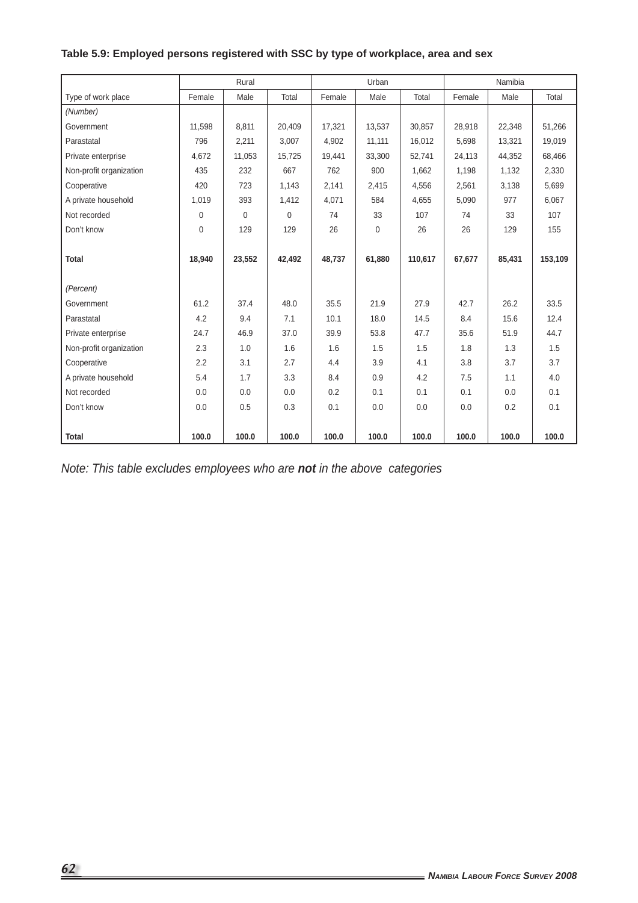**Table 5.9: Employed persons registered with SSC by type of workplace, area and sex**

| | Rural | | | Urban | | | Namibia | | |
|---|---|---|---|---|---|---|---|---|---|
| Type of work place | Female | Male | Total | Female | Male | Total | Female | Male | Total |
| *(Number)* | | | | | | | | | |
| Government | 11,598 | 8,811 | 20,409 | 17,321 | 13,537 | 30,857 | 28,918 | 22,348 | 51,266 |
| Parastatal | 796 | 2,211 | 3,007 | 4,902 | 11,111 | 16,012 | 5,698 | 13,321 | 19,019 |
| Private enterprise | 4,672 | 11,053 | 15,725 | 19,441 | 33,300 | 52,741 | 24,113 | 44,352 | 68,466 |
| Non-profit organization | 435 | 232 | 667 | 762 | 900 | 1,662 | 1,198 | 1,132 | 2,330 |
| Cooperative | 420 | 723 | 1,143 | 2,141 | 2,415 | 4,556 | 2,561 | 3,138 | 5,699 |
| A private household | 1,019 | 393 | 1,412 | 4,071 | 584 | 4,655 | 5,090 | 977 | 6,067 |
| Not recorded | 0 | 0 | 0 | 74 | 33 | 107 | 74 | 33 | 107 |
| Don't know | 0 | 129 | 129 | 26 | 0 | 26 | 26 | 129 | 155 |
| **Total** | **18,940** | **23,552** | **42,492** | **48,737** | **61,880** | **110,617** | **67,677** | **85,431** | **153,109** |
| *(Percent)* | | | | | | | | | |
| Government | 61.2 | 37.4 | 48.0 | 35.5 | 21.9 | 27.9 | 42.7 | 26.2 | 33.5 |
| Parastatal | 4.2 | 9.4 | 7.1 | 10.1 | 18.0 | 14.5 | 8.4 | 15.6 | 12.4 |
| Private enterprise | 24.7 | 46.9 | 37.0 | 39.9 | 53.8 | 47.7 | 35.6 | 51.9 | 44.7 |
| Non-profit organization | 2.3 | 1.0 | 1.6 | 1.6 | 1.5 | 1.5 | 1.8 | 1.3 | 1.5 |
| Cooperative | 2.2 | 3.1 | 2.7 | 4.4 | 3.9 | 4.1 | 3.8 | 3.7 | 3.7 |
| A private household | 5.4 | 1.7 | 3.3 | 8.4 | 0.9 | 4.2 | 7.5 | 1.1 | 4.0 |
| Not recorded | 0.0 | 0.0 | 0.0 | 0.2 | 0.1 | 0.1 | 0.1 | 0.0 | 0.1 |
| Don't know | 0.0 | 0.5 | 0.3 | 0.1 | 0.0 | 0.0 | 0.0 | 0.2 | 0.1 |
| **Total** | **100.0** | **100.0** | **100.0** | **100.0** | **100.0** | **100.0** | **100.0** | **100.0** | **100.0** |

*Note: This table excludes employees who are* ***not*** *in the above categories*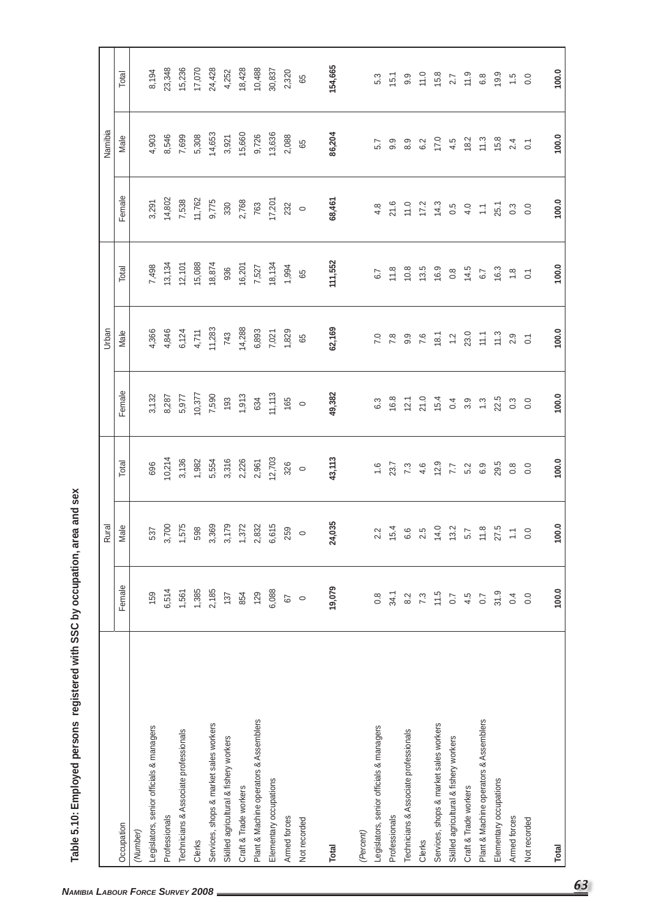**Table 5.10: Employed persons registered with SSC by occupation, area and sex**

| Occupation | Rural | | | Urban | | | Namibia | | |
|---|---|---|---|---|---|---|---|---|---|
| | Female | Male | Total | Female | Male | Total | Female | Male | Total |
| *(Number)* | | | | | | | | | |
| Legislators, senior officials & managers | 159 | 537 | 696 | 3,132 | 4,366 | 7,498 | 3,291 | 4,903 | 8,194 |
| Professionals | 6,514 | 3,700 | 10,214 | 8,287 | 4,846 | 13,134 | 14,802 | 8,546 | 23,348 |
| Technicians & Associate professionals | 1,561 | 1,575 | 3,136 | 5,977 | 6,124 | 12,101 | 7,538 | 7,699 | 15,236 |
| Clerks | 1,385 | 598 | 1,982 | 10,377 | 4,711 | 15,088 | 11,762 | 5,308 | 17,070 |
| Services, shops & market sales workers | 2,185 | 3,369 | 5,554 | 7,590 | 11,283 | 18,874 | 9,775 | 14,653 | 24,428 |
| Skilled agricultural & fishery workers | 137 | 3,179 | 3,316 | 193 | 743 | 936 | 330 | 3,921 | 4,252 |
| Craft & Trade workers | 854 | 1,372 | 2,226 | 1,913 | 14,288 | 16,201 | 2,768 | 15,660 | 18,428 |
| Plant & Machine operators & Assemblers | 129 | 2,832 | 2,961 | 634 | 6,893 | 7,527 | 763 | 9,726 | 10,488 |
| Elementary occupations | 6,088 | 6,615 | 12,703 | 11,113 | 7,021 | 18,134 | 17,201 | 13,636 | 30,837 |
| Armed forces | 67 | 259 | 326 | 165 | 1.829 | 1,994 | 232 | 2,088 | 2,320 |
| Not recorded | 0 | 0 | 0 | 0 | 65 | 65 | 0 | 65 | 65 |
| **Total** | **19,079** | **24,035** | **43,113** | **49,382** | **62,169** | **111,552** | **68,461** | **86,204** | **154,665** |
| *(Percent)* | | | | | | | | | |
| Legislators, senior officials & managers | 0.8 | 2.2 | 1.6 | 6.3 | 7.0 | 6.7 | 4.8 | 5.7 | 5.3 |
| Professionals | 34.1 | 15.4 | 23.7 | 16.8 | 7.8 | 11.8 | 21.6 | 9.9 | 15.1 |
| Technicians & Associate professionals | 8.2 | 6.6 | 7.3 | 12.1 | 9.9 | 10.8 | 11.0 | 8.9 | 9.9 |
| Clerks | 7.3 | 2.5 | 4.6 | 21.0 | 7.6 | 13.5 | 17.2 | 6.2 | 11.0 |
| Services, shops & market sales workers | 11.5 | 14.0 | 12.9 | 15.4 | 18.1 | 16.9 | 14.3 | 17.0 | 15.8 |
| Skilled agricultural & fishery workers | 0.7 | 13.2 | 7.7 | 0.4 | 1.2 | 0.8 | 0.5 | 4.5 | 2.7 |
| Craft & Trade workers | 4.5 | 5.7 | 5.2 | 3.9 | 23.0 | 14.5 | 4.0 | 18.2 | 11.9 |
| Plant & Machine operators & Assemblers | 0.7 | 11.8 | 6.9 | 1.3 | 11.1 | 6.7 | 1.1 | 11.3 | 6.8 |
| Elementary occupations | 31.9 | 27.5 | 29.5 | 22.5 | 11.3 | 16.3 | 25.1 | 15.8 | 19.9 |
| Armed forces | 0.4 | 1.1 | 0.8 | 0.3 | 2.9 | 1.8 | 0.3 | 2.4 | 1.5 |
| Not recorded | 0.0 | 0.0 | 0.0 | 0.0 | 0.1 | 0.1 | 0.0 | 0.1 | 0.0 |
| **Total** | **100.0** | **100.0** | **100.0** | **100.0** | **100.0** | **100.0** | **100.0** | **100.0** | **100.0** |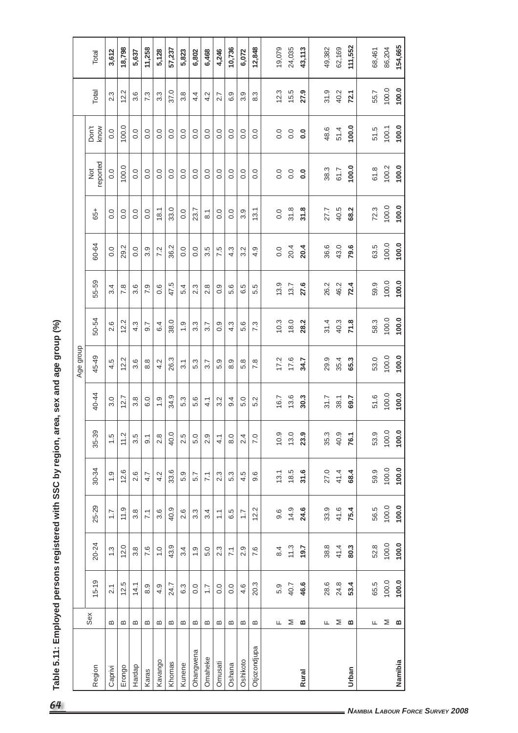## Table 5.11: Employed persons registered with SSC by region, area, sex and age group (%)

| Region | Sex | Age group | | | | | | | | | | | | | | Total |
|---|---|---|---|---|---|---|---|---|---|---|---|---|---|---|---|---|
| | | 15-19 | 20-24 | 25-29 | 30-34 | 35-39 | 40-44 | 45-49 | 50-54 | 55-59 | 60-64 | 65+ | Not reported | Don't know | Total | |
| Caprivi | B | 2.1 | 1.3 | 1.7 | 1.9 | 1.5 | 3.0 | 4.5 | 2.6 | 3.4 | 0.0 | 0.0 | 0.0 | 0.0 | 2.3 | **3,612** |
| Erongo | B | 12.5 | 12.0 | 11.9 | 12.6 | 11.2 | 12.7 | 12.2 | 12.2 | 7.8 | 29.2 | 0.0 | 100.0 | 100.0 | 12.2 | **18,798** |
| Hardap | B | 14.1 | 3.8 | 3.8 | 2.6 | 3.5 | 3.8 | 3.6 | 4.3 | 3.6 | 0.0 | 0.0 | 0.0 | 0.0 | 3.6 | **5,637** |
| Karas | B | 8.9 | 7.6 | 7.1 | 4.7 | 9.1 | 6.0 | 8.8 | 9.7 | 7.9 | 3.9 | 0.0 | 0.0 | 0.0 | 7.3 | **11,258** |
| Kavango | B | 4.9 | 1.0 | 3.6 | 4.2 | 2.8 | 1.9 | 4.2 | 6.4 | 0.6 | 7.2 | 18.1 | 0.0 | 0.0 | 3.3 | **5,128** |
| Khomas | B | 24.7 | 43.9 | 40.9 | 33.6 | 40.0 | 34.9 | 26.3 | 38.0 | 47.5 | 36.2 | 33.0 | 0.0 | 0.0 | 37.0 | **57,237** |
| Kunene | B | 6.3 | 3.4 | 2.6 | 5.9 | 2.5 | 5.3 | 3.1 | 1.9 | 5.4 | 0.0 | 0.0 | 0.0 | 0.0 | 3.8 | **5,823** |
| Ohangwena | B | 0.0 | 1.9 | 3.3 | 5.7 | 5.0 | 5.6 | 5.3 | 3.3 | 2.3 | 0.0 | 23.7 | 0.0 | 0.0 | 4.4 | **6,802** |
| Omaheke | B | 1.7 | 5.0 | 3.4 | 7.1 | 2.9 | 4.1 | 3.7 | 3.7 | 2.8 | 3.5 | 8.1 | 0.0 | 0.0 | 4.2 | **6,468** |
| Omusati | B | 0.0 | 2.3 | 1.1 | 2.3 | 4.1 | 3.2 | 5.9 | 0.9 | 0.9 | 7.5 | 0.0 | 0.0 | 0.0 | 2.7 | **4,246** |
| Oshana | B | 0.0 | 7.1 | 6.5 | 5.3 | 8.0 | 9.4 | 8.9 | 4.3 | 5.6 | 4.3 | 0.0 | 0.0 | 0.0 | 6.9 | **10,736** |
| Oshikoto | B | 4.6 | 2.9 | 1.7 | 4.5 | 2.4 | 5.0 | 5.8 | 5.6 | 6.5 | 3.2 | 3.9 | 0.0 | 0.0 | 3.9 | **6,072** |
| Otjozondjupa | B | 20.3 | 7.6 | 12.2 | 9.6 | 7.0 | 5.2 | 7.8 | 7.3 | 5.5 | 4.9 | 13.1 | 0.0 | 0.0 | 8.3 | **12,848** |
| | F | 5.9 | 8.4 | 9.6 | 13.1 | 10.9 | 16.7 | 17.2 | 10.3 | 13.9 | 0.0 | 0.0 | 0.0 | 0.0 | 12.3 | 19,079 |
| | M | 40.7 | 11.3 | 14.9 | 18.5 | 13.0 | 13.6 | 17.6 | 18.0 | 13.7 | 20.4 | 31.8 | 0.0 | 0.0 | 15.5 | 24,035 |
| **Rural** | **B** | **46.6** | **19.7** | **24.6** | **31.6** | **23.9** | **30.3** | **34.7** | **28.2** | **27.6** | **20.4** | **31.8** | **0.0** | **0.0** | **27.9** | **43,113** |
| | F | 28.6 | 38.8 | 33.9 | 27.0 | 35.3 | 31.7 | 29.9 | 31.4 | 26.2 | 36.6 | 27.7 | 38.3 | 48.6 | 31.9 | 49,382 |
| | M | 24.8 | 41.4 | 41.6 | 41.4 | 40.9 | 38.1 | 35.4 | 40.3 | 46.2 | 43.0 | 40.5 | 61.7 | 51.4 | 40.2 | 62,169 |
| **Urban** | **B** | **53.4** | **80.3** | **75.4** | **68.4** | **76.1** | **69.7** | **65.3** | **71.8** | **72.4** | **79.6** | **68.2** | **100.0** | **100.0** | **72.1** | **111,552** |
| | F | 65.5 | 52.8 | 56.5 | 59.9 | 53.9 | 51.6 | 53.0 | 58.3 | 59.9 | 63.5 | 72.3 | 61.8 | 51.5 | 55.7 | 68,461 |
| | M | 100.0 | 100.0 | 100.0 | 100.0 | 100.0 | 100.0 | 100.0 | 100.0 | 100.0 | 100.0 | 100.0 | 100.2 | 100.1 | 100.0 | 86,204 |
| **Namibia** | **B** | **100.0** | **100.0** | **100.0** | **100.0** | **100.0** | **100.0** | **100.0** | **100.0** | **100.0** | **100.0** | **100.0** | **100.0** | **100.0** | **100.0** | **154,665** |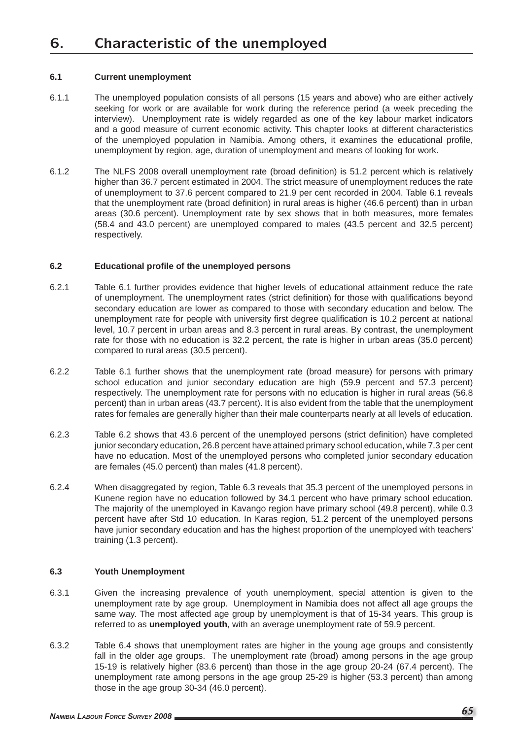# 6. Characteristic of the unemployed

### 6.1 Current unemployment

6.1.1 The unemployed population consists of all persons (15 years and above) who are either actively seeking for work or are available for work during the reference period (a week preceding the interview). Unemployment rate is widely regarded as one of the key labour market indicators and a good measure of current economic activity. This chapter looks at different characteristics of the unemployed population in Namibia. Among others, it examines the educational profile, unemployment by region, age, duration of unemployment and means of looking for work.

6.1.2 The NLFS 2008 overall unemployment rate (broad definition) is 51.2 percent which is relatively higher than 36.7 percent estimated in 2004. The strict measure of unemployment reduces the rate of unemployment to 37.6 percent compared to 21.9 per cent recorded in 2004. Table 6.1 reveals that the unemployment rate (broad definition) in rural areas is higher (46.6 percent) than in urban areas (30.6 percent). Unemployment rate by sex shows that in both measures, more females (58.4 and 43.0 percent) are unemployed compared to males (43.5 percent and 32.5 percent) respectively.

### 6.2 Educational profile of the unemployed persons

6.2.1 Table 6.1 further provides evidence that higher levels of educational attainment reduce the rate of unemployment. The unemployment rates (strict definition) for those with qualifications beyond secondary education are lower as compared to those with secondary education and below. The unemployment rate for people with university first degree qualification is 10.2 percent at national level, 10.7 percent in urban areas and 8.3 percent in rural areas. By contrast, the unemployment rate for those with no education is 32.2 percent, the rate is higher in urban areas (35.0 percent) compared to rural areas (30.5 percent).

6.2.2 Table 6.1 further shows that the unemployment rate (broad measure) for persons with primary school education and junior secondary education are high (59.9 percent and 57.3 percent) respectively. The unemployment rate for persons with no education is higher in rural areas (56.8 percent) than in urban areas (43.7 percent). It is also evident from the table that the unemployment rates for females are generally higher than their male counterparts nearly at all levels of education.

6.2.3 Table 6.2 shows that 43.6 percent of the unemployed persons (strict definition) have completed junior secondary education, 26.8 percent have attained primary school education, while 7.3 per cent have no education. Most of the unemployed persons who completed junior secondary education are females (45.0 percent) than males (41.8 percent).

6.2.4 When disaggregated by region, Table 6.3 reveals that 35.3 percent of the unemployed persons in Kunene region have no education followed by 34.1 percent who have primary school education. The majority of the unemployed in Kavango region have primary school (49.8 percent), while 0.3 percent have after Std 10 education. In Karas region, 51.2 percent of the unemployed persons have junior secondary education and has the highest proportion of the unemployed with teachers' training (1.3 percent).

### 6.3 Youth Unemployment

6.3.1 Given the increasing prevalence of youth unemployment, special attention is given to the unemployment rate by age group. Unemployment in Namibia does not affect all age groups the same way. The most affected age group by unemployment is that of 15-34 years. This group is referred to as **unemployed youth**, with an average unemployment rate of 59.9 percent.

6.3.2 Table 6.4 shows that unemployment rates are higher in the young age groups and consistently fall in the older age groups. The unemployment rate (broad) among persons in the age group 15-19 is relatively higher (83.6 percent) than those in the age group 20-24 (67.4 percent). The unemployment rate among persons in the age group 25-29 is higher (53.3 percent) than among those in the age group 30-34 (46.0 percent).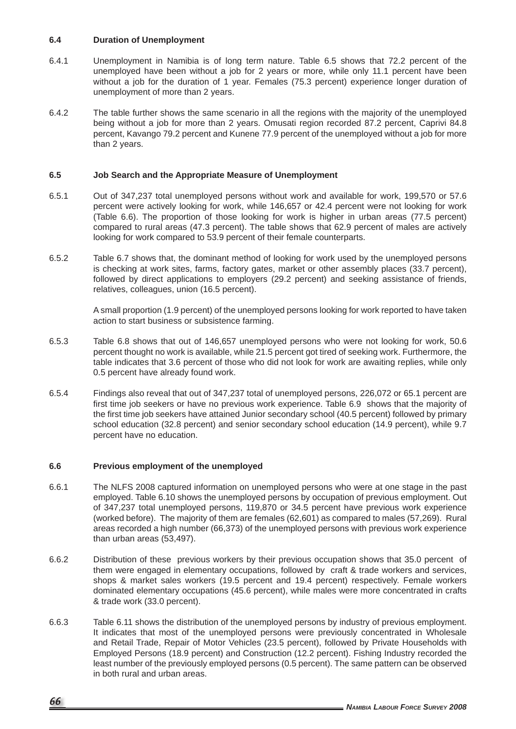### 6.4 Duration of Unemployment

6.4.1 Unemployment in Namibia is of long term nature. Table 6.5 shows that 72.2 percent of the unemployed have been without a job for 2 years or more, while only 11.1 percent have been without a job for the duration of 1 year. Females (75.3 percent) experience longer duration of unemployment of more than 2 years.

6.4.2 The table further shows the same scenario in all the regions with the majority of the unemployed being without a job for more than 2 years. Omusati region recorded 87.2 percent, Caprivi 84.8 percent, Kavango 79.2 percent and Kunene 77.9 percent of the unemployed without a job for more than 2 years.

### 6.5 Job Search and the Appropriate Measure of Unemployment

6.5.1 Out of 347,237 total unemployed persons without work and available for work, 199,570 or 57.6 percent were actively looking for work, while 146,657 or 42.4 percent were not looking for work (Table 6.6). The proportion of those looking for work is higher in urban areas (77.5 percent) compared to rural areas (47.3 percent). The table shows that 62.9 percent of males are actively looking for work compared to 53.9 percent of their female counterparts.

6.5.2 Table 6.7 shows that, the dominant method of looking for work used by the unemployed persons is checking at work sites, farms, factory gates, market or other assembly places (33.7 percent), followed by direct applications to employers (29.2 percent) and seeking assistance of friends, relatives, colleagues, union (16.5 percent).

A small proportion (1.9 percent) of the unemployed persons looking for work reported to have taken action to start business or subsistence farming.

6.5.3 Table 6.8 shows that out of 146,657 unemployed persons who were not looking for work, 50.6 percent thought no work is available, while 21.5 percent got tired of seeking work. Furthermore, the table indicates that 3.6 percent of those who did not look for work are awaiting replies, while only 0.5 percent have already found work.

6.5.4 Findings also reveal that out of 347,237 total of unemployed persons, 226,072 or 65.1 percent are first time job seekers or have no previous work experience. Table 6.9 shows that the majority of the first time job seekers have attained Junior secondary school (40.5 percent) followed by primary school education (32.8 percent) and senior secondary school education (14.9 percent), while 9.7 percent have no education.

### 6.6 Previous employment of the unemployed

6.6.1 The NLFS 2008 captured information on unemployed persons who were at one stage in the past employed. Table 6.10 shows the unemployed persons by occupation of previous employment. Out of 347,237 total unemployed persons, 119,870 or 34.5 percent have previous work experience (worked before). The majority of them are females (62,601) as compared to males (57,269). Rural areas recorded a high number (66,373) of the unemployed persons with previous work experience than urban areas (53,497).

6.6.2 Distribution of these previous workers by their previous occupation shows that 35.0 percent of them were engaged in elementary occupations, followed by craft & trade workers and services, shops & market sales workers (19.5 percent and 19.4 percent) respectively. Female workers dominated elementary occupations (45.6 percent), while males were more concentrated in crafts & trade work (33.0 percent).

6.6.3 Table 6.11 shows the distribution of the unemployed persons by industry of previous employment. It indicates that most of the unemployed persons were previously concentrated in Wholesale and Retail Trade, Repair of Motor Vehicles (23.5 percent), followed by Private Households with Employed Persons (18.9 percent) and Construction (12.2 percent). Fishing Industry recorded the least number of the previously employed persons (0.5 percent). The same pattern can be observed in both rural and urban areas.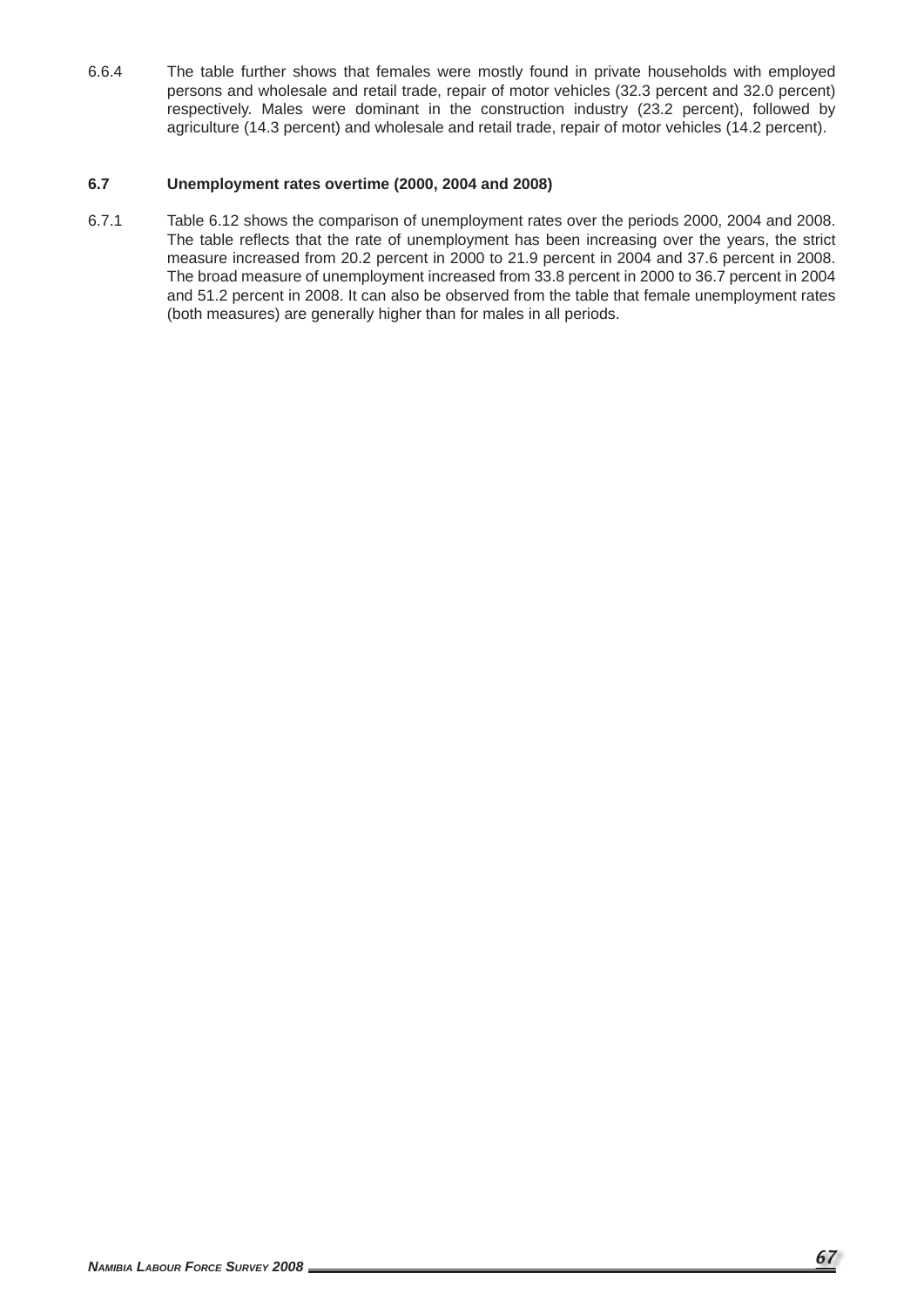6.6.4 The table further shows that females were mostly found in private households with employed persons and wholesale and retail trade, repair of motor vehicles (32.3 percent and 32.0 percent) respectively. Males were dominant in the construction industry (23.2 percent), followed by agriculture (14.3 percent) and wholesale and retail trade, repair of motor vehicles (14.2 percent).

### 6.7 Unemployment rates overtime (2000, 2004 and 2008)

6.7.1 Table 6.12 shows the comparison of unemployment rates over the periods 2000, 2004 and 2008. The table reflects that the rate of unemployment has been increasing over the years, the strict measure increased from 20.2 percent in 2000 to 21.9 percent in 2004 and 37.6 percent in 2008. The broad measure of unemployment increased from 33.8 percent in 2000 to 36.7 percent in 2004 and 51.2 percent in 2008. It can also be observed from the table that female unemployment rates (both measures) are generally higher than for males in all periods.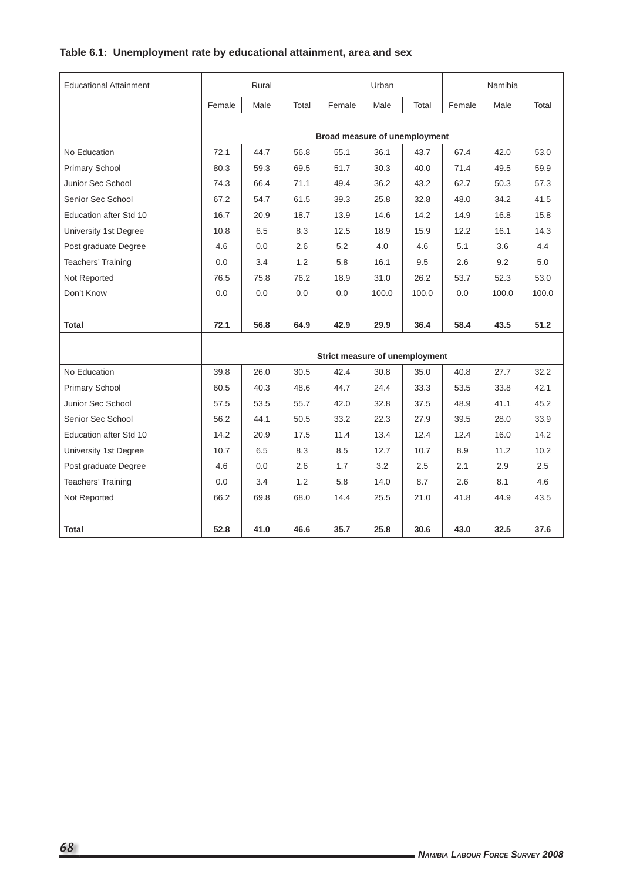**Table 6.1: Unemployment rate by educational attainment, area and sex**

| Educational Attainment | Rural | | | Urban | | | Namibia | | |
|---|---|---|---|---|---|---|---|---|---|
| | Female | Male | Total | Female | Male | Total | Female | Male | Total |
| | **Broad measure of unemployment** | | | | | | | | |
| No Education | 72.1 | 44.7 | 56.8 | 55.1 | 36.1 | 43.7 | 67.4 | 42.0 | 53.0 |
| Primary School | 80.3 | 59.3 | 69.5 | 51.7 | 30.3 | 40.0 | 71.4 | 49.5 | 59.9 |
| Junior Sec School | 74.3 | 66.4 | 71.1 | 49.4 | 36.2 | 43.2 | 62.7 | 50.3 | 57.3 |
| Senior Sec School | 67.2 | 54.7 | 61.5 | 39.3 | 25.8 | 32.8 | 48.0 | 34.2 | 41.5 |
| Education after Std 10 | 16.7 | 20.9 | 18.7 | 13.9 | 14.6 | 14.2 | 14.9 | 16.8 | 15.8 |
| University 1st Degree | 10.8 | 6.5 | 8.3 | 12.5 | 18.9 | 15.9 | 12.2 | 16.1 | 14.3 |
| Post graduate Degree | 4.6 | 0.0 | 2.6 | 5.2 | 4.0 | 4.6 | 5.1 | 3.6 | 4.4 |
| Teachers' Training | 0.0 | 3.4 | 1.2 | 5.8 | 16.1 | 9.5 | 2.6 | 9.2 | 5.0 |
| Not Reported | 76.5 | 75.8 | 76.2 | 18.9 | 31.0 | 26.2 | 53.7 | 52.3 | 53.0 |
| Don't Know | 0.0 | 0.0 | 0.0 | 0.0 | 100.0 | 100.0 | 0.0 | 100.0 | 100.0 |
| **Total** | **72.1** | **56.8** | **64.9** | **42.9** | **29.9** | **36.4** | **58.4** | **43.5** | **51.2** |
| | **Strict measure of unemployment** | | | | | | | | |
| No Education | 39.8 | 26.0 | 30.5 | 42.4 | 30.8 | 35.0 | 40.8 | 27.7 | 32.2 |
| Primary School | 60.5 | 40.3 | 48.6 | 44.7 | 24.4 | 33.3 | 53.5 | 33.8 | 42.1 |
| Junior Sec School | 57.5 | 53.5 | 55.7 | 42.0 | 32.8 | 37.5 | 48.9 | 41.1 | 45.2 |
| Senior Sec School | 56.2 | 44.1 | 50.5 | 33.2 | 22.3 | 27.9 | 39.5 | 28.0 | 33.9 |
| Education after Std 10 | 14.2 | 20.9 | 17.5 | 11.4 | 13.4 | 12.4 | 12.4 | 16.0 | 14.2 |
| University 1st Degree | 10.7 | 6.5 | 8.3 | 8.5 | 12.7 | 10.7 | 8.9 | 11.2 | 10.2 |
| Post graduate Degree | 4.6 | 0.0 | 2.6 | 1.7 | 3.2 | 2.5 | 2.1 | 2.9 | 2.5 |
| Teachers' Training | 0.0 | 3.4 | 1.2 | 5.8 | 14.0 | 8.7 | 2.6 | 8.1 | 4.6 |
| Not Reported | 66.2 | 69.8 | 68.0 | 14.4 | 25.5 | 21.0 | 41.8 | 44.9 | 43.5 |
| **Total** | **52.8** | **41.0** | **46.6** | **35.7** | **25.8** | **30.6** | **43.0** | **32.5** | **37.6** |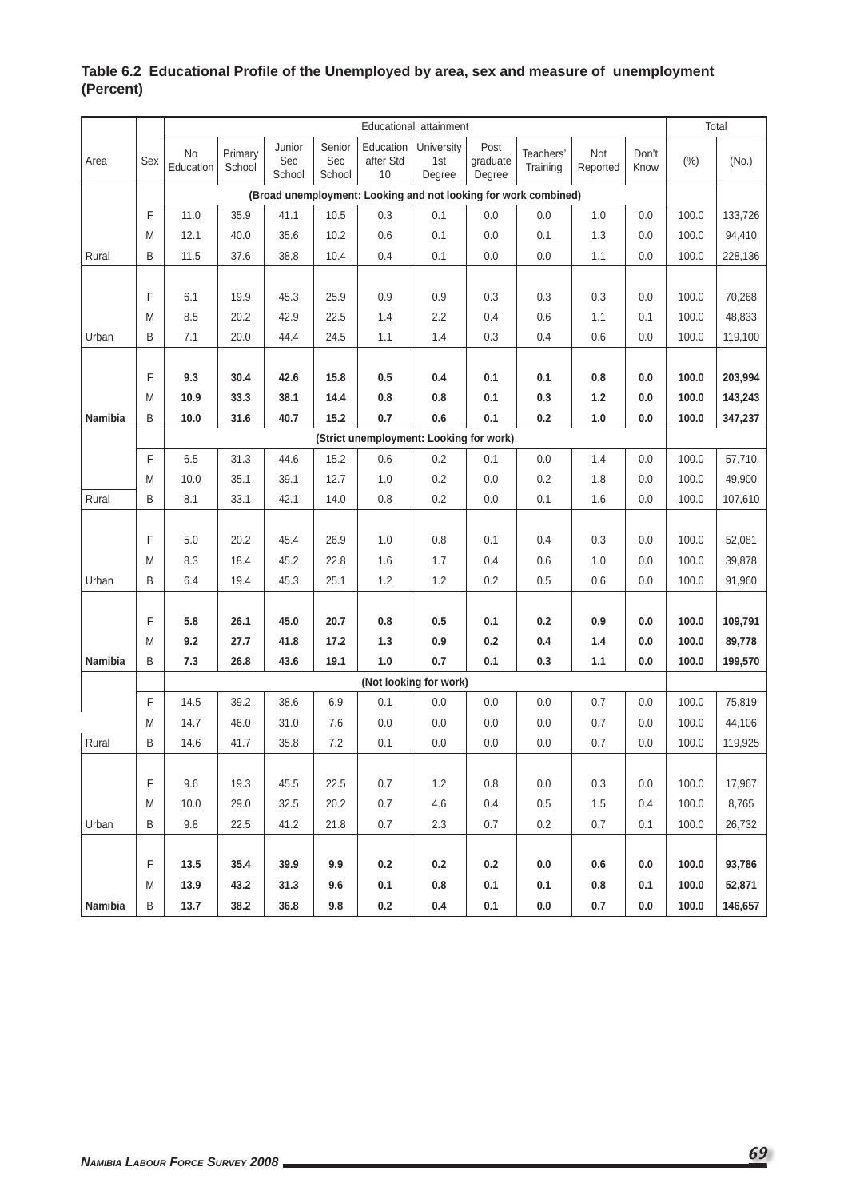**Table 6.2 Educational Profile of the Unemployed by area, sex and measure of unemployment (Percent)**

| Area | Sex | Educational attainment | | | | | | | | | | Total | |
|---|---|---|---|---|---|---|---|---|---|---|---|---|---|
| | | No Education | Primary School | Junior Sec School | Senior Sec School | Education after Std 10 | University 1st Degree | Post graduate Degree | Teachers' Training | Not Reported | Don't Know | (%) | (No.) |
| | | **(Broad unemployment: Looking and not looking for work combined)** | | | | | | | | | | | |
| | F | 11.0 | 35.9 | 41.1 | 10.5 | 0.3 | 0.1 | 0.0 | 0.0 | 1.0 | 0.0 | 100.0 | 133,726 |
| | M | 12.1 | 40.0 | 35.6 | 10.2 | 0.6 | 0.1 | 0.0 | 0.1 | 1.3 | 0.0 | 100.0 | 94,410 |
| Rural | B | 11.5 | 37.6 | 38.8 | 10.4 | 0.4 | 0.1 | 0.0 | 0.0 | 1.1 | 0.0 | 100.0 | 228,136 |
| | F | 6.1 | 19.9 | 45.3 | 25.9 | 0.9 | 0.9 | 0.3 | 0.3 | 0.3 | 0.0 | 100.0 | 70,268 |
| | M | 8.5 | 20.2 | 42.9 | 22.5 | 1.4 | 2.2 | 0.4 | 0.6 | 1.1 | 0.1 | 100.0 | 48,833 |
| Urban | B | 7.1 | 20.0 | 44.4 | 24.5 | 1.1 | 1.4 | 0.3 | 0.4 | 0.6 | 0.0 | 100.0 | 119,100 |
| | F | **9.3** | **30.4** | **42.6** | **15.8** | **0.5** | **0.4** | **0.1** | **0.1** | **0.8** | **0.0** | **100.0** | **203,994** |
| | M | **10.9** | **33.3** | **38.1** | **14.4** | **0.8** | **0.8** | **0.1** | **0.3** | **1.2** | **0.0** | **100.0** | **143,243** |
| **Namibia** | B | **10.0** | **31.6** | **40.7** | **15.2** | **0.7** | **0.6** | **0.1** | **0.2** | **1.0** | **0.0** | **100.0** | **347,237** |
| | | **(Strict unemployment: Looking for work)** | | | | | | | | | | | |
| | F | 6.5 | 31.3 | 44.6 | 15.2 | 0.6 | 0.2 | 0.1 | 0.0 | 1.4 | 0.0 | 100.0 | 57,710 |
| | M | 10.0 | 35.1 | 39.1 | 12.7 | 1.0 | 0.2 | 0.0 | 0.2 | 1.8 | 0.0 | 100.0 | 49,900 |
| Rural | B | 8.1 | 33.1 | 42.1 | 14.0 | 0.8 | 0.2 | 0.0 | 0.1 | 1.6 | 0.0 | 100.0 | 107,610 |
| | F | 5.0 | 20.2 | 45.4 | 26.9 | 1.0 | 0.8 | 0.1 | 0.4 | 0.3 | 0.0 | 100.0 | 52,081 |
| | M | 8.3 | 18.4 | 45.2 | 22.8 | 1.6 | 1.7 | 0.4 | 0.6 | 1.0 | 0.0 | 100.0 | 39,878 |
| Urban | B | 6.4 | 19.4 | 45.3 | 25.1 | 1.2 | 1.2 | 0.2 | 0.5 | 0.6 | 0.0 | 100.0 | 91,960 |
| | F | **5.8** | **26.1** | **45.0** | **20.7** | **0.8** | **0.5** | **0.1** | **0.2** | **0.9** | **0.0** | **100.0** | **109,791** |
| | M | **9.2** | **27.7** | **41.8** | **17.2** | **1.3** | **0.9** | **0.2** | **0.4** | **1.4** | **0.0** | **100.0** | **89,778** |
| **Namibia** | B | **7.3** | **26.8** | **43.6** | **19.1** | **1.0** | **0.7** | **0.1** | **0.3** | **1.1** | **0.0** | **100.0** | **199,570** |
| | | **(Not looking for work)** | | | | | | | | | | | |
| | F | 14.5 | 39.2 | 38.6 | 6.9 | 0.1 | 0.0 | 0.0 | 0.0 | 0.7 | 0.0 | 100.0 | 75,819 |
| | M | 14.7 | 46.0 | 31.0 | 7.6 | 0.0 | 0.0 | 0.0 | 0.0 | 0.7 | 0.0 | 100.0 | 44,106 |
| Rural | B | 14.6 | 41.7 | 35.8 | 7.2 | 0.1 | 0.0 | 0.0 | 0.0 | 0.7 | 0.0 | 100.0 | 119,925 |
| | F | 9.6 | 19.3 | 45.5 | 22.5 | 0.7 | 1.2 | 0.8 | 0.0 | 0.3 | 0.0 | 100.0 | 17,967 |
| | M | 10.0 | 29.0 | 32.5 | 20.2 | 0.7 | 4.6 | 0.4 | 0.5 | 1.5 | 0.4 | 100.0 | 8,765 |
| Urban | B | 9.8 | 22.5 | 41.2 | 21.8 | 0.7 | 2.3 | 0.7 | 0.2 | 0.7 | 0.1 | 100.0 | 26,732 |
| | F | **13.5** | **35.4** | **39.9** | **9.9** | **0.2** | **0.2** | **0.2** | **0.0** | **0.6** | **0.0** | **100.0** | **93,786** |
| | M | **13.9** | **43.2** | **31.3** | **9.6** | **0.1** | **0.8** | **0.1** | **0.1** | **0.8** | **0.1** | **100.0** | **52,871** |
| **Namibia** | B | **13.7** | **38.2** | **36.8** | **9.8** | **0.2** | **0.4** | **0.1** | **0.0** | **0.7** | **0.0** | **100.0** | **146,657** |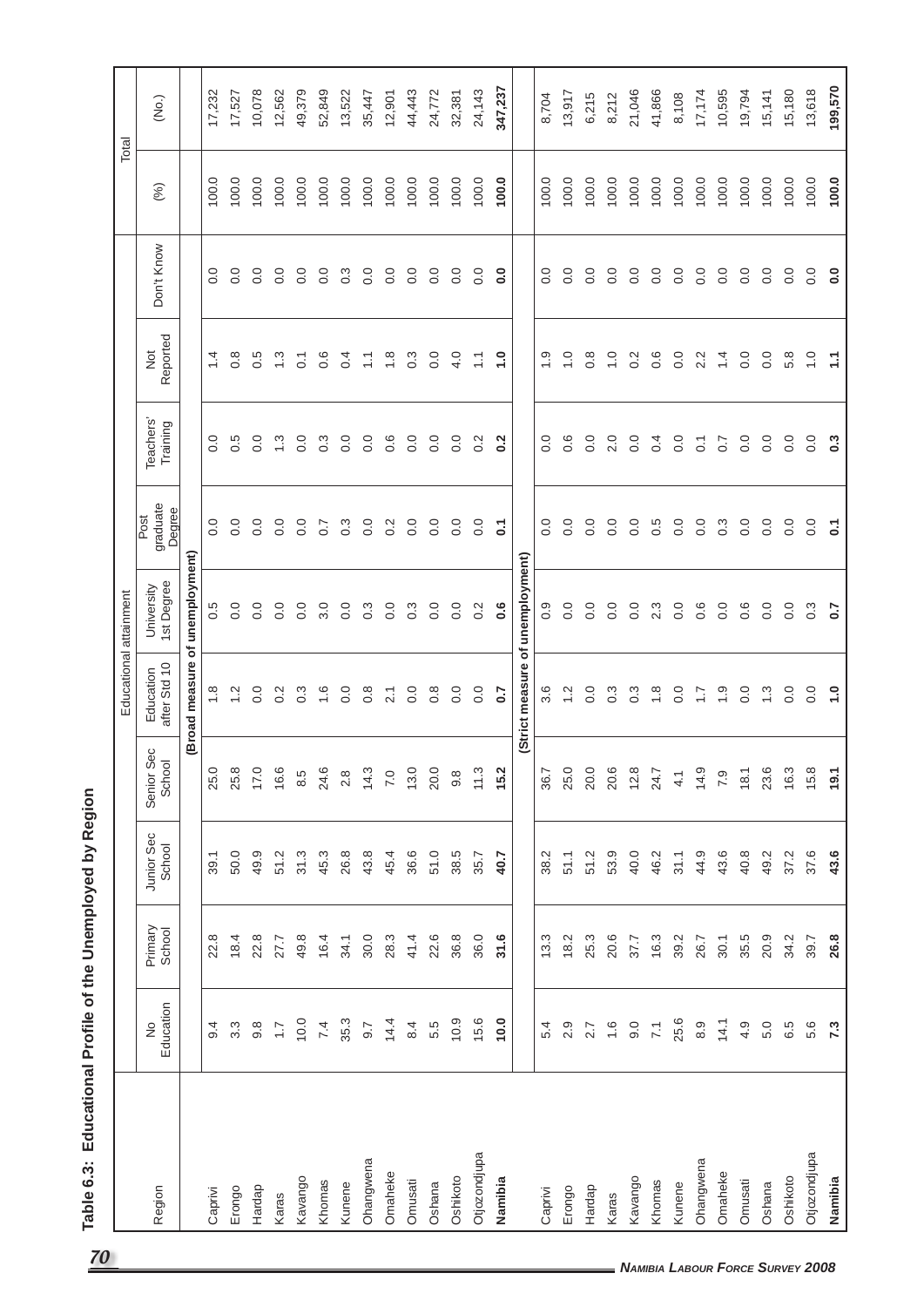**Table 6.3: Educational Profile of the Unemployed by Region**

| Region | Educational attainment | | | | | | | | | | Total | |
|---|---|---|---|---|---|---|---|---|---|---|---|---|
| | No Education | Primary School | Junior Sec School | Senior Sec School | Education after Std 10 | University 1st Degree | Post graduate Degree | Teachers' Training | Not Reported | Don't Know | (%) | (No.) |
| **(Broad measure of unemployment)** | | | | | | | | | | | | |
| Caprivi | 9.4 | 22.8 | 39.1 | 25.0 | 1.8 | 0.5 | 0.0 | 0.0 | 1.4 | 0.0 | 100.0 | 17,232 |
| Erongo | 3.3 | 18.4 | 50.0 | 25.8 | 1.2 | 0.0 | 0.0 | 0.5 | 0.8 | 0.0 | 100.0 | 17,527 |
| Hardap | 9.8 | 22.8 | 49.9 | 17.0 | 0.0 | 0.0 | 0.0 | 0.0 | 0.5 | 0.0 | 100.0 | 10,078 |
| Karas | 1.7 | 27.7 | 51.2 | 16.6 | 0.2 | 0.0 | 0.0 | 1.3 | 1.3 | 0.0 | 100.0 | 12,562 |
| Kavango | 10.0 | 49.8 | 31.3 | 8.5 | 0.3 | 0.0 | 0.0 | 0.0 | 0.1 | 0.0 | 100.0 | 49,379 |
| Khomas | 7.4 | 16.4 | 45.3 | 24.6 | 1.6 | 3.0 | 0.7 | 0.3 | 0.6 | 0.0 | 100.0 | 52,849 |
| Kunene | 35.3 | 34.1 | 26.8 | 2.8 | 0.0 | 0.0 | 0.3 | 0.0 | 0.4 | 0.3 | 100.0 | 13,522 |
| Ohangwena | 9.7 | 30.0 | 43.8 | 14.3 | 0.8 | 0.3 | 0.0 | 0.0 | 1.1 | 0.0 | 100.0 | 35,447 |
| Omaheke | 14.4 | 28.3 | 45.4 | 7.0 | 2.1 | 0.0 | 0.2 | 0.6 | 1.8 | 0.0 | 100.0 | 12,901 |
| Omusati | 8.4 | 41.4 | 36.6 | 13.0 | 0.0 | 0.3 | 0.0 | 0.0 | 0.3 | 0.0 | 100.0 | 44,443 |
| Oshana | 5.5 | 22.6 | 51.0 | 20.0 | 0.8 | 0.0 | 0.0 | 0.0 | 0.0 | 0.0 | 100.0 | 24,772 |
| Oshikoto | 10.9 | 36.8 | 38.5 | 9.8 | 0.0 | 0.0 | 0.0 | 0.0 | 4.0 | 0.0 | 100.0 | 32,381 |
| Otjozondjupa | 15.6 | 36.0 | 35.7 | 11.3 | 0.0 | 0.2 | 0.0 | 0.2 | 1.1 | 0.0 | 100.0 | 24,143 |
| **Namibia** | **10.0** | **31.6** | **40.7** | **15.2** | **0.7** | **0.6** | **0.1** | **0.2** | **1.0** | **0.0** | **100.0** | **347,237** |
| **(Strict measure of unemployment)** | | | | | | | | | | | | |
| Caprivi | 5.4 | 13.3 | 38.2 | 36.7 | 3.6 | 0.9 | 0.0 | 0.0 | 1.9 | 0.0 | 100.0 | 8,704 |
| Erongo | 2.9 | 18.2 | 51.1 | 25.0 | 1.2 | 0.0 | 0.0 | 0.6 | 1.0 | 0.0 | 100.0 | 13,917 |
| Hardap | 2.7 | 25.3 | 51.2 | 20.0 | 0.0 | 0.0 | 0.0 | 0.0 | 0.8 | 0.0 | 100.0 | 6,215 |
| Karas | 1.6 | 20.6 | 53.9 | 20.6 | 0.3 | 0.0 | 0.0 | 2.0 | 1.0 | 0.0 | 100.0 | 8,212 |
| Kavango | 9.0 | 37.7 | 40.0 | 12.8 | 0.3 | 0.0 | 0.0 | 0.0 | 0.2 | 0.0 | 100.0 | 21,046 |
| Khomas | 7.1 | 16.3 | 46.2 | 24.7 | 1.8 | 2.3 | 0.5 | 0.4 | 0.6 | 0.0 | 100.0 | 41,866 |
| Kunene | 25.6 | 39.2 | 31.1 | 4.1 | 0.0 | 0.0 | 0.0 | 0.0 | 0.0 | 0.0 | 100.0 | 8,108 |
| Ohangwena | 8.9 | 26.7 | 44.9 | 14.9 | 1.7 | 0.6 | 0.0 | 0.1 | 2.2 | 0.0 | 100.0 | 17,174 |
| Omaheke | 14.1 | 30.1 | 43.6 | 7.9 | 1.9 | 0.0 | 0.3 | 0.7 | 1.4 | 0.0 | 100.0 | 10,595 |
| Omusati | 4.9 | 35.5 | 40.8 | 18.1 | 0.0 | 0.6 | 0.0 | 0.0 | 0.0 | 0.0 | 100.0 | 19,794 |
| Oshana | 5.0 | 20.9 | 49.2 | 23.6 | 1.3 | 0.0 | 0.0 | 0.0 | 0.0 | 0.0 | 100.0 | 15,141 |
| Oshikoto | 6.5 | 34.2 | 37.2 | 16.3 | 0.0 | 0.0 | 0.0 | 0.0 | 5.8 | 0.0 | 100.0 | 15,180 |
| Otjozondjupa | 5.6 | 39.7 | 37.6 | 15.8 | 0.0 | 0.3 | 0.0 | 0.0 | 1.0 | 0.0 | 100.0 | 13,618 |
| **Namibia** | **7.3** | **26.8** | **43.6** | **19.1** | **1.0** | **0.7** | **0.1** | **0.3** | **1.1** | **0.0** | **100.0** | **199,570** |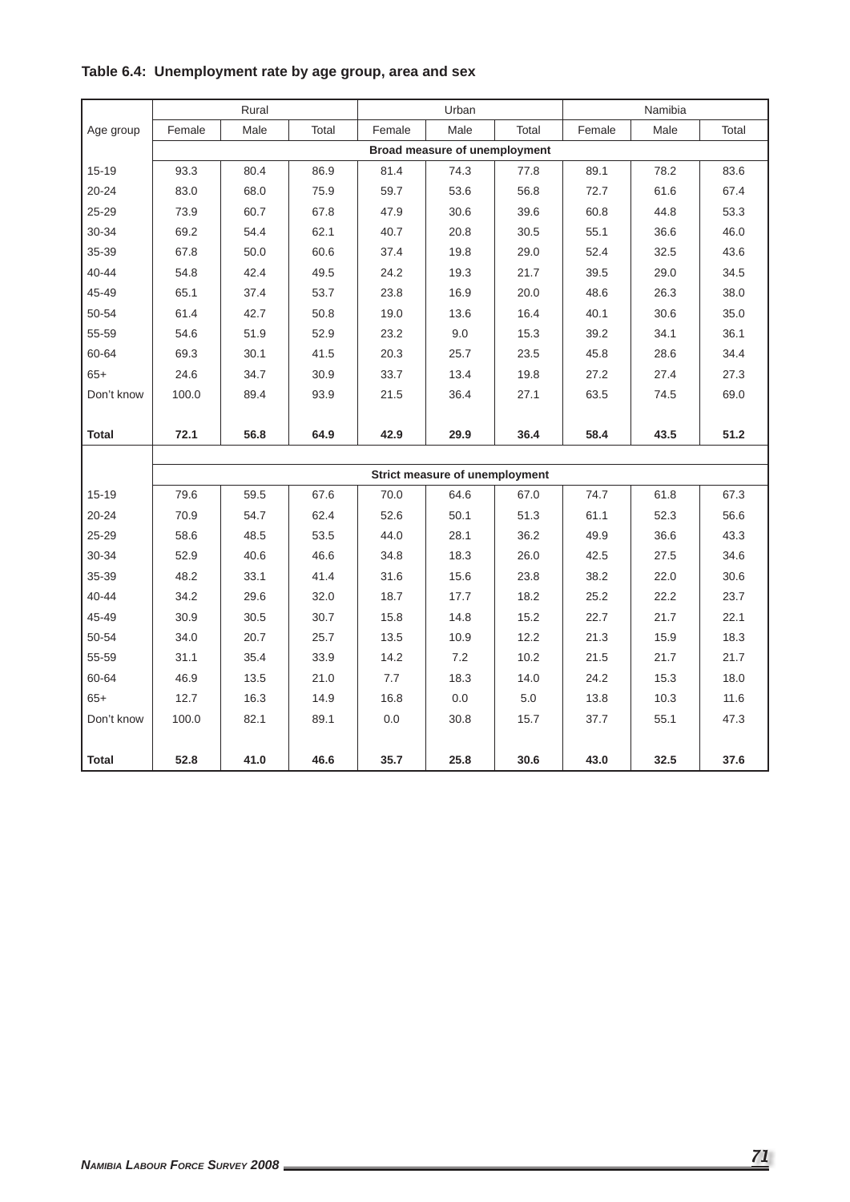**Table 6.4: Unemployment rate by age group, area and sex**

| | Rural | | | Urban | | | Namibia | | |
|---|---|---|---|---|---|---|---|---|---|
| Age group | Female | Male | Total | Female | Male | Total | Female | Male | Total |
| | **Broad measure of unemployment** | | | | | | | | |
| 15-19 | 93.3 | 80.4 | 86.9 | 81.4 | 74.3 | 77.8 | 89.1 | 78.2 | 83.6 |
| 20-24 | 83.0 | 68.0 | 75.9 | 59.7 | 53.6 | 56.8 | 72.7 | 61.6 | 67.4 |
| 25-29 | 73.9 | 60.7 | 67.8 | 47.9 | 30.6 | 39.6 | 60.8 | 44.8 | 53.3 |
| 30-34 | 69.2 | 54.4 | 62.1 | 40.7 | 20.8 | 30.5 | 55.1 | 36.6 | 46.0 |
| 35-39 | 67.8 | 50.0 | 60.6 | 37.4 | 19.8 | 29.0 | 52.4 | 32.5 | 43.6 |
| 40-44 | 54.8 | 42.4 | 49.5 | 24.2 | 19.3 | 21.7 | 39.5 | 29.0 | 34.5 |
| 45-49 | 65.1 | 37.4 | 53.7 | 23.8 | 16.9 | 20.0 | 48.6 | 26.3 | 38.0 |
| 50-54 | 61.4 | 42.7 | 50.8 | 19.0 | 13.6 | 16.4 | 40.1 | 30.6 | 35.0 |
| 55-59 | 54.6 | 51.9 | 52.9 | 23.2 | 9.0 | 15.3 | 39.2 | 34.1 | 36.1 |
| 60-64 | 69.3 | 30.1 | 41.5 | 20.3 | 25.7 | 23.5 | 45.8 | 28.6 | 34.4 |
| 65+ | 24.6 | 34.7 | 30.9 | 33.7 | 13.4 | 19.8 | 27.2 | 27.4 | 27.3 |
| Don't know | 100.0 | 89.4 | 93.9 | 21.5 | 36.4 | 27.1 | 63.5 | 74.5 | 69.0 |
| **Total** | **72.1** | **56.8** | **64.9** | **42.9** | **29.9** | **36.4** | **58.4** | **43.5** | **51.2** |
| | **Strict measure of unemployment** | | | | | | | | |
| 15-19 | 79.6 | 59.5 | 67.6 | 70.0 | 64.6 | 67.0 | 74.7 | 61.8 | 67.3 |
| 20-24 | 70.9 | 54.7 | 62.4 | 52.6 | 50.1 | 51.3 | 61.1 | 52.3 | 56.6 |
| 25-29 | 58.6 | 48.5 | 53.5 | 44.0 | 28.1 | 36.2 | 49.9 | 36.6 | 43.3 |
| 30-34 | 52.9 | 40.6 | 46.6 | 34.8 | 18.3 | 26.0 | 42.5 | 27.5 | 34.6 |
| 35-39 | 48.2 | 33.1 | 41.4 | 31.6 | 15.6 | 23.8 | 38.2 | 22.0 | 30.6 |
| 40-44 | 34.2 | 29.6 | 32.0 | 18.7 | 17.7 | 18.2 | 25.2 | 22.2 | 23.7 |
| 45-49 | 30.9 | 30.5 | 30.7 | 15.8 | 14.8 | 15.2 | 22.7 | 21.7 | 22.1 |
| 50-54 | 34.0 | 20.7 | 25.7 | 13.5 | 10.9 | 12.2 | 21.3 | 15.9 | 18.3 |
| 55-59 | 31.1 | 35.4 | 33.9 | 14.2 | 7.2 | 10.2 | 21.5 | 21.7 | 21.7 |
| 60-64 | 46.9 | 13.5 | 21.0 | 7.7 | 18.3 | 14.0 | 24.2 | 15.3 | 18.0 |
| 65+ | 12.7 | 16.3 | 14.9 | 16.8 | 0.0 | 5.0 | 13.8 | 10.3 | 11.6 |
| Don't know | 100.0 | 82.1 | 89.1 | 0.0 | 30.8 | 15.7 | 37.7 | 55.1 | 47.3 |
| **Total** | **52.8** | **41.0** | **46.6** | **35.7** | **25.8** | **30.6** | **43.0** | **32.5** | **37.6** |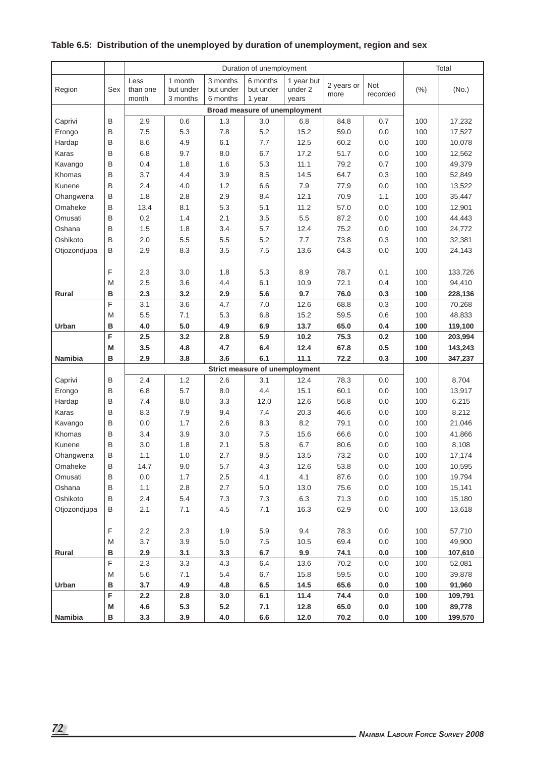**Table 6.5: Distribution of the unemployed by duration of unemployment, region and sex**

| | | Duration of unemployment | | | | | | | Total | |
|---|---|---|---|---|---|---|---|---|---|---|
| Region | Sex | Less than one month | 1 month but under 3 months | 3 months but under 6 months | 6 months but under 1 year | 1 year but under 2 years | 2 years or more | Not recorded | (%) | (No.) |
| | | **Broad measure of unemployment** | | | | | | | | |
| Caprivi | B | 2.9 | 0.6 | 1.3 | 3.0 | 6.8 | 84.8 | 0.7 | 100 | 17,232 |
| Erongo | B | 7.5 | 5.3 | 7.8 | 5.2 | 15.2 | 59.0 | 0.0 | 100 | 17,527 |
| Hardap | B | 8.6 | 4.9 | 6.1 | 7.7 | 12.5 | 60.2 | 0.0 | 100 | 10,078 |
| Karas | B | 6.8 | 9.7 | 8.0 | 6.7 | 17.2 | 51.7 | 0.0 | 100 | 12,562 |
| Kavango | B | 0.4 | 1.8 | 1.6 | 5.3 | 11.1 | 79.2 | 0.7 | 100 | 49,379 |
| Khomas | B | 3.7 | 4.4 | 3.9 | 8.5 | 14.5 | 64.7 | 0.3 | 100 | 52,849 |
| Kunene | B | 2.4 | 4.0 | 1.2 | 6.6 | 7.9 | 77.9 | 0.0 | 100 | 13,522 |
| Ohangwena | B | 1.8 | 2.8 | 2.9 | 8.4 | 12.1 | 70.9 | 1.1 | 100 | 35,447 |
| Omaheke | B | 13.4 | 8.1 | 5.3 | 5.1 | 11.2 | 57.0 | 0.0 | 100 | 12,901 |
| Omusati | B | 0.2 | 1.4 | 2.1 | 3.5 | 5.5 | 87.2 | 0.0 | 100 | 44,443 |
| Oshana | B | 1.5 | 1.8 | 3.4 | 5.7 | 12.4 | 75.2 | 0.0 | 100 | 24,772 |
| Oshikoto | B | 2.0 | 5.5 | 5.5 | 5.2 | 7.7 | 73.8 | 0.3 | 100 | 32,381 |
| Otjozondjupa | B | 2.9 | 8.3 | 3.5 | 7.5 | 13.6 | 64.3 | 0.0 | 100 | 24,143 |
| | F | 2.3 | 3.0 | 1.8 | 5.3 | 8.9 | 78.7 | 0.1 | 100 | 133,726 |
| | M | 2.5 | 3.6 | 4.4 | 6.1 | 10.9 | 72.1 | 0.4 | 100 | 94,410 |
| **Rural** | **B** | **2.3** | **3.2** | **2.9** | **5.6** | **9.7** | **76.0** | **0.3** | **100** | **228,136** |
| | F | 3.1 | 3.6 | 4.7 | 7.0 | 12.6 | 68.8 | 0.3 | 100 | 70,268 |
| | M | 5.5 | 7.1 | 5.3 | 6.8 | 15.2 | 59.5 | 0.6 | 100 | 48,833 |
| **Urban** | **B** | **4.0** | **5.0** | **4.9** | **6.9** | **13.7** | **65.0** | **0.4** | **100** | **119,100** |
| | **F** | **2.5** | **3.2** | **2.8** | **5.9** | **10.2** | **75.3** | **0.2** | **100** | **203,994** |
| | **M** | **3.5** | **4.8** | **4.7** | **6.4** | **12.4** | **67.8** | **0.5** | **100** | **143,243** |
| **Namibia** | **B** | **2.9** | **3.8** | **3.6** | **6.1** | **11.1** | **72.2** | **0.3** | **100** | **347,237** |
| | | **Strict measure of unemployment** | | | | | | | | |
| Caprivi | B | 2.4 | 1.2 | 2.6 | 3.1 | 12.4 | 78.3 | 0.0 | 100 | 8,704 |
| Erongo | B | 6.8 | 5.7 | 8.0 | 4.4 | 15.1 | 60.1 | 0.0 | 100 | 13,917 |
| Hardap | B | 7.4 | 8.0 | 3.3 | 12.0 | 12.6 | 56.8 | 0.0 | 100 | 6,215 |
| Karas | B | 8.3 | 7.9 | 9.4 | 7.4 | 20.3 | 46.6 | 0.0 | 100 | 8,212 |
| Kavango | B | 0.0 | 1.7 | 2.6 | 8.3 | 8.2 | 79.1 | 0.0 | 100 | 21,046 |
| Khomas | B | 3.4 | 3.9 | 3.0 | 7.5 | 15.6 | 66.6 | 0.0 | 100 | 41,866 |
| Kunene | B | 3.0 | 1.8 | 2.1 | 5.8 | 6.7 | 80.6 | 0.0 | 100 | 8,108 |
| Ohangwena | B | 1.1 | 1.0 | 2.7 | 8.5 | 13.5 | 73.2 | 0.0 | 100 | 17,174 |
| Omaheke | B | 14.7 | 9.0 | 5.7 | 4.3 | 12.6 | 53.8 | 0.0 | 100 | 10,595 |
| Omusati | B | 0.0 | 1.7 | 2.5 | 4.1 | 4.1 | 87.6 | 0.0 | 100 | 19,794 |
| Oshana | B | 1.1 | 2.8 | 2.7 | 5.0 | 13.0 | 75.6 | 0.0 | 100 | 15,141 |
| Oshikoto | B | 2.4 | 5.4 | 7.3 | 7.3 | 6.3 | 71.3 | 0.0 | 100 | 15,180 |
| Otjozondjupa | B | 2.1 | 7.1 | 4.5 | 7.1 | 16.3 | 62.9 | 0.0 | 100 | 13,618 |
| | F | 2.2 | 2.3 | 1.9 | 5.9 | 9.4 | 78.3 | 0.0 | 100 | 57,710 |
| | M | 3.7 | 3.9 | 5.0 | 7.5 | 10.5 | 69.4 | 0.0 | 100 | 49,900 |
| **Rural** | **B** | **2.9** | **3.1** | **3.3** | **6.7** | **9.9** | **74.1** | **0.0** | **100** | **107,610** |
| | F | 2.3 | 3.3 | 4.3 | 6.4 | 13.6 | 70.2 | 0.0 | 100 | 52,081 |
| | M | 5.6 | 7.1 | 5.4 | 6.7 | 15.8 | 59.5 | 0.0 | 100 | 39,878 |
| **Urban** | **B** | **3.7** | **4.9** | **4.8** | **6.5** | **14.5** | **65.6** | **0.0** | **100** | **91,960** |
| | **F** | **2.2** | **2.8** | **3.0** | **6.1** | **11.4** | **74.4** | **0.0** | **100** | **109,791** |
| | **M** | **4.6** | **5.3** | **5.2** | **7.1** | **12.8** | **65.0** | **0.0** | **100** | **89,778** |
| **Namibia** | **B** | **3.3** | **3.9** | **4.0** | **6.6** | **12.0** | **70.2** | **0.0** | **100** | **199,570** |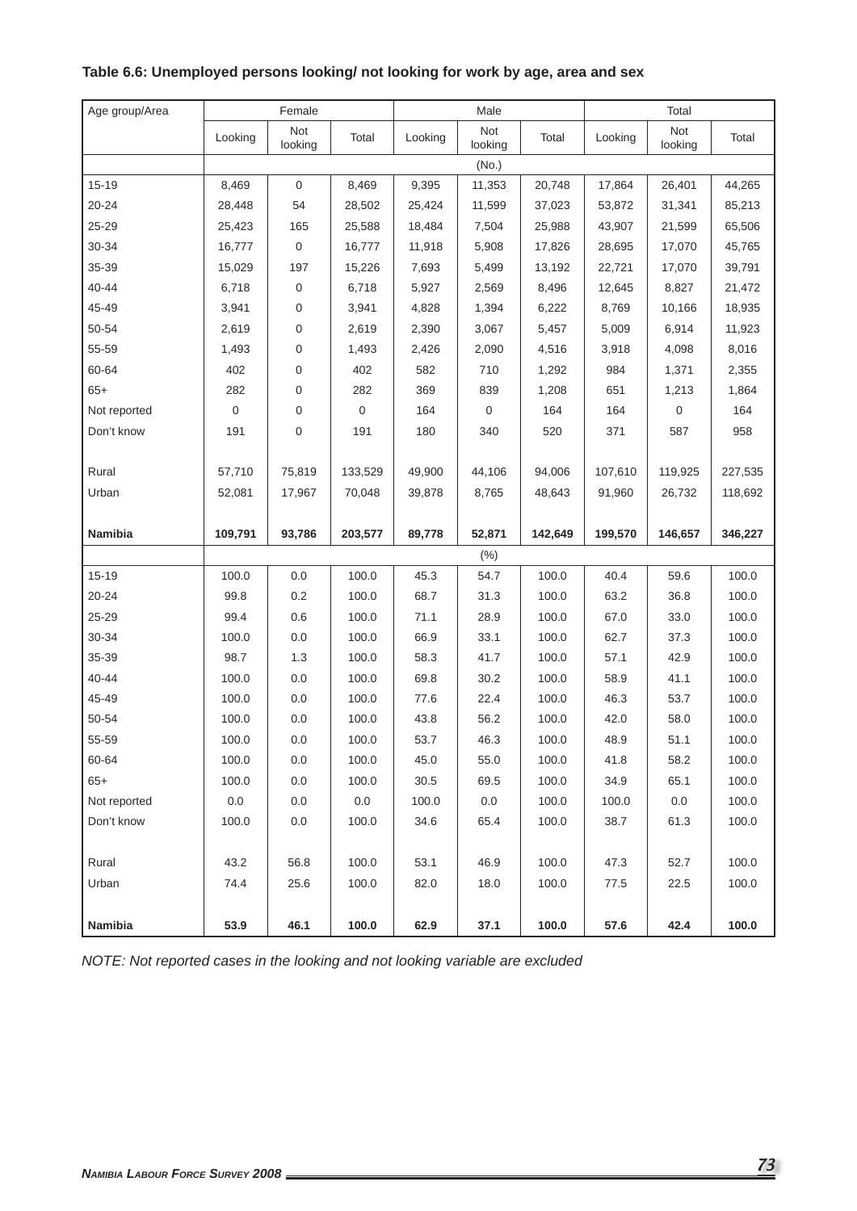**Table 6.6: Unemployed persons looking/ not looking for work by age, area and sex**

| Age group/Area | Female | | | Male | | | Total | | |
|---|---|---|---|---|---|---|---|---|---|
| | Looking | Not looking | Total | Looking | Not looking | Total | Looking | Not looking | Total |
| | | | | | (No.) | | | | |
| 15-19 | 8,469 | 0 | 8,469 | 9,395 | 11,353 | 20,748 | 17,864 | 26,401 | 44,265 |
| 20-24 | 28,448 | 54 | 28,502 | 25,424 | 11,599 | 37,023 | 53,872 | 31,341 | 85,213 |
| 25-29 | 25,423 | 165 | 25,588 | 18,484 | 7,504 | 25,988 | 43,907 | 21,599 | 65,506 |
| 30-34 | 16,777 | 0 | 16,777 | 11,918 | 5,908 | 17,826 | 28,695 | 17,070 | 45,765 |
| 35-39 | 15,029 | 197 | 15,226 | 7,693 | 5,499 | 13,192 | 22,721 | 17,070 | 39,791 |
| 40-44 | 6,718 | 0 | 6,718 | 5,927 | 2,569 | 8,496 | 12,645 | 8,827 | 21,472 |
| 45-49 | 3,941 | 0 | 3,941 | 4,828 | 1,394 | 6,222 | 8,769 | 10,166 | 18,935 |
| 50-54 | 2,619 | 0 | 2,619 | 2,390 | 3,067 | 5,457 | 5,009 | 6,914 | 11,923 |
| 55-59 | 1,493 | 0 | 1,493 | 2,426 | 2,090 | 4,516 | 3,918 | 4,098 | 8,016 |
| 60-64 | 402 | 0 | 402 | 582 | 710 | 1,292 | 984 | 1,371 | 2,355 |
| 65+ | 282 | 0 | 282 | 369 | 839 | 1,208 | 651 | 1,213 | 1,864 |
| Not reported | 0 | 0 | 0 | 164 | 0 | 164 | 164 | 0 | 164 |
| Don't know | 191 | 0 | 191 | 180 | 340 | 520 | 371 | 587 | 958 |
| | | | | | | | | | |
| Rural | 57,710 | 75,819 | 133,529 | 49,900 | 44,106 | 94,006 | 107,610 | 119,925 | 227,535 |
| Urban | 52,081 | 17,967 | 70,048 | 39,878 | 8,765 | 48,643 | 91,960 | 26,732 | 118,692 |
| | | | | | | | | | |
| **Namibia** | **109,791** | **93,786** | **203,577** | **89,778** | **52,871** | **142,649** | **199,570** | **146,657** | **346,227** |
| | | | | | (%) | | | | |
| 15-19 | 100.0 | 0.0 | 100.0 | 45.3 | 54.7 | 100.0 | 40.4 | 59.6 | 100.0 |
| 20-24 | 99.8 | 0.2 | 100.0 | 68.7 | 31.3 | 100.0 | 63.2 | 36.8 | 100.0 |
| 25-29 | 99.4 | 0.6 | 100.0 | 71.1 | 28.9 | 100.0 | 67.0 | 33.0 | 100.0 |
| 30-34 | 100.0 | 0.0 | 100.0 | 66.9 | 33.1 | 100.0 | 62.7 | 37.3 | 100.0 |
| 35-39 | 98.7 | 1.3 | 100.0 | 58.3 | 41.7 | 100.0 | 57.1 | 42.9 | 100.0 |
| 40-44 | 100.0 | 0.0 | 100.0 | 69.8 | 30.2 | 100.0 | 58.9 | 41.1 | 100.0 |
| 45-49 | 100.0 | 0.0 | 100.0 | 77.6 | 22.4 | 100.0 | 46.3 | 53.7 | 100.0 |
| 50-54 | 100.0 | 0.0 | 100.0 | 43.8 | 56.2 | 100.0 | 42.0 | 58.0 | 100.0 |
| 55-59 | 100.0 | 0.0 | 100.0 | 53.7 | 46.3 | 100.0 | 48.9 | 51.1 | 100.0 |
| 60-64 | 100.0 | 0.0 | 100.0 | 45.0 | 55.0 | 100.0 | 41.8 | 58.2 | 100.0 |
| 65+ | 100.0 | 0.0 | 100.0 | 30.5 | 69.5 | 100.0 | 34.9 | 65.1 | 100.0 |
| Not reported | 0.0 | 0.0 | 0.0 | 100.0 | 0.0 | 100.0 | 100.0 | 0.0 | 100.0 |
| Don't know | 100.0 | 0.0 | 100.0 | 34.6 | 65.4 | 100.0 | 38.7 | 61.3 | 100.0 |
| | | | | | | | | | |
| Rural | 43.2 | 56.8 | 100.0 | 53.1 | 46.9 | 100.0 | 47.3 | 52.7 | 100.0 |
| Urban | 74.4 | 25.6 | 100.0 | 82.0 | 18.0 | 100.0 | 77.5 | 22.5 | 100.0 |
| | | | | | | | | | |
| **Namibia** | **53.9** | **46.1** | **100.0** | **62.9** | **37.1** | **100.0** | **57.6** | **42.4** | **100.0** |

*NOTE: Not reported cases in the looking and not looking variable are excluded*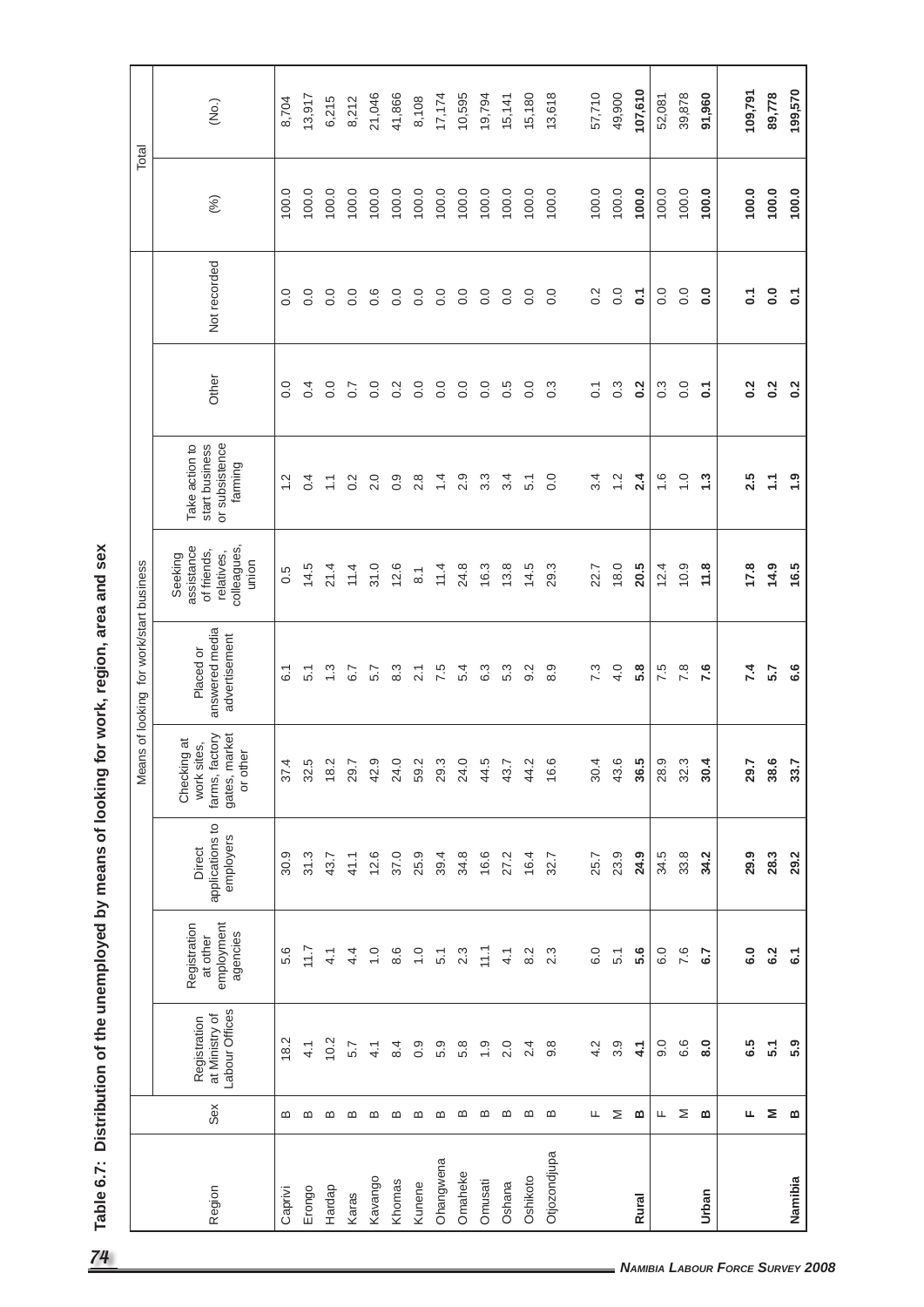**Table 6.7: Distribution of the unemployed by means of looking for work, region, area and sex**

| Region | Sex | Means of looking for work/start business | | | | | | | | | Total | |
|---|---|---|---|---|---|---|---|---|---|---|---|---|
| | | Registration at Ministry of Labour Offices | Registration at other employment agencies | Direct applications to employers | Checking at work sites, farms, factory gates, market or other | Placed or answered media advertisement | Seeking assistance of friends, relatives, colleagues, union | Take action to start business or subsistence farming | Other | Not recorded | (%) | (No.) |
| Caprivi | B | 18.2 | 5.6 | 30.9 | 37.4 | 6.1 | 0.5 | 1.2 | 0.0 | 0.0 | 100.0 | 8,704 |
| Erongo | B | 4.1 | 11.7 | 31.3 | 32.5 | 5.1 | 14.5 | 0.4 | 0.4 | 0.0 | 100.0 | 13,917 |
| Hardap | B | 10.2 | 4.1 | 43.7 | 18.2 | 1.3 | 21.4 | 1.1 | 0.0 | 0.0 | 100.0 | 6,215 |
| Karas | B | 5.7 | 4.4 | 41.1 | 29.7 | 6.7 | 11.4 | 0.2 | 0.7 | 0.0 | 100.0 | 8,212 |
| Kavango | B | 4.1 | 1.0 | 12.6 | 42.9 | 5.7 | 31.0 | 2.0 | 0.0 | 0.6 | 100.0 | 21,046 |
| Khomas | B | 8.4 | 8.6 | 37.0 | 24.0 | 8.3 | 12.6 | 0.9 | 0.2 | 0.0 | 100.0 | 41,866 |
| Kunene | B | 0.9 | 1.0 | 25.9 | 59.2 | 2.1 | 8.1 | 2.8 | 0.0 | 0.0 | 100.0 | 8,108 |
| Ohangwena | B | 5.9 | 5.1 | 39.4 | 29.3 | 7.5 | 11.4 | 1.4 | 0.0 | 0.0 | 100.0 | 17,174 |
| Omaheke | B | 5.8 | 2.3 | 34.8 | 24.0 | 5.4 | 24.8 | 2.9 | 0.0 | 0.0 | 100.0 | 10,595 |
| Omusati | B | 1.9 | 11.1 | 16.6 | 44.5 | 6.3 | 16.3 | 3.3 | 0.0 | 0.0 | 100.0 | 19,794 |
| Oshana | B | 2.0 | 4.1 | 27.2 | 43.7 | 5.3 | 13.8 | 3.4 | 0.5 | 0.0 | 100.0 | 15,141 |
| Oshikoto | B | 2.4 | 8.2 | 16.4 | 44.2 | 9.2 | 14.5 | 5.1 | 0.0 | 0.0 | 100.0 | 15,180 |
| Otjozondjupa | B | 9.8 | 2.3 | 32.7 | 16.6 | 8.9 | 29.3 | 0.0 | 0.3 | 0.0 | 100.0 | 13,618 |
| | F | 4.2 | 6.0 | 25.7 | 30.4 | 7.3 | 22.7 | 3.4 | 0.1 | 0.2 | 100.0 | 57,710 |
| | M | 3.9 | 5.1 | 23.9 | 43.6 | 4.0 | 18.0 | 1.2 | 0.3 | 0.0 | 100.0 | 49,900 |
| **Rural** | **B** | **4.1** | **5.6** | **24.9** | **36.5** | **5.8** | **20.5** | **2.4** | **0.2** | **0.1** | **100.0** | **107,610** |
| | F | 9.0 | 6.0 | 34.5 | 28.9 | 7.5 | 12.4 | 1.6 | 0.3 | 0.0 | 100.0 | 52,081 |
| | M | 6.6 | 7.6 | 33.8 | 32.3 | 7.8 | 10.9 | 1.0 | 0.0 | 0.0 | 100.0 | 39,878 |
| **Urban** | **B** | **8.0** | **6.7** | **34.2** | **30.4** | **7.6** | **11.8** | **1.3** | **0.1** | **0.0** | **100.0** | **91,960** |
| | **F** | **6.5** | **6.0** | **29.9** | **29.7** | **7.4** | **17.8** | **2.5** | **0.2** | **0.1** | **100.0** | **109,791** |
| | **M** | **5.1** | **6.2** | **28.3** | **38.6** | **5.7** | **14.9** | **1.1** | **0.2** | **0.0** | **100.0** | **89,778** |
| **Namibia** | **B** | **5.9** | **6.1** | **29.2** | **33.7** | **6.6** | **16.5** | **1.9** | **0.2** | **0.1** | **100.0** | **199,570** |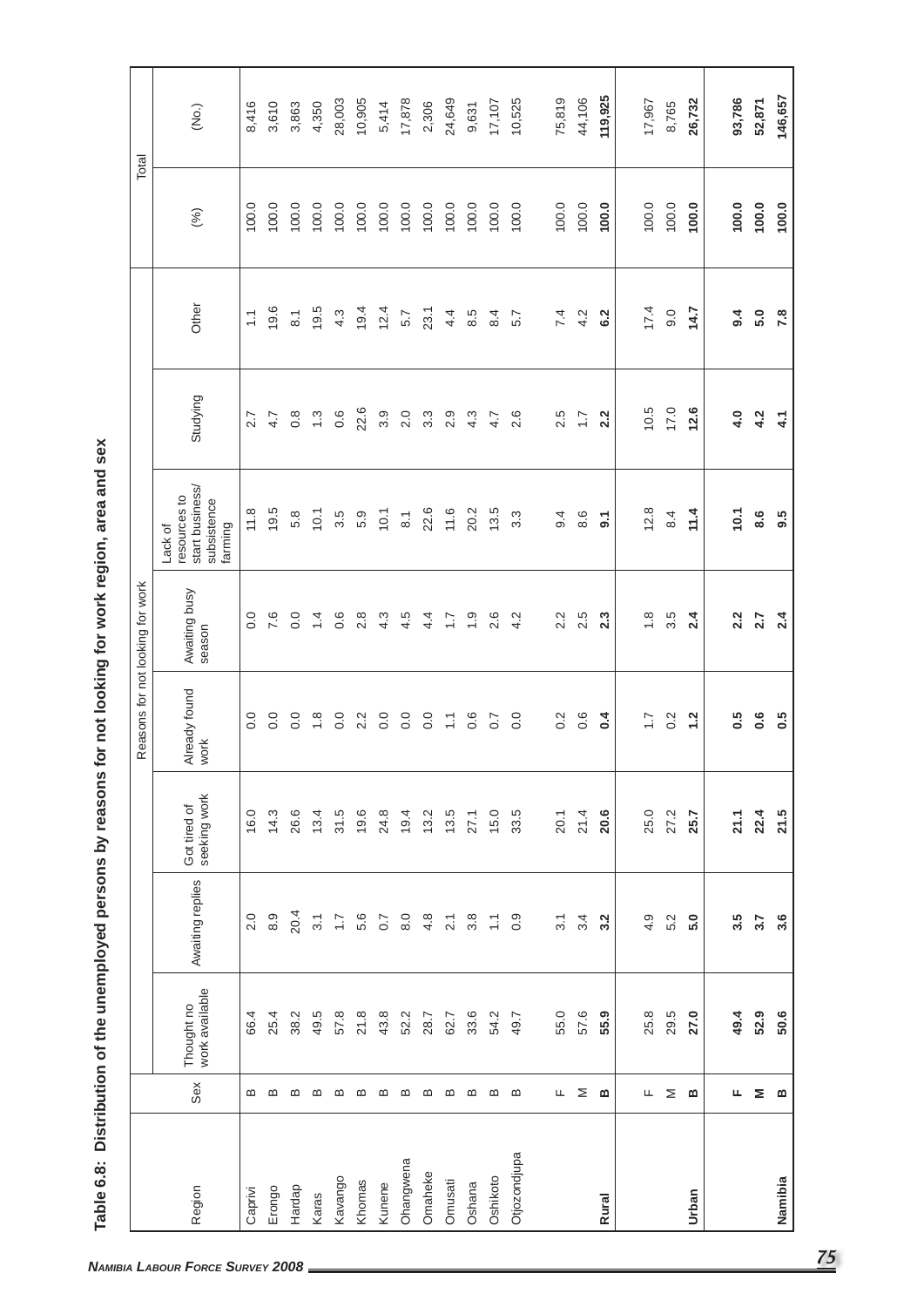**Table 6.8: Distribution of the unemployed persons by reasons for not looking for work region, area and sex**

| Region | Sex | Reasons for not looking for work | | | | | | | | Total | |
|---|---|---|---|---|---|---|---|---|---|---|---|
| | | Thought no work available | Awaiting replies | Got tired of seeking work | Already found work | Awaiting busy season | Lack of resources to start business/ subsistence farming | Studying | Other | (%) | (No.) |
| Caprivi | B | 66.4 | 2.0 | 16.0 | 0.0 | 0.0 | 11.8 | 2.7 | 1.1 | 100.0 | 8,416 |
| Erongo | B | 25.4 | 8.9 | 14.3 | 0.0 | 7.6 | 19.5 | 4.7 | 19.6 | 100.0 | 3,610 |
| Hardap | B | 38.2 | 20.4 | 26.6 | 0.0 | 0.0 | 5.8 | 0.8 | 8.1 | 100.0 | 3,863 |
| Karas | B | 49.5 | 3.1 | 13.4 | 1.8 | 1.4 | 10.1 | 1.3 | 19.5 | 100.0 | 4,350 |
| Kavango | B | 57.8 | 1.7 | 31.5 | 0.0 | 0.6 | 3.5 | 0.6 | 4.3 | 100.0 | 28,003 |
| Khomas | B | 21.8 | 5.6 | 19.6 | 2.2 | 2.8 | 5.9 | 22.6 | 19.4 | 100.0 | 10,905 |
| Kunene | B | 43.8 | 0.7 | 24.8 | 0.0 | 4.3 | 10.1 | 3.9 | 12.4 | 100.0 | 5,414 |
| Ohangwena | B | 52.2 | 8.0 | 19.4 | 0.0 | 4.5 | 8.1 | 2.0 | 5.7 | 100.0 | 17,878 |
| Omaheke | B | 28.7 | 4.8 | 13.2 | 0.0 | 4.4 | 22.6 | 3.3 | 23.1 | 100.0 | 2,306 |
| Omusati | B | 62.7 | 2.1 | 13.5 | 1.1 | 1.7 | 11.6 | 2.9 | 4.4 | 100.0 | 24,649 |
| Oshana | B | 33.6 | 3.8 | 27.1 | 0.6 | 1.9 | 20.2 | 4.3 | 8.5 | 100.0 | 9,631 |
| Oshikoto | B | 54.2 | 1.1 | 15.0 | 0.7 | 2.6 | 13.5 | 4.7 | 8.4 | 100.0 | 17,107 |
| Otjozondjupa | B | 49.7 | 0.9 | 33.5 | 0.0 | 4.2 | 3.3 | 2.6 | 5.7 | 100.0 | 10,525 |
| | F | 55.0 | 3.1 | 20.1 | 0.2 | 2.2 | 9.4 | 2.5 | 7.4 | 100.0 | 75,819 |
| | M | 57.6 | 3.4 | 21.4 | 0.6 | 2.5 | 8.6 | 1.7 | 4.2 | 100.0 | 44,106 |
| **Rural** | **B** | **55.9** | **3.2** | **20.6** | **0.4** | **2.3** | **9.1** | **2.2** | **6.2** | **100.0** | **119,925** |
| | F | 25.8 | 4.9 | 25.0 | 1.7 | 1.8 | 12.8 | 10.5 | 17.4 | 100.0 | 17,967 |
| | M | 29.5 | 5.2 | 27.2 | 0.2 | 3.5 | 8.4 | 17.0 | 9.0 | 100.0 | 8,765 |
| **Urban** | **B** | **27.0** | **5.0** | **25.7** | **1.2** | **2.4** | **11.4** | **12.6** | **14.7** | **100.0** | **26,732** |
| | **F** | **49.4** | **3.5** | **21.1** | **0.5** | **2.2** | **10.1** | **4.0** | **9.4** | **100.0** | **93,786** |
| | **M** | **52.9** | **3.7** | **22.4** | **0.6** | **2.7** | **8.6** | **4.2** | **5.0** | **100.0** | **52,871** |
| **Namibia** | **B** | **50.6** | **3.6** | **21.5** | **0.5** | **2.4** | **9.5** | **4.1** | **7.8** | **100.0** | **146,657** |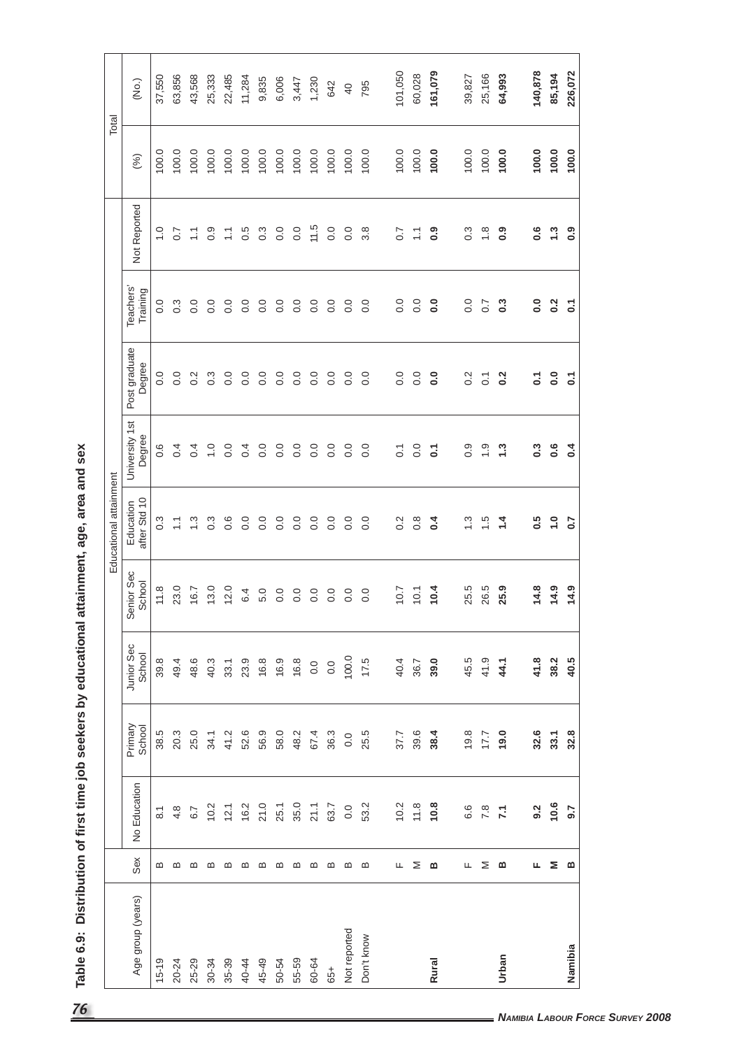# Table 6.9: Distribution of first time job seekers by educational attainment, age, area and sex

| Age group (years) | Sex | Educational attainment | | | | | | | | | Total | |
|---|---|---|---|---|---|---|---|---|---|---|---|---|
| | | No Education | Primary School | Junior Sec School | Senior Sec School | Education after Std 10 | University 1st Degree | Post graduate Degree | Teachers' Training | Not Reported | (%) | (No.) |
| 15-19 | B | 8.1 | 38.5 | 39.8 | 11.8 | 0.3 | 0.6 | 0.0 | 0.0 | 1.0 | 100.0 | 37,550 |
| 20-24 | B | 4.8 | 20.3 | 49.4 | 23.0 | 1.1 | 0.4 | 0.0 | 0.3 | 0.7 | 100.0 | 63,856 |
| 25-29 | B | 6.7 | 25.0 | 48.6 | 16.7 | 1.3 | 0.4 | 0.2 | 0.0 | 1.1 | 100.0 | 43,568 |
| 30-34 | B | 10.2 | 34.1 | 40.3 | 13.0 | 0.3 | 1.0 | 0.3 | 0.0 | 0.9 | 100.0 | 25,333 |
| 35-39 | B | 12.1 | 41.2 | 33.1 | 12.0 | 0.6 | 0.0 | 0.0 | 0.0 | 1.1 | 100.0 | 22,485 |
| 40-44 | B | 16.2 | 52.6 | 23.9 | 6.4 | 0.0 | 0.4 | 0.0 | 0.0 | 0.5 | 100.0 | 11,284 |
| 45-49 | B | 21.0 | 56.9 | 16.8 | 5.0 | 0.0 | 0.0 | 0.0 | 0.0 | 0.3 | 100.0 | 9,835 |
| 50-54 | B | 25.1 | 58.0 | 16.9 | 0.0 | 0.0 | 0.0 | 0.0 | 0.0 | 0.0 | 100.0 | 6,006 |
| 55-59 | B | 35.0 | 48.2 | 16.8 | 0.0 | 0.0 | 0.0 | 0.0 | 0.0 | 0.0 | 100.0 | 3,447 |
| 60-64 | B | 21.1 | 67.4 | 0.0 | 0.0 | 0.0 | 0.0 | 0.0 | 0.0 | 11.5 | 100.0 | 1,230 |
| 65+ | B | 63.7 | 36.3 | 0.0 | 0.0 | 0.0 | 0.0 | 0.0 | 0.0 | 0.0 | 100.0 | 642 |
| Not reported | B | 0.0 | 0.0 | 100.0 | 0.0 | 0.0 | 0.0 | 0.0 | 0.0 | 0.0 | 100.0 | 40 |
| Don't know | B | 53.2 | 25.5 | 17.5 | 0.0 | 0.0 | 0.0 | 0.0 | 0.0 | 3.8 | 100.0 | 795 |
| | F | 10.2 | 37.7 | 40.4 | 10.7 | 0.2 | 0.1 | 0.0 | 0.0 | 0.7 | 100.0 | 101,050 |
| | M | 11.8 | 39.6 | 36.7 | 10.1 | 0.8 | 0.0 | 0.0 | 0.0 | 1.1 | 100.0 | 60,028 |
| **Rural** | **B** | **10.8** | **38.4** | **39.0** | **10.4** | **0.4** | **0.1** | **0.0** | **0.0** | **0.9** | **100.0** | **161,079** |
| | F | 6.6 | 19.8 | 45.5 | 25.5 | 1.3 | 0.9 | 0.2 | 0.0 | 0.3 | 100.0 | 39,827 |
| | M | 7.8 | 17.7 | 41.9 | 26.5 | 1.5 | 1.9 | 0.1 | 0.7 | 1.8 | 100.0 | 25,166 |
| **Urban** | **B** | **7.1** | **19.0** | **44.1** | **25.9** | **1.4** | **1.3** | **0.2** | **0.3** | **0.9** | **100.0** | **64,993** |
| | **F** | **9.2** | **32.6** | **41.8** | **14.8** | **0.5** | **0.3** | **0.1** | **0.0** | **0.6** | **100.0** | **140,878** |
| | **M** | **10.6** | **33.1** | **38.2** | **14.9** | **1.0** | **0.6** | **0.0** | **0.2** | **1.3** | **100.0** | **85,194** |
| **Namibia** | **B** | **9.7** | **32.8** | **40.5** | **14.9** | **0.7** | **0.4** | **0.1** | **0.1** | **0.9** | **100.0** | **226,072** |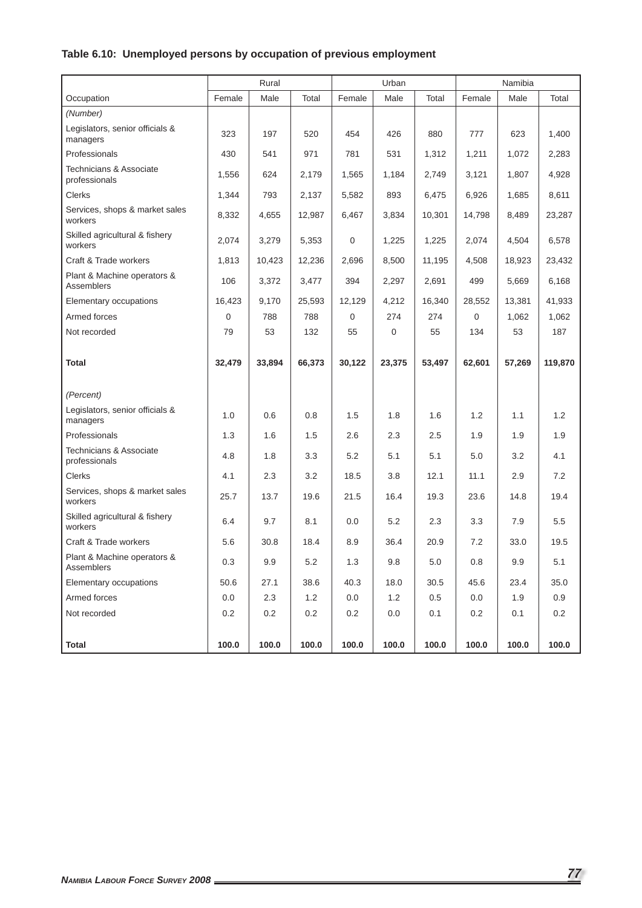**Table 6.10: Unemployed persons by occupation of previous employment**

| | Rural | | | Urban | | | Namibia | | |
|---|---|---|---|---|---|---|---|---|---|
| Occupation | Female | Male | Total | Female | Male | Total | Female | Male | Total |
| *(Number)* | | | | | | | | | |
| Legislators, senior officials & managers | 323 | 197 | 520 | 454 | 426 | 880 | 777 | 623 | 1,400 |
| Professionals | 430 | 541 | 971 | 781 | 531 | 1,312 | 1,211 | 1,072 | 2,283 |
| Technicians & Associate professionals | 1,556 | 624 | 2,179 | 1,565 | 1,184 | 2,749 | 3,121 | 1,807 | 4,928 |
| Clerks | 1,344 | 793 | 2,137 | 5,582 | 893 | 6,475 | 6,926 | 1,685 | 8,611 |
| Services, shops & market sales workers | 8,332 | 4,655 | 12,987 | 6,467 | 3,834 | 10,301 | 14,798 | 8,489 | 23,287 |
| Skilled agricultural & fishery workers | 2,074 | 3,279 | 5,353 | 0 | 1,225 | 1,225 | 2,074 | 4,504 | 6,578 |
| Craft & Trade workers | 1,813 | 10,423 | 12,236 | 2,696 | 8,500 | 11,195 | 4,508 | 18,923 | 23,432 |
| Plant & Machine operators & Assemblers | 106 | 3,372 | 3,477 | 394 | 2,297 | 2,691 | 499 | 5,669 | 6,168 |
| Elementary occupations | 16,423 | 9,170 | 25,593 | 12,129 | 4,212 | 16,340 | 28,552 | 13,381 | 41,933 |
| Armed forces | 0 | 788 | 788 | 0 | 274 | 274 | 0 | 1,062 | 1,062 |
| Not recorded | 79 | 53 | 132 | 55 | 0 | 55 | 134 | 53 | 187 |
| **Total** | **32,479** | **33,894** | **66,373** | **30,122** | **23,375** | **53,497** | **62,601** | **57,269** | **119,870** |
| *(Percent)* | | | | | | | | | |
| Legislators, senior officials & managers | 1.0 | 0.6 | 0.8 | 1.5 | 1.8 | 1.6 | 1.2 | 1.1 | 1.2 |
| Professionals | 1.3 | 1.6 | 1.5 | 2.6 | 2.3 | 2.5 | 1.9 | 1.9 | 1.9 |
| Technicians & Associate professionals | 4.8 | 1.8 | 3.3 | 5.2 | 5.1 | 5.1 | 5.0 | 3.2 | 4.1 |
| Clerks | 4.1 | 2.3 | 3.2 | 18.5 | 3.8 | 12.1 | 11.1 | 2.9 | 7.2 |
| Services, shops & market sales workers | 25.7 | 13.7 | 19.6 | 21.5 | 16.4 | 19.3 | 23.6 | 14.8 | 19.4 |
| Skilled agricultural & fishery workers | 6.4 | 9.7 | 8.1 | 0.0 | 5.2 | 2.3 | 3.3 | 7.9 | 5.5 |
| Craft & Trade workers | 5.6 | 30.8 | 18.4 | 8.9 | 36.4 | 20.9 | 7.2 | 33.0 | 19.5 |
| Plant & Machine operators & Assemblers | 0.3 | 9.9 | 5.2 | 1.3 | 9.8 | 5.0 | 0.8 | 9.9 | 5.1 |
| Elementary occupations | 50.6 | 27.1 | 38.6 | 40.3 | 18.0 | 30.5 | 45.6 | 23.4 | 35.0 |
| Armed forces | 0.0 | 2.3 | 1.2 | 0.0 | 1.2 | 0.5 | 0.0 | 1.9 | 0.9 |
| Not recorded | 0.2 | 0.2 | 0.2 | 0.2 | 0.0 | 0.1 | 0.2 | 0.1 | 0.2 |
| **Total** | **100.0** | **100.0** | **100.0** | **100.0** | **100.0** | **100.0** | **100.0** | **100.0** | **100.0** |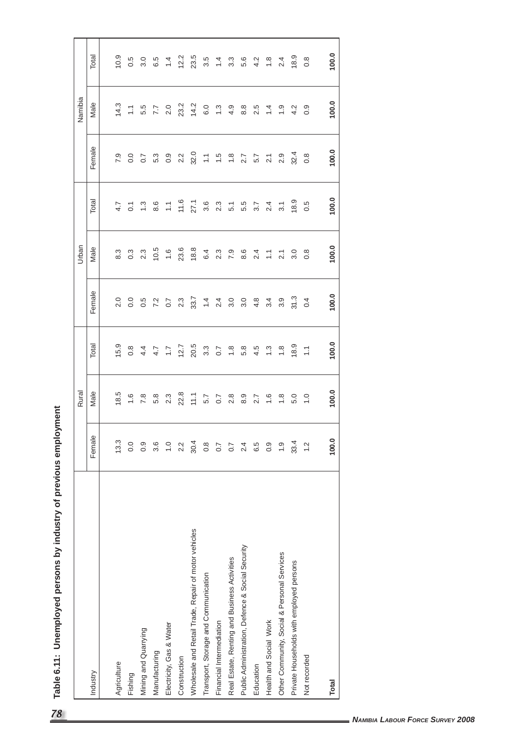## Table 6.11: Unemployed persons by industry of previous employment

| Industry | Rural | | | Urban | | | Namibia | | |
|---|---|---|---|---|---|---|---|---|---|
| | Female | Male | Total | Female | Male | Total | Female | Male | Total |
| Agriculture | 13.3 | 18.5 | 15.9 | 2.0 | 8.3 | 4.7 | 7.9 | 14.3 | 10.9 |
| Fishing | 0.0 | 1.6 | 0.8 | 0.0 | 0.3 | 0.1 | 0.0 | 1.1 | 0.5 |
| Mining and Quarrying | 0.9 | 7.8 | 4.4 | 0.5 | 2.3 | 1.3 | 0.7 | 5.5 | 3.0 |
| Manufacturing | 3.6 | 5.8 | 4.7 | 7.2 | 10.5 | 8.6 | 5.3 | 7.7 | 6.5 |
| Electricity, Gas & Water | 1.0 | 2.3 | 1.7 | 0.7 | 1.6 | 1.1 | 0.9 | 2.0 | 1.4 |
| Construction | 2.2 | 22.8 | 12.7 | 2.3 | 23.6 | 11.6 | 2.2 | 23.2 | 12.2 |
| Wholesale and Retail Trade, Repair of motor vehicles | 30.4 | 11.1 | 20.5 | 33.7 | 18.8 | 27.1 | 32.0 | 14.2 | 23.5 |
| Transport, Storage and Communication | 0.8 | 5.7 | 3.3 | 1.4 | 6.4 | 3.6 | 1.1 | 6.0 | 3.5 |
| Financial Intermediation | 0.7 | 0.7 | 0.7 | 2.4 | 2.3 | 2.3 | 1.5 | 1.3 | 1.4 |
| Real Estate, Renting and Business Activities | 0.7 | 2.8 | 1.8 | 3.0 | 7.9 | 5.1 | 1.8 | 4.9 | 3.3 |
| Public Administration, Defence & Social Security | 2.4 | 8.9 | 5.8 | 3.0 | 8.6 | 5.5 | 2.7 | 8.8 | 5.6 |
| Education | 6.5 | 2.7 | 4.5 | 4.8 | 2.4 | 3.7 | 5.7 | 2.5 | 4.2 |
| Health and Social Work | 0.9 | 1.6 | 1.3 | 3.4 | 1.1 | 2.4 | 2.1 | 1.4 | 1.8 |
| Other Community, Social & Personal Services | 1.9 | 1.8 | 1.8 | 3.9 | 2.1 | 3.1 | 2.9 | 1.9 | 2.4 |
| Private Households with employed persons | 33.4 | 5.0 | 18.9 | 31.3 | 3.0 | 18.9 | 32.4 | 4.2 | 18.9 |
| Not recorded | 1.2 | 1.0 | 1.1 | 0.4 | 0.8 | 0.5 | 0.8 | 0.9 | 0.8 |
| **Total** | **100.0** | **100.0** | **100.0** | **100.0** | **100.0** | **100.0** | **100.0** | **100.0** | **100.0** |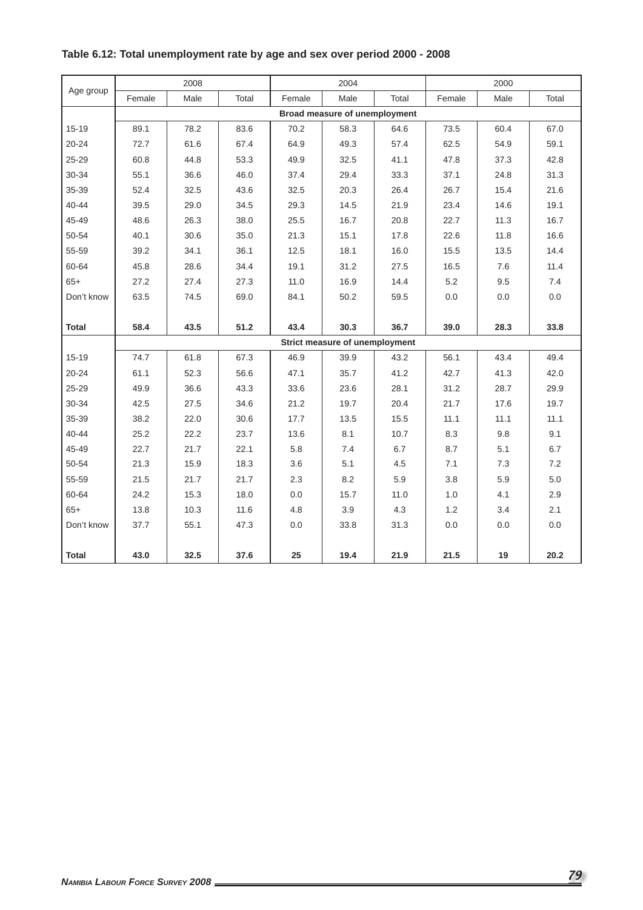**Table 6.12: Total unemployment rate by age and sex over period 2000 - 2008**

| Age group | 2008 | | | 2004 | | | 2000 | | |
|---|---|---|---|---|---|---|---|---|---|
| | Female | Male | Total | Female | Male | Total | Female | Male | Total |
| | **Broad measure of unemployment** | | | | | | | | |
| 15-19 | 89.1 | 78.2 | 83.6 | 70.2 | 58.3 | 64.6 | 73.5 | 60.4 | 67.0 |
| 20-24 | 72.7 | 61.6 | 67.4 | 64.9 | 49.3 | 57.4 | 62.5 | 54.9 | 59.1 |
| 25-29 | 60.8 | 44.8 | 53.3 | 49.9 | 32.5 | 41.1 | 47.8 | 37.3 | 42.8 |
| 30-34 | 55.1 | 36.6 | 46.0 | 37.4 | 29.4 | 33.3 | 37.1 | 24.8 | 31.3 |
| 35-39 | 52.4 | 32.5 | 43.6 | 32.5 | 20.3 | 26.4 | 26.7 | 15.4 | 21.6 |
| 40-44 | 39.5 | 29.0 | 34.5 | 29.3 | 14.5 | 21.9 | 23.4 | 14.6 | 19.1 |
| 45-49 | 48.6 | 26.3 | 38.0 | 25.5 | 16.7 | 20.8 | 22.7 | 11.3 | 16.7 |
| 50-54 | 40.1 | 30.6 | 35.0 | 21.3 | 15.1 | 17.8 | 22.6 | 11.8 | 16.6 |
| 55-59 | 39.2 | 34.1 | 36.1 | 12.5 | 18.1 | 16.0 | 15.5 | 13.5 | 14.4 |
| 60-64 | 45.8 | 28.6 | 34.4 | 19.1 | 31.2 | 27.5 | 16.5 | 7.6 | 11.4 |
| 65+ | 27.2 | 27.4 | 27.3 | 11.0 | 16.9 | 14.4 | 5.2 | 9.5 | 7.4 |
| Don't know | 63.5 | 74.5 | 69.0 | 84.1 | 50.2 | 59.5 | 0.0 | 0.0 | 0.0 |
| **Total** | **58.4** | **43.5** | **51.2** | **43.4** | **30.3** | **36.7** | **39.0** | **28.3** | **33.8** |
| | **Strict measure of unemployment** | | | | | | | | |
| 15-19 | 74.7 | 61.8 | 67.3 | 46.9 | 39.9 | 43.2 | 56.1 | 43.4 | 49.4 |
| 20-24 | 61.1 | 52.3 | 56.6 | 47.1 | 35.7 | 41.2 | 42.7 | 41.3 | 42.0 |
| 25-29 | 49.9 | 36.6 | 43.3 | 33.6 | 23.6 | 28.1 | 31.2 | 28.7 | 29.9 |
| 30-34 | 42.5 | 27.5 | 34.6 | 21.2 | 19.7 | 20.4 | 21.7 | 17.6 | 19.7 |
| 35-39 | 38.2 | 22.0 | 30.6 | 17.7 | 13.5 | 15.5 | 11.1 | 11.1 | 11.1 |
| 40-44 | 25.2 | 22.2 | 23.7 | 13.6 | 8.1 | 10.7 | 8.3 | 9.8 | 9.1 |
| 45-49 | 22.7 | 21.7 | 22.1 | 5.8 | 7.4 | 6.7 | 8.7 | 5.1 | 6.7 |
| 50-54 | 21.3 | 15.9 | 18.3 | 3.6 | 5.1 | 4.5 | 7.1 | 7.3 | 7.2 |
| 55-59 | 21.5 | 21.7 | 21.7 | 2.3 | 8.2 | 5.9 | 3.8 | 5.9 | 5.0 |
| 60-64 | 24.2 | 15.3 | 18.0 | 0.0 | 15.7 | 11.0 | 1.0 | 4.1 | 2.9 |
| 65+ | 13.8 | 10.3 | 11.6 | 4.8 | 3.9 | 4.3 | 1.2 | 3.4 | 2.1 |
| Don't know | 37.7 | 55.1 | 47.3 | 0.0 | 33.8 | 31.3 | 0.0 | 0.0 | 0.0 |
| **Total** | **43.0** | **32.5** | **37.6** | **25** | **19.4** | **21.9** | **21.5** | **19** | **20.2** |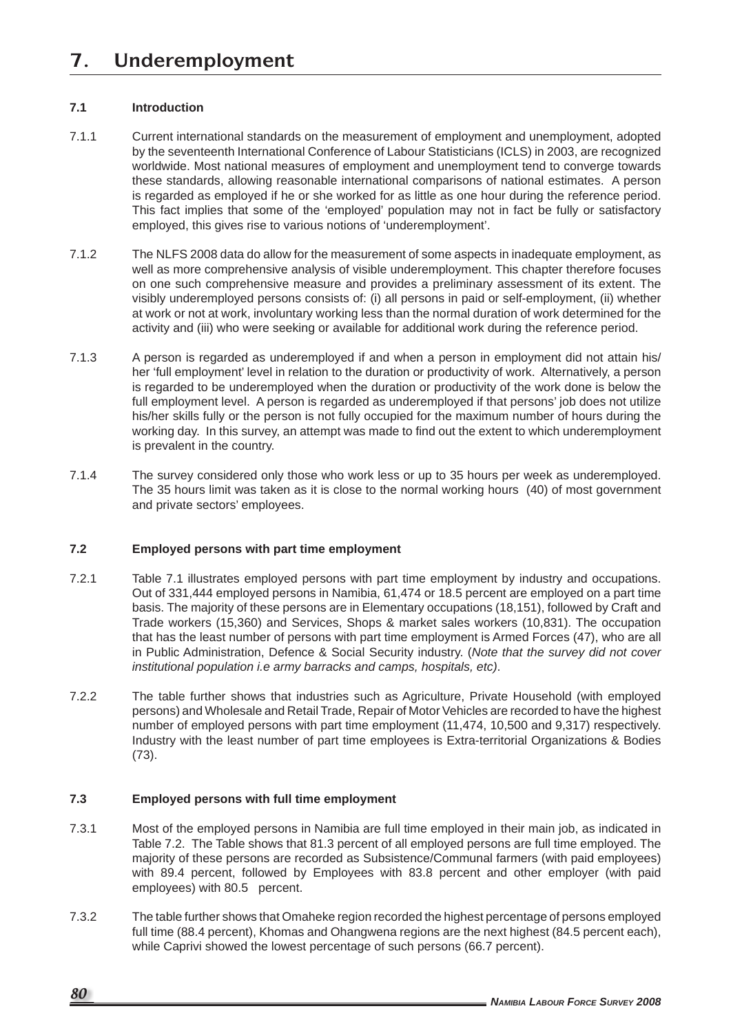# 7. Underemployment

### 7.1 Introduction

7.1.1 Current international standards on the measurement of employment and unemployment, adopted by the seventeenth International Conference of Labour Statisticians (ICLS) in 2003, are recognized worldwide. Most national measures of employment and unemployment tend to converge towards these standards, allowing reasonable international comparisons of national estimates. A person is regarded as employed if he or she worked for as little as one hour during the reference period. This fact implies that some of the 'employed' population may not in fact be fully or satisfactory employed, this gives rise to various notions of 'underemployment'.

7.1.2 The NLFS 2008 data do allow for the measurement of some aspects in inadequate employment, as well as more comprehensive analysis of visible underemployment. This chapter therefore focuses on one such comprehensive measure and provides a preliminary assessment of its extent. The visibly underemployed persons consists of: (i) all persons in paid or self-employment, (ii) whether at work or not at work, involuntary working less than the normal duration of work determined for the activity and (iii) who were seeking or available for additional work during the reference period.

7.1.3 A person is regarded as underemployed if and when a person in employment did not attain his/her 'full employment' level in relation to the duration or productivity of work. Alternatively, a person is regarded to be underemployed when the duration or productivity of the work done is below the full employment level. A person is regarded as underemployed if that persons' job does not utilize his/her skills fully or the person is not fully occupied for the maximum number of hours during the working day. In this survey, an attempt was made to find out the extent to which underemployment is prevalent in the country.

7.1.4 The survey considered only those who work less or up to 35 hours per week as underemployed. The 35 hours limit was taken as it is close to the normal working hours (40) of most government and private sectors' employees.

### 7.2 Employed persons with part time employment

7.2.1 Table 7.1 illustrates employed persons with part time employment by industry and occupations. Out of 331,444 employed persons in Namibia, 61,474 or 18.5 percent are employed on a part time basis. The majority of these persons are in Elementary occupations (18,151), followed by Craft and Trade workers (15,360) and Services, Shops & market sales workers (10,831). The occupation that has the least number of persons with part time employment is Armed Forces (47), who are all in Public Administration, Defence & Social Security industry. (*Note that the survey did not cover institutional population i.e army barracks and camps, hospitals, etc)*.

7.2.2 The table further shows that industries such as Agriculture, Private Household (with employed persons) and Wholesale and Retail Trade, Repair of Motor Vehicles are recorded to have the highest number of employed persons with part time employment (11,474, 10,500 and 9,317) respectively. Industry with the least number of part time employees is Extra-territorial Organizations & Bodies (73).

### 7.3 Employed persons with full time employment

7.3.1 Most of the employed persons in Namibia are full time employed in their main job, as indicated in Table 7.2. The Table shows that 81.3 percent of all employed persons are full time employed. The majority of these persons are recorded as Subsistence/Communal farmers (with paid employees) with 89.4 percent, followed by Employees with 83.8 percent and other employer (with paid employees) with 80.5 percent.

7.3.2 The table further shows that Omaheke region recorded the highest percentage of persons employed full time (88.4 percent), Khomas and Ohangwena regions are the next highest (84.5 percent each), while Caprivi showed the lowest percentage of such persons (66.7 percent).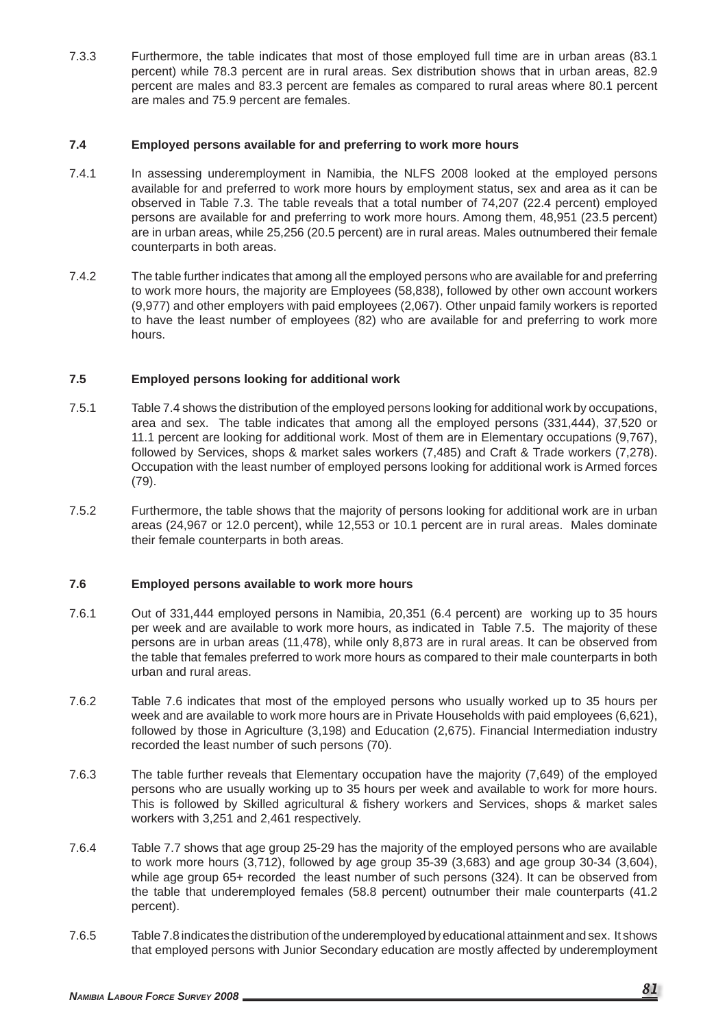7.3.3 Furthermore, the table indicates that most of those employed full time are in urban areas (83.1 percent) while 78.3 percent are in rural areas. Sex distribution shows that in urban areas, 82.9 percent are males and 83.3 percent are females as compared to rural areas where 80.1 percent are males and 75.9 percent are females.

## 7.4 Employed persons available for and preferring to work more hours

7.4.1 In assessing underemployment in Namibia, the NLFS 2008 looked at the employed persons available for and preferred to work more hours by employment status, sex and area as it can be observed in Table 7.3. The table reveals that a total number of 74,207 (22.4 percent) employed persons are available for and preferring to work more hours. Among them, 48,951 (23.5 percent) are in urban areas, while 25,256 (20.5 percent) are in rural areas. Males outnumbered their female counterparts in both areas.

7.4.2 The table further indicates that among all the employed persons who are available for and preferring to work more hours, the majority are Employees (58,838), followed by other own account workers (9,977) and other employers with paid employees (2,067). Other unpaid family workers is reported to have the least number of employees (82) who are available for and preferring to work more hours.

## 7.5 Employed persons looking for additional work

7.5.1 Table 7.4 shows the distribution of the employed persons looking for additional work by occupations, area and sex. The table indicates that among all the employed persons (331,444), 37,520 or 11.1 percent are looking for additional work. Most of them are in Elementary occupations (9,767), followed by Services, shops & market sales workers (7,485) and Craft & Trade workers (7,278). Occupation with the least number of employed persons looking for additional work is Armed forces (79).

7.5.2 Furthermore, the table shows that the majority of persons looking for additional work are in urban areas (24,967 or 12.0 percent), while 12,553 or 10.1 percent are in rural areas. Males dominate their female counterparts in both areas.

## 7.6 Employed persons available to work more hours

7.6.1 Out of 331,444 employed persons in Namibia, 20,351 (6.4 percent) are working up to 35 hours per week and are available to work more hours, as indicated in Table 7.5. The majority of these persons are in urban areas (11,478), while only 8,873 are in rural areas. It can be observed from the table that females preferred to work more hours as compared to their male counterparts in both urban and rural areas.

7.6.2 Table 7.6 indicates that most of the employed persons who usually worked up to 35 hours per week and are available to work more hours are in Private Households with paid employees (6,621), followed by those in Agriculture (3,198) and Education (2,675). Financial Intermediation industry recorded the least number of such persons (70).

7.6.3 The table further reveals that Elementary occupation have the majority (7,649) of the employed persons who are usually working up to 35 hours per week and available to work for more hours. This is followed by Skilled agricultural & fishery workers and Services, shops & market sales workers with 3,251 and 2,461 respectively.

7.6.4 Table 7.7 shows that age group 25-29 has the majority of the employed persons who are available to work more hours (3,712), followed by age group 35-39 (3,683) and age group 30-34 (3,604), while age group 65+ recorded the least number of such persons (324). It can be observed from the table that underemployed females (58.8 percent) outnumber their male counterparts (41.2 percent).

7.6.5 Table 7.8 indicates the distribution of the underemployed by educational attainment and sex. It shows that employed persons with Junior Secondary education are mostly affected by underemployment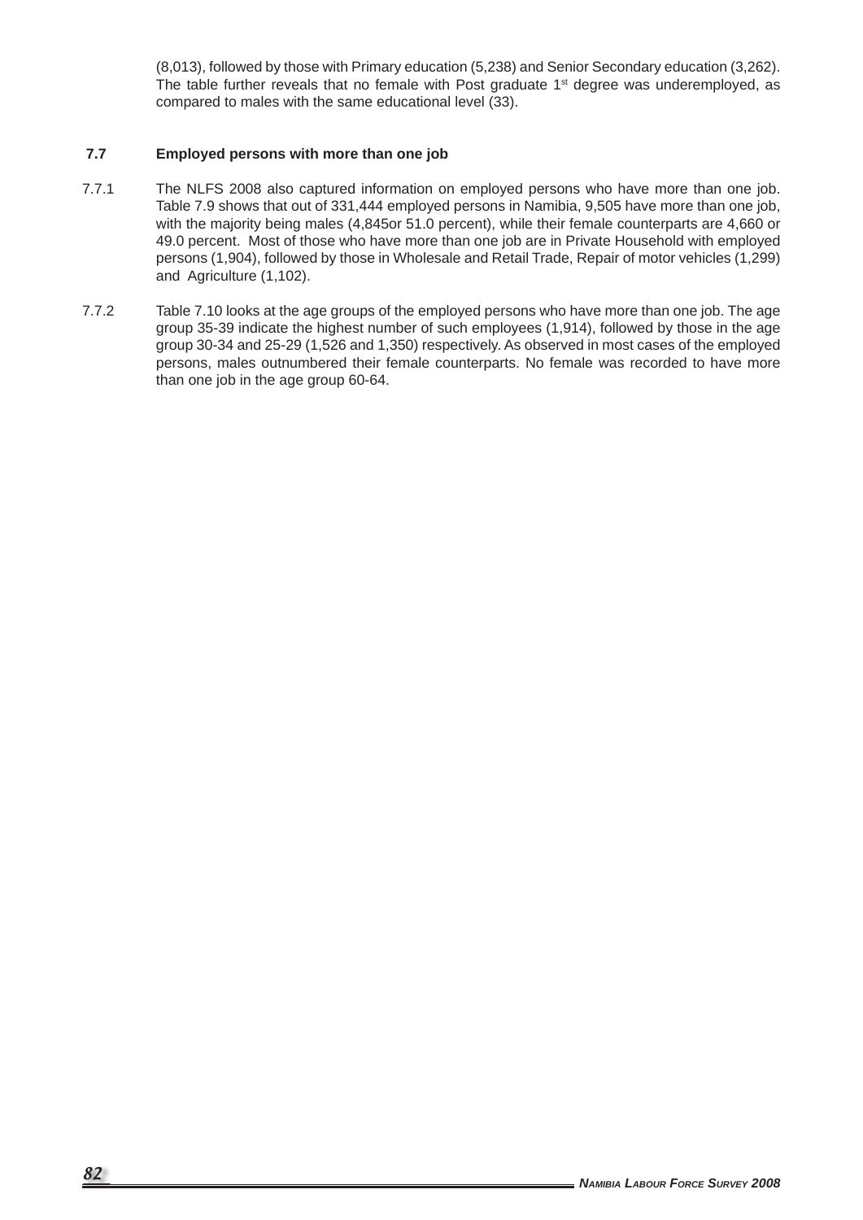(8,013), followed by those with Primary education (5,238) and Senior Secondary education (3,262). The table further reveals that no female with Post graduate 1st degree was underemployed, as compared to males with the same educational level (33).

## 7.7 Employed persons with more than one job

7.7.1 The NLFS 2008 also captured information on employed persons who have more than one job. Table 7.9 shows that out of 331,444 employed persons in Namibia, 9,505 have more than one job, with the majority being males (4,845or 51.0 percent), while their female counterparts are 4,660 or 49.0 percent. Most of those who have more than one job are in Private Household with employed persons (1,904), followed by those in Wholesale and Retail Trade, Repair of motor vehicles (1,299) and Agriculture (1,102).

7.7.2 Table 7.10 looks at the age groups of the employed persons who have more than one job. The age group 35-39 indicate the highest number of such employees (1,914), followed by those in the age group 30-34 and 25-29 (1,526 and 1,350) respectively. As observed in most cases of the employed persons, males outnumbered their female counterparts. No female was recorded to have more than one job in the age group 60-64.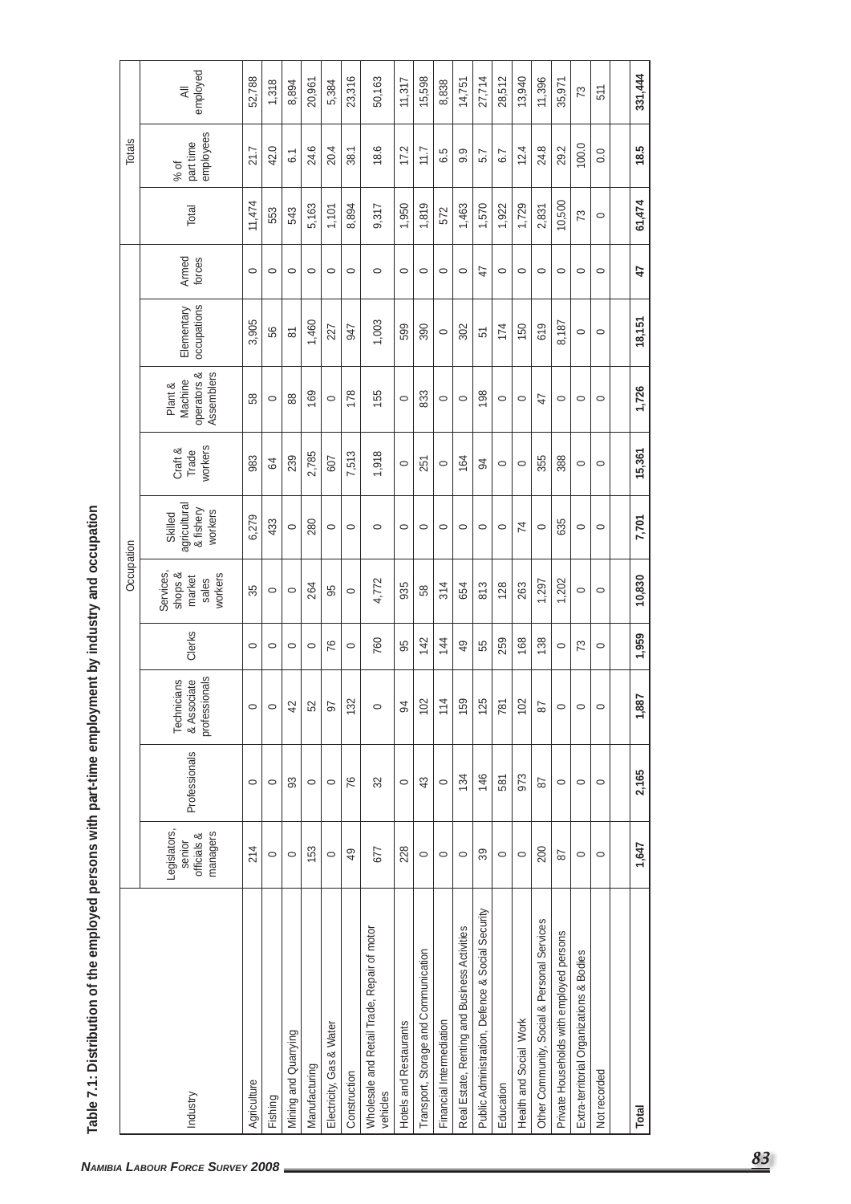**Table 7.1: Distribution of the employed persons with part-time employment by industry and occupation**

| Industry | Occupation | | | | | | | | | | Totals | | |
|---|---|---|---|---|---|---|---|---|---|---|---|---|---|
| | Legislators, senior officials & managers | Professionals | Technicians & Associate professionals | Clerks | Services, shops & market sales workers | Skilled agricultural & fishery workers | Craft & Trade workers | Plant & Machine operators & Assemblers | Elementary occupations | Armed forces | Total | % of part time employees | All employed |
| Agriculture | 214 | 0 | 0 | 0 | 35 | 6,279 | 983 | 58 | 3,905 | 0 | 11,474 | 21.7 | 52,788 |
| Fishing | 0 | 0 | 0 | 0 | 0 | 433 | 64 | 0 | 56 | 0 | 553 | 42.0 | 1,318 |
| Mining and Quarrying | 0 | 93 | 42 | 0 | 0 | 0 | 239 | 88 | 81 | 0 | 543 | 6.1 | 8,894 |
| Manufacturing | 153 | 0 | 52 | 0 | 264 | 280 | 2,785 | 169 | 1,460 | 0 | 5,163 | 24.6 | 20,961 |
| Electricity, Gas & Water | 0 | 0 | 97 | 76 | 95 | 0 | 607 | 0 | 227 | 0 | 1,101 | 20.4 | 5,384 |
| Construction | 49 | 76 | 132 | 0 | 0 | 0 | 7,513 | 178 | 947 | 0 | 8,894 | 38.1 | 23,316 |
| Wholesale and Retail Trade, Repair of motor vehicles | 677 | 32 | 0 | 760 | 4,772 | 0 | 1,918 | 155 | 1,003 | 0 | 9,317 | 18.6 | 50,163 |
| Hotels and Restaurants | 228 | 0 | 94 | 95 | 935 | 0 | 0 | 0 | 599 | 0 | 1,950 | 17.2 | 11,317 |
| Transport, Storage and Communication | 0 | 43 | 102 | 142 | 58 | 0 | 251 | 833 | 390 | 0 | 1,819 | 11.7 | 15,598 |
| Financial Intermediation | 0 | 0 | 114 | 144 | 314 | 0 | 0 | 0 | 0 | 0 | 572 | 6.5 | 8,838 |
| Real Estate, Renting and Business Activities | 0 | 134 | 159 | 49 | 654 | 0 | 164 | 0 | 302 | 0 | 1,463 | 9.9 | 14,751 |
| Public Administration, Defence & Social Security | 39 | 146 | 125 | 55 | 813 | 0 | 94 | 198 | 51 | 47 | 1,570 | 5.7 | 27,714 |
| Education | 0 | 581 | 781 | 259 | 128 | 0 | 0 | 0 | 174 | 0 | 1,922 | 6.7 | 28,512 |
| Health and Social Work | 0 | 973 | 102 | 168 | 263 | 74 | 0 | 0 | 150 | 0 | 1,729 | 12.4 | 13,940 |
| Other Community, Social & Personal Services | 200 | 87 | 87 | 138 | 1,297 | 0 | 355 | 47 | 619 | 0 | 2,831 | 24.8 | 11,396 |
| Private Households with employed persons | 87 | 0 | 0 | 0 | 1,202 | 635 | 388 | 0 | 8,187 | 0 | 10,500 | 29.2 | 35,971 |
| Extra-territorial Organizations & Bodies | 0 | 0 | 0 | 73 | 0 | 0 | 0 | 0 | 0 | 0 | 73 | 100.0 | 73 |
| Not recorded | 0 | 0 | 0 | 0 | 0 | 0 | 0 | 0 | 0 | 0 | 0 | 0.0 | 511 |
| **Total** | **1,647** | **2,165** | **1,887** | **1,959** | **10,830** | **7,701** | **15,361** | **1,726** | **18,151** | **47** | **61,474** | **18.5** | **331,444** |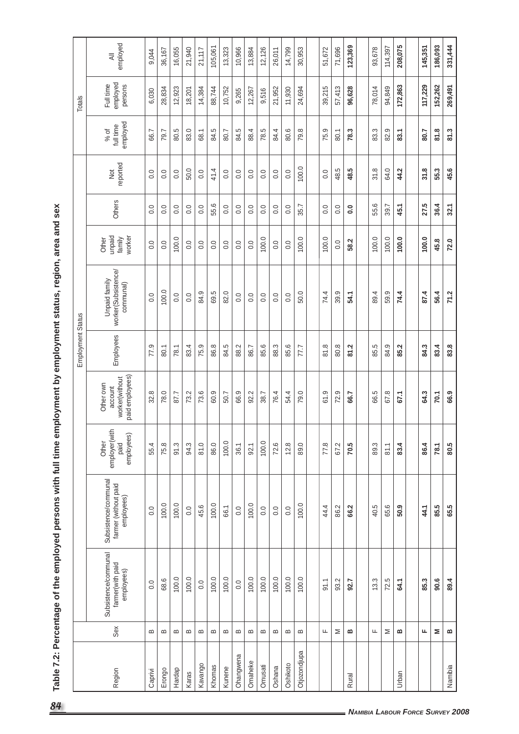## Table 7.2: Percentage of the employed persons with full time employment by employment status, region, area and sex

| Region | Sex | Employment Status | | | | | | | | | Totals | | |
|---|---|---|---|---|---|---|---|---|---|---|---|---|---|
| | | Subsistence/communal farmer(with paid employees) | Subsistence/communal farmer (without paid employees) | Other employer(with paid employees) | Other own account worker(without paid employees) | Employees | Unpaid family worker(Subsistence/ communal) | Other unpaid family worker | Others | Not reported | % of full time employed | Full time employed persons | All employed |
| Caprivi | B | 0.0 | 0.0 | 55.4 | 32.8 | 77.9 | 0.0 | 0.0 | 0.0 | 0.0 | 66.7 | 6,030 | 9,044 |
| Erongo | B | 68.6 | 100.0 | 75.8 | 78.0 | 80.1 | 100.0 | 0.0 | 0.0 | 0.0 | 79.7 | 28,834 | 36,167 |
| Hardap | B | 100.0 | 100.0 | 91.3 | 87.7 | 78.1 | 0.0 | 100.0 | 0.0 | 0.0 | 80.5 | 12,923 | 16,055 |
| Karas | B | 100.0 | 0.0 | 94.3 | 73.2 | 83.4 | 0.0 | 0.0 | 0.0 | 50.0 | 83.0 | 18,201 | 21,940 |
| Kavango | B | 0.0 | 45.6 | 81.0 | 73.6 | 75.9 | 84.9 | 0.0 | 0.0 | 0.0 | 68.1 | 14,384 | 21,117 |
| Khomas | B | 100.0 | 100.0 | 86.0 | 60.9 | 86.8 | 69.5 | 0.0 | 55.6 | 41.4 | 84.5 | 88,744 | 105,061 |
| Kunene | B | 100.0 | 66.1 | 100.0 | 50.7 | 84.5 | 82.0 | 0.0 | 0.0 | 0.0 | 80.7 | 10,752 | 13,323 |
| Ohangwena | B | 0.0 | 0.0 | 36.1 | 66.9 | 88.2 | 0.0 | 0.0 | 0.0 | 0.0 | 84.5 | 9,265 | 10,966 |
| Omaheke | B | 100.0 | 100.0 | 92.1 | 92.2 | 86.7 | 0.0 | 0.0 | 0.0 | 0.0 | 88.4 | 12,267 | 13,884 |
| Omusati | B | 100.0 | 0.0 | 100.0 | 38.7 | 85.6 | 0.0 | 100.0 | 0.0 | 0.0 | 78.5 | 9,516 | 12,126 |
| Oshana | B | 100.0 | 0.0 | 72.6 | 76.4 | 88.3 | 0.0 | 0.0 | 0.0 | 0.0 | 84.4 | 21,952 | 26,011 |
| Oshikoto | B | 100.0 | 0.0 | 12.8 | 54.4 | 85.6 | 0.0 | 0.0 | 0.0 | 0.0 | 80.6 | 11,930 | 14,799 |
| Otjozondjupa | B | 100.0 | 100.0 | 89.0 | 79.0 | 77.7 | 50.0 | 100.0 | 35.7 | 100.0 | 79.8 | 24,694 | 30,953 |
| | | | | | | | | | | | | | |
| | F | 91.1 | 44.4 | 77.8 | 61.9 | 81.8 | 74.4 | 100.0 | 0.0 | 0.0 | 75.9 | 39,215 | 51,672 |
| | M | 93.2 | 86.2 | 67.2 | 72.9 | 80.8 | 39.9 | 0.0 | 0.0 | 48.5 | 80.1 | 57,413 | 71,696 |
| **Rural** | **B** | **92.7** | **66.2** | **70.5** | **66.7** | **81.2** | **54.1** | **58.2** | **0.0** | **48.5** | **78.3** | **96,628** | **123,369** |
| | | | | | | | | | | | | | |
| | F | 13.3 | 40.5 | 89.3 | 66.5 | 85.5 | 89.4 | 100.0 | 55.6 | 31.8 | 83.3 | 78,014 | 93,678 |
| | M | 72.5 | 65.6 | 81.1 | 67.8 | 84.9 | 59.9 | 100.0 | 39.7 | 64.0 | 82.9 | 94,849 | 114,397 |
| **Urban** | **B** | **64.1** | **50.9** | **83.4** | **67.1** | **85.2** | **74.4** | **100.0** | **45.1** | **44.2** | **83.1** | **172,863** | **208,075** |
| | | | | | | | | | | | | | |
| | **F** | **85.3** | **44.1** | **86.4** | **64.3** | **84.3** | **87.4** | **100.0** | **27.5** | **31.8** | **80.7** | **117,229** | **145,351** |
| | **M** | **90.6** | **85.5** | **78.1** | **70.1** | **83.4** | **56.4** | **45.8** | **36.4** | **55.3** | **81.8** | **152,262** | **186,093** |
| **Namibia** | **B** | **89.4** | **65.5** | **80.5** | **66.9** | **83.8** | **71.2** | **72.0** | **32.1** | **45.6** | **81.3** | **269,491** | **331,444** |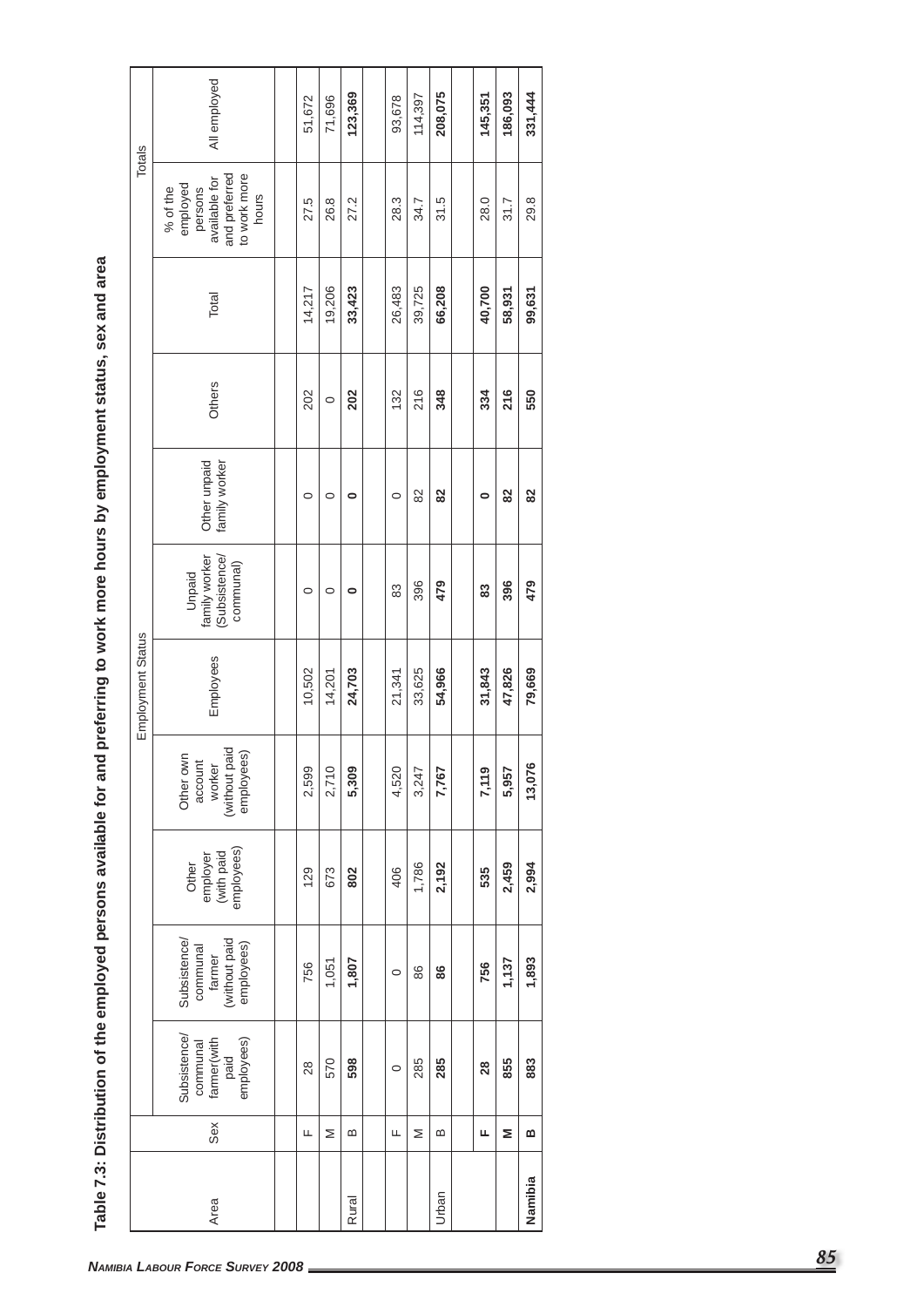**Table 7.3: Distribution of the employed persons available for and preferring to work more hours by employment status, sex and area**

| Area | Sex | Employment Status | | | | | | | | Totals | | |
|---|---|---|---|---|---|---|---|---|---|---|---|---|
| | | Subsistence/ communal farmer(with paid employees) | Subsistence/ communal farmer (without paid employees) | Other employer (with paid employees) | Other own account worker (without paid employees) | Employees | Unpaid family worker (Subsistence/ communal) | Other unpaid family worker | Others | Total | % of the employed persons available for and preferred to work more hours | All employed |
| | F | 28 | 756 | 129 | 2,599 | 10,502 | 0 | 0 | 202 | 14,217 | 27.5 | 51,672 |
| | M | 570 | 1,051 | 673 | 2,710 | 14,201 | 0 | 0 | 0 | 19,206 | 26.8 | 71,696 |
| Rural | B | **598** | **1,807** | **802** | **5,309** | **24,703** | **0** | **0** | **202** | **33,423** | 27.2 | **123,369** |
| | F | 0 | 0 | 406 | 4,520 | 21,341 | 83 | 0 | 132 | 26,483 | 28.3 | 93,678 |
| | M | 285 | 86 | 1,786 | 3,247 | 33,625 | 396 | 82 | 216 | 39,725 | 34.7 | 114,397 |
| Urban | B | **285** | **86** | **2,192** | **7,767** | **54,966** | **479** | **82** | **348** | **66,208** | 31.5 | **208,075** |
| | **F** | **28** | **756** | **535** | **7,119** | **31,843** | **83** | **0** | **334** | **40,700** | 28.0 | **145,351** |
| | **M** | **855** | **1,137** | **2,459** | **5,957** | **47,826** | **396** | **82** | **216** | **58,931** | 31.7 | **186,093** |
| **Namibia** | **B** | **883** | **1,893** | **2,994** | **13,076** | **79,669** | **479** | **82** | **550** | **99,631** | 29.8 | **331,444** |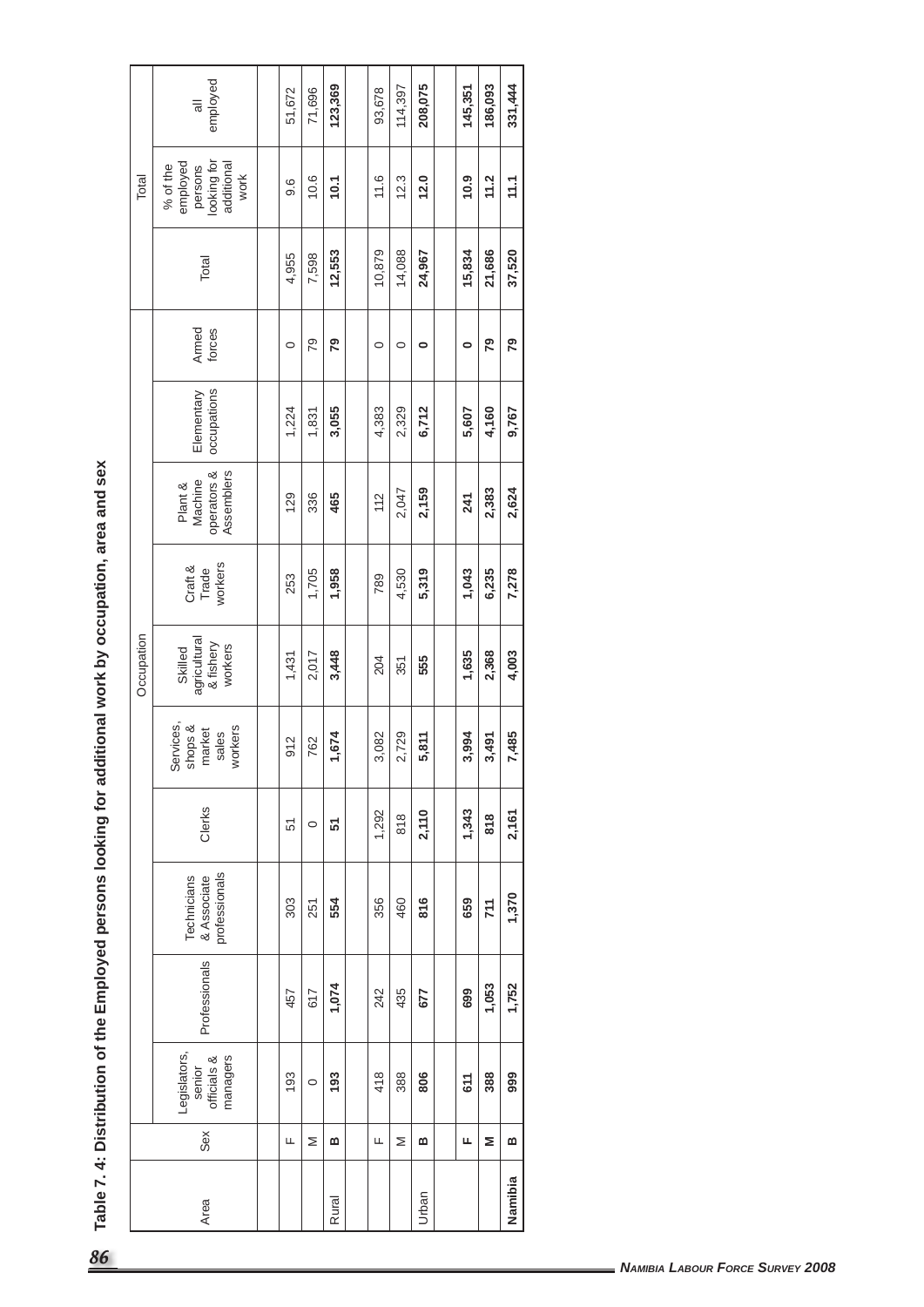## Table 7. 4: Distribution of the Employed persons looking for additional work by occupation, area and sex

| Area | Sex | Occupation | | | | | | | | | | Total | | |
|---|---|---|---|---|---|---|---|---|---|---|---|---|---|---|
| | | Legislators, senior officials & managers | Professionals | Technicians & Associate professionals | Clerks | Services, shops & market sales workers | Skilled agricultural & fishery workers | Craft & Trade workers | Plant & Machine operators & Assemblers | Elementary occupations | Armed forces | Total | % of the employed persons looking for additional work | all employed |
| | F | 193 | 457 | 303 | 51 | 912 | 1,431 | 253 | 129 | 1,224 | 0 | 4,955 | 9.6 | 51,672 |
| | M | 0 | 617 | 251 | 0 | 762 | 2,017 | 1,705 | 336 | 1,831 | 79 | 7,598 | 10.6 | 71,696 |
| Rural | **B** | **193** | **1,074** | **554** | **51** | **1,674** | **3,448** | **1,958** | **465** | **3,055** | **79** | **12,553** | **10.1** | **123,369** |
| | F | 418 | 242 | 356 | 1,292 | 3,082 | 204 | 789 | 112 | 4,383 | 0 | 10,879 | 11.6 | 93,678 |
| | M | 388 | 435 | 460 | 818 | 2,729 | 351 | 4,530 | 2,047 | 2,329 | 0 | 14,088 | 12.3 | 114,397 |
| Urban | **B** | **806** | **677** | **816** | **2,110** | **5,811** | **555** | **5,319** | **2,159** | **6,712** | **0** | **24,967** | **12.0** | **208,075** |
| | **F** | **611** | **699** | **659** | **1,343** | **3,994** | **1,635** | **1,043** | **241** | **5,607** | **0** | **15,834** | **10.9** | **145,351** |
| | **M** | **388** | **1,053** | **711** | **818** | **3,491** | **2,368** | **6,235** | **2,383** | **4,160** | **79** | **21,686** | **11.2** | **186,093** |
| **Namibia** | **B** | **999** | **1,752** | **1,370** | **2,161** | **7,485** | **4,003** | **7,278** | **2,624** | **9,767** | **79** | **37,520** | **11.1** | **331,444** |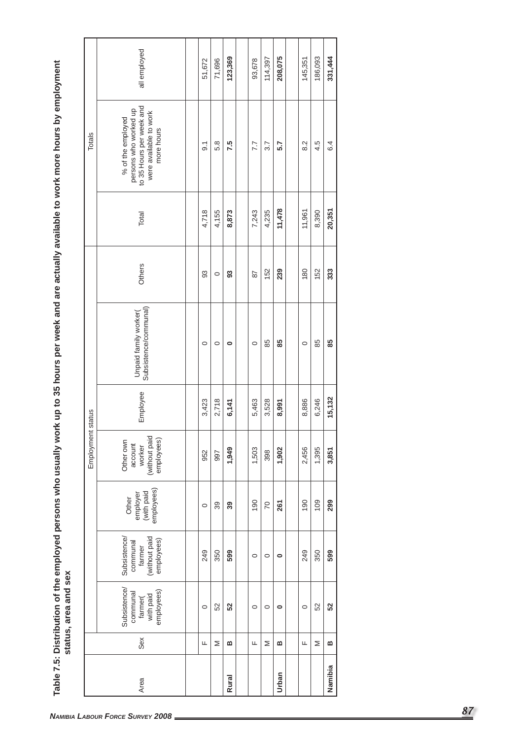**Table 7.5: Distribution of the employed persons who usually work up to 35 hours per week and are actually available to work more hours by employment status, area and sex**

| Area | Sex | Employment status | | | | | | | Totals | | |
|---|---|---|---|---|---|---|---|---|---|---|---|
| | | Subsistence/ communal farmer( with paid employees) | Subsistence/ communal farmer (without paid employees) | Other employer (with paid employees) | Other own account worker (without paid employees) | Employee | Unpaid family worker( Subsistence/communal) | Others | Total | % of the employed persons who worked up to 35 Hours per week and were available to work more hours | all employed |
| | F | 0 | 249 | 0 | 952 | 3,423 | 0 | 93 | 4,718 | 9.1 | 51,672 |
| | M | 52 | 350 | 39 | 997 | 2,718 | 0 | 0 | 4,155 | 5.8 | 71,696 |
| **Rural** | **B** | **52** | **599** | **39** | **1,949** | **6,141** | **0** | **93** | **8,873** | **7.5** | **123,369** |
| | F | 0 | 0 | 190 | 1,503 | 5,463 | 0 | 87 | 7,243 | 7.7 | 93,678 |
| | M | 0 | 0 | 70 | 398 | 3,528 | 85 | 152 | 4,235 | 3.7 | 114,397 |
| **Urban** | **B** | **0** | **0** | **261** | **1,902** | **8,991** | **85** | **239** | **11,478** | **5.7** | **208,075** |
| | F | 0 | 249 | 190 | 2,456 | 8,886 | 0 | 180 | 11,961 | 8.2 | 145,351 |
| | M | 52 | 350 | 109 | 1,395 | 6,246 | 85 | 152 | 8,390 | 4.5 | 186,093 |
| **Namibia** | **B** | **52** | **599** | **299** | **3,851** | **15,132** | **85** | **333** | **20,351** | 6.4 | **331,444** |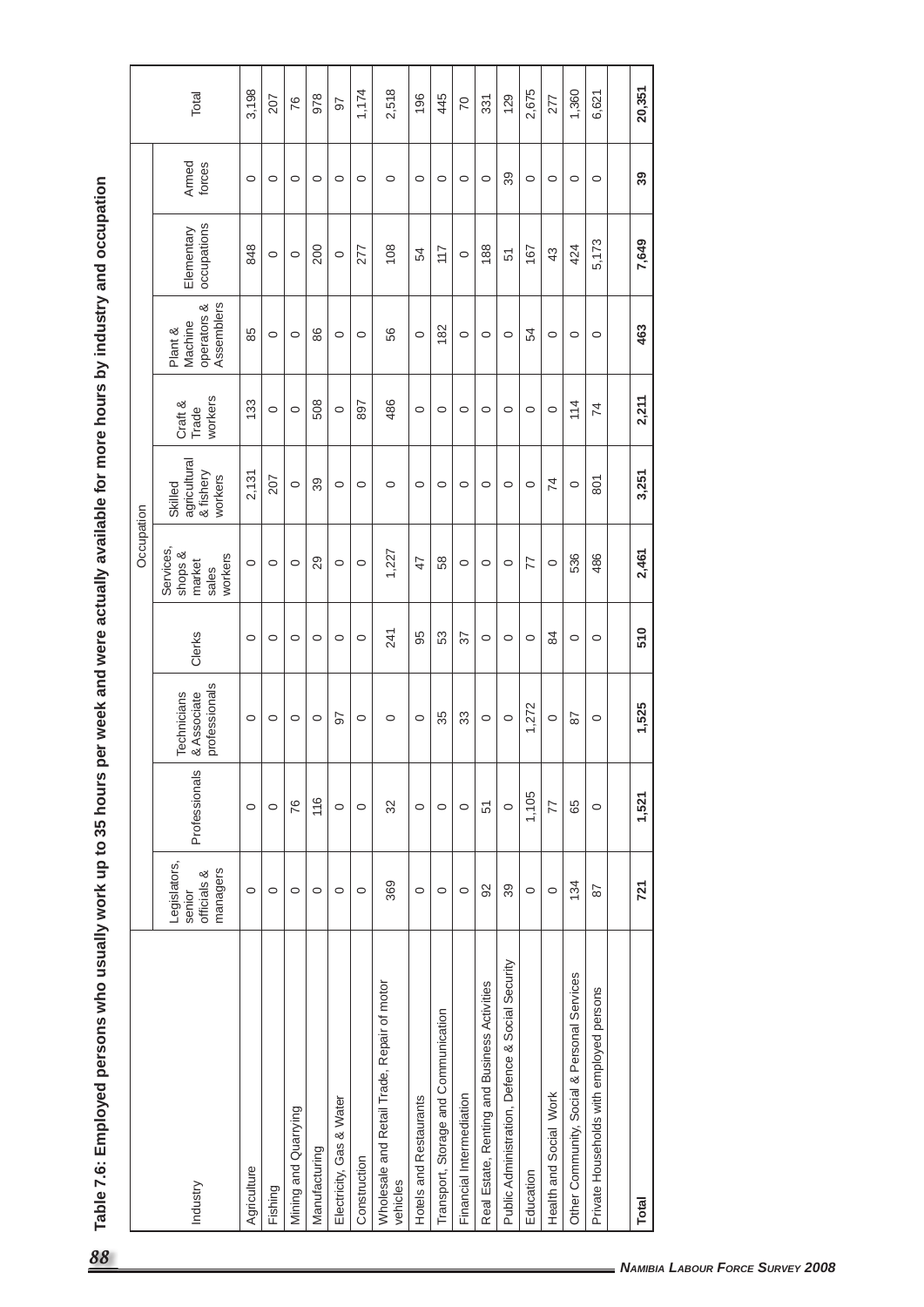# Table 7.6: Employed persons who usually work up to 35 hours per week and were actually available for more hours by industry and occupation

| Industry | Occupation | | | | | | | | | | Total |
|---|---|---|---|---|---|---|---|---|---|---|---|
| | Legislators, senior officials & managers | Professionals | Technicians & Associate professionals | Clerks | Services, shops & market sales workers | Skilled agricultural & fishery workers | Craft & Trade workers | Plant & Machine operators & Assemblers | Elementary occupations | Armed forces | |
| Agriculture | 0 | 0 | 0 | 0 | 0 | 2,131 | 133 | 85 | 848 | 0 | 3,198 |
| Fishing | 0 | 0 | 0 | 0 | 0 | 207 | 0 | 0 | 0 | 0 | 207 |
| Mining and Quarrying | 0 | 76 | 0 | 0 | 0 | 0 | 0 | 0 | 0 | 0 | 76 |
| Manufacturing | 0 | 116 | 0 | 0 | 29 | 39 | 508 | 86 | 200 | 0 | 978 |
| Electricity, Gas & Water | 0 | 0 | 97 | 0 | 0 | 0 | 0 | 0 | 0 | 0 | 97 |
| Construction | 0 | 0 | 0 | 0 | 0 | 0 | 897 | 0 | 277 | 0 | 1,174 |
| Wholesale and Retail Trade, Repair of motor vehicles | 369 | 32 | 0 | 241 | 1,227 | 0 | 486 | 56 | 108 | 0 | 2,518 |
| Hotels and Restaurants | 0 | 0 | 0 | 95 | 47 | 0 | 0 | 0 | 54 | 0 | 196 |
| Transport, Storage and Communication | 0 | 0 | 35 | 53 | 58 | 0 | 0 | 182 | 117 | 0 | 445 |
| Financial Intermediation | 0 | 0 | 33 | 37 | 0 | 0 | 0 | 0 | 0 | 0 | 70 |
| Real Estate, Renting and Business Activities | 92 | 51 | 0 | 0 | 0 | 0 | 0 | 0 | 188 | 0 | 331 |
| Public Administration, Defence & Social Security | 39 | 0 | 0 | 0 | 0 | 0 | 0 | 0 | 51 | 39 | 129 |
| Education | 0 | 1,105 | 1,272 | 0 | 77 | 0 | 0 | 54 | 167 | 0 | 2,675 |
| Health and Social Work | 0 | 77 | 0 | 84 | 0 | 74 | 0 | 0 | 43 | 0 | 277 |
| Other Community, Social & Personal Services | 134 | 65 | 87 | 0 | 536 | 0 | 114 | 0 | 424 | 0 | 1,360 |
| Private Households with employed persons | 87 | 0 | 0 | 0 | 486 | 801 | 74 | 0 | 5,173 | 0 | 6,621 |
| **Total** | **721** | **1,521** | **1,525** | **510** | **2,461** | **3,251** | **2,211** | **463** | **7,649** | **39** | **20,351** |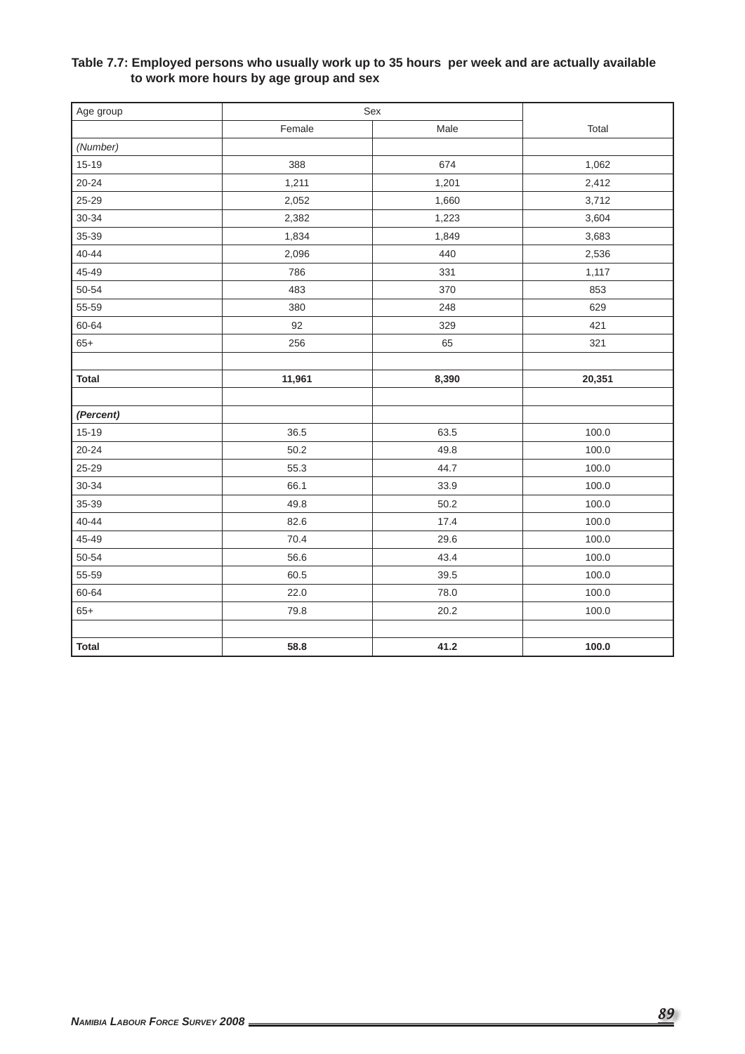**Table 7.7: Employed persons who usually work up to 35 hours per week and are actually available to work more hours by age group and sex**

| Age group | Sex | | |
|---|---|---|---|
| | Female | Male | Total |
| *(Number)* | | | |
| 15-19 | 388 | 674 | 1,062 |
| 20-24 | 1,211 | 1,201 | 2,412 |
| 25-29 | 2,052 | 1,660 | 3,712 |
| 30-34 | 2,382 | 1,223 | 3,604 |
| 35-39 | 1,834 | 1,849 | 3,683 |
| 40-44 | 2,096 | 440 | 2,536 |
| 45-49 | 786 | 331 | 1,117 |
| 50-54 | 483 | 370 | 853 |
| 55-59 | 380 | 248 | 629 |
| 60-64 | 92 | 329 | 421 |
| 65+ | 256 | 65 | 321 |
| | | | |
| **Total** | **11,961** | **8,390** | **20,351** |
| | | | |
| ***(Percent)*** | | | |
| 15-19 | 36.5 | 63.5 | 100.0 |
| 20-24 | 50.2 | 49.8 | 100.0 |
| 25-29 | 55.3 | 44.7 | 100.0 |
| 30-34 | 66.1 | 33.9 | 100.0 |
| 35-39 | 49.8 | 50.2 | 100.0 |
| 40-44 | 82.6 | 17.4 | 100.0 |
| 45-49 | 70.4 | 29.6 | 100.0 |
| 50-54 | 56.6 | 43.4 | 100.0 |
| 55-59 | 60.5 | 39.5 | 100.0 |
| 60-64 | 22.0 | 78.0 | 100.0 |
| 65+ | 79.8 | 20.2 | 100.0 |
| | | | |
| **Total** | **58.8** | **41.2** | **100.0** |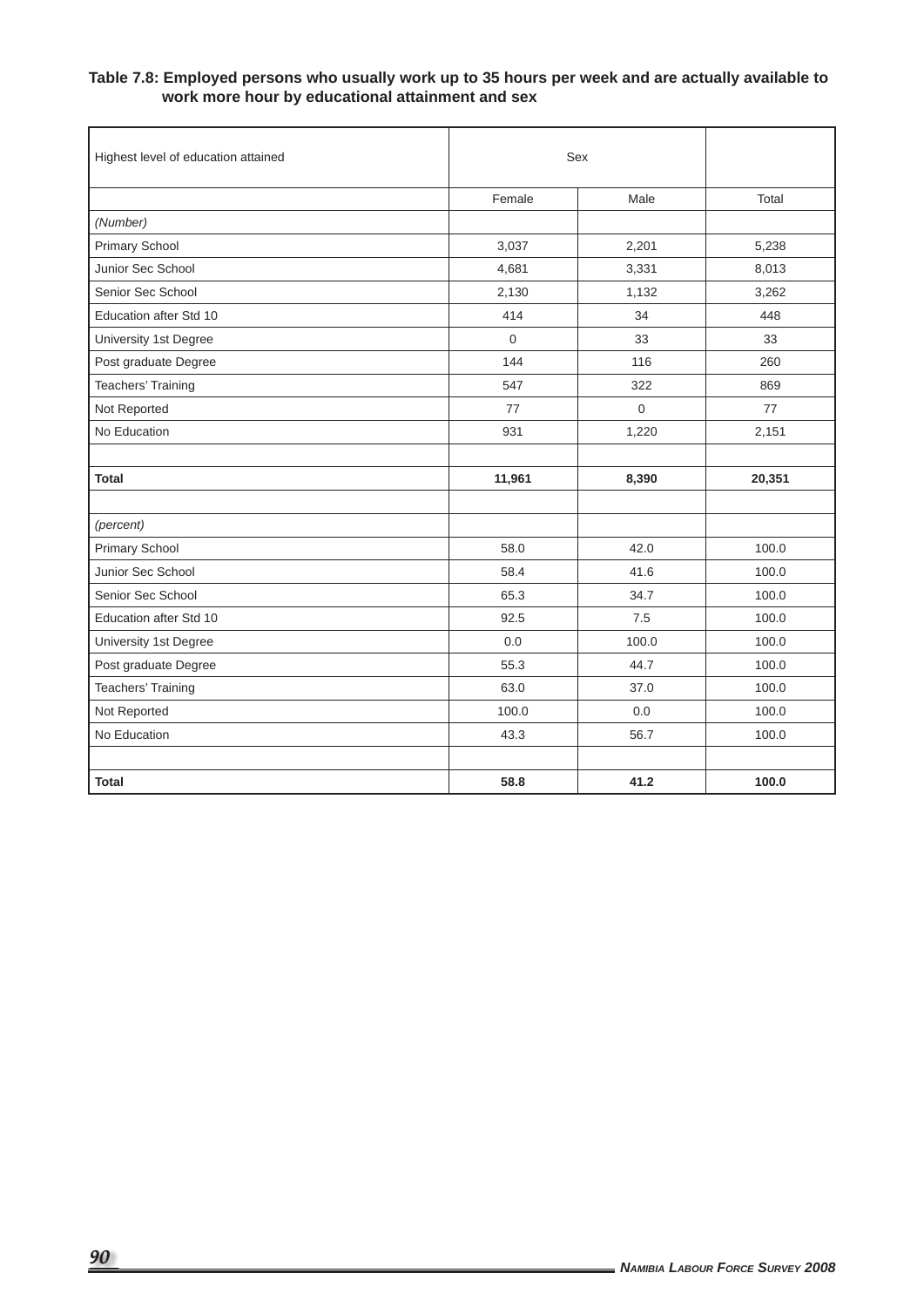**Table 7.8: Employed persons who usually work up to 35 hours per week and are actually available to work more hour by educational attainment and sex**

| Highest level of education attained | Sex | | |
|---|---|---|---|
| | Female | Male | Total |
| *(Number)* | | | |
| Primary School | 3,037 | 2,201 | 5,238 |
| Junior Sec School | 4,681 | 3,331 | 8,013 |
| Senior Sec School | 2,130 | 1,132 | 3,262 |
| Education after Std 10 | 414 | 34 | 448 |
| University 1st Degree | 0 | 33 | 33 |
| Post graduate Degree | 144 | 116 | 260 |
| Teachers' Training | 547 | 322 | 869 |
| Not Reported | 77 | 0 | 77 |
| No Education | 931 | 1,220 | 2,151 |
| | | | |
| **Total** | **11,961** | **8,390** | **20,351** |
| | | | |
| *(percent)* | | | |
| Primary School | 58.0 | 42.0 | 100.0 |
| Junior Sec School | 58.4 | 41.6 | 100.0 |
| Senior Sec School | 65.3 | 34.7 | 100.0 |
| Education after Std 10 | 92.5 | 7.5 | 100.0 |
| University 1st Degree | 0.0 | 100.0 | 100.0 |
| Post graduate Degree | 55.3 | 44.7 | 100.0 |
| Teachers' Training | 63.0 | 37.0 | 100.0 |
| Not Reported | 100.0 | 0.0 | 100.0 |
| No Education | 43.3 | 56.7 | 100.0 |
| | | | |
| **Total** | **58.8** | **41.2** | **100.0** |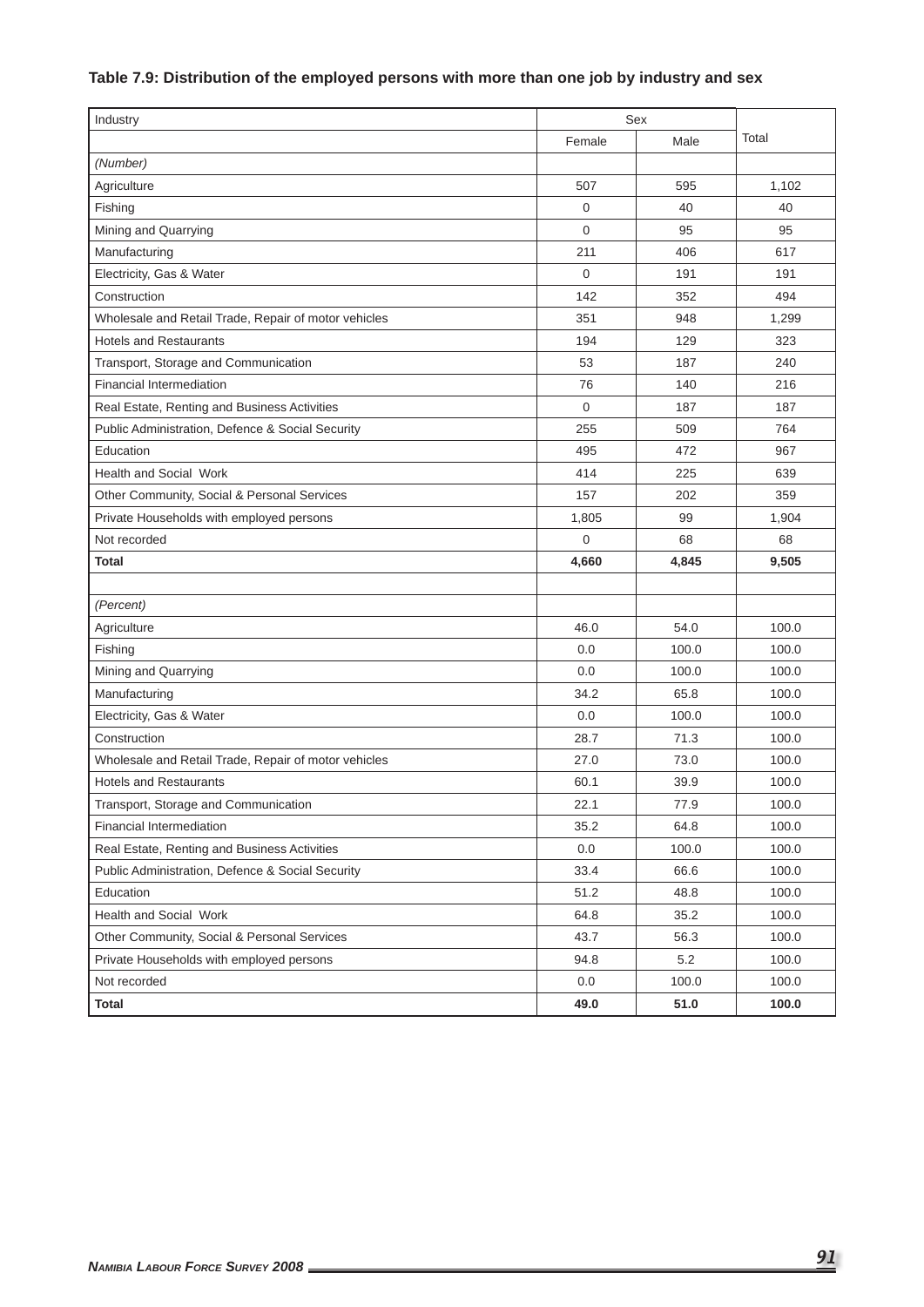**Table 7.9: Distribution of the employed persons with more than one job by industry and sex**

| Industry | Sex | | Total |
|---|---|---|---|
| | Female | Male | |
| *(Number)* | | | |
| Agriculture | 507 | 595 | 1,102 |
| Fishing | 0 | 40 | 40 |
| Mining and Quarrying | 0 | 95 | 95 |
| Manufacturing | 211 | 406 | 617 |
| Electricity, Gas & Water | 0 | 191 | 191 |
| Construction | 142 | 352 | 494 |
| Wholesale and Retail Trade, Repair of motor vehicles | 351 | 948 | 1,299 |
| Hotels and Restaurants | 194 | 129 | 323 |
| Transport, Storage and Communication | 53 | 187 | 240 |
| Financial Intermediation | 76 | 140 | 216 |
| Real Estate, Renting and Business Activities | 0 | 187 | 187 |
| Public Administration, Defence & Social Security | 255 | 509 | 764 |
| Education | 495 | 472 | 967 |
| Health and Social Work | 414 | 225 | 639 |
| Other Community, Social & Personal Services | 157 | 202 | 359 |
| Private Households with employed persons | 1,805 | 99 | 1,904 |
| Not recorded | 0 | 68 | 68 |
| **Total** | **4,660** | **4,845** | **9,505** |
| | | | |
| *(Percent)* | | | |
| Agriculture | 46.0 | 54.0 | 100.0 |
| Fishing | 0.0 | 100.0 | 100.0 |
| Mining and Quarrying | 0.0 | 100.0 | 100.0 |
| Manufacturing | 34.2 | 65.8 | 100.0 |
| Electricity, Gas & Water | 0.0 | 100.0 | 100.0 |
| Construction | 28.7 | 71.3 | 100.0 |
| Wholesale and Retail Trade, Repair of motor vehicles | 27.0 | 73.0 | 100.0 |
| Hotels and Restaurants | 60.1 | 39.9 | 100.0 |
| Transport, Storage and Communication | 22.1 | 77.9 | 100.0 |
| Financial Intermediation | 35.2 | 64.8 | 100.0 |
| Real Estate, Renting and Business Activities | 0.0 | 100.0 | 100.0 |
| Public Administration, Defence & Social Security | 33.4 | 66.6 | 100.0 |
| Education | 51.2 | 48.8 | 100.0 |
| Health and Social Work | 64.8 | 35.2 | 100.0 |
| Other Community, Social & Personal Services | 43.7 | 56.3 | 100.0 |
| Private Households with employed persons | 94.8 | 5.2 | 100.0 |
| Not recorded | 0.0 | 100.0 | 100.0 |
| **Total** | **49.0** | **51.0** | **100.0** |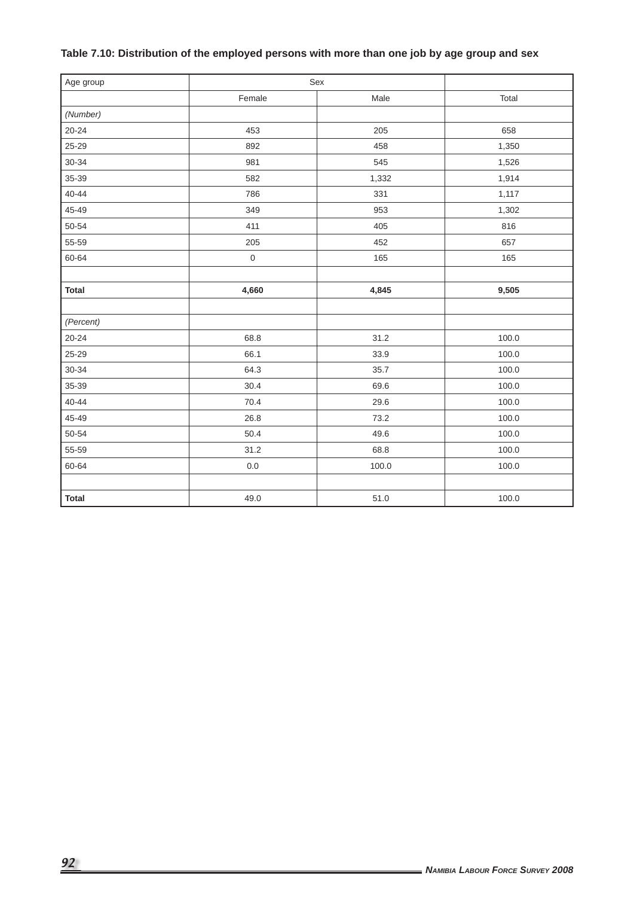**Table 7.10: Distribution of the employed persons with more than one job by age group and sex**

| Age group | Sex | | |
|---|---|---|---|
| | Female | Male | Total |
| *(Number)* | | | |
| 20-24 | 453 | 205 | 658 |
| 25-29 | 892 | 458 | 1,350 |
| 30-34 | 981 | 545 | 1,526 |
| 35-39 | 582 | 1,332 | 1,914 |
| 40-44 | 786 | 331 | 1,117 |
| 45-49 | 349 | 953 | 1,302 |
| 50-54 | 411 | 405 | 816 |
| 55-59 | 205 | 452 | 657 |
| 60-64 | 0 | 165 | 165 |
| | | | |
| **Total** | **4,660** | **4,845** | **9,505** |
| | | | |
| *(Percent)* | | | |
| 20-24 | 68.8 | 31.2 | 100.0 |
| 25-29 | 66.1 | 33.9 | 100.0 |
| 30-34 | 64.3 | 35.7 | 100.0 |
| 35-39 | 30.4 | 69.6 | 100.0 |
| 40-44 | 70.4 | 29.6 | 100.0 |
| 45-49 | 26.8 | 73.2 | 100.0 |
| 50-54 | 50.4 | 49.6 | 100.0 |
| 55-59 | 31.2 | 68.8 | 100.0 |
| 60-64 | 0.0 | 100.0 | 100.0 |
| | | | |
| **Total** | 49.0 | 51.0 | 100.0 |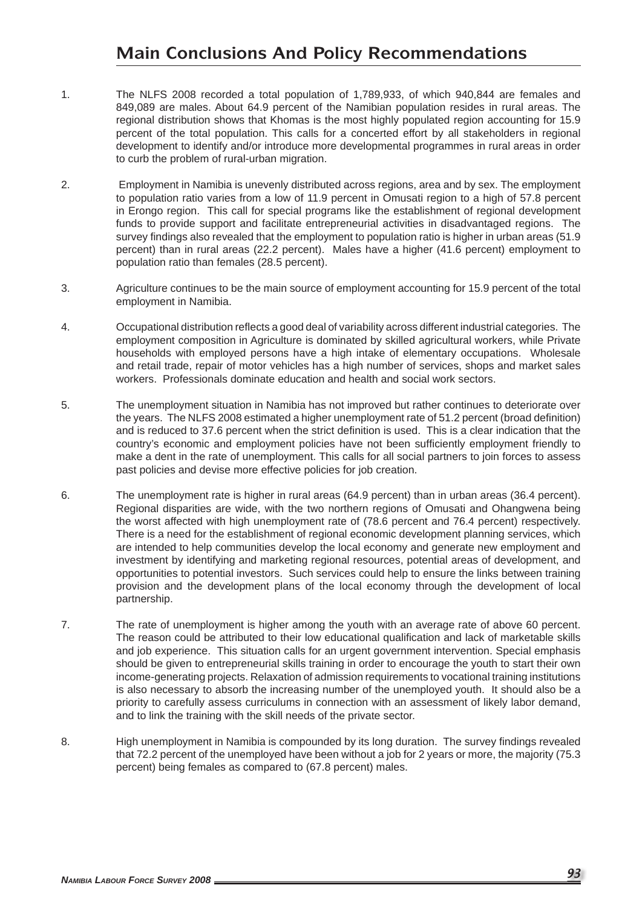# Main Conclusions And Policy Recommendations

1. The NLFS 2008 recorded a total population of 1,789,933, of which 940,844 are females and 849,089 are males. About 64.9 percent of the Namibian population resides in rural areas. The regional distribution shows that Khomas is the most highly populated region accounting for 15.9 percent of the total population. This calls for a concerted effort by all stakeholders in regional development to identify and/or introduce more developmental programmes in rural areas in order to curb the problem of rural-urban migration.

2. Employment in Namibia is unevenly distributed across regions, area and by sex. The employment to population ratio varies from a low of 11.9 percent in Omusati region to a high of 57.8 percent in Erongo region. This call for special programs like the establishment of regional development funds to provide support and facilitate entrepreneurial activities in disadvantaged regions. The survey findings also revealed that the employment to population ratio is higher in urban areas (51.9 percent) than in rural areas (22.2 percent). Males have a higher (41.6 percent) employment to population ratio than females (28.5 percent).

3. Agriculture continues to be the main source of employment accounting for 15.9 percent of the total employment in Namibia.

4. Occupational distribution reflects a good deal of variability across different industrial categories. The employment composition in Agriculture is dominated by skilled agricultural workers, while Private households with employed persons have a high intake of elementary occupations. Wholesale and retail trade, repair of motor vehicles has a high number of services, shops and market sales workers. Professionals dominate education and health and social work sectors.

5. The unemployment situation in Namibia has not improved but rather continues to deteriorate over the years. The NLFS 2008 estimated a higher unemployment rate of 51.2 percent (broad definition) and is reduced to 37.6 percent when the strict definition is used. This is a clear indication that the country's economic and employment policies have not been sufficiently employment friendly to make a dent in the rate of unemployment. This calls for all social partners to join forces to assess past policies and devise more effective policies for job creation.

6. The unemployment rate is higher in rural areas (64.9 percent) than in urban areas (36.4 percent). Regional disparities are wide, with the two northern regions of Omusati and Ohangwena being the worst affected with high unemployment rate of (78.6 percent and 76.4 percent) respectively. There is a need for the establishment of regional economic development planning services, which are intended to help communities develop the local economy and generate new employment and investment by identifying and marketing regional resources, potential areas of development, and opportunities to potential investors. Such services could help to ensure the links between training provision and the development plans of the local economy through the development of local partnership.

7. The rate of unemployment is higher among the youth with an average rate of above 60 percent. The reason could be attributed to their low educational qualification and lack of marketable skills and job experience. This situation calls for an urgent government intervention. Special emphasis should be given to entrepreneurial skills training in order to encourage the youth to start their own income-generating projects. Relaxation of admission requirements to vocational training institutions is also necessary to absorb the increasing number of the unemployed youth. It should also be a priority to carefully assess curriculums in connection with an assessment of likely labor demand, and to link the training with the skill needs of the private sector.

8. High unemployment in Namibia is compounded by its long duration. The survey findings revealed that 72.2 percent of the unemployed have been without a job for 2 years or more, the majority (75.3 percent) being females as compared to (67.8 percent) males.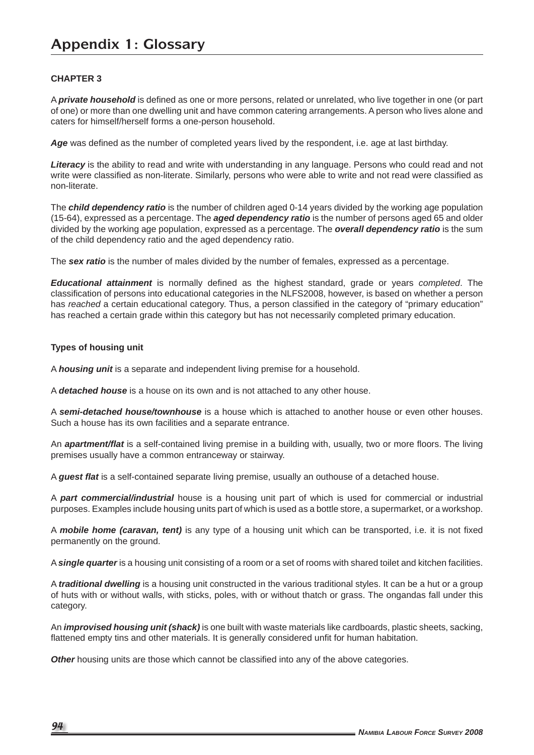# Appendix 1: Glossary

**CHAPTER 3**

A ***private household*** is defined as one or more persons, related or unrelated, who live together in one (or part of one) or more than one dwelling unit and have common catering arrangements. A person who lives alone and caters for himself/herself forms a one-person household.

***Age*** was defined as the number of completed years lived by the respondent, i.e. age at last birthday.

***Literacy*** is the ability to read and write with understanding in any language. Persons who could read and not write were classified as non-literate. Similarly, persons who were able to write and not read were classified as non-literate.

The ***child dependency ratio*** is the number of children aged 0-14 years divided by the working age population (15-64), expressed as a percentage. The ***aged dependency ratio*** is the number of persons aged 65 and older divided by the working age population, expressed as a percentage. The ***overall dependency ratio*** is the sum of the child dependency ratio and the aged dependency ratio.

The ***sex ratio*** is the number of males divided by the number of females, expressed as a percentage.

***Educational attainment*** is normally defined as the highest standard, grade or years *completed*. The classification of persons into educational categories in the NLFS2008, however, is based on whether a person has *reached* a certain educational category. Thus, a person classified in the category of "primary education" has reached a certain grade within this category but has not necessarily completed primary education.

**Types of housing unit**

A ***housing unit*** is a separate and independent living premise for a household.

A ***detached house*** is a house on its own and is not attached to any other house.

A ***semi-detached house/townhouse*** is a house which is attached to another house or even other houses. Such a house has its own facilities and a separate entrance.

An ***apartment/flat*** is a self-contained living premise in a building with, usually, two or more floors. The living premises usually have a common entranceway or stairway.

A ***guest flat*** is a self-contained separate living premise, usually an outhouse of a detached house.

A ***part commercial/industrial*** house is a housing unit part of which is used for commercial or industrial purposes. Examples include housing units part of which is used as a bottle store, a supermarket, or a workshop.

A ***mobile home (caravan, tent)*** is any type of a housing unit which can be transported, i.e. it is not fixed permanently on the ground.

A ***single quarter*** is a housing unit consisting of a room or a set of rooms with shared toilet and kitchen facilities.

A ***traditional dwelling*** is a housing unit constructed in the various traditional styles. It can be a hut or a group of huts with or without walls, with sticks, poles, with or without thatch or grass. The ongandas fall under this category.

An ***improvised housing unit (shack)*** is one built with waste materials like cardboards, plastic sheets, sacking, flattened empty tins and other materials. It is generally considered unfit for human habitation.

***Other*** housing units are those which cannot be classified into any of the above categories.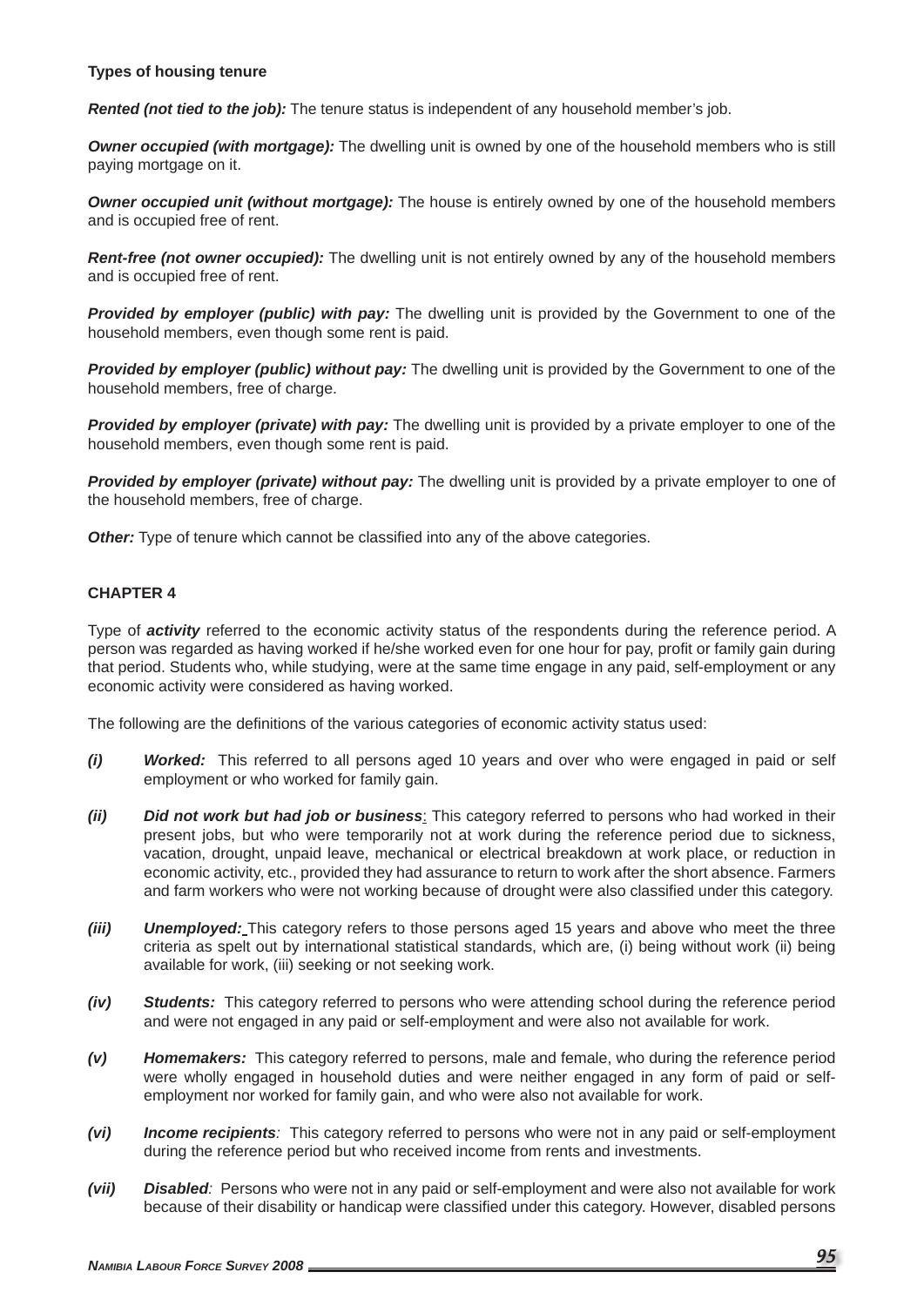**Types of housing tenure**

***Rented (not tied to the job):*** The tenure status is independent of any household member's job.

***Owner occupied (with mortgage):*** The dwelling unit is owned by one of the household members who is still paying mortgage on it.

***Owner occupied unit (without mortgage):*** The house is entirely owned by one of the household members and is occupied free of rent.

***Rent-free (not owner occupied):*** The dwelling unit is not entirely owned by any of the household members and is occupied free of rent.

***Provided by employer (public) with pay:*** The dwelling unit is provided by the Government to one of the household members, even though some rent is paid.

***Provided by employer (public) without pay:*** The dwelling unit is provided by the Government to one of the household members, free of charge.

***Provided by employer (private) with pay:*** The dwelling unit is provided by a private employer to one of the household members, even though some rent is paid.

***Provided by employer (private) without pay:*** The dwelling unit is provided by a private employer to one of the household members, free of charge.

***Other:*** Type of tenure which cannot be classified into any of the above categories.

**CHAPTER 4**

Type of ***activity*** referred to the economic activity status of the respondents during the reference period. A person was regarded as having worked if he/she worked even for one hour for pay, profit or family gain during that period. Students who, while studying, were at the same time engage in any paid, self-employment or any economic activity were considered as having worked.

The following are the definitions of the various categories of economic activity status used:

***(i)*** ***Worked:*** This referred to all persons aged 10 years and over who were engaged in paid or self employment or who worked for family gain.

***(ii)*** ***Did not work but had job or business***: This category referred to persons who had worked in their present jobs, but who were temporarily not at work during the reference period due to sickness, vacation, drought, unpaid leave, mechanical or electrical breakdown at work place, or reduction in economic activity, etc., provided they had assurance to return to work after the short absence. Farmers and farm workers who were not working because of drought were also classified under this category.

***(iii)*** ***Unemployed:*** This category refers to those persons aged 15 years and above who meet the three criteria as spelt out by international statistical standards, which are, (i) being without work (ii) being available for work, (iii) seeking or not seeking work.

***(iv)*** ***Students:*** This category referred to persons who were attending school during the reference period and were not engaged in any paid or self-employment and were also not available for work.

***(v)*** ***Homemakers:*** This category referred to persons, male and female, who during the reference period were wholly engaged in household duties and were neither engaged in any form of paid or self-employment nor worked for family gain, and who were also not available for work.

***(vi)*** ***Income recipients****:* This category referred to persons who were not in any paid or self-employment during the reference period but who received income from rents and investments.

***(vii)*** ***Disabled****:* Persons who were not in any paid or self-employment and were also not available for work because of their disability or handicap were classified under this category. However, disabled persons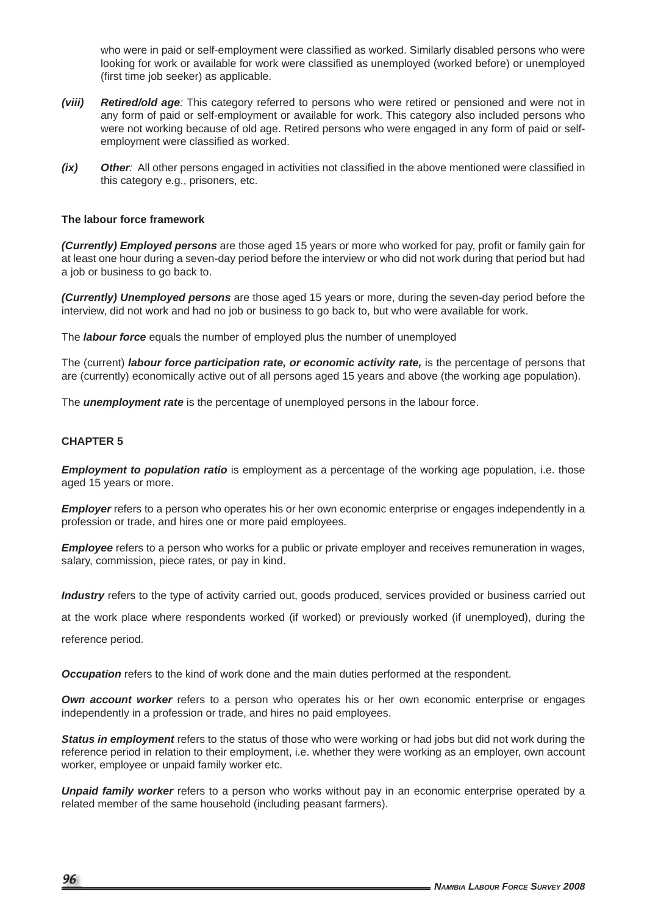who were in paid or self-employment were classified as worked. Similarly disabled persons who were looking for work or available for work were classified as unemployed (worked before) or unemployed (first time job seeker) as applicable.

***(viii)*** ***Retired/old age****:* This category referred to persons who were retired or pensioned and were not in any form of paid or self-employment or available for work. This category also included persons who were not working because of old age. Retired persons who were engaged in any form of paid or self-employment were classified as worked.

***(ix)*** ***Other****:* All other persons engaged in activities not classified in the above mentioned were classified in this category e.g., prisoners, etc.

**The labour force framework**

***(Currently) Employed persons*** are those aged 15 years or more who worked for pay, profit or family gain for at least one hour during a seven-day period before the interview or who did not work during that period but had a job or business to go back to.

***(Currently) Unemployed persons*** are those aged 15 years or more, during the seven-day period before the interview, did not work and had no job or business to go back to, but who were available for work.

The ***labour force*** equals the number of employed plus the number of unemployed

The (current) ***labour force participation rate, or economic activity rate,*** is the percentage of persons that are (currently) economically active out of all persons aged 15 years and above (the working age population).

The ***unemployment rate*** is the percentage of unemployed persons in the labour force.

**CHAPTER 5**

***Employment to population ratio*** is employment as a percentage of the working age population, i.e. those aged 15 years or more.

***Employer*** refers to a person who operates his or her own economic enterprise or engages independently in a profession or trade, and hires one or more paid employees.

***Employee*** refers to a person who works for a public or private employer and receives remuneration in wages, salary, commission, piece rates, or pay in kind.

***Industry*** refers to the type of activity carried out, goods produced, services provided or business carried out at the work place where respondents worked (if worked) or previously worked (if unemployed), during the reference period.

***Occupation*** refers to the kind of work done and the main duties performed at the respondent.

***Own account worker*** refers to a person who operates his or her own economic enterprise or engages independently in a profession or trade, and hires no paid employees.

***Status in employment*** refers to the status of those who were working or had jobs but did not work during the reference period in relation to their employment, i.e. whether they were working as an employer, own account worker, employee or unpaid family worker etc.

***Unpaid family worker*** refers to a person who works without pay in an economic enterprise operated by a related member of the same household (including peasant farmers).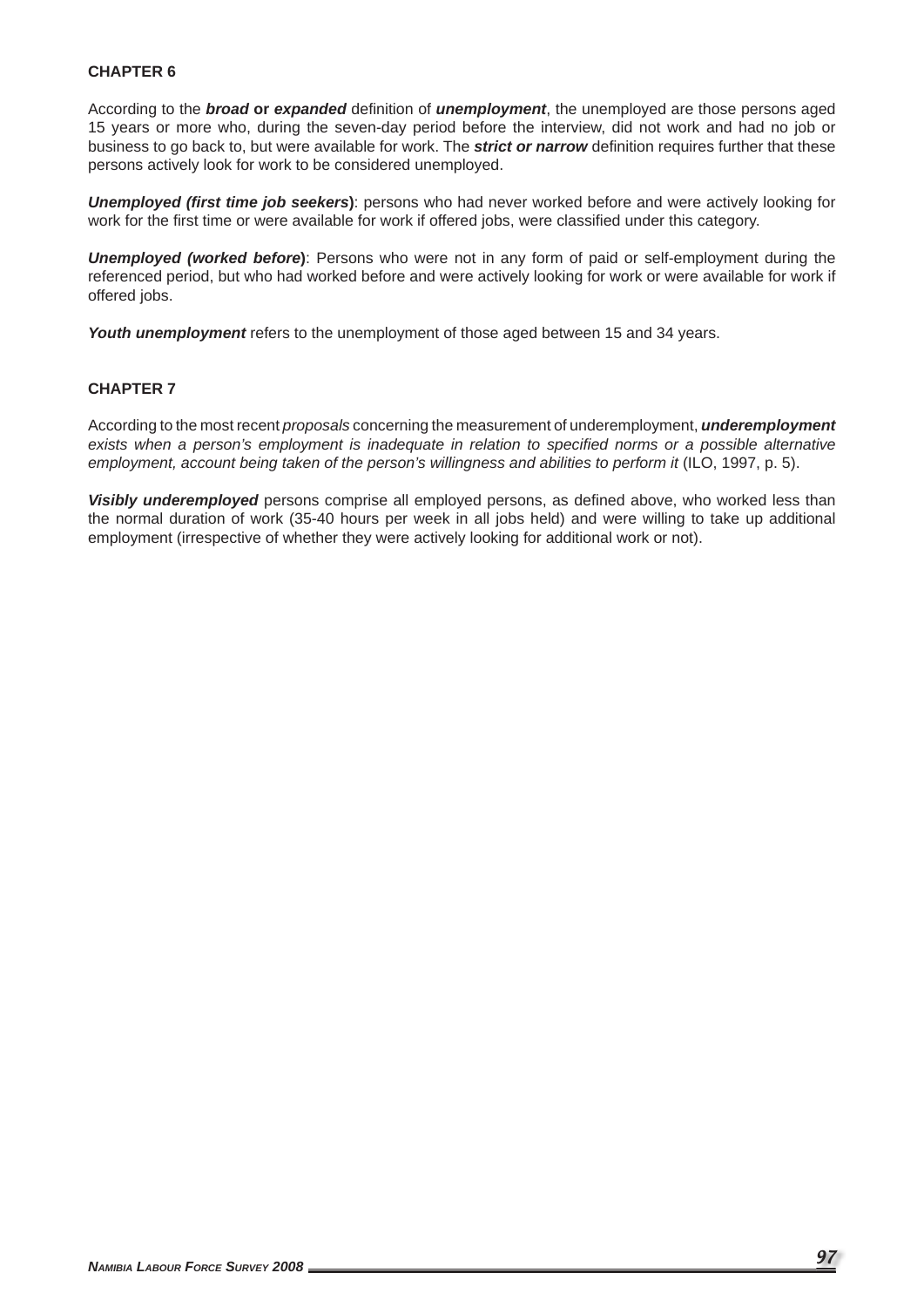**CHAPTER 6**

According to the ***broad*** **or** ***expanded*** definition of ***unemployment***, the unemployed are those persons aged 15 years or more who, during the seven-day period before the interview, did not work and had no job or business to go back to, but were available for work. The ***strict or narrow*** definition requires further that these persons actively look for work to be considered unemployed.

***Unemployed (first time job seekers*)**: persons who had never worked before and were actively looking for work for the first time or were available for work if offered jobs, were classified under this category.

***Unemployed (worked before*)**: Persons who were not in any form of paid or self-employment during the referenced period, but who had worked before and were actively looking for work or were available for work if offered jobs.

***Youth unemployment*** refers to the unemployment of those aged between 15 and 34 years.

**CHAPTER 7**

According to the most recent *proposals* concerning the measurement of underemployment, ***underemployment*** *exists when a person's employment is inadequate in relation to specified norms or a possible alternative employment, account being taken of the person's willingness and abilities to perform it* (ILO, 1997, p. 5).

***Visibly underemployed*** persons comprise all employed persons, as defined above, who worked less than the normal duration of work (35-40 hours per week in all jobs held) and were willing to take up additional employment (irrespective of whether they were actively looking for additional work or not).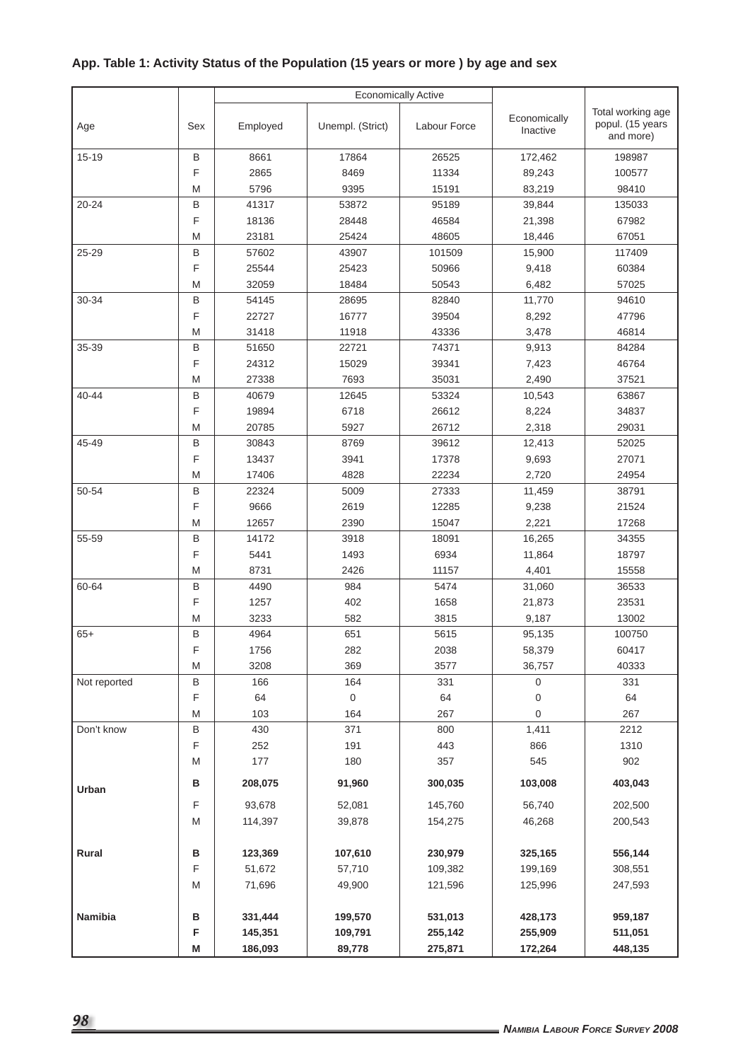**App. Table 1: Activity Status of the Population (15 years or more ) by age and sex**

| Age | Sex | Economically Active | | | Economically Inactive | Total working age popul. (15 years and more) |
|---|---|---|---|---|---|---|
| | | Employed | Unempl. (Strict) | Labour Force | | |
| 15-19 | B | 8661 | 17864 | 26525 | 172,462 | 198987 |
| | F | 2865 | 8469 | 11334 | 89,243 | 100577 |
| | M | 5796 | 9395 | 15191 | 83,219 | 98410 |
| 20-24 | B | 41317 | 53872 | 95189 | 39,844 | 135033 |
| | F | 18136 | 28448 | 46584 | 21,398 | 67982 |
| | M | 23181 | 25424 | 48605 | 18,446 | 67051 |
| 25-29 | B | 57602 | 43907 | 101509 | 15,900 | 117409 |
| | F | 25544 | 25423 | 50966 | 9,418 | 60384 |
| | M | 32059 | 18484 | 50543 | 6,482 | 57025 |
| 30-34 | B | 54145 | 28695 | 82840 | 11,770 | 94610 |
| | F | 22727 | 16777 | 39504 | 8,292 | 47796 |
| | M | 31418 | 11918 | 43336 | 3,478 | 46814 |
| 35-39 | B | 51650 | 22721 | 74371 | 9,913 | 84284 |
| | F | 24312 | 15029 | 39341 | 7,423 | 46764 |
| | M | 27338 | 7693 | 35031 | 2,490 | 37521 |
| 40-44 | B | 40679 | 12645 | 53324 | 10,543 | 63867 |
| | F | 19894 | 6718 | 26612 | 8,224 | 34837 |
| | M | 20785 | 5927 | 26712 | 2,318 | 29031 |
| 45-49 | B | 30843 | 8769 | 39612 | 12,413 | 52025 |
| | F | 13437 | 3941 | 17378 | 9,693 | 27071 |
| | M | 17406 | 4828 | 22234 | 2,720 | 24954 |
| 50-54 | B | 22324 | 5009 | 27333 | 11,459 | 38791 |
| | F | 9666 | 2619 | 12285 | 9,238 | 21524 |
| | M | 12657 | 2390 | 15047 | 2,221 | 17268 |
| 55-59 | B | 14172 | 3918 | 18091 | 16,265 | 34355 |
| | F | 5441 | 1493 | 6934 | 11,864 | 18797 |
| | M | 8731 | 2426 | 11157 | 4,401 | 15558 |
| 60-64 | B | 4490 | 984 | 5474 | 31,060 | 36533 |
| | F | 1257 | 402 | 1658 | 21,873 | 23531 |
| | M | 3233 | 582 | 3815 | 9,187 | 13002 |
| 65+ | B | 4964 | 651 | 5615 | 95,135 | 100750 |
| | F | 1756 | 282 | 2038 | 58,379 | 60417 |
| | M | 3208 | 369 | 3577 | 36,757 | 40333 |
| Not reported | B | 166 | 164 | 331 | 0 | 331 |
| | F | 64 | 0 | 64 | 0 | 64 |
| | M | 103 | 164 | 267 | 0 | 267 |
| Don't know | B | 430 | 371 | 800 | 1,411 | 2212 |
| | F | 252 | 191 | 443 | 866 | 1310 |
| | M | 177 | 180 | 357 | 545 | 902 |
| **Urban** | **B** | **208,075** | **91,960** | **300,035** | **103,008** | **403,043** |
| | F | 93,678 | 52,081 | 145,760 | 56,740 | 202,500 |
| | M | 114,397 | 39,878 | 154,275 | 46,268 | 200,543 |
| **Rural** | **B** | **123,369** | **107,610** | **230,979** | **325,165** | **556,144** |
| | F | 51,672 | 57,710 | 109,382 | 199,169 | 308,551 |
| | M | 71,696 | 49,900 | 121,596 | 125,996 | 247,593 |
| **Namibia** | **B** | **331,444** | **199,570** | **531,013** | **428,173** | **959,187** |
| | **F** | **145,351** | **109,791** | **255,142** | **255,909** | **511,051** |
| | **M** | **186,093** | **89,778** | **275,871** | **172,264** | **448,135** |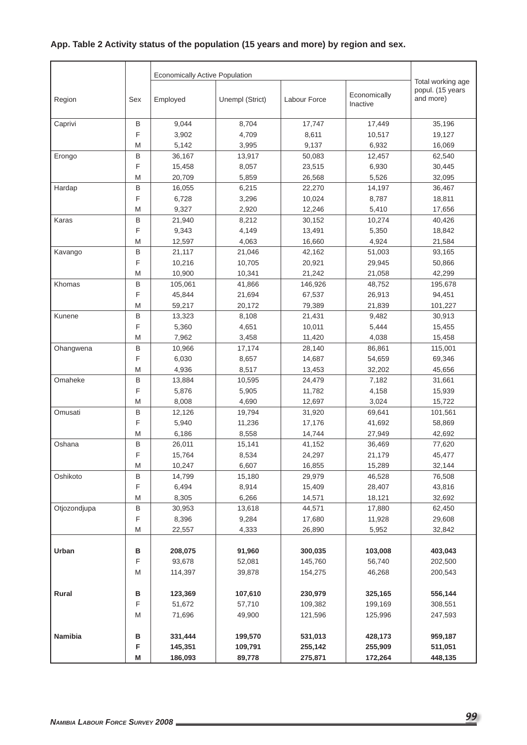**App. Table 2 Activity status of the population (15 years and more) by region and sex.**

| Region | Sex | Economically Active Population | | | Economically Inactive | Total working age popul. (15 years and more) |
|---|---|---|---|---|---|---|
| | | Employed | Unempl (Strict) | Labour Force | | |
| Caprivi | B | 9,044 | 8,704 | 17,747 | 17,449 | 35,196 |
| | F | 3,902 | 4,709 | 8,611 | 10,517 | 19,127 |
| | M | 5,142 | 3,995 | 9,137 | 6,932 | 16,069 |
| Erongo | B | 36,167 | 13,917 | 50,083 | 12,457 | 62,540 |
| | F | 15,458 | 8,057 | 23,515 | 6,930 | 30,445 |
| | M | 20,709 | 5,859 | 26,568 | 5,526 | 32,095 |
| Hardap | B | 16,055 | 6,215 | 22,270 | 14,197 | 36,467 |
| | F | 6,728 | 3,296 | 10,024 | 8,787 | 18,811 |
| | M | 9,327 | 2,920 | 12,246 | 5,410 | 17,656 |
| Karas | B | 21,940 | 8,212 | 30,152 | 10,274 | 40,426 |
| | F | 9,343 | 4,149 | 13,491 | 5,350 | 18,842 |
| | M | 12,597 | 4,063 | 16,660 | 4,924 | 21,584 |
| Kavango | B | 21,117 | 21,046 | 42,162 | 51,003 | 93,165 |
| | F | 10,216 | 10,705 | 20,921 | 29,945 | 50,866 |
| | M | 10,900 | 10,341 | 21,242 | 21,058 | 42,299 |
| Khomas | B | 105,061 | 41,866 | 146,926 | 48,752 | 195,678 |
| | F | 45,844 | 21,694 | 67,537 | 26,913 | 94,451 |
| | M | 59,217 | 20,172 | 79,389 | 21,839 | 101,227 |
| Kunene | B | 13,323 | 8,108 | 21,431 | 9,482 | 30,913 |
| | F | 5,360 | 4,651 | 10,011 | 5,444 | 15,455 |
| | M | 7,962 | 3,458 | 11,420 | 4,038 | 15,458 |
| Ohangwena | B | 10,966 | 17,174 | 28,140 | 86,861 | 115,001 |
| | F | 6,030 | 8,657 | 14,687 | 54,659 | 69,346 |
| | M | 4,936 | 8,517 | 13,453 | 32,202 | 45,656 |
| Omaheke | B | 13,884 | 10,595 | 24,479 | 7,182 | 31,661 |
| | F | 5,876 | 5,905 | 11,782 | 4,158 | 15,939 |
| | M | 8,008 | 4,690 | 12,697 | 3,024 | 15,722 |
| Omusati | B | 12,126 | 19,794 | 31,920 | 69,641 | 101,561 |
| | F | 5,940 | 11,236 | 17,176 | 41,692 | 58,869 |
| | M | 6,186 | 8,558 | 14,744 | 27,949 | 42,692 |
| Oshana | B | 26,011 | 15,141 | 41,152 | 36,469 | 77,620 |
| | F | 15,764 | 8,534 | 24,297 | 21,179 | 45,477 |
| | M | 10,247 | 6,607 | 16,855 | 15,289 | 32,144 |
| Oshikoto | B | 14,799 | 15,180 | 29,979 | 46,528 | 76,508 |
| | F | 6,494 | 8,914 | 15,409 | 28,407 | 43,816 |
| | M | 8,305 | 6,266 | 14,571 | 18,121 | 32,692 |
| Otjozondjupa | B | 30,953 | 13,618 | 44,571 | 17,880 | 62,450 |
| | F | 8,396 | 9,284 | 17,680 | 11,928 | 29,608 |
| | M | 22,557 | 4,333 | 26,890 | 5,952 | 32,842 |
| **Urban** | **B** | **208,075** | **91,960** | **300,035** | **103,008** | **403,043** |
| | F | 93,678 | 52,081 | 145,760 | 56,740 | 202,500 |
| | M | 114,397 | 39,878 | 154,275 | 46,268 | 200,543 |
| **Rural** | **B** | **123,369** | **107,610** | **230,979** | **325,165** | **556,144** |
| | F | 51,672 | 57,710 | 109,382 | 199,169 | 308,551 |
| | M | 71,696 | 49,900 | 121,596 | 125,996 | 247,593 |
| **Namibia** | **B** | **331,444** | **199,570** | **531,013** | **428,173** | **959,187** |
| | **F** | **145,351** | **109,791** | **255,142** | **255,909** | **511,051** |
| | **M** | **186,093** | **89,778** | **275,871** | **172,264** | **448,135** |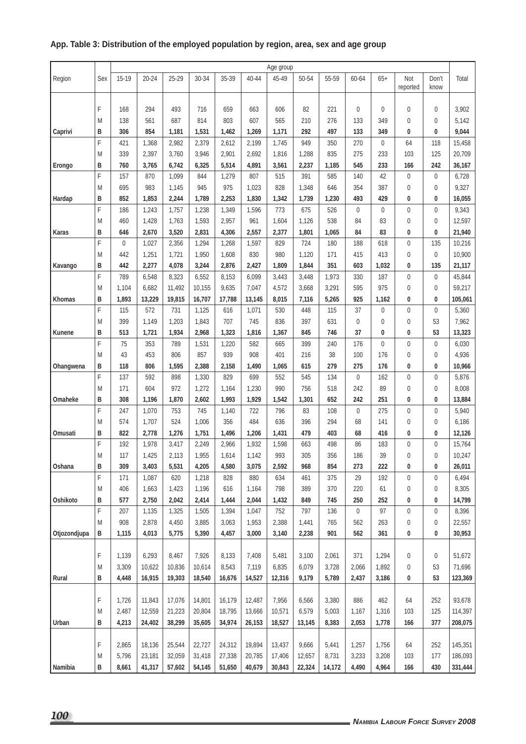**App. Table 3: Distribution of the employed population by region, area, sex and age group**

| Region | Sex | Age group | | | | | | | | | | | | | Total |
|---|---|---|---|---|---|---|---|---|---|---|---|---|---|---|---|
| | | 15-19 | 20-24 | 25-29 | 30-34 | 35-39 | 40-44 | 45-49 | 50-54 | 55-59 | 60-64 | 65+ | Not reported | Don't know | |
| | F | 168 | 294 | 493 | 716 | 659 | 663 | 606 | 82 | 221 | 0 | 0 | 0 | 0 | 3,902 |
| | M | 138 | 561 | 687 | 814 | 803 | 607 | 565 | 210 | 276 | 133 | 349 | 0 | 0 | 5,142 |
| **Caprivi** | **B** | **306** | **854** | **1,181** | **1,531** | **1,462** | **1,269** | **1,171** | **292** | **497** | **133** | **349** | **0** | **0** | **9,044** |
| | F | 421 | 1,368 | 2,982 | 2,379 | 2,612 | 2,199 | 1,745 | 949 | 350 | 270 | 0 | 64 | 118 | 15,458 |
| | M | 339 | 2,397 | 3,760 | 3,946 | 2,901 | 2,692 | 1,816 | 1,288 | 835 | 275 | 233 | 103 | 125 | 20,709 |
| **Erongo** | **B** | **760** | **3,765** | **6,742** | **6,325** | **5,514** | **4,891** | **3,561** | **2,237** | **1,185** | **545** | **233** | **166** | **242** | **36,167** |
| | F | 157 | 870 | 1,099 | 844 | 1,279 | 807 | 515 | 391 | 585 | 140 | 42 | 0 | 0 | 6,728 |
| | M | 695 | 983 | 1,145 | 945 | 975 | 1,023 | 828 | 1,348 | 646 | 354 | 387 | 0 | 0 | 9,327 |
| **Hardap** | **B** | **852** | **1,853** | **2,244** | **1,789** | **2,253** | **1,830** | **1,342** | **1,739** | **1,230** | **493** | **429** | **0** | **0** | **16,055** |
| | F | 186 | 1,243 | 1,757 | 1,238 | 1,349 | 1,596 | 773 | 675 | 526 | 0 | 0 | 0 | 0 | 9,343 |
| | M | 460 | 1,428 | 1,763 | 1,593 | 2,957 | 961 | 1,604 | 1,126 | 538 | 84 | 83 | 0 | 0 | 12,597 |
| **Karas** | **B** | **646** | **2,670** | **3,520** | **2,831** | **4,306** | **2,557** | **2,377** | **1,801** | **1,065** | **84** | **83** | **0** | **0** | **21,940** |
| | F | 0 | 1,027 | 2,356 | 1,294 | 1,268 | 1,597 | 829 | 724 | 180 | 188 | 618 | 0 | 135 | 10,216 |
| | M | 442 | 1,251 | 1,721 | 1,950 | 1,608 | 830 | 980 | 1,120 | 171 | 415 | 413 | 0 | 0 | 10,900 |
| **Kavango** | **B** | **442** | **2,277** | **4,078** | **3,244** | **2,876** | **2,427** | **1,809** | **1,844** | **351** | **603** | **1,032** | **0** | **135** | **21,117** |
| | F | 789 | 6,548 | 8,323 | 6,552 | 8,153 | 6,099 | 3,443 | 3,448 | 1,973 | 330 | 187 | 0 | 0 | 45,844 |
| | M | 1,104 | 6,682 | 11,492 | 10,155 | 9,635 | 7,047 | 4,572 | 3,668 | 3,291 | 595 | 975 | 0 | 0 | 59,217 |
| **Khomas** | **B** | **1,893** | **13,229** | **19,815** | **16,707** | **17,788** | **13,145** | **8,015** | **7,116** | **5,265** | **925** | **1,162** | **0** | **0** | **105,061** |
| | F | 115 | 572 | 731 | 1,125 | 616 | 1,071 | 530 | 448 | 115 | 37 | 0 | 0 | 0 | 5,360 |
| | M | 399 | 1,149 | 1,203 | 1,843 | 707 | 745 | 836 | 397 | 631 | 0 | 0 | 0 | 53 | 7,962 |
| **Kunene** | **B** | **513** | **1,721** | **1,934** | **2,968** | **1,323** | **1,816** | **1,367** | **845** | **746** | **37** | **0** | **0** | **53** | **13,323** |
| | F | 75 | 353 | 789 | 1,531 | 1,220 | 582 | 665 | 399 | 240 | 176 | 0 | 0 | 0 | 6,030 |
| | M | 43 | 453 | 806 | 857 | 939 | 908 | 401 | 216 | 38 | 100 | 176 | 0 | 0 | 4,936 |
| **Ohangwena** | **B** | **118** | **806** | **1,595** | **2,388** | **2,158** | **1,490** | **1,065** | **615** | **279** | **275** | **176** | **0** | **0** | **10,966** |
| | F | 137 | 592 | 898 | 1,330 | 829 | 699 | 552 | 545 | 134 | 0 | 162 | 0 | 0 | 5,876 |
| | M | 171 | 604 | 972 | 1,272 | 1,164 | 1,230 | 990 | 756 | 518 | 242 | 89 | 0 | 0 | 8,008 |
| **Omaheke** | **B** | **308** | **1,196** | **1,870** | **2,602** | **1,993** | **1,929** | **1,542** | **1,301** | **652** | **242** | **251** | **0** | **0** | **13,884** |
| | F | 247 | 1,070 | 753 | 745 | 1,140 | 722 | 796 | 83 | 108 | 0 | 275 | 0 | 0 | 5,940 |
| | M | 574 | 1,707 | 524 | 1,006 | 356 | 484 | 636 | 396 | 294 | 68 | 141 | 0 | 0 | 6,186 |
| **Omusati** | **B** | **822** | **2,778** | **1,276** | **1,751** | **1,496** | **1,206** | **1,431** | **479** | **403** | **68** | **416** | **0** | **0** | **12,126** |
| | F | 192 | 1,978 | 3,417 | 2,249 | 2,966 | 1,932 | 1,598 | 663 | 498 | 86 | 183 | 0 | 0 | 15,764 |
| | M | 117 | 1,425 | 2,113 | 1,955 | 1,614 | 1,142 | 993 | 305 | 356 | 186 | 39 | 0 | 0 | 10,247 |
| **Oshana** | **B** | **309** | **3,403** | **5,531** | **4,205** | **4,580** | **3,075** | **2,592** | **968** | **854** | **273** | **222** | **0** | **0** | **26,011** |
| | F | 171 | 1,087 | 620 | 1,218 | 828 | 880 | 634 | 461 | 375 | 29 | 192 | 0 | 0 | 6,494 |
| | M | 406 | 1,663 | 1,423 | 1,196 | 616 | 1,164 | 798 | 389 | 370 | 220 | 61 | 0 | 0 | 8,305 |
| **Oshikoto** | **B** | **577** | **2,750** | **2,042** | **2,414** | **1,444** | **2,044** | **1,432** | **849** | **745** | **250** | **252** | **0** | **0** | **14,799** |
| | F | 207 | 1,135 | 1,325 | 1,505 | 1,394 | 1,047 | 752 | 797 | 136 | 0 | 97 | 0 | 0 | 8,396 |
| | M | 908 | 2,878 | 4,450 | 3,885 | 3,063 | 1,953 | 2,388 | 1,441 | 765 | 562 | 263 | 0 | 0 | 22,557 |
| **Otjozondjupa** | **B** | **1,115** | **4,013** | **5,775** | **5,390** | **4,457** | **3,000** | **3,140** | **2,238** | **901** | **562** | **361** | **0** | **0** | **30,953** |
| | F | 1,139 | 6,293 | 8,467 | 7,926 | 8,133 | 7,408 | 5,481 | 3,100 | 2,061 | 371 | 1,294 | 0 | 0 | 51,672 |
| | M | 3,309 | 10,622 | 10,836 | 10,614 | 8,543 | 7,119 | 6,835 | 6,079 | 3,728 | 2,066 | 1,892 | 0 | 53 | 71,696 |
| **Rural** | **B** | **4,448** | **16,915** | **19,303** | **18,540** | **16,676** | **14,527** | **12,316** | **9,179** | **5,789** | **2,437** | **3,186** | **0** | **53** | **123,369** |
| | F | 1,726 | 11,843 | 17,076 | 14,801 | 16,179 | 12,487 | 7,956 | 6,566 | 3,380 | 886 | 462 | 64 | 252 | 93,678 |
| | M | 2,487 | 12,559 | 21,223 | 20,804 | 18,795 | 13,666 | 10,571 | 6,579 | 5,003 | 1,167 | 1,316 | 103 | 125 | 114,397 |
| **Urban** | **B** | **4,213** | **24,402** | **38,299** | **35,605** | **34,974** | **26,153** | **18,527** | **13,145** | **8,383** | **2,053** | **1,778** | **166** | **377** | **208,075** |
| | F | 2,865 | 18,136 | 25,544 | 22,727 | 24,312 | 19,894 | 13,437 | 9,666 | 5,441 | 1,257 | 1,756 | 64 | 252 | 145,351 |
| | M | 5,796 | 23,181 | 32,059 | 31,418 | 27,338 | 20,785 | 17,406 | 12,657 | 8,731 | 3,233 | 3,208 | 103 | 177 | 186,093 |
| **Namibia** | **B** | **8,661** | **41,317** | **57,602** | **54,145** | **51,650** | **40,679** | **30,843** | **22,324** | **14,172** | **4,490** | **4,964** | **166** | **430** | **331,444** |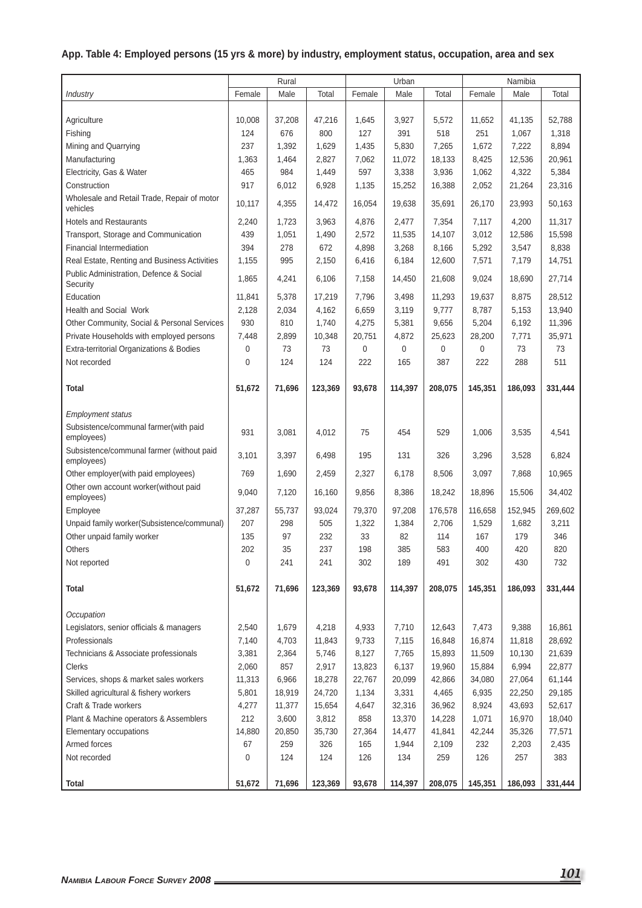**App. Table 4: Employed persons (15 yrs & more) by industry, employment status, occupation, area and sex**

| | Rural | | | Urban | | | Namibia | | |
|---|---|---|---|---|---|---|---|---|---|
| *Industry* | Female | Male | Total | Female | Male | Total | Female | Male | Total |
| Agriculture | 10,008 | 37,208 | 47,216 | 1,645 | 3,927 | 5,572 | 11,652 | 41,135 | 52,788 |
| Fishing | 124 | 676 | 800 | 127 | 391 | 518 | 251 | 1,067 | 1,318 |
| Mining and Quarrying | 237 | 1,392 | 1,629 | 1,435 | 5,830 | 7,265 | 1,672 | 7,222 | 8,894 |
| Manufacturing | 1,363 | 1,464 | 2,827 | 7,062 | 11,072 | 18,133 | 8,425 | 12,536 | 20,961 |
| Electricity, Gas & Water | 465 | 984 | 1,449 | 597 | 3,338 | 3,936 | 1,062 | 4,322 | 5,384 |
| Construction | 917 | 6,012 | 6,928 | 1,135 | 15,252 | 16,388 | 2,052 | 21,264 | 23,316 |
| Wholesale and Retail Trade, Repair of motor vehicles | 10,117 | 4,355 | 14,472 | 16,054 | 19,638 | 35,691 | 26,170 | 23,993 | 50,163 |
| Hotels and Restaurants | 2,240 | 1,723 | 3,963 | 4,876 | 2,477 | 7,354 | 7,117 | 4,200 | 11,317 |
| Transport, Storage and Communication | 439 | 1,051 | 1,490 | 2,572 | 11,535 | 14,107 | 3,012 | 12,586 | 15,598 |
| Financial Intermediation | 394 | 278 | 672 | 4,898 | 3,268 | 8,166 | 5,292 | 3,547 | 8,838 |
| Real Estate, Renting and Business Activities | 1,155 | 995 | 2,150 | 6,416 | 6,184 | 12,600 | 7,571 | 7,179 | 14,751 |
| Public Administration, Defence & Social Security | 1,865 | 4,241 | 6,106 | 7,158 | 14,450 | 21,608 | 9,024 | 18,690 | 27,714 |
| Education | 11,841 | 5,378 | 17,219 | 7,796 | 3,498 | 11,293 | 19,637 | 8,875 | 28,512 |
| Health and Social Work | 2,128 | 2,034 | 4,162 | 6,659 | 3,119 | 9,777 | 8,787 | 5,153 | 13,940 |
| Other Community, Social & Personal Services | 930 | 810 | 1,740 | 4,275 | 5,381 | 9,656 | 5,204 | 6,192 | 11,396 |
| Private Households with employed persons | 7,448 | 2,899 | 10,348 | 20,751 | 4,872 | 25,623 | 28,200 | 7,771 | 35,971 |
| Extra-territorial Organizations & Bodies | 0 | 73 | 73 | 0 | 0 | 0 | 0 | 73 | 73 |
| Not recorded | 0 | 124 | 124 | 222 | 165 | 387 | 222 | 288 | 511 |
| **Total** | **51,672** | **71,696** | **123,369** | **93,678** | **114,397** | **208,075** | **145,351** | **186,093** | **331,444** |
| *Employment status* | | | | | | | | | |
| Subsistence/communal farmer(with paid employees) | 931 | 3,081 | 4,012 | 75 | 454 | 529 | 1,006 | 3,535 | 4,541 |
| Subsistence/communal farmer (without paid employees) | 3,101 | 3,397 | 6,498 | 195 | 131 | 326 | 3,296 | 3,528 | 6,824 |
| Other employer(with paid employees) | 769 | 1,690 | 2,459 | 2,327 | 6,178 | 8,506 | 3,097 | 7,868 | 10,965 |
| Other own account worker(without paid employees) | 9,040 | 7,120 | 16,160 | 9,856 | 8,386 | 18,242 | 18,896 | 15,506 | 34,402 |
| Employee | 37,287 | 55,737 | 93,024 | 79,370 | 97,208 | 176,578 | 116,658 | 152,945 | 269,602 |
| Unpaid family worker(Subsistence/communal) | 207 | 298 | 505 | 1,322 | 1,384 | 2,706 | 1,529 | 1,682 | 3,211 |
| Other unpaid family worker | 135 | 97 | 232 | 33 | 82 | 114 | 167 | 179 | 346 |
| Others | 202 | 35 | 237 | 198 | 385 | 583 | 400 | 420 | 820 |
| Not reported | 0 | 241 | 241 | 302 | 189 | 491 | 302 | 430 | 732 |
| **Total** | **51,672** | **71,696** | **123,369** | **93,678** | **114,397** | **208,075** | **145,351** | **186,093** | **331,444** |
| *Occupation* | | | | | | | | | |
| Legislators, senior officials & managers | 2,540 | 1,679 | 4,218 | 4,933 | 7,710 | 12,643 | 7,473 | 9,388 | 16,861 |
| Professionals | 7,140 | 4,703 | 11,843 | 9,733 | 7,115 | 16,848 | 16,874 | 11,818 | 28,692 |
| Technicians & Associate professionals | 3,381 | 2,364 | 5,746 | 8,127 | 7,765 | 15,893 | 11,509 | 10,130 | 21,639 |
| Clerks | 2,060 | 857 | 2,917 | 13,823 | 6,137 | 19,960 | 15,884 | 6,994 | 22,877 |
| Services, shops & market sales workers | 11,313 | 6,966 | 18,278 | 22,767 | 20,099 | 42,866 | 34,080 | 27,064 | 61,144 |
| Skilled agricultural & fishery workers | 5,801 | 18,919 | 24,720 | 1,134 | 3,331 | 4,465 | 6,935 | 22,250 | 29,185 |
| Craft & Trade workers | 4,277 | 11,377 | 15,654 | 4,647 | 32,316 | 36,962 | 8,924 | 43,693 | 52,617 |
| Plant & Machine operators & Assemblers | 212 | 3,600 | 3,812 | 858 | 13,370 | 14,228 | 1,071 | 16,970 | 18,040 |
| Elementary occupations | 14,880 | 20,850 | 35,730 | 27,364 | 14,477 | 41,841 | 42,244 | 35,326 | 77,571 |
| Armed forces | 67 | 259 | 326 | 165 | 1,944 | 2,109 | 232 | 2,203 | 2,435 |
| Not recorded | 0 | 124 | 124 | 126 | 134 | 259 | 126 | 257 | 383 |
| **Total** | **51,672** | **71,696** | **123,369** | **93,678** | **114,397** | **208,075** | **145,351** | **186,093** | **331,444** |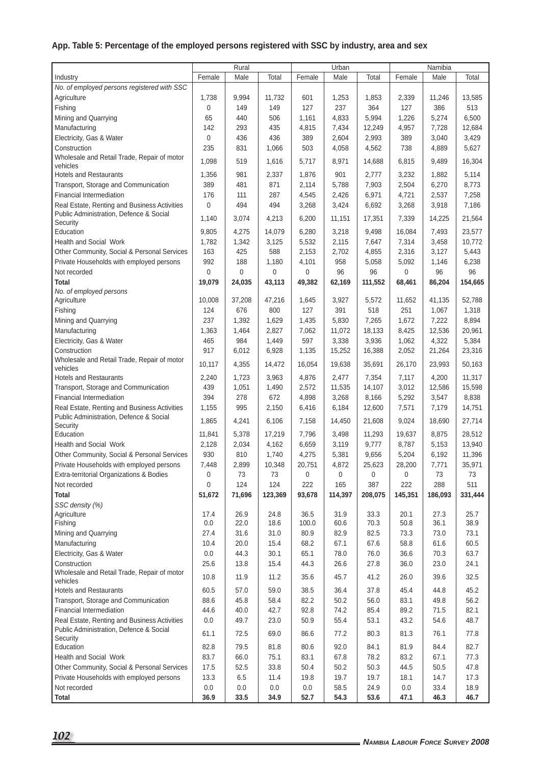**App. Table 5: Percentage of the employed persons registered with SSC by industry, area and sex**

| | Rural | | | Urban | | | Namibia | | |
|---|---|---|---|---|---|---|---|---|---|
| Industry | Female | Male | Total | Female | Male | Total | Female | Male | Total |
| *No. of employed persons registered with SSC* | | | | | | | | | |
| Agriculture | 1,738 | 9,994 | 11,732 | 601 | 1,253 | 1,853 | 2,339 | 11,246 | 13,585 |
| Fishing | 0 | 149 | 149 | 127 | 237 | 364 | 127 | 386 | 513 |
| Mining and Quarrying | 65 | 440 | 506 | 1,161 | 4,833 | 5,994 | 1,226 | 5,274 | 6,500 |
| Manufacturing | 142 | 293 | 435 | 4,815 | 7,434 | 12,249 | 4,957 | 7,728 | 12,684 |
| Electricity, Gas & Water | 0 | 436 | 436 | 389 | 2,604 | 2,993 | 389 | 3,040 | 3,429 |
| Construction | 235 | 831 | 1,066 | 503 | 4,058 | 4,562 | 738 | 4,889 | 5,627 |
| Wholesale and Retail Trade, Repair of motor vehicles | 1,098 | 519 | 1,616 | 5,717 | 8,971 | 14,688 | 6,815 | 9,489 | 16,304 |
| Hotels and Restaurants | 1,356 | 981 | 2,337 | 1,876 | 901 | 2,777 | 3,232 | 1,882 | 5,114 |
| Transport, Storage and Communication | 389 | 481 | 871 | 2,114 | 5,788 | 7,903 | 2,504 | 6,270 | 8,773 |
| Financial Intermediation | 176 | 111 | 287 | 4,545 | 2,426 | 6,971 | 4,721 | 2,537 | 7,258 |
| Real Estate, Renting and Business Activities | 0 | 494 | 494 | 3,268 | 3,424 | 6,692 | 3,268 | 3,918 | 7,186 |
| Public Administration, Defence & Social Security | 1,140 | 3,074 | 4,213 | 6,200 | 11,151 | 17,351 | 7,339 | 14,225 | 21,564 |
| Education | 9,805 | 4,275 | 14,079 | 6,280 | 3,218 | 9,498 | 16,084 | 7,493 | 23,577 |
| Health and Social Work | 1,782 | 1,342 | 3,125 | 5,532 | 2,115 | 7,647 | 7,314 | 3,458 | 10,772 |
| Other Community, Social & Personal Services | 163 | 425 | 588 | 2,153 | 2,702 | 4,855 | 2,316 | 3,127 | 5,443 |
| Private Households with employed persons | 992 | 188 | 1,180 | 4,101 | 958 | 5,058 | 5,092 | 1,146 | 6,238 |
| Not recorded | 0 | 0 | 0 | 0 | 96 | 96 | 0 | 96 | 96 |
| **Total** | **19,079** | **24,035** | **43,113** | **49,382** | **62,169** | **111,552** | **68,461** | **86,204** | **154,665** |
| *No. of employed persons* | | | | | | | | | |
| Agriculture | 10,008 | 37,208 | 47,216 | 1,645 | 3,927 | 5,572 | 11,652 | 41,135 | 52,788 |
| Fishing | 124 | 676 | 800 | 127 | 391 | 518 | 251 | 1,067 | 1,318 |
| Mining and Quarrying | 237 | 1,392 | 1,629 | 1,435 | 5,830 | 7,265 | 1,672 | 7,222 | 8,894 |
| Manufacturing | 1,363 | 1,464 | 2,827 | 7,062 | 11,072 | 18,133 | 8,425 | 12,536 | 20,961 |
| Electricity, Gas & Water | 465 | 984 | 1,449 | 597 | 3,338 | 3,936 | 1,062 | 4,322 | 5,384 |
| Construction | 917 | 6,012 | 6,928 | 1,135 | 15,252 | 16,388 | 2,052 | 21,264 | 23,316 |
| Wholesale and Retail Trade, Repair of motor vehicles | 10,117 | 4,355 | 14,472 | 16,054 | 19,638 | 35,691 | 26,170 | 23,993 | 50,163 |
| Hotels and Restaurants | 2,240 | 1,723 | 3,963 | 4,876 | 2,477 | 7,354 | 7,117 | 4,200 | 11,317 |
| Transport, Storage and Communication | 439 | 1,051 | 1,490 | 2,572 | 11,535 | 14,107 | 3,012 | 12,586 | 15,598 |
| Financial Intermediation | 394 | 278 | 672 | 4,898 | 3,268 | 8,166 | 5,292 | 3,547 | 8,838 |
| Real Estate, Renting and Business Activities | 1,155 | 995 | 2,150 | 6,416 | 6,184 | 12,600 | 7,571 | 7,179 | 14,751 |
| Public Administration, Defence & Social Security | 1,865 | 4,241 | 6,106 | 7,158 | 14,450 | 21,608 | 9,024 | 18,690 | 27,714 |
| Education | 11,841 | 5,378 | 17,219 | 7,796 | 3,498 | 11,293 | 19,637 | 8,875 | 28,512 |
| Health and Social Work | 2,128 | 2,034 | 4,162 | 6,659 | 3,119 | 9,777 | 8,787 | 5,153 | 13,940 |
| Other Community, Social & Personal Services | 930 | 810 | 1,740 | 4,275 | 5,381 | 9,656 | 5,204 | 6,192 | 11,396 |
| Private Households with employed persons | 7,448 | 2,899 | 10,348 | 20,751 | 4,872 | 25,623 | 28,200 | 7,771 | 35,971 |
| Extra-territorial Organizations & Bodies | 0 | 73 | 73 | 0 | 0 | 0 | 0 | 73 | 73 |
| Not recorded | 0 | 124 | 124 | 222 | 165 | 387 | 222 | 288 | 511 |
| **Total** | **51,672** | **71,696** | **123,369** | **93,678** | **114,397** | **208,075** | **145,351** | **186,093** | **331,444** |
| *SSC density (%)* | | | | | | | | | |
| Agriculture | 17.4 | 26.9 | 24.8 | 36.5 | 31.9 | 33.3 | 20.1 | 27.3 | 25.7 |
| Fishing | 0.0 | 22.0 | 18.6 | 100.0 | 60.6 | 70.3 | 50.8 | 36.1 | 38.9 |
| Mining and Quarrying | 27.4 | 31.6 | 31.0 | 80.9 | 82.9 | 82.5 | 73.3 | 73.0 | 73.1 |
| Manufacturing | 10.4 | 20.0 | 15.4 | 68.2 | 67.1 | 67.6 | 58.8 | 61.6 | 60.5 |
| Electricity, Gas & Water | 0.0 | 44.3 | 30.1 | 65.1 | 78.0 | 76.0 | 36.6 | 70.3 | 63.7 |
| Construction | 25.6 | 13.8 | 15.4 | 44.3 | 26.6 | 27.8 | 36.0 | 23.0 | 24.1 |
| Wholesale and Retail Trade, Repair of motor vehicles | 10.8 | 11.9 | 11.2 | 35.6 | 45.7 | 41.2 | 26.0 | 39.6 | 32.5 |
| Hotels and Restaurants | 60.5 | 57.0 | 59.0 | 38.5 | 36.4 | 37.8 | 45.4 | 44.8 | 45.2 |
| Transport, Storage and Communication | 88.6 | 45.8 | 58.4 | 82.2 | 50.2 | 56.0 | 83.1 | 49.8 | 56.2 |
| Financial Intermediation | 44.6 | 40.0 | 42.7 | 92.8 | 74.2 | 85.4 | 89.2 | 71.5 | 82.1 |
| Real Estate, Renting and Business Activities | 0.0 | 49.7 | 23.0 | 50.9 | 55.4 | 53.1 | 43.2 | 54.6 | 48.7 |
| Public Administration, Defence & Social Security | 61.1 | 72.5 | 69.0 | 86.6 | 77.2 | 80.3 | 81.3 | 76.1 | 77.8 |
| Education | 82.8 | 79.5 | 81.8 | 80.6 | 92.0 | 84.1 | 81.9 | 84.4 | 82.7 |
| Health and Social Work | 83.7 | 66.0 | 75.1 | 83.1 | 67.8 | 78.2 | 83.2 | 67.1 | 77.3 |
| Other Community, Social & Personal Services | 17.5 | 52.5 | 33.8 | 50.4 | 50.2 | 50.3 | 44.5 | 50.5 | 47.8 |
| Private Households with employed persons | 13.3 | 6.5 | 11.4 | 19.8 | 19.7 | 19.7 | 18.1 | 14.7 | 17.3 |
| Not recorded | 0.0 | 0.0 | 0.0 | 0.0 | 58.5 | 24.9 | 0.0 | 33.4 | 18.9 |
| **Total** | **36.9** | **33.5** | **34.9** | **52.7** | **54.3** | **53.6** | **47.1** | **46.3** | **46.7** |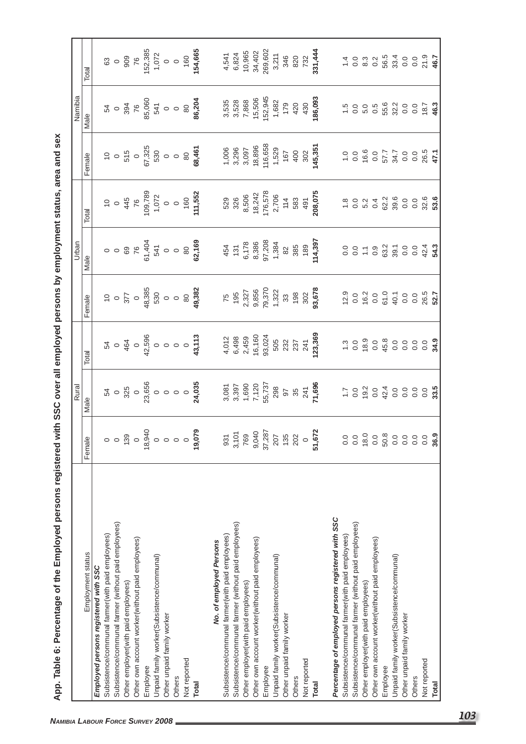# App. Table 6: Percentage of the Employed persons registered with SSC over all employed persons by employment status, area and sex

| Employment status | Rural | | | Urban | | | Namibia | | |
|---|---|---|---|---|---|---|---|---|---|
| | Female | Male | Total | Female | Male | Total | Female | Male | Total |
| ***Employed persons registered with SSC*** | | | | | | | | | |
| Subsistence/communal farmer(with paid employees) | 0 | 54 | 54 | 10 | 0 | 10 | 10 | 54 | 63 |
| Subsistence/communal farmer (without paid employees) | 0 | 0 | 0 | 0 | 0 | 0 | 0 | 0 | 0 |
| Other employer(with paid employees) | 139 | 325 | 464 | 377 | 69 | 445 | 515 | 394 | 909 |
| Other own account worker(without paid employees) | 0 | 0 | 0 | 0 | 76 | 76 | 0 | 76 | 76 |
| Employee | 18,940 | 23,656 | 42,596 | 48,385 | 61,404 | 109,789 | 67,325 | 85,060 | 152,385 |
| Unpaid family worker(Subsistence/communal) | 0 | 0 | 0 | 530 | 541 | 1,072 | 530 | 541 | 1,072 |
| Other unpaid family worker | 0 | 0 | 0 | 0 | 0 | 0 | 0 | 0 | 0 |
| Others | 0 | 0 | 0 | 0 | 0 | 0 | 0 | 0 | 0 |
| Not reported | 0 | 0 | 0 | 80 | 80 | 160 | 80 | 80 | 160 |
| **Total** | **19,079** | **24,035** | **43,113** | **49,382** | **62,169** | **111,552** | **68,461** | **86,204** | **154,665** |
| ***No. of employed Persons*** | | | | | | | | | |
| Subsistence/communal farmer(with paid employees) | 931 | 3,081 | 4,012 | 75 | 454 | 529 | 1,006 | 3,535 | 4,541 |
| Subsistence/communal farmer (without paid employees) | 3,101 | 3,397 | 6,498 | 195 | 131 | 326 | 3,296 | 3,528 | 6,824 |
| Other employer(with paid employees) | 769 | 1,690 | 2,459 | 2,327 | 6,178 | 8,506 | 3,097 | 7,868 | 10,965 |
| Other own account worker(without paid employees) | 9,040 | 7,120 | 16,160 | 9,856 | 8,386 | 18,242 | 18,896 | 15,506 | 34,402 |
| Employee | 37,287 | 55,737 | 93,024 | 79,370 | 97,208 | 176,578 | 116,658 | 152,945 | 269,602 |
| Unpaid family worker(Subsistence/communal) | 207 | 298 | 505 | 1,322 | 1,384 | 2,706 | 1,529 | 1,682 | 3,211 |
| Other unpaid family worker | 135 | 97 | 232 | 33 | 82 | 114 | 167 | 179 | 346 |
| Others | 202 | 35 | 237 | 198 | 385 | 583 | 400 | 420 | 820 |
| Not reported | 0 | 241 | 241 | 302 | 189 | 491 | 302 | 430 | 732 |
| **Total** | **51,672** | **71,696** | **123,369** | **93,678** | **114,397** | **208,075** | **145,351** | **186,093** | **331,444** |
| ***Percentage of employed persons registered with SSC*** | | | | | | | | | |
| Subsistence/communal farmer(with paid employees) | 0.0 | 1.7 | 1.3 | 12.9 | 0.0 | 1.8 | 1.0 | 1.5 | 1.4 |
| Subsistence/communal farmer (without paid employees) | 0.0 | 0.0 | 0.0 | 0.0 | 0.0 | 0.0 | 0.0 | 0.0 | 0.0 |
| Other employer(with paid employees) | 18.0 | 19.2 | 18.9 | 16.2 | 1.1 | 5.2 | 16.6 | 5.0 | 8.3 |
| Other own account worker(without paid employees) | 0.0 | 0.0 | 0.0 | 0.0 | 0.9 | 0.4 | 0.0 | 0.5 | 0.2 |
| Employee | 50.8 | 42.4 | 45.8 | 61.0 | 63.2 | 62.2 | 57.7 | 55.6 | 56.5 |
| Unpaid family worker(Subsistence/communal) | 0.0 | 0.0 | 0.0 | 40.1 | 39.1 | 39.6 | 34.7 | 32.2 | 33.4 |
| Other unpaid family worker | 0.0 | 0.0 | 0.0 | 0.0 | 0.0 | 0.0 | 0.0 | 0.0 | 0.0 |
| Others | 0.0 | 0.0 | 0.0 | 0.0 | 0.0 | 0.0 | 0.0 | 0.0 | 0.0 |
| Not reported | 0.0 | 0.0 | 0.0 | 26.5 | 42.4 | 32.6 | 26.5 | 18.7 | 21.9 |
| **Total** | **36.9** | **33.5** | **34.9** | **52.7** | **54.3** | **53.6** | **47.1** | **46.3** | **46.7** |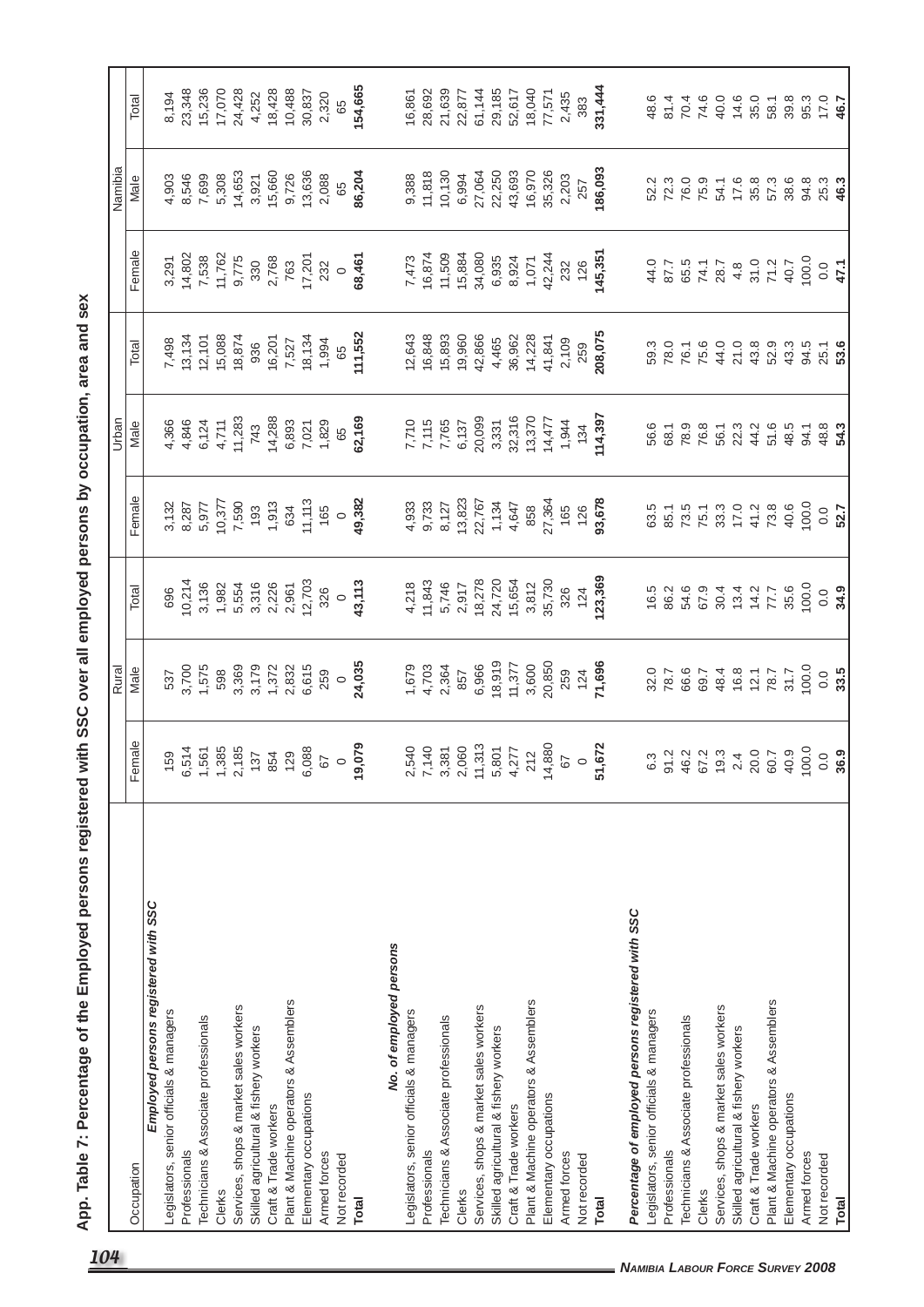## App. Table 7: Percentage of the Employed persons registered with SSC over all employed persons by occupation, area and sex

| Occupation | Rural | | | Urban | | | Namibia | | |
|---|---|---|---|---|---|---|---|---|---|
| | Female | Male | Total | Female | Male | Total | Female | Male | Total |
| ***Employed persons registered with SSC*** | | | | | | | | | |
| Legislators, senior officials & managers | 159 | 537 | 696 | 3,132 | 4,366 | 7,498 | 3,291 | 4,903 | 8,194 |
| Professionals | 6,514 | 3,700 | 10,214 | 8,287 | 4,846 | 13,134 | 14,802 | 8,546 | 23,348 |
| Technicians & Associate professionals | 1,561 | 1,575 | 3,136 | 5,977 | 6,124 | 12,101 | 7,538 | 7,699 | 15,236 |
| Clerks | 1,385 | 598 | 1,982 | 10,377 | 4,711 | 15,088 | 11,762 | 5,308 | 17,070 |
| Services, shops & market sales workers | 2,185 | 3,369 | 5,554 | 7,590 | 11,283 | 18,874 | 9,775 | 14,653 | 24,428 |
| Skilled agricultural & fishery workers | 137 | 3,179 | 3,316 | 193 | 743 | 936 | 330 | 3,921 | 4,252 |
| Craft & Trade workers | 854 | 1,372 | 2,226 | 1,913 | 14,288 | 16,201 | 2,768 | 15,660 | 18,428 |
| Plant & Machine operators & Assemblers | 129 | 2,832 | 2,961 | 634 | 6,893 | 7,527 | 763 | 9,726 | 10,488 |
| Elementary occupations | 6,088 | 6,615 | 12,703 | 11,113 | 7,021 | 18,134 | 17,201 | 13,636 | 30,837 |
| Armed forces | 67 | 259 | 326 | 165 | 1,829 | 1,994 | 232 | 2,088 | 2,320 |
| Not recorded | 0 | 0 | 0 | 0 | 65 | 65 | 0 | 65 | 65 |
| **Total** | **19,079** | **24,035** | **43,113** | **49,382** | **62,169** | **111,552** | **68,461** | **86,204** | **154,665** |
| ***No. of employed persons*** | | | | | | | | | |
| Legislators, senior officials & managers | 2,540 | 1,679 | 4,218 | 4,933 | 7,710 | 12,643 | 7,473 | 9,388 | 16,861 |
| Professionals | 7,140 | 4,703 | 11,843 | 9,733 | 7,115 | 16,848 | 16,874 | 11,818 | 28,692 |
| Technicians & Associate professionals | 3,381 | 2,364 | 5,746 | 8,127 | 7,765 | 15,893 | 11,509 | 10,130 | 21,639 |
| Clerks | 2,060 | 857 | 2,917 | 13,823 | 6,137 | 19,960 | 15,884 | 6,994 | 22,877 |
| Services, shops & market sales workers | 11,313 | 6,966 | 18,278 | 22,767 | 20,099 | 42,866 | 34,080 | 27,064 | 61,144 |
| Skilled agricultural & fishery workers | 5,801 | 18,919 | 24,720 | 1,134 | 3,331 | 4,465 | 6,935 | 22,250 | 29,185 |
| Craft & Trade workers | 4,277 | 11,377 | 15,654 | 4,647 | 32,316 | 36,962 | 8,924 | 43,693 | 52,617 |
| Plant & Machine operators & Assemblers | 212 | 3,600 | 3,812 | 858 | 13,370 | 14,228 | 1,071 | 16,970 | 18,040 |
| Elementary occupations | 14,880 | 20,850 | 35,730 | 27,364 | 14,477 | 41,841 | 42,244 | 35,326 | 77,571 |
| Armed forces | 67 | 259 | 326 | 165 | 1,944 | 2,109 | 232 | 2,203 | 2,435 |
| Not recorded | 0 | 124 | 124 | 126 | 134 | 259 | 126 | 257 | 383 |
| **Total** | **51,672** | **71,696** | **123,369** | **93,678** | **114,397** | **208,075** | **145,351** | **186,093** | **331,444** |
| ***Percentage of employed persons registered with SSC*** | | | | | | | | | |
| Legislators, senior officials & managers | 6.3 | 32.0 | 16.5 | 63.5 | 56.6 | 59.3 | 44.0 | 52.2 | 48.6 |
| Professionals | 91.2 | 78.7 | 86.2 | 85.1 | 68.1 | 78.0 | 87.7 | 72.3 | 81.4 |
| Technicians & Associate professionals | 46.2 | 66.6 | 54.6 | 73.5 | 78.9 | 76.1 | 65.5 | 76.0 | 70.4 |
| Clerks | 67.2 | 69.7 | 67.9 | 75.1 | 76.8 | 75.6 | 74.1 | 75.9 | 74.6 |
| Services, shops & market sales workers | 19.3 | 48.4 | 30.4 | 33.3 | 56.1 | 44.0 | 28.7 | 54.1 | 40.0 |
| Skilled agricultural & fishery workers | 2.4 | 16.8 | 13.4 | 17.0 | 22.3 | 21.0 | 4.8 | 17.6 | 14.6 |
| Craft & Trade workers | 20.0 | 12.1 | 14.2 | 41.2 | 44.2 | 43.8 | 31.0 | 35.8 | 35.0 |
| Plant & Machine operators & Assemblers | 60.7 | 78.7 | 77.7 | 73.8 | 51.6 | 52.9 | 71.2 | 57.3 | 58.1 |
| Elementary occupations | 40.9 | 31.7 | 35.6 | 40.6 | 48.5 | 43.3 | 40.7 | 38.6 | 39.8 |
| Armed forces | 100.0 | 100.0 | 100.0 | 100.0 | 94.1 | 94.5 | 100.0 | 94.8 | 95.3 |
| Not recorded | 0.0 | 0.0 | 0.0 | 0.0 | 48.8 | 25.1 | 0.0 | 25.3 | 17.0 |
| **Total** | **36.9** | **33.5** | **34.9** | **52.7** | **54.3** | **53.6** | **47.1** | **46.3** | **46.7** |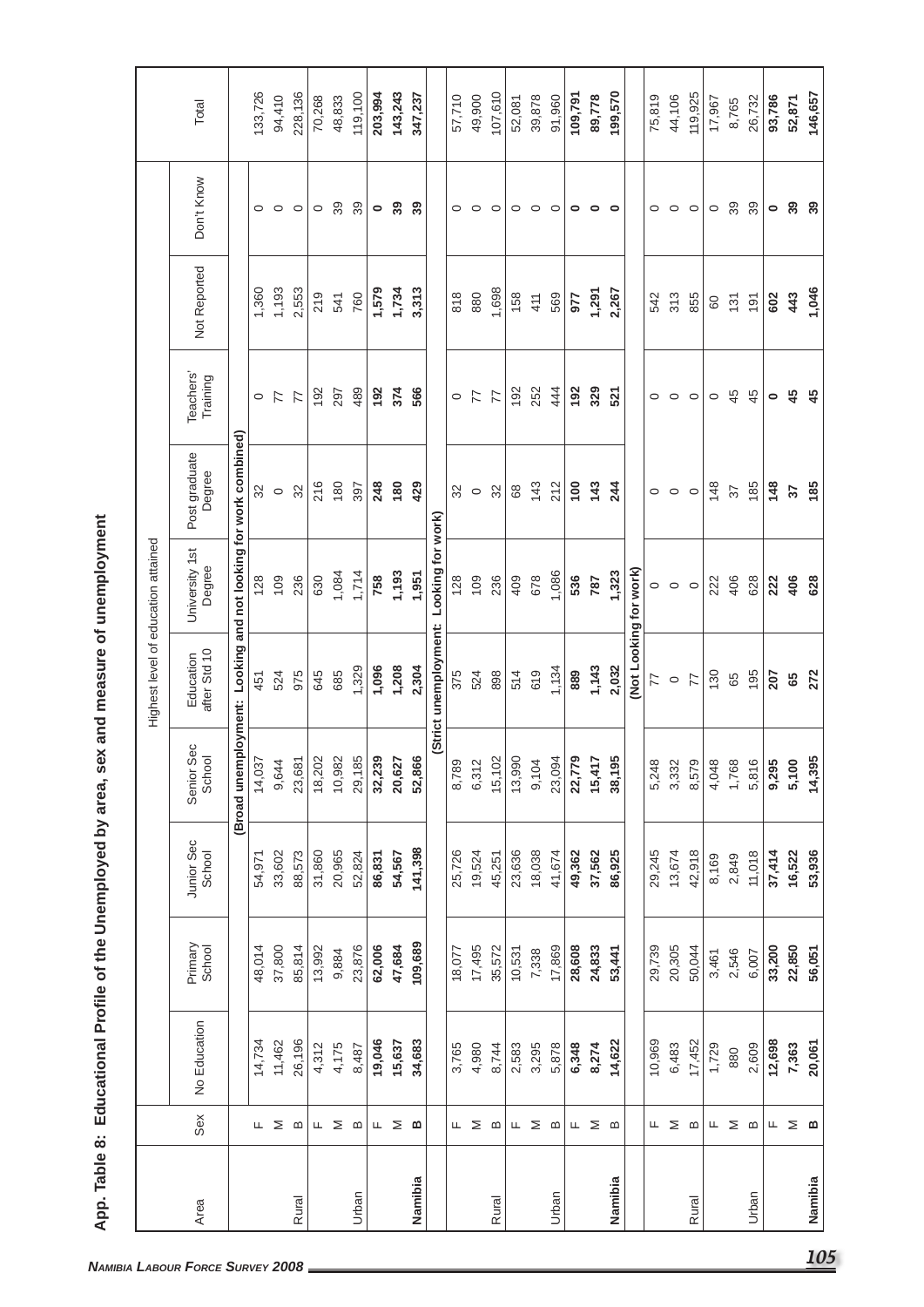## App. Table 8: Educational Profile of the Unemployed by area, sex and measure of unemployment

| Area | Sex | Highest level of education attained | | | | | | | | | Total |
|---|---|---|---|---|---|---|---|---|---|---|---|
| | | No Education | Primary School | Junior Sec School | Senior Sec School | Education after Std 10 | University 1st Degree | Post graduate Degree | Teachers' Training | Not Reported | Don't Know | |
| **(Broad unemployment: Looking and not looking for work combined)** | | | | | | | | | | | | |
| Rural | F | 14,734 | 48,014 | 54,971 | 14,037 | 451 | 128 | 32 | 0 | 1,360 | 0 | 133,726 |
| | M | 11,462 | 37,800 | 33,602 | 9,644 | 524 | 109 | 0 | 77 | 1,193 | 0 | 94,410 |
| | B | 26,196 | 85,814 | 88,573 | 23,681 | 975 | 236 | 32 | 77 | 2,553 | 0 | 228,136 |
| Urban | F | 4,312 | 13,992 | 31,860 | 18,202 | 645 | 630 | 216 | 192 | 219 | 0 | 70,268 |
| | M | 4,175 | 9,884 | 20,965 | 10,982 | 685 | 1,084 | 180 | 297 | 541 | 39 | 48,833 |
| | B | 8,487 | 23,876 | 52,824 | 29,185 | 1,329 | 1,714 | 397 | 489 | 760 | 39 | 119,100 |
| **Namibia** | **F** | **19,046** | **62,006** | **86,831** | **32,239** | **1,096** | **758** | **248** | **192** | **1,579** | **0** | **203,994** |
| | **M** | **15,637** | **47,684** | **54,567** | **20,627** | **1,208** | **1,193** | **180** | **374** | **1,734** | **39** | **143,243** |
| | **B** | **34,683** | **109,689** | **141,398** | **52,866** | **2,304** | **1,951** | **429** | **566** | **3,313** | **39** | **347,237** |
| **(Strict unemployment: Looking for work)** | | | | | | | | | | | | |
| Rural | F | 3,765 | 18,077 | 25,726 | 8,789 | 375 | 128 | 32 | 0 | 818 | 0 | 57,710 |
| | M | 4,980 | 17,495 | 19,524 | 6,312 | 524 | 109 | 0 | 77 | 880 | 0 | 49,900 |
| | B | 8,744 | 35,572 | 45,251 | 15,102 | 898 | 236 | 32 | 77 | 1,698 | 0 | 107,610 |
| Urban | F | 2,583 | 10,531 | 23,636 | 13,990 | 514 | 409 | 68 | 192 | 158 | 0 | 52,081 |
| | M | 3,295 | 7,338 | 18,038 | 9,104 | 619 | 678 | 143 | 252 | 411 | 0 | 39,878 |
| | B | 5,878 | 17,869 | 41,674 | 23,094 | 1,134 | 1,086 | 212 | 444 | 569 | 0 | 91,960 |
| **Namibia** | **F** | **6,348** | **28,608** | **49,362** | **22,779** | **889** | **536** | **100** | **192** | **977** | **0** | **109,791** |
| | **M** | **8,274** | **24,833** | **37,562** | **15,417** | **1,143** | **787** | **143** | **329** | **1,291** | **0** | **89,778** |
| | **B** | **14,622** | **53,441** | **86,925** | **38,195** | **2,032** | **1,323** | **244** | **521** | **2,267** | **0** | **199,570** |
| **(Not Looking for work)** | | | | | | | | | | | | |
| Rural | F | 10,969 | 29,739 | 29,245 | 5,248 | 77 | 0 | 0 | 0 | 542 | 0 | 75,819 |
| | M | 6,483 | 20,305 | 13,674 | 3,332 | 0 | 0 | 0 | 0 | 313 | 0 | 44,106 |
| | B | 17,452 | 50,044 | 42,918 | 8,579 | 77 | 0 | 0 | 0 | 855 | 0 | 119,925 |
| Urban | F | 1,729 | 3,461 | 8,169 | 4,048 | 130 | 222 | 148 | 0 | 60 | 0 | 17,967 |
| | M | 880 | 2,546 | 2,849 | 1,768 | 65 | 406 | 37 | 45 | 131 | 39 | 8,765 |
| | B | 2,609 | 6,007 | 11,018 | 5,816 | 195 | 628 | 185 | 45 | 191 | 39 | 26,732 |
| **Namibia** | **F** | **12,698** | **33,200** | **37,414** | **9,295** | **207** | **222** | **148** | **0** | **602** | **0** | **93,786** |
| | **M** | **7,363** | **22,850** | **16,522** | **5,100** | **65** | **406** | **37** | **45** | **443** | **39** | **52,871** |
| | **B** | **20,061** | **56,051** | **53,936** | **14,395** | **272** | **628** | **185** | **45** | **1,046** | **39** | **146,657** |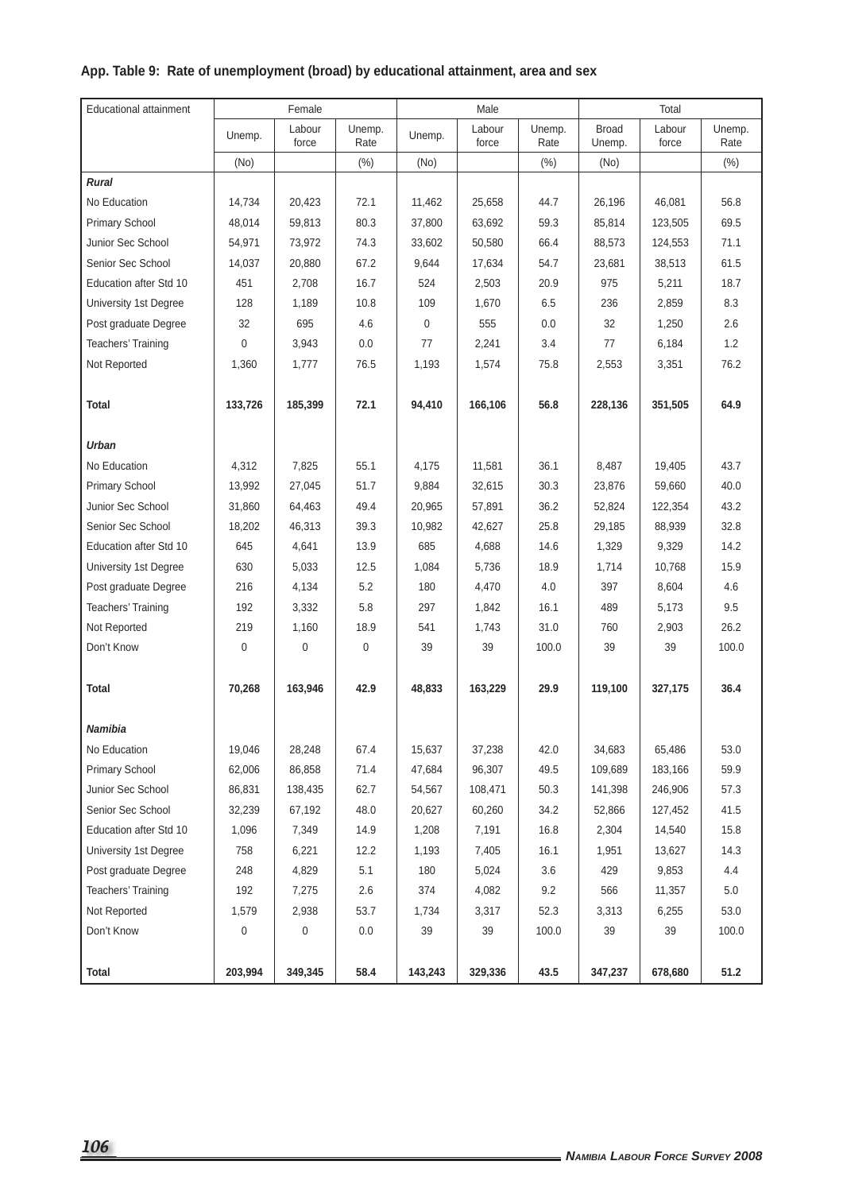**App. Table 9: Rate of unemployment (broad) by educational attainment, area and sex**

| Educational attainment | Female | | | Male | | | Total | | |
|---|---|---|---|---|---|---|---|---|---|
| | Unemp. | Labour force | Unemp. Rate | Unemp. | Labour force | Unemp. Rate | Broad Unemp. | Labour force | Unemp. Rate |
| | (No) | | (%) | (No) | | (%) | (No) | | (%) |
| ***Rural*** | | | | | | | | | |
| No Education | 14,734 | 20,423 | 72.1 | 11,462 | 25,658 | 44.7 | 26,196 | 46,081 | 56.8 |
| Primary School | 48,014 | 59,813 | 80.3 | 37,800 | 63,692 | 59.3 | 85,814 | 123,505 | 69.5 |
| Junior Sec School | 54,971 | 73,972 | 74.3 | 33,602 | 50,580 | 66.4 | 88,573 | 124,553 | 71.1 |
| Senior Sec School | 14,037 | 20,880 | 67.2 | 9,644 | 17,634 | 54.7 | 23,681 | 38,513 | 61.5 |
| Education after Std 10 | 451 | 2,708 | 16.7 | 524 | 2,503 | 20.9 | 975 | 5,211 | 18.7 |
| University 1st Degree | 128 | 1,189 | 10.8 | 109 | 1,670 | 6.5 | 236 | 2,859 | 8.3 |
| Post graduate Degree | 32 | 695 | 4.6 | 0 | 555 | 0.0 | 32 | 1,250 | 2.6 |
| Teachers' Training | 0 | 3,943 | 0.0 | 77 | 2,241 | 3.4 | 77 | 6,184 | 1.2 |
| Not Reported | 1,360 | 1,777 | 76.5 | 1,193 | 1,574 | 75.8 | 2,553 | 3,351 | 76.2 |
| **Total** | **133,726** | **185,399** | **72.1** | **94,410** | **166,106** | **56.8** | **228,136** | **351,505** | **64.9** |
| ***Urban*** | | | | | | | | | |
| No Education | 4,312 | 7,825 | 55.1 | 4,175 | 11,581 | 36.1 | 8,487 | 19,405 | 43.7 |
| Primary School | 13,992 | 27,045 | 51.7 | 9,884 | 32,615 | 30.3 | 23,876 | 59,660 | 40.0 |
| Junior Sec School | 31,860 | 64,463 | 49.4 | 20,965 | 57,891 | 36.2 | 52,824 | 122,354 | 43.2 |
| Senior Sec School | 18,202 | 46,313 | 39.3 | 10,982 | 42,627 | 25.8 | 29,185 | 88,939 | 32.8 |
| Education after Std 10 | 645 | 4,641 | 13.9 | 685 | 4,688 | 14.6 | 1,329 | 9,329 | 14.2 |
| University 1st Degree | 630 | 5,033 | 12.5 | 1,084 | 5,736 | 18.9 | 1,714 | 10,768 | 15.9 |
| Post graduate Degree | 216 | 4,134 | 5.2 | 180 | 4,470 | 4.0 | 397 | 8,604 | 4.6 |
| Teachers' Training | 192 | 3,332 | 5.8 | 297 | 1,842 | 16.1 | 489 | 5,173 | 9.5 |
| Not Reported | 219 | 1,160 | 18.9 | 541 | 1,743 | 31.0 | 760 | 2,903 | 26.2 |
| Don't Know | 0 | 0 | 0 | 39 | 39 | 100.0 | 39 | 39 | 100.0 |
| **Total** | **70,268** | **163,946** | **42.9** | **48,833** | **163,229** | **29.9** | **119,100** | **327,175** | **36.4** |
| ***Namibia*** | | | | | | | | | |
| No Education | 19,046 | 28,248 | 67.4 | 15,637 | 37,238 | 42.0 | 34,683 | 65,486 | 53.0 |
| Primary School | 62,006 | 86,858 | 71.4 | 47,684 | 96,307 | 49.5 | 109,689 | 183,166 | 59.9 |
| Junior Sec School | 86,831 | 138,435 | 62.7 | 54,567 | 108,471 | 50.3 | 141,398 | 246,906 | 57.3 |
| Senior Sec School | 32,239 | 67,192 | 48.0 | 20,627 | 60,260 | 34.2 | 52,866 | 127,452 | 41.5 |
| Education after Std 10 | 1,096 | 7,349 | 14.9 | 1,208 | 7,191 | 16.8 | 2,304 | 14,540 | 15.8 |
| University 1st Degree | 758 | 6,221 | 12.2 | 1,193 | 7,405 | 16.1 | 1,951 | 13,627 | 14.3 |
| Post graduate Degree | 248 | 4,829 | 5.1 | 180 | 5,024 | 3.6 | 429 | 9,853 | 4.4 |
| Teachers' Training | 192 | 7,275 | 2.6 | 374 | 4,082 | 9.2 | 566 | 11,357 | 5.0 |
| Not Reported | 1,579 | 2,938 | 53.7 | 1,734 | 3,317 | 52.3 | 3,313 | 6,255 | 53.0 |
| Don't Know | 0 | 0 | 0.0 | 39 | 39 | 100.0 | 39 | 39 | 100.0 |
| **Total** | **203,994** | **349,345** | **58.4** | **143,243** | **329,336** | **43.5** | **347,237** | **678,680** | **51.2** |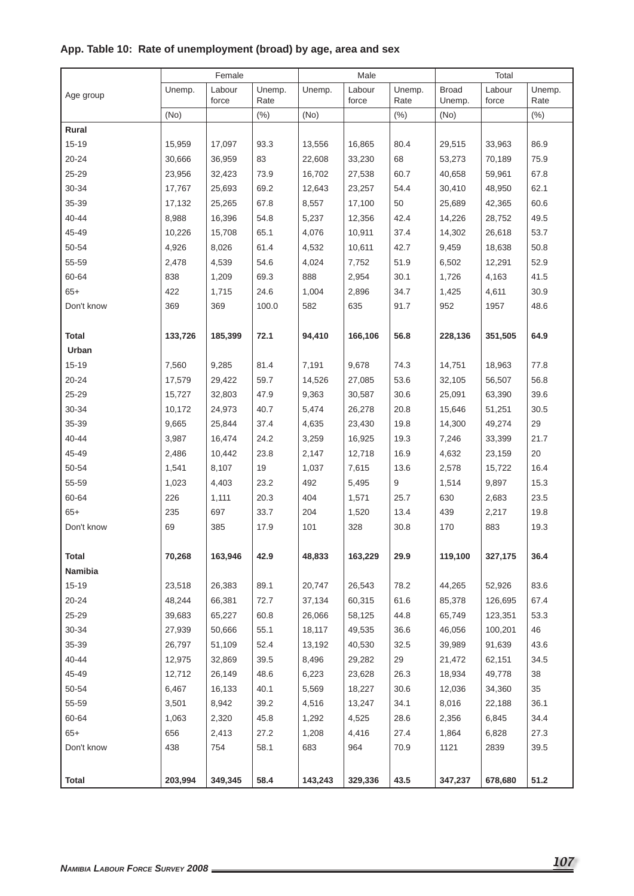**App. Table 10: Rate of unemployment (broad) by age, area and sex**

| Age group | Female | | | Male | | | Total | | |
|---|---|---|---|---|---|---|---|---|---|
| | Unemp. | Labour force | Unemp. Rate | Unemp. | Labour force | Unemp. Rate | Broad Unemp. | Labour force | Unemp. Rate |
| | (No) | | (%) | (No) | | (%) | (No) | | (%) |
| **Rural** | | | | | | | | | |
| 15-19 | 15,959 | 17,097 | 93.3 | 13,556 | 16,865 | 80.4 | 29,515 | 33,963 | 86.9 |
| 20-24 | 30,666 | 36,959 | 83 | 22,608 | 33,230 | 68 | 53,273 | 70,189 | 75.9 |
| 25-29 | 23,956 | 32,423 | 73.9 | 16,702 | 27,538 | 60.7 | 40,658 | 59,961 | 67.8 |
| 30-34 | 17,767 | 25,693 | 69.2 | 12,643 | 23,257 | 54.4 | 30,410 | 48,950 | 62.1 |
| 35-39 | 17,132 | 25,265 | 67.8 | 8,557 | 17,100 | 50 | 25,689 | 42,365 | 60.6 |
| 40-44 | 8,988 | 16,396 | 54.8 | 5,237 | 12,356 | 42.4 | 14,226 | 28,752 | 49.5 |
| 45-49 | 10,226 | 15,708 | 65.1 | 4,076 | 10,911 | 37.4 | 14,302 | 26,618 | 53.7 |
| 50-54 | 4,926 | 8,026 | 61.4 | 4,532 | 10,611 | 42.7 | 9,459 | 18,638 | 50.8 |
| 55-59 | 2,478 | 4,539 | 54.6 | 4,024 | 7,752 | 51.9 | 6,502 | 12,291 | 52.9 |
| 60-64 | 838 | 1,209 | 69.3 | 888 | 2,954 | 30.1 | 1,726 | 4,163 | 41.5 |
| 65+ | 422 | 1,715 | 24.6 | 1,004 | 2,896 | 34.7 | 1,425 | 4,611 | 30.9 |
| Don't know | 369 | 369 | 100.0 | 582 | 635 | 91.7 | 952 | 1957 | 48.6 |
| **Total** | **133,726** | **185,399** | **72.1** | **94,410** | **166,106** | **56.8** | **228,136** | **351,505** | **64.9** |
| **Urban** | | | | | | | | | |
| 15-19 | 7,560 | 9,285 | 81.4 | 7,191 | 9,678 | 74.3 | 14,751 | 18,963 | 77.8 |
| 20-24 | 17,579 | 29,422 | 59.7 | 14,526 | 27,085 | 53.6 | 32,105 | 56,507 | 56.8 |
| 25-29 | 15,727 | 32,803 | 47.9 | 9,363 | 30,587 | 30.6 | 25,091 | 63,390 | 39.6 |
| 30-34 | 10,172 | 24,973 | 40.7 | 5,474 | 26,278 | 20.8 | 15,646 | 51,251 | 30.5 |
| 35-39 | 9,665 | 25,844 | 37.4 | 4,635 | 23,430 | 19.8 | 14,300 | 49,274 | 29 |
| 40-44 | 3,987 | 16,474 | 24.2 | 3,259 | 16,925 | 19.3 | 7,246 | 33,399 | 21.7 |
| 45-49 | 2,486 | 10,442 | 23.8 | 2,147 | 12,718 | 16.9 | 4,632 | 23,159 | 20 |
| 50-54 | 1,541 | 8,107 | 19 | 1,037 | 7,615 | 13.6 | 2,578 | 15,722 | 16.4 |
| 55-59 | 1,023 | 4,403 | 23.2 | 492 | 5,495 | 9 | 1,514 | 9,897 | 15.3 |
| 60-64 | 226 | 1,111 | 20.3 | 404 | 1,571 | 25.7 | 630 | 2,683 | 23.5 |
| 65+ | 235 | 697 | 33.7 | 204 | 1,520 | 13.4 | 439 | 2,217 | 19.8 |
| Don't know | 69 | 385 | 17.9 | 101 | 328 | 30.8 | 170 | 883 | 19.3 |
| **Total** | **70,268** | **163,946** | **42.9** | **48,833** | **163,229** | **29.9** | **119,100** | **327,175** | **36.4** |
| **Namibia** | | | | | | | | | |
| 15-19 | 23,518 | 26,383 | 89.1 | 20,747 | 26,543 | 78.2 | 44,265 | 52,926 | 83.6 |
| 20-24 | 48,244 | 66,381 | 72.7 | 37,134 | 60,315 | 61.6 | 85,378 | 126,695 | 67.4 |
| 25-29 | 39,683 | 65,227 | 60.8 | 26,066 | 58,125 | 44.8 | 65,749 | 123,351 | 53.3 |
| 30-34 | 27,939 | 50,666 | 55.1 | 18,117 | 49,535 | 36.6 | 46,056 | 100,201 | 46 |
| 35-39 | 26,797 | 51,109 | 52.4 | 13,192 | 40,530 | 32.5 | 39,989 | 91,639 | 43.6 |
| 40-44 | 12,975 | 32,869 | 39.5 | 8,496 | 29,282 | 29 | 21,472 | 62,151 | 34.5 |
| 45-49 | 12,712 | 26,149 | 48.6 | 6,223 | 23,628 | 26.3 | 18,934 | 49,778 | 38 |
| 50-54 | 6,467 | 16,133 | 40.1 | 5,569 | 18,227 | 30.6 | 12,036 | 34,360 | 35 |
| 55-59 | 3,501 | 8,942 | 39.2 | 4,516 | 13,247 | 34.1 | 8,016 | 22,188 | 36.1 |
| 60-64 | 1,063 | 2,320 | 45.8 | 1,292 | 4,525 | 28.6 | 2,356 | 6,845 | 34.4 |
| 65+ | 656 | 2,413 | 27.2 | 1,208 | 4,416 | 27.4 | 1,864 | 6,828 | 27.3 |
| Don't know | 438 | 754 | 58.1 | 683 | 964 | 70.9 | 1121 | 2839 | 39.5 |
| **Total** | **203,994** | **349,345** | **58.4** | **143,243** | **329,336** | **43.5** | **347,237** | **678,680** | **51.2** |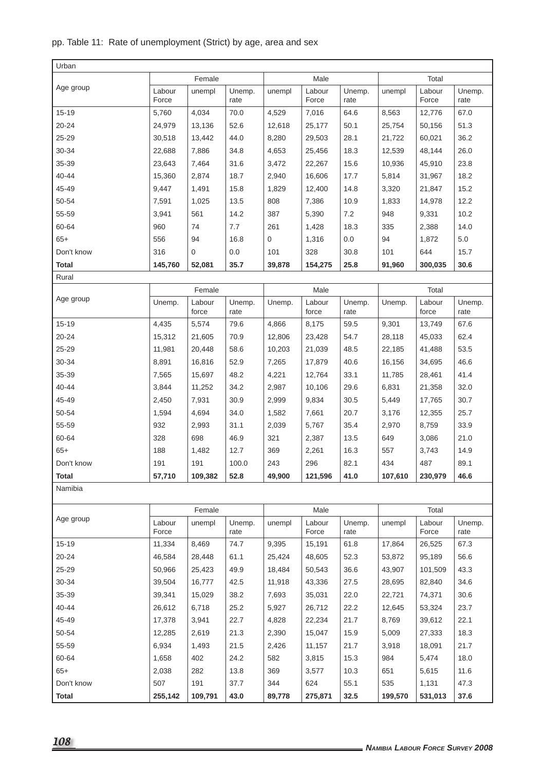pp. Table 11: Rate of unemployment (Strict) by age, area and sex

| Urban | | | | | | | | | |
|---|---|---|---|---|---|---|---|---|---|
| Age group | Female | | | Male | | | Total | | |
| | Labour Force | unempl | Unemp. rate | unempl | Labour Force | Unemp. rate | unempl | Labour Force | Unemp. rate |
| 15-19 | 5,760 | 4,034 | 70.0 | 4,529 | 7,016 | 64.6 | 8,563 | 12,776 | 67.0 |
| 20-24 | 24,979 | 13,136 | 52.6 | 12,618 | 25,177 | 50.1 | 25,754 | 50,156 | 51.3 |
| 25-29 | 30,518 | 13,442 | 44.0 | 8,280 | 29,503 | 28.1 | 21,722 | 60,021 | 36.2 |
| 30-34 | 22,688 | 7,886 | 34.8 | 4,653 | 25,456 | 18.3 | 12,539 | 48,144 | 26.0 |
| 35-39 | 23,643 | 7,464 | 31.6 | 3,472 | 22,267 | 15.6 | 10,936 | 45,910 | 23.8 |
| 40-44 | 15,360 | 2,874 | 18.7 | 2,940 | 16,606 | 17.7 | 5,814 | 31,967 | 18.2 |
| 45-49 | 9,447 | 1,491 | 15.8 | 1,829 | 12,400 | 14.8 | 3,320 | 21,847 | 15.2 |
| 50-54 | 7,591 | 1,025 | 13.5 | 808 | 7,386 | 10.9 | 1,833 | 14,978 | 12.2 |
| 55-59 | 3,941 | 561 | 14.2 | 387 | 5,390 | 7.2 | 948 | 9,331 | 10.2 |
| 60-64 | 960 | 74 | 7.7 | 261 | 1,428 | 18.3 | 335 | 2,388 | 14.0 |
| 65+ | 556 | 94 | 16.8 | 0 | 1,316 | 0.0 | 94 | 1,872 | 5.0 |
| Don't know | 316 | 0 | 0.0 | 101 | 328 | 30.8 | 101 | 644 | 15.7 |
| **Total** | **145,760** | **52,081** | **35.7** | **39,878** | **154,275** | **25.8** | **91,960** | **300,035** | **30.6** |

| Rural | | | | | | | | | |
|---|---|---|---|---|---|---|---|---|---|
| Age group | Female | | | Male | | | Total | | |
| | Unemp. | Labour force | Unemp. rate | Unemp. | Labour force | Unemp. rate | Unemp. | Labour force | Unemp. rate |
| 15-19 | 4,435 | 5,574 | 79.6 | 4,866 | 8,175 | 59.5 | 9,301 | 13,749 | 67.6 |
| 20-24 | 15,312 | 21,605 | 70.9 | 12,806 | 23,428 | 54.7 | 28,118 | 45,033 | 62.4 |
| 25-29 | 11,981 | 20,448 | 58.6 | 10,203 | 21,039 | 48.5 | 22,185 | 41,488 | 53.5 |
| 30-34 | 8,891 | 16,816 | 52.9 | 7,265 | 17,879 | 40.6 | 16,156 | 34,695 | 46.6 |
| 35-39 | 7,565 | 15,697 | 48.2 | 4,221 | 12,764 | 33.1 | 11,785 | 28,461 | 41.4 |
| 40-44 | 3,844 | 11,252 | 34.2 | 2,987 | 10,106 | 29.6 | 6,831 | 21,358 | 32.0 |
| 45-49 | 2,450 | 7,931 | 30.9 | 2,999 | 9,834 | 30.5 | 5,449 | 17,765 | 30.7 |
| 50-54 | 1,594 | 4,694 | 34.0 | 1,582 | 7,661 | 20.7 | 3,176 | 12,355 | 25.7 |
| 55-59 | 932 | 2,993 | 31.1 | 2,039 | 5,767 | 35.4 | 2,970 | 8,759 | 33.9 |
| 60-64 | 328 | 698 | 46.9 | 321 | 2,387 | 13.5 | 649 | 3,086 | 21.0 |
| 65+ | 188 | 1,482 | 12.7 | 369 | 2,261 | 16.3 | 557 | 3,743 | 14.9 |
| Don't know | 191 | 191 | 100.0 | 243 | 296 | 82.1 | 434 | 487 | 89.1 |
| **Total** | **57,710** | **109,382** | **52.8** | **49,900** | **121,596** | **41.0** | **107,610** | **230,979** | **46.6** |

| Namibia | | | | | | | | | |
|---|---|---|---|---|---|---|---|---|---|
| Age group | Female | | | Male | | | Total | | |
| | Labour Force | unempl | Unemp. rate | unempl | Labour Force | Unemp. rate | unempl | Labour Force | Unemp. rate |
| 15-19 | 11,334 | 8,469 | 74.7 | 9,395 | 15,191 | 61.8 | 17,864 | 26,525 | 67.3 |
| 20-24 | 46,584 | 28,448 | 61.1 | 25,424 | 48,605 | 52.3 | 53,872 | 95,189 | 56.6 |
| 25-29 | 50,966 | 25,423 | 49.9 | 18,484 | 50,543 | 36.6 | 43,907 | 101,509 | 43.3 |
| 30-34 | 39,504 | 16,777 | 42.5 | 11,918 | 43,336 | 27.5 | 28,695 | 82,840 | 34.6 |
| 35-39 | 39,341 | 15,029 | 38.2 | 7,693 | 35,031 | 22.0 | 22,721 | 74,371 | 30.6 |
| 40-44 | 26,612 | 6,718 | 25.2 | 5,927 | 26,712 | 22.2 | 12,645 | 53,324 | 23.7 |
| 45-49 | 17,378 | 3,941 | 22.7 | 4,828 | 22,234 | 21.7 | 8,769 | 39,612 | 22.1 |
| 50-54 | 12,285 | 2,619 | 21.3 | 2,390 | 15,047 | 15.9 | 5,009 | 27,333 | 18.3 |
| 55-59 | 6,934 | 1,493 | 21.5 | 2,426 | 11,157 | 21.7 | 3,918 | 18,091 | 21.7 |
| 60-64 | 1,658 | 402 | 24.2 | 582 | 3,815 | 15.3 | 984 | 5,474 | 18.0 |
| 65+ | 2,038 | 282 | 13.8 | 369 | 3,577 | 10.3 | 651 | 5,615 | 11.6 |
| Don't know | 507 | 191 | 37.7 | 344 | 624 | 55.1 | 535 | 1,131 | 47.3 |
| **Total** | **255,142** | **109,791** | **43.0** | **89,778** | **275,871** | **32.5** | **199,570** | **531,013** | **37.6** |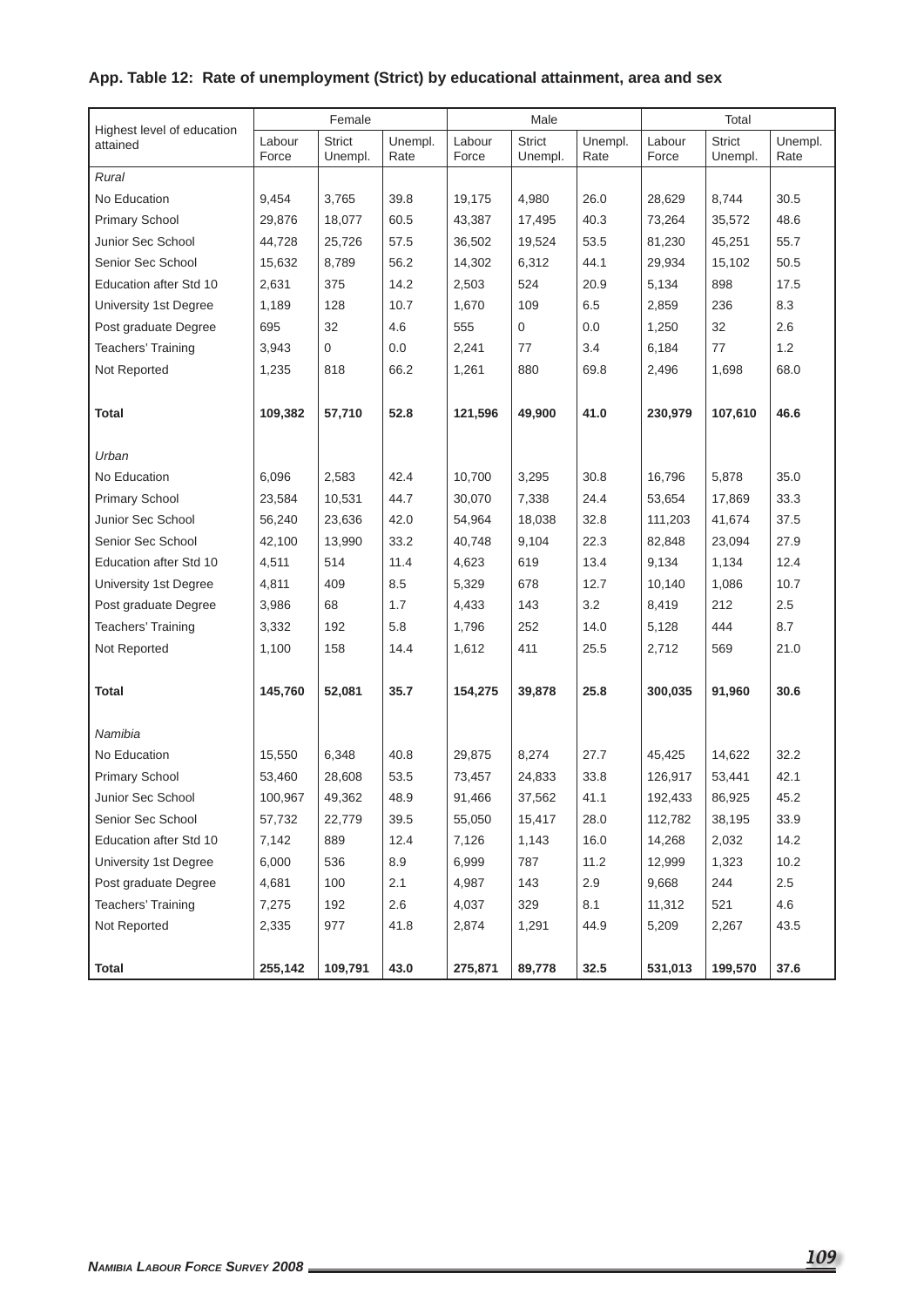**App. Table 12: Rate of unemployment (Strict) by educational attainment, area and sex**

| Highest level of education attained | Female | | | Male | | | Total | | |
|---|---|---|---|---|---|---|---|---|---|
| | Labour Force | Strict Unempl. | Unempl. Rate | Labour Force | Strict Unempl. | Unempl. Rate | Labour Force | Strict Unempl. | Unempl. Rate |
| *Rural* | | | | | | | | | |
| No Education | 9,454 | 3,765 | 39.8 | 19,175 | 4,980 | 26.0 | 28,629 | 8,744 | 30.5 |
| Primary School | 29,876 | 18,077 | 60.5 | 43,387 | 17,495 | 40.3 | 73,264 | 35,572 | 48.6 |
| Junior Sec School | 44,728 | 25,726 | 57.5 | 36,502 | 19,524 | 53.5 | 81,230 | 45,251 | 55.7 |
| Senior Sec School | 15,632 | 8,789 | 56.2 | 14,302 | 6,312 | 44.1 | 29,934 | 15,102 | 50.5 |
| Education after Std 10 | 2,631 | 375 | 14.2 | 2,503 | 524 | 20.9 | 5,134 | 898 | 17.5 |
| University 1st Degree | 1,189 | 128 | 10.7 | 1,670 | 109 | 6.5 | 2,859 | 236 | 8.3 |
| Post graduate Degree | 695 | 32 | 4.6 | 555 | 0 | 0.0 | 1,250 | 32 | 2.6 |
| Teachers' Training | 3,943 | 0 | 0.0 | 2,241 | 77 | 3.4 | 6,184 | 77 | 1.2 |
| Not Reported | 1,235 | 818 | 66.2 | 1,261 | 880 | 69.8 | 2,496 | 1,698 | 68.0 |
| **Total** | **109,382** | **57,710** | **52.8** | **121,596** | **49,900** | **41.0** | **230,979** | **107,610** | **46.6** |
| *Urban* | | | | | | | | | |
| No Education | 6,096 | 2,583 | 42.4 | 10,700 | 3,295 | 30.8 | 16,796 | 5,878 | 35.0 |
| Primary School | 23,584 | 10,531 | 44.7 | 30,070 | 7,338 | 24.4 | 53,654 | 17,869 | 33.3 |
| Junior Sec School | 56,240 | 23,636 | 42.0 | 54,964 | 18,038 | 32.8 | 111,203 | 41,674 | 37.5 |
| Senior Sec School | 42,100 | 13,990 | 33.2 | 40,748 | 9,104 | 22.3 | 82,848 | 23,094 | 27.9 |
| Education after Std 10 | 4,511 | 514 | 11.4 | 4,623 | 619 | 13.4 | 9,134 | 1,134 | 12.4 |
| University 1st Degree | 4,811 | 409 | 8.5 | 5,329 | 678 | 12.7 | 10,140 | 1,086 | 10.7 |
| Post graduate Degree | 3,986 | 68 | 1.7 | 4,433 | 143 | 3.2 | 8,419 | 212 | 2.5 |
| Teachers' Training | 3,332 | 192 | 5.8 | 1,796 | 252 | 14.0 | 5,128 | 444 | 8.7 |
| Not Reported | 1,100 | 158 | 14.4 | 1,612 | 411 | 25.5 | 2,712 | 569 | 21.0 |
| **Total** | **145,760** | **52,081** | **35.7** | **154,275** | **39,878** | **25.8** | **300,035** | **91,960** | **30.6** |
| *Namibia* | | | | | | | | | |
| No Education | 15,550 | 6,348 | 40.8 | 29,875 | 8,274 | 27.7 | 45,425 | 14,622 | 32.2 |
| Primary School | 53,460 | 28,608 | 53.5 | 73,457 | 24,833 | 33.8 | 126,917 | 53,441 | 42.1 |
| Junior Sec School | 100,967 | 49,362 | 48.9 | 91,466 | 37,562 | 41.1 | 192,433 | 86,925 | 45.2 |
| Senior Sec School | 57,732 | 22,779 | 39.5 | 55,050 | 15,417 | 28.0 | 112,782 | 38,195 | 33.9 |
| Education after Std 10 | 7,142 | 889 | 12.4 | 7,126 | 1,143 | 16.0 | 14,268 | 2,032 | 14.2 |
| University 1st Degree | 6,000 | 536 | 8.9 | 6,999 | 787 | 11.2 | 12,999 | 1,323 | 10.2 |
| Post graduate Degree | 4,681 | 100 | 2.1 | 4,987 | 143 | 2.9 | 9,668 | 244 | 2.5 |
| Teachers' Training | 7,275 | 192 | 2.6 | 4,037 | 329 | 8.1 | 11,312 | 521 | 4.6 |
| Not Reported | 2,335 | 977 | 41.8 | 2,874 | 1,291 | 44.9 | 5,209 | 2,267 | 43.5 |
| **Total** | **255,142** | **109,791** | **43.0** | **275,871** | **89,778** | **32.5** | **531,013** | **199,570** | **37.6** |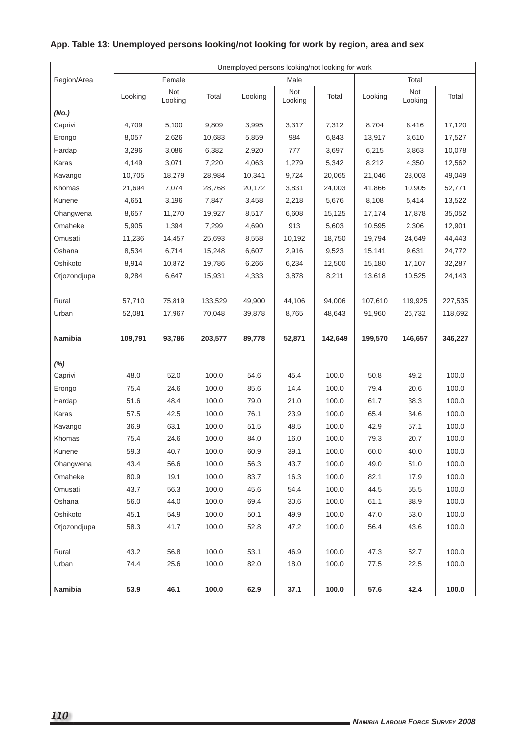**App. Table 13: Unemployed persons looking/not looking for work by region, area and sex**

| Region/Area | Unemployed persons looking/not looking for work | | | | | | | | |
|---|---|---|---|---|---|---|---|---|---|
| | Female | | | Male | | | Total | | |
| | Looking | Not Looking | Total | Looking | Not Looking | Total | Looking | Not Looking | Total |
| ***(No.)*** | | | | | | | | | |
| Caprivi | 4,709 | 5,100 | 9,809 | 3,995 | 3,317 | 7,312 | 8,704 | 8,416 | 17,120 |
| Erongo | 8,057 | 2,626 | 10,683 | 5,859 | 984 | 6,843 | 13,917 | 3,610 | 17,527 |
| Hardap | 3,296 | 3,086 | 6,382 | 2,920 | 777 | 3,697 | 6,215 | 3,863 | 10,078 |
| Karas | 4,149 | 3,071 | 7,220 | 4,063 | 1,279 | 5,342 | 8,212 | 4,350 | 12,562 |
| Kavango | 10,705 | 18,279 | 28,984 | 10,341 | 9,724 | 20,065 | 21,046 | 28,003 | 49,049 |
| Khomas | 21,694 | 7,074 | 28,768 | 20,172 | 3,831 | 24,003 | 41,866 | 10,905 | 52,771 |
| Kunene | 4,651 | 3,196 | 7,847 | 3,458 | 2,218 | 5,676 | 8,108 | 5,414 | 13,522 |
| Ohangwena | 8,657 | 11,270 | 19,927 | 8,517 | 6,608 | 15,125 | 17,174 | 17,878 | 35,052 |
| Omaheke | 5,905 | 1,394 | 7,299 | 4,690 | 913 | 5,603 | 10,595 | 2,306 | 12,901 |
| Omusati | 11,236 | 14,457 | 25,693 | 8,558 | 10,192 | 18,750 | 19,794 | 24,649 | 44,443 |
| Oshana | 8,534 | 6,714 | 15,248 | 6,607 | 2,916 | 9,523 | 15,141 | 9,631 | 24,772 |
| Oshikoto | 8,914 | 10,872 | 19,786 | 6,266 | 6,234 | 12,500 | 15,180 | 17,107 | 32,287 |
| Otjozondjupa | 9,284 | 6,647 | 15,931 | 4,333 | 3,878 | 8,211 | 13,618 | 10,525 | 24,143 |
| | | | | | | | | | |
| Rural | 57,710 | 75,819 | 133,529 | 49,900 | 44,106 | 94,006 | 107,610 | 119,925 | 227,535 |
| Urban | 52,081 | 17,967 | 70,048 | 39,878 | 8,765 | 48,643 | 91,960 | 26,732 | 118,692 |
| | | | | | | | | | |
| **Namibia** | **109,791** | **93,786** | **203,577** | **89,778** | **52,871** | **142,649** | **199,570** | **146,657** | **346,227** |
| | | | | | | | | | |
| ***(%)*** | | | | | | | | | |
| Caprivi | 48.0 | 52.0 | 100.0 | 54.6 | 45.4 | 100.0 | 50.8 | 49.2 | 100.0 |
| Erongo | 75.4 | 24.6 | 100.0 | 85.6 | 14.4 | 100.0 | 79.4 | 20.6 | 100.0 |
| Hardap | 51.6 | 48.4 | 100.0 | 79.0 | 21.0 | 100.0 | 61.7 | 38.3 | 100.0 |
| Karas | 57.5 | 42.5 | 100.0 | 76.1 | 23.9 | 100.0 | 65.4 | 34.6 | 100.0 |
| Kavango | 36.9 | 63.1 | 100.0 | 51.5 | 48.5 | 100.0 | 42.9 | 57.1 | 100.0 |
| Khomas | 75.4 | 24.6 | 100.0 | 84.0 | 16.0 | 100.0 | 79.3 | 20.7 | 100.0 |
| Kunene | 59.3 | 40.7 | 100.0 | 60.9 | 39.1 | 100.0 | 60.0 | 40.0 | 100.0 |
| Ohangwena | 43.4 | 56.6 | 100.0 | 56.3 | 43.7 | 100.0 | 49.0 | 51.0 | 100.0 |
| Omaheke | 80.9 | 19.1 | 100.0 | 83.7 | 16.3 | 100.0 | 82.1 | 17.9 | 100.0 |
| Omusati | 43.7 | 56.3 | 100.0 | 45.6 | 54.4 | 100.0 | 44.5 | 55.5 | 100.0 |
| Oshana | 56.0 | 44.0 | 100.0 | 69.4 | 30.6 | 100.0 | 61.1 | 38.9 | 100.0 |
| Oshikoto | 45.1 | 54.9 | 100.0 | 50.1 | 49.9 | 100.0 | 47.0 | 53.0 | 100.0 |
| Otjozondjupa | 58.3 | 41.7 | 100.0 | 52.8 | 47.2 | 100.0 | 56.4 | 43.6 | 100.0 |
| | | | | | | | | | |
| Rural | 43.2 | 56.8 | 100.0 | 53.1 | 46.9 | 100.0 | 47.3 | 52.7 | 100.0 |
| Urban | 74.4 | 25.6 | 100.0 | 82.0 | 18.0 | 100.0 | 77.5 | 22.5 | 100.0 |
| | | | | | | | | | |
| **Namibia** | **53.9** | **46.1** | **100.0** | **62.9** | **37.1** | **100.0** | **57.6** | **42.4** | **100.0** |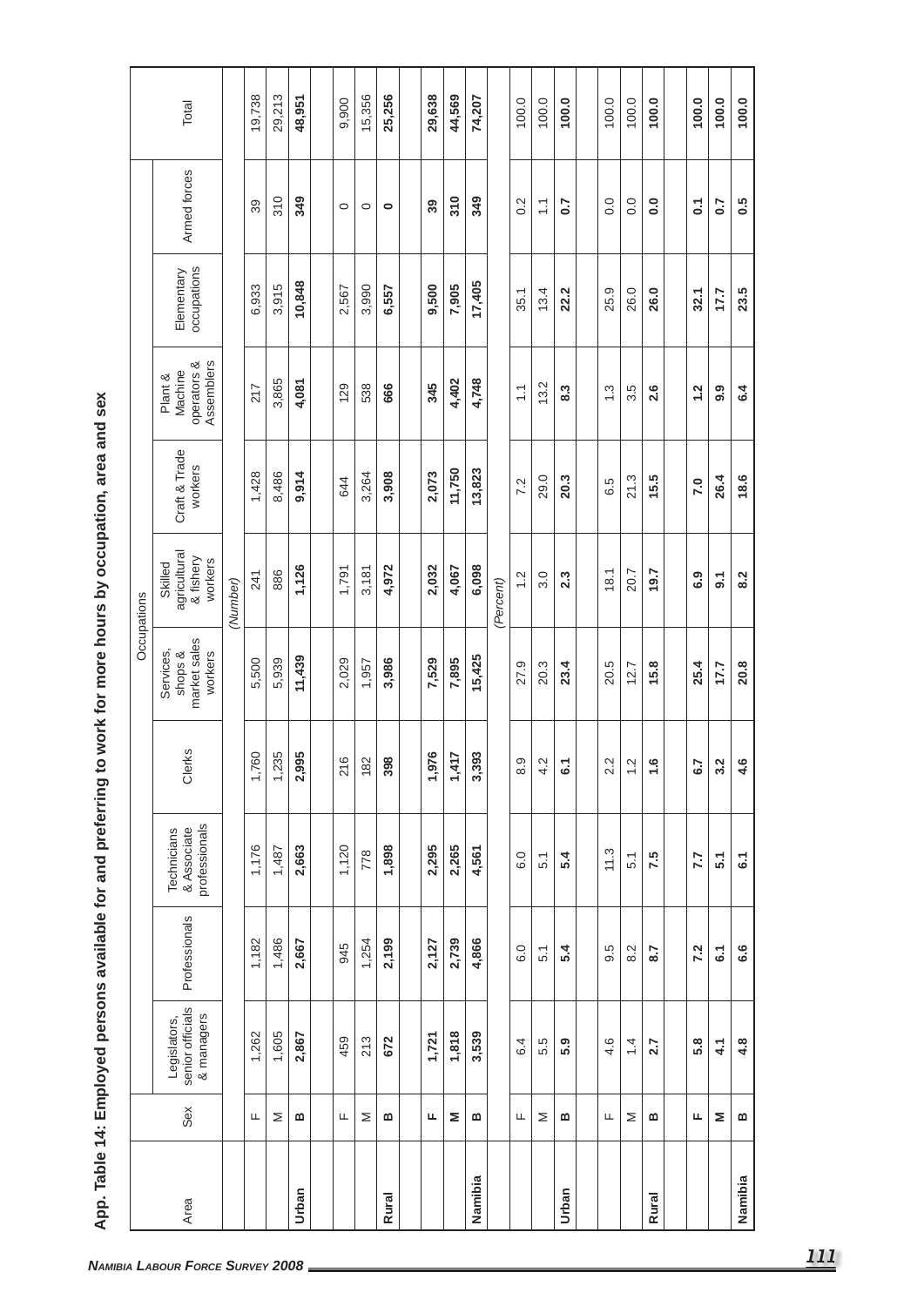## App. Table 14: Employed persons available for and preferring to work for more hours by occupation, area and sex

| Area | Sex | Occupations | | | | | | | | | | Total |
|---|---|---|---|---|---|---|---|---|---|---|---|---|
| | | Legislators, senior officials & managers | Professionals | Technicians & Associate professionals | Clerks | Services, shops & market sales workers | Skilled agricultural & fishery workers | Craft & Trade workers | Plant & Machine operators & Assemblers | Elementary occupations | Armed forces | |
| | | *(Number)* | | | | | | | | | | |
| | F | 1,262 | 1,182 | 1,176 | 1,760 | 5,500 | 241 | 1,428 | 217 | 6,933 | 39 | 19,738 |
| | M | 1,605 | 1,486 | 1,487 | 1,235 | 5,939 | 886 | 8,486 | 3,865 | 3,915 | 310 | 29,213 |
| **Urban** | **B** | **2,867** | **2,667** | **2,663** | **2,995** | **11,439** | **1,126** | **9,914** | **4,081** | **10,848** | **349** | **48,951** |
| | F | 459 | 945 | 1,120 | 216 | 2,029 | 1,791 | 644 | 129 | 2,567 | 0 | 9,900 |
| | M | 213 | 1,254 | 778 | 182 | 1,957 | 3,181 | 3,264 | 538 | 3,990 | 0 | 15,356 |
| **Rural** | **B** | **672** | **2,199** | **1,898** | **398** | **3,986** | **4,972** | **3,908** | **666** | **6,557** | **0** | **25,256** |
| | **F** | **1,721** | **2,127** | **2,295** | **1,976** | **7,529** | **2,032** | **2,073** | **345** | **9,500** | **39** | **29,638** |
| | **M** | **1,818** | **2,739** | **2,265** | **1,417** | **7,895** | **4,067** | **11,750** | **4,402** | **7,905** | **310** | **44,569** |
| **Namibia** | **B** | **3,539** | **4,866** | **4,561** | **3,393** | **15,425** | **6,098** | **13,823** | **4,748** | **17,405** | **349** | **74,207** |
| | | *(Percent)* | | | | | | | | | | |
| | F | 6.4 | 6.0 | 6.0 | 8.9 | 27.9 | 1.2 | 7.2 | 1.1 | 35.1 | 0.2 | 100.0 |
| | M | 5.5 | 5.1 | 5.1 | 4.2 | 20.3 | 3.0 | 29.0 | 13.2 | 13.4 | 1.1 | 100.0 |
| **Urban** | **B** | **5.9** | **5.4** | **5.4** | **6.1** | **23.4** | **2.3** | **20.3** | **8.3** | **22.2** | **0.7** | **100.0** |
| | F | 4.6 | 9.5 | 11.3 | 2.2 | 20.5 | 18.1 | 6.5 | 1.3 | 25.9 | 0.0 | 100.0 |
| | M | 1.4 | 8.2 | 5.1 | 1.2 | 12.7 | 20.7 | 21.3 | 3.5 | 26.0 | 0.0 | 100.0 |
| **Rural** | **B** | **2.7** | **8.7** | **7.5** | **1.6** | **15.8** | **19.7** | **15.5** | **2.6** | **26.0** | **0.0** | **100.0** |
| | **F** | **5.8** | **7.2** | **7.7** | **6.7** | **25.4** | **6.9** | **7.0** | **1.2** | **32.1** | **0.1** | **100.0** |
| | **M** | **4.1** | **6.1** | **5.1** | **3.2** | **17.7** | **9.1** | **26.4** | **9.9** | **17.7** | **0.7** | **100.0** |
| **Namibia** | **B** | **4.8** | **6.6** | **6.1** | **4.6** | **20.8** | **8.2** | **18.6** | **6.4** | **23.5** | **0.5** | **100.0** |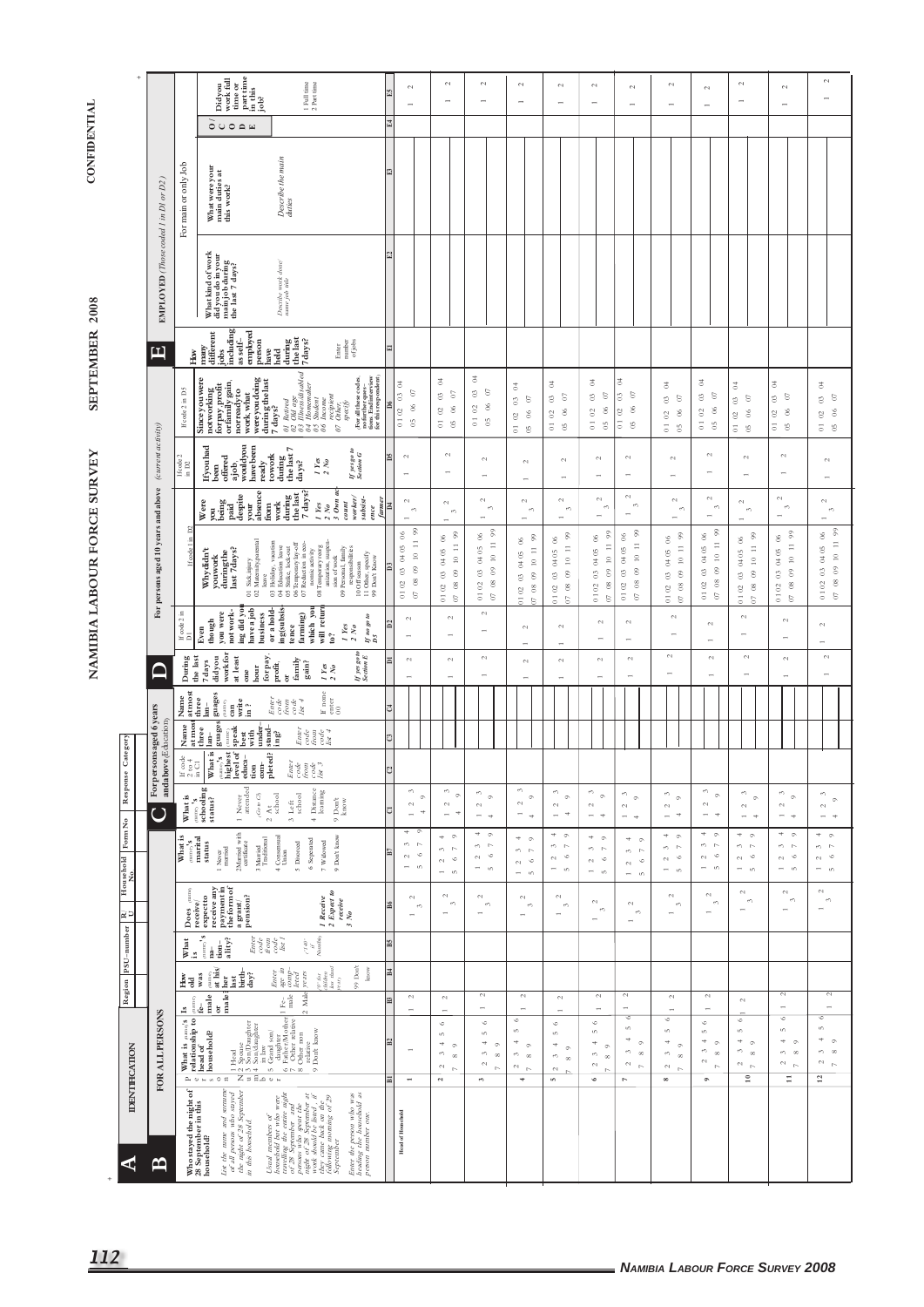# NAMIBIA LABOUR FORCE SURVEY SEPTEMBER 2008 CONFIDENTIAL

| IDENTIFICATION | Region | PSU-number | R/U | Household No | Form No | Response Category |
|---|---|---|---|---|---|---|
| | | | | | | |

**A** IDENTIFICATION

**B** FOR ALL PERSONS

**C** For persons aged 6 years and above (Education)

**D** For persons aged 10 years and above (current activity)

**E** EMPLOYED (Those coded 1 in D1 or D2) — For main or only Job

**Who stayed the night of 28 September in this household?**

*List the name and surname of all persons who stayed the night of 28 September in this household.*

*Usual members of household but who were travelling the entire night of 28 September and persons who spent the night of 28 September at work should be listed if they came back on the following morning of 29 September.*

*Enter the person who was heading the household as person number one.*

**Questions:**

- **B1** Person Number
- **B2** What is (name)'s relationship to head of household? 1 Head; 2 Spouse; 3 Son/Daughter; 4 Son/Daughter in law; 5 Grand son/daughter; 6 Father/Mother; 7 Other relative; 8 Other non relative; 9 Don't know
- **B3** Is (name) female or male? 1 Female; 2 Male
- **B4** How old was (name) at his/her last birthday? *Enter age in completed years.* 99 Don't know
- **B5** What is (name)'s nationality? *Enter code from code list 1*
- **B6** Does (name) receive/expect to receive any payment in the form of a grant/pension? *1 Receive; 2 Expect to receive; 3 No*
- **B7** What is (name)'s marital status? 1 Never married; 2 Married with certificate; 3 Married Traditional; 4 Consensual Union; 5 Divorced; 6 Separated; 7 Widowed; 9 Don't know
- **C1** What is (name)'s schooling status? 1 Never attended (Go to C3); 2 At school; 3 Left school; 4 Distance learning; 9 Don't know
- **C2** If code 2 to 4 in C1: What is (name)'s highest level of education completed? *Enter code from code list 3*
- **C3** Name at most three languages (name) speak best with understanding? *Enter code from code list 4*
- **C4** Name at most three languages (name) can write in? *Enter code from code list 4.* If none enter 00
- **D1** During the last 7 days did you work for at least one hour for pay, profit or family gain? *1 Yes; 2 No. If yes go to Section E*
- **D2** If code 2 in D1: Even though you were not working did you have a job, business or a holding (subsistence farming) which you will return to? *1 Yes; 2 No. If no go to D5*
- **D3** If code 1 in D2: Why didn't you work during the last 7 days? 01 Sick, injury; 02 Maternity/paternal leave; 03 Holiday, vacation; 04 Education leave; 05 Strike, lock-out; 06 Temporary lay-off; 07 Reduction in economic activity; 08 Temporary/crop season, seasonal work; 09 Personal, family responsibilities; 10 Off season; 11 Other, specify; 99 Don't Know
- **D4** Were you being paid despite your absence from work during the last 7 days? *1 Yes; 2 No; 3 Own account worker/subsistence farmer*
- **D5** If code 2 in D2: If you had been offered a job, would you have been ready to work during the last 7 days? *1 Yes; 2 No. If yes go to Section G*
- **D6** If code 2 in D5: Since you were not working for pay, profit or family gain, nor ready to work, what were you doing during the last 7 days? 01 Retired; 02 Old age; 03 Illness/disabled; 04 Homemaker; 05 Student; 06 Income recipient; 07 Other, specify *(For all these codes, end the questions. End interview for this respondent)*
- **E1** How many different jobs including as self-employed person have held during the last 7 days? *Enter number of jobs*
- **E2** What kind of work did you do in your main job during the last 7 days? *Describe work done/name job title*
- **E3** What were your main duties at this work? *Describe the main duties*
- **E4** OCODE
- **E5** Did you work full time or part time in this job? 1 Full time; 2 Part time

| Name | B1 | B2 | B3 | B4 | B5 | B6 | B7 | C1 | C2 | C3 | C4 | D1 | D2 | D3 | D4 | D5 | D6 | E1 | E2 | E3 | E4 | E5 |
|---|---|---|---|---|---|---|---|---|---|---|---|---|---|---|---|---|---|---|---|---|---|---|
| Head of Household | 1 | 1 | 1 2 | | | 1 2 3 | 1 2 3 4 5 6 7 9 | 1 2 3 4 9 | | | | 1 2 | 1 2 | 01 02 03 04 05 06 07 08 09 10 11 99 | 1 2 3 | 1 2 | 01 02 03 04 05 06 07 | | | | | 1 2 |
| | 2 | 2 3 4 5 6 7 8 9 | 1 2 | | | 1 2 3 | 1 2 3 4 5 6 7 9 | 1 2 3 4 9 | | | | 1 2 | 1 2 | 01 02 03 04 05 06 07 08 09 10 11 99 | 1 2 3 | 1 2 | 01 02 03 04 05 06 07 | | | | | 1 2 |
| | 3 | 2 3 4 5 6 7 8 9 | 1 2 | | | 1 2 3 | 1 2 3 4 5 6 7 9 | 1 2 3 4 9 | | | | 1 2 | 1 2 | 01 02 03 04 05 06 07 08 09 10 11 99 | 1 2 3 | 1 2 | 01 02 03 04 05 06 07 | | | | | 1 2 |
| | 4 | 2 3 4 5 6 7 8 9 | 1 2 | | | 1 2 3 | 1 2 3 4 5 6 7 9 | 1 2 3 4 9 | | | | 1 2 | 1 2 | 01 02 03 04 05 06 07 08 09 10 11 99 | 1 2 3 | 1 2 | 01 02 03 04 05 06 07 | | | | | 1 2 |
| | 5 | 2 3 4 5 6 7 8 9 | 1 2 | | | 1 2 3 | 1 2 3 4 5 6 7 9 | 1 2 3 4 9 | | | | 1 2 | 1 2 | 01 02 03 04 05 06 07 08 09 10 11 99 | 1 2 3 | 1 2 | 01 02 03 04 05 06 07 | | | | | 1 2 |
| | 6 | 2 3 4 5 6 7 8 9 | 1 2 | | | 1 2 3 | 1 2 3 4 5 6 7 9 | 1 2 3 4 9 | | | | 1 2 | 1 2 | 01 02 03 04 05 06 07 08 09 10 11 99 | 1 2 3 | 1 2 | 01 02 03 04 05 06 07 | | | | | 1 2 |
| | 7 | 2 3 4 5 6 7 8 9 | 1 2 | | | 1 2 3 | 1 2 3 4 5 6 7 9 | 1 2 3 4 9 | | | | 1 2 | 1 2 | 01 02 03 04 05 06 07 08 09 10 11 99 | 1 2 3 | 1 2 | 01 02 03 04 05 06 07 | | | | | 1 2 |
| | 8 | 2 3 4 5 6 7 8 9 | 1 2 | | | 1 2 3 | 1 2 3 4 5 6 7 9 | 1 2 3 4 9 | | | | 1 2 | 1 2 | 01 02 03 04 05 06 07 08 09 10 11 99 | 1 2 3 | 1 2 | 01 02 03 04 05 06 07 | | | | | 1 2 |
| | 9 | 2 3 4 5 6 7 8 9 | 1 2 | | | 1 2 3 | 1 2 3 4 5 6 7 9 | 1 2 3 4 9 | | | | 1 2 | 1 2 | 01 02 03 04 05 06 07 08 09 10 11 99 | 1 2 3 | 1 2 | 01 02 03 04 05 06 07 | | | | | 1 2 |
| | 10 | 2 3 4 5 6 7 8 9 | 1 2 | | | 1 2 3 | 1 2 3 4 5 6 7 9 | 1 2 3 4 9 | | | | 1 2 | 1 2 | 01 02 03 04 05 06 07 08 09 10 11 99 | 1 2 3 | 1 2 | 01 02 03 04 05 06 07 | | | | | 1 2 |
| | 11 | 2 3 4 5 6 7 8 9 | 1 2 | | | 1 2 3 | 1 2 3 4 5 6 7 9 | 1 2 3 4 9 | | | | 1 2 | 1 2 | 01 02 03 04 05 06 07 08 09 10 11 99 | 1 2 3 | 1 2 | 01 02 03 04 05 06 07 | | | | | 1 2 |
| | 12 | 2 3 4 5 6 7 8 9 | 1 2 | | | 1 2 3 | 1 2 3 4 5 6 7 9 | 1 2 3 4 9 | | | | 1 2 | 1 2 | 01 02 03 04 05 06 07 08 09 10 11 99 | 1 2 3 | 1 2 | 01 02 03 04 05 06 07 | | | | | 1 2 |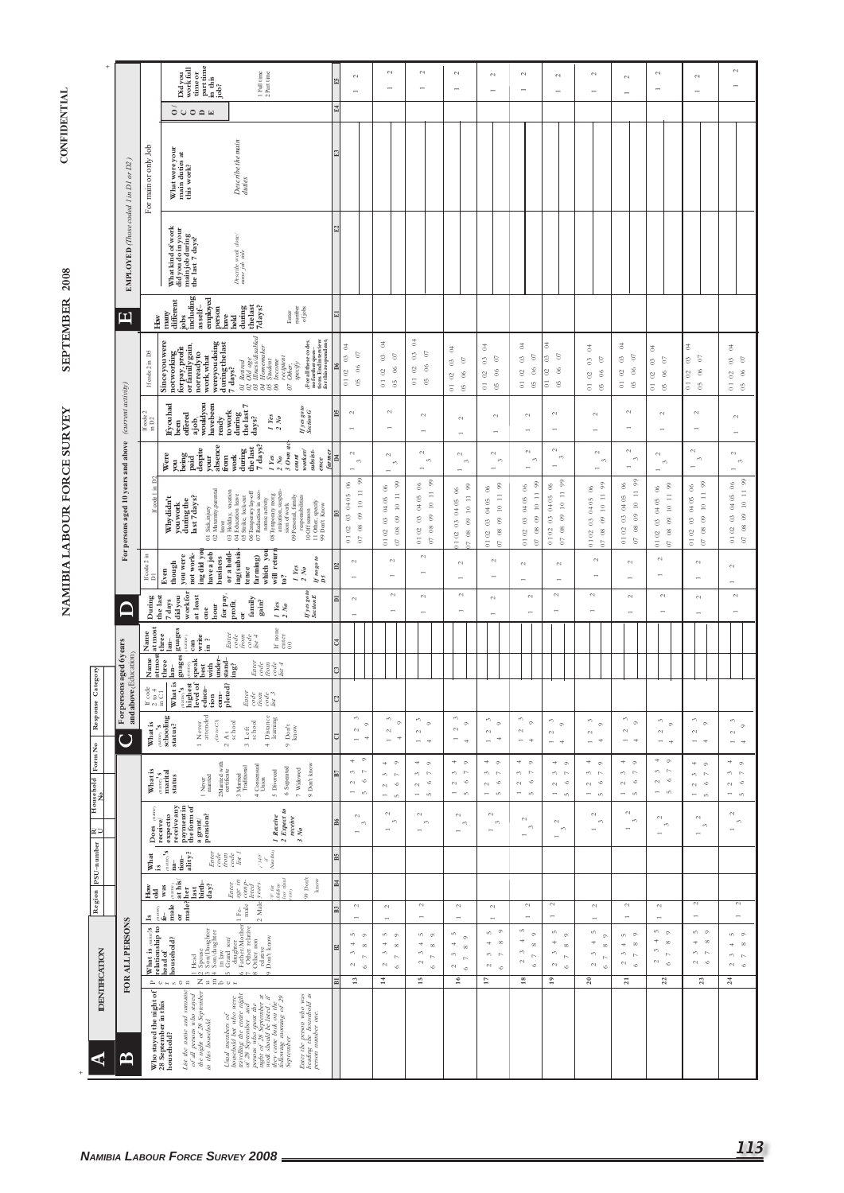# NAMIBIA LABOUR FORCE SURVEY SEPTEMBER 2008

CONFIDENTIAL

| Region | PSU-number | R/U | Household No. | Form No | Response Category |
|---|---|---|---|---|---|
| | | | | | |

## A IDENTIFICATION

## B FOR ALL PERSONS

## C For persons aged 6 years and above (Education)

## D For persons aged 10 years and above (current activity)

## E EMPLOYED (Those coded 1 in D1 or D2)

| B1 P e r s o n N u m b e r | B2 What is (name)'s relationship to head of household? | B3 Is (name) female or male? | B4 How old was (name) at his/her last birthday? | B5 What is (name)'s nationality? | B6 Does (name) receive/expect to receive any payment in the form of a grant/pension? | B7 What is (name)'s marital status | C1 What is (name)'s schooling status? | C2 If code 2 to 4 in C1: What is (name)'s highest level of education completed? | C3 Name at most three languages (name) speak best with understanding? | C4 Name at most three languages (name) can write in? | D1 During the last 7 days did you work for at least one hour for pay, profit, or family gain? | D2 If code 2 in D1: Even though you were not working did you have a job business or a holding (subsistence farming) which you will return to? | D3 If code 1 in D2: Why didn't you work during the last 7 days? | D4 Were you being paid despite your absence from work during the last 7 days? | D5 If code 2 in D2: If you had been offered a job, would you have been ready to work during the last 7 days? | D6 If code 2 in D5: Since you were not working for pay, profit or family gain, nor ready to work, what were you doing during the last 7 days? | E1 How many different jobs including as self-employed person have held during the last 7days? | E2 What kind of work did you do in your main job during the last 7 days? | E3 What were your main duties at this work? | E4 O/C O D E | E5 Did you work full time or part time in this job? |
|---|---|---|---|---|---|---|---|---|---|---|---|---|---|---|---|---|---|---|---|---|---|
| Who stayed the night of 28 September in this household? List the name and surname of all persons who stayed the night of 28 September in this household. Usual members of household but who were travelling the entire night of 28 September and persons who spent the night of 28 September at work should be listed, if they came back on the following morning of 29 September. Enter the person who was heading the household as person number one. | 1 Head<br>2 Spouse<br>3 Son/Daughter<br>4 Son/daughter in law<br>5 Grand son/daughter<br>6 Father/Mother<br>7 Other relative<br>8 Other non relative<br>9 Don't know | 1 Female<br>2 Male | Enter age in completed years<br>(99 for 99 and above)<br>(Don't know) | Enter code from code list 1<br>(1169 if Namibia) | 1 Receive<br>2 Expect to receive<br>3 No | 1 Never married<br>2 Married with certificate<br>3 Married Traditional<br>4 Consensual Union<br>5 Divorced<br>6 Separated<br>7 Widowed<br>9 Don't know | 1 Never attended (Go to C3)<br>2 At school<br>3 Left school<br>4 Distance learning<br>9 Don't know | Enter code from code list 3 | Enter code from code list 4 | Enter code from code list 4<br>If none enter 00 | 1 Yes<br>2 No<br>If yes go to Section E | 1 Yes<br>2 No<br>If no go to D5 | 01 Sick, injury<br>02 Maternity, paternal leave<br>03 Holidays, vacation leave<br>04 Education leave<br>05 Strike, lock-out<br>06 Temporary lay-off<br>07 Reduction in economic activity<br>08 Temporary reorganization, suspension of work<br>09 Personal, family responsibilities<br>10 Off season<br>11 Other, specify<br>99 Don't Know | 1 Yes<br>2 No<br>3 Own account worker/subsistence farmer | 1 Yes<br>2 No<br>If yes go to Section G | 01 Retired<br>02 Old age<br>03 Illness/disabled<br>04 Homemaker<br>05 Student<br>06 Income recipient<br>07 Other, specify<br>(For all these codes, end further questions. End interview for this respondent) | Enter number of jobs | For main or only Job<br>Describe work done/name job title | Describe the main duties | | 1 Full time<br>2 Part time |
| 13 | 1 2 3 4 5 6 7 8 9 | 1 2 | | | 1 2 3 | 1 2 3 4 5 6 7 9 | 1 2 3 4 9 | | | | 1 2 | 1 2 | 01 02 03 04 05 06 07 08 09 10 11 99 | 1 2 3 | 1 2 | 01 02 03 04 05 06 07 | | | | | 1 2 |
| 14 | 1 2 3 4 5 6 7 8 9 | 1 2 | | | 1 2 3 | 1 2 3 4 5 6 7 9 | 1 2 3 4 9 | | | | 1 2 | 1 2 | 01 02 03 04 05 06 07 08 09 10 11 99 | 1 2 3 | 1 2 | 01 02 03 04 05 06 07 | | | | | 1 2 |
| 15 | 1 2 3 4 5 6 7 8 9 | 1 2 | | | 1 2 3 | 1 2 3 4 5 6 7 9 | 1 2 3 4 9 | | | | 1 2 | 1 2 | 01 02 03 04 05 06 07 08 09 10 11 99 | 1 2 3 | 1 2 | 01 02 03 04 05 06 07 | | | | | 1 2 |
| 16 | 1 2 3 4 5 6 7 8 9 | 1 2 | | | 1 2 3 | 1 2 3 4 5 6 7 9 | 1 2 3 4 9 | | | | 1 2 | 1 2 | 01 02 03 04 05 06 07 08 09 10 11 99 | 1 2 3 | 1 2 | 01 02 03 04 05 06 07 | | | | | 1 2 |
| 17 | 1 2 3 4 5 6 7 8 9 | 1 2 | | | 1 2 3 | 1 2 3 4 5 6 7 9 | 1 2 3 4 9 | | | | 1 2 | 1 2 | 01 02 03 04 05 06 07 08 09 10 11 99 | 1 2 3 | 1 2 | 01 02 03 04 05 06 07 | | | | | 1 2 |
| 18 | 1 2 3 4 5 6 7 8 9 | 1 2 | | | 1 2 3 | 1 2 3 4 5 6 7 9 | 1 2 3 4 9 | | | | 1 2 | 1 2 | 01 02 03 04 05 06 07 08 09 10 11 99 | 1 2 3 | 1 2 | 01 02 03 04 05 06 07 | | | | | 1 2 |
| 19 | 1 2 3 4 5 6 7 8 9 | 1 2 | | | 1 2 3 | 1 2 3 4 5 6 7 9 | 1 2 3 4 9 | | | | 1 2 | 1 2 | 01 02 03 04 05 06 07 08 09 10 11 99 | 1 2 3 | 1 2 | 01 02 03 04 05 06 07 | | | | | 1 2 |
| 20 | 1 2 3 4 5 6 7 8 9 | 1 2 | | | 1 2 3 | 1 2 3 4 5 6 7 9 | 1 2 3 4 9 | | | | 1 2 | 1 2 | 01 02 03 04 05 06 07 08 09 10 11 99 | 1 2 3 | 1 2 | 01 02 03 04 05 06 07 | | | | | 1 2 |
| 21 | 1 2 3 4 5 6 7 8 9 | 1 2 | | | 1 2 3 | 1 2 3 4 5 6 7 9 | 1 2 3 4 9 | | | | 1 2 | 1 2 | 01 02 03 04 05 06 07 08 09 10 11 99 | 1 2 3 | 1 2 | 01 02 03 04 05 06 07 | | | | | 1 2 |
| 22 | 1 2 3 4 5 6 7 8 9 | 1 2 | | | 1 2 3 | 1 2 3 4 5 6 7 9 | 1 2 3 4 9 | | | | 1 2 | 1 2 | 01 02 03 04 05 06 07 08 09 10 11 99 | 1 2 3 | 1 2 | 01 02 03 04 05 06 07 | | | | | 1 2 |
| 23 | 1 2 3 4 5 6 7 8 9 | 1 2 | | | 1 2 3 | 1 2 3 4 5 6 7 9 | 1 2 3 4 9 | | | | 1 2 | 1 2 | 01 02 03 04 05 06 07 08 09 10 11 99 | 1 2 3 | 1 2 | 01 02 03 04 05 06 07 | | | | | 1 2 |
| 24 | 1 2 3 4 5 6 7 8 9 | 1 2 | | | 1 2 3 | 1 2 3 4 5 6 7 9 | 1 2 3 4 9 | | | | 1 2 | 1 2 | 01 02 03 04 05 06 07 08 09 10 11 99 | 1 2 3 | 1 2 | 01 02 03 04 05 06 07 | | | | | 1 2 |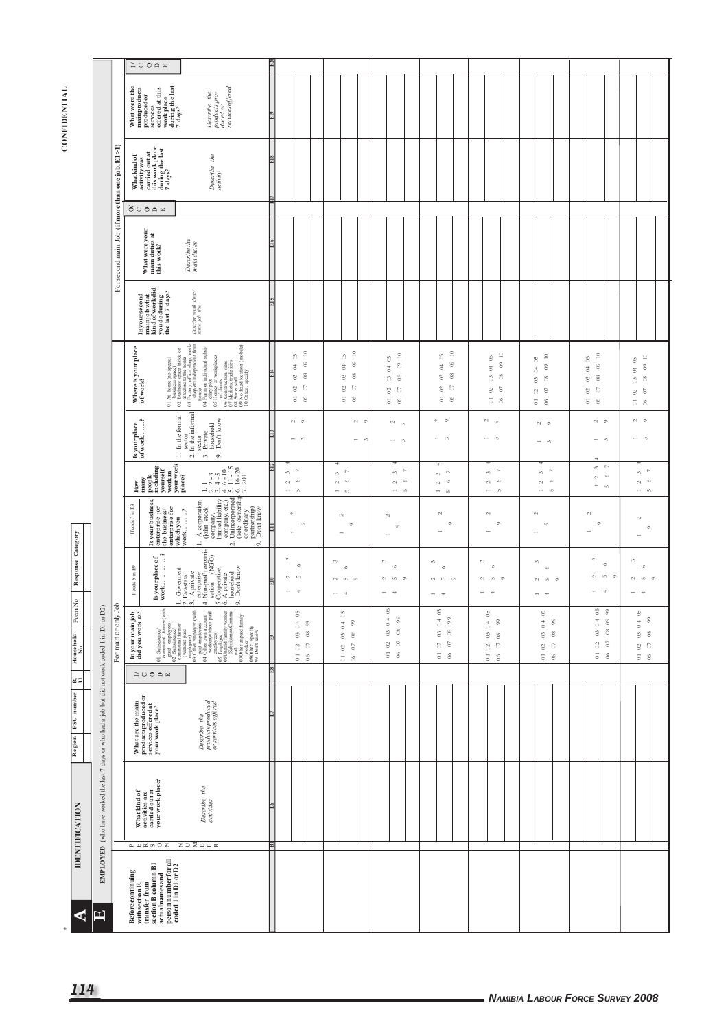CONFIDENTIAL

| A | IDENTIFICATION | Region | PSU-number | R U | Household No | Form No | Response Category |
|---|---|---|---|---|---|---|---|
| | | | | | | | |

## E EMPLOYED (who have worked the last 7 days or who had a job but did not work coded 1 in D1 or D2)

| Before continuing with section E, transfer from section B column B1 actual names and person number for all coded 1 in D1 or D2 | PERSON NUMBER | What kind of activities are carried out at your work place? *Describe the activities* | What are the main products produced or services offered at your work place? *Describe the products produced or services offered* | I/CODE | In your main job did you work as? 01 Subsistence/ communal farmer (with paid employees) 02 Subsistence/ communal farmer (without paid employees) 03 Other employer (with paid employees) 04 Other own account workers (without paid employees) 05 Employee 06 Unpaid family worker (Subsistence/Communal) 07 Other unpaid family worker 08 Other, specify 99 Don't know | If code 5 in E9: Is your place of work………? 1. Government 2. Parastatal 3. A private enterprise 4. Non-profit organisation (NGO) 5. Cooperative 6. A private household 9. Don't know | If code 3 in E9: Is your business enterprise (or the business enterprise for which you work………? 1. A corporation (joint stock company, limited liability company, etc.) 2. Unincorporated (sole ownership or ordinary partnership) 9. Don't know | How many people including yourself work in your work place? 1. 1 2. 2 - 3 3. 4 - 5 4. 6 - 10 5. 11 - 15 6. 16 - 20 7. 20+ | Is your place of work………? 1. In the formal sector 2. In the informal sector 3. Private household 9. Don't know | Where is your place of work? 01 At home (no special business space) 02 Business space inside or attached to the home 03 Factory, office, shop, workshop etc independent from house 04 Farm or individual subsidiary plot 05 Homes of workplaces of clients 06 Construction sites 07 Markets, trade fairs 08 Street stall 09 Not fixed location (mobile) 10 Other, specify | In your second main job what kind of work did you do during the last 7 days? *Describe work done/ name job title* | What were your main duties at this work? *Describe the main duties* | O/CODE | What kind of activity was carried out at this work place during the last 7 days? *Describe the activity* | What were the main products produced or services offered at this work place during the last 7 days? *Describe the products produced or services offered* | I/CODE |
|---|---|---|---|---|---|---|---|---|---|---|---|---|---|---|---|---|
| | | For main or only Job | | | | | | | | | For second main Job (if more than one job, E1>1) | | | | | |
| B1 | | E6 | E7 | E8 | E9 | E10 | E11 | E12 | E13 | E14 | E15 | E16 | E17 | E18 | E19 | E20 |
| | | | | | 01 02 03 04 05 06 07 08 99 | 1 2 3 4 5 6 9 | 1 2 9 | 1 2 3 4 5 6 7 | 1 2 3 9 | 01 02 03 04 05 06 07 08 09 10 | | | | | | |
| | | | | | 01 02 03 04 05 06 07 08 99 | 1 2 3 4 5 6 9 | 1 2 9 | 1 2 3 4 5 6 7 | 1 2 3 9 | 01 02 03 04 05 06 07 08 09 10 | | | | | | |
| | | | | | 01 02 03 04 05 06 07 08 99 | 1 2 3 4 5 6 9 | 1 2 9 | 1 2 3 4 5 6 7 | 1 2 3 9 | 01 02 03 04 05 06 07 08 09 10 | | | | | | |
| | | | | | 01 02 03 04 05 06 07 08 99 | 1 2 3 4 5 6 9 | 1 2 9 | 1 2 3 4 5 6 7 | 1 2 3 9 | 01 02 03 04 05 06 07 08 09 10 | | | | | | |
| | | | | | 01 02 03 04 05 06 07 08 99 | 1 2 3 4 5 6 9 | 1 2 9 | 1 2 3 4 5 6 7 | 1 2 3 9 | 01 02 03 04 05 06 07 08 09 10 | | | | | | |
| | | | | | 01 02 03 04 05 06 07 08 99 | 1 2 3 4 5 6 9 | 1 2 9 | 1 2 3 4 5 6 7 | 1 2 3 9 | 01 02 03 04 05 06 07 08 09 10 | | | | | | |
| | | | | | 01 02 03 04 05 06 07 08 09 99 | 1 2 3 4 5 6 9 | 1 2 9 | 1 2 3 4 5 6 7 | 1 2 3 9 | 01 02 03 04 05 06 07 08 09 10 | | | | | | |
| | | | | | 01 02 03 04 05 06 07 08 99 | 1 2 3 4 5 6 9 | 1 2 9 | 1 2 3 4 5 6 7 | 1 2 3 9 | 01 02 03 04 05 06 07 08 09 10 | | | | | | |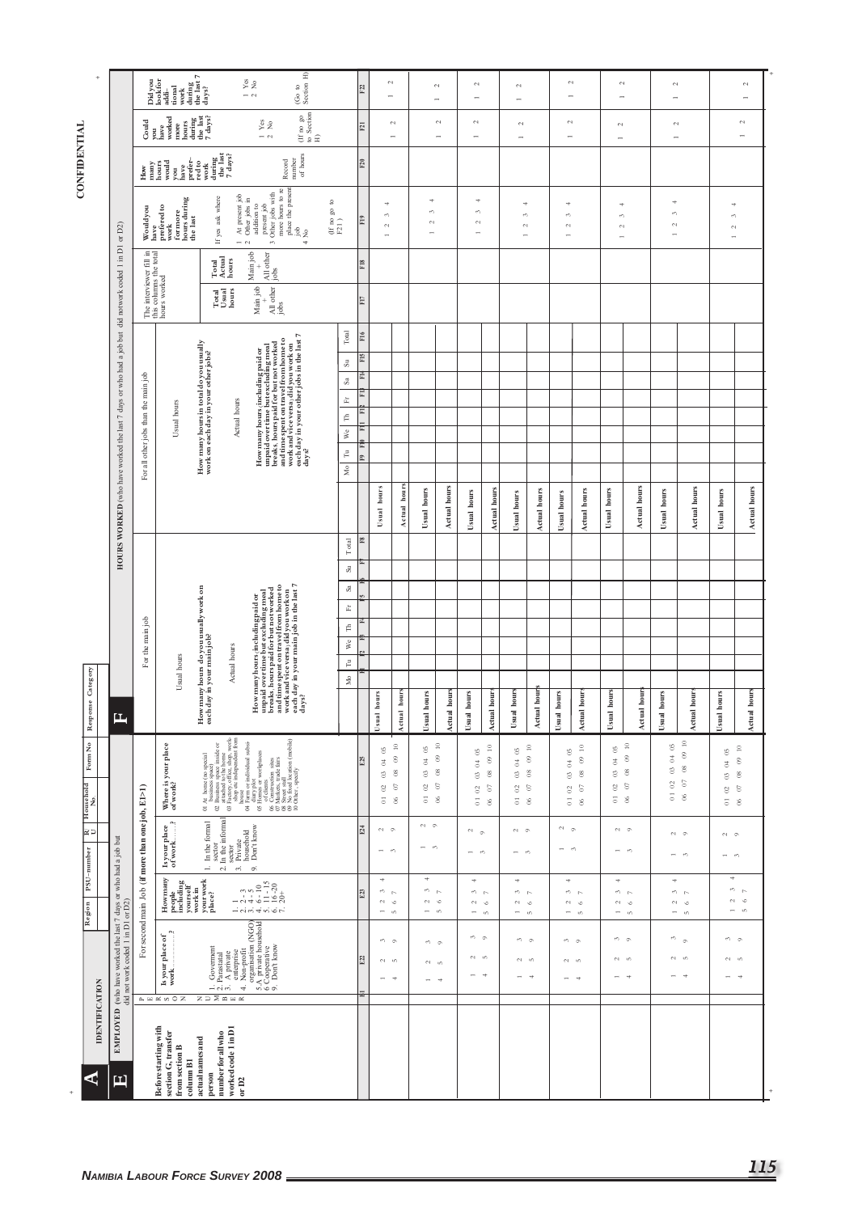CONFIDENTIAL

| A | IDENTIFICATION | Region | PSU-number | R/U | Household No. | Form No | Response Category |
|---|---|---|---|---|---|---|---|

## E EMPLOYED (who have worked the last 7 days or who had a job but did not work coded 1 in D1 or D2)

## F HOURS WORKED (who have worked the last 7 days or who had a job but did not work coded 1 in D1 or D2)

**Before starting with section G, transfer from section B column B1 actual names and person number for all who worked code 1 in D1 or D2**

For second main Job (if more than one job, E1>1)

| PERSON NUMBER | E22 Is your place of work...........? | E23 How many people including yourself work in your work place? | E24 Is your place of work.......? | E25 Where is your place of work? | | F For the main job (F1–F8) | | For all other jobs than the main job (F9–F16) | F17 Total Usual hours | F18 Total Actual hours | F19 Would you have preferred to work for more hours during the last | F20 How many hours would you have preferred to work during the last 7 days? | F21 Could you have worked more hours during the last 7 days? | F22 Did you look for additional work during the last 7 days? |
|---|---|---|---|---|---|---|---|---|---|---|---|---|---|---|
| | 1. Government<br>2. Parastatal<br>3. A private enterprise<br>4. Non-profit organisation (NGO)<br>5. A private household<br>6 Cooperative<br>9. Don't know | 1. 1<br>2. 2 - 3<br>3. 4 - 5<br>4. 6 - 10<br>5. 11 - 15<br>6. 16 - 20<br>7. 20+ | 1. In the formal sector<br>2. In the informal sector<br>3. Private household<br>9. Don't know | 01 At home (no special business space)<br>02 Business space inside or attached to the house<br>03 Factory, office, shop, work shop etc. independent from house<br>04 Farm or individual subsidiary plot<br>05 Homes or workplaces of clients<br>06 Construction sites<br>07 Markets, trade fairs street stall<br>08 No fixed location (mobile)<br>10 Other , specify | | Usual hours: How many hours do you usually work on each day in your main job?<br>Actual hours: How many hours, including paid or unpaid over time but excluding meal breaks, hours paid for but not worked and time spent on travel from home to work and vice versa, did you work on each day in your main job in the last 7 days?<br>Mo (F1), Tu (F2), We (F3), Th (F4), Fr (F5), Sa (F6), Su (F7), Total (F8) | | Usual hours: How many hours in total do you usually work on each day in your other jobs?<br>Actual hours: How many hours, including paid or unpaid over time but excluding meal breaks, hours paid for but not worked and time spent on travel from home to work and vice versa, did you work on each day in your other jobs in the last 7 days?<br>Mo (F9), Tu (F10), We (F11), Th (F12), Fr (F13), Sa (F14), Su (F15), Total (F16) | The interviewer fill in this columns the total hours worked<br>Main job + All other jobs | Main job + All other jobs | If yes ask where<br>1 At present job<br>2 Other jobs in addition to present job<br>3 Other jobs with more hours to replace the present job<br>4 No<br>(If no go to F21) | Record number of hours | 1 Yes<br>2 No<br>(If no go to Section H) | 1 Yes<br>2 No<br>(Go to Section H) |
| E1 | E22 | E23 | E24 | E25 | | | | | F17 | F18 | F19 | F20 | F21 | F22 |
| | 1 2 3<br>4 5 9 | 1 2 3 4<br>5 6 7 | 1 2<br>3 9 | 01 02 03 04 05<br>06 07 08 09 10 | Usual hours / Actual hours | | Usual hours / Actual hours | | | | 1 2 3 4 | | 1 2 | 1 2 |
| | 1 2 3<br>4 5 9 | 1 2 3 4<br>5 6 7 | 1 2<br>3 9 | 01 02 03 04 05<br>06 07 08 09 10 | Usual hours / Actual hours | | Usual hours / Actual hours | | | | 1 2 3 4 | | 1 2 | 1 2 |
| | 1 2 3<br>4 5 9 | 1 2 3 4<br>5 6 7 | 1 2<br>3 9 | 01 02 03 04 05<br>06 07 08 09 10 | Usual hours / Actual hours | | Usual hours / Actual hours | | | | 1 2 3 4 | | 1 2 | 1 2 |
| | 1 2 3<br>4 5 9 | 1 2 3 4<br>5 6 7 | 1 2<br>3 9 | 01 02 03 04 05<br>06 07 08 09 10 | Usual hours / Actual hours | | Usual hours / Actual hours | | | | 1 2 3 4 | | 1 2 | 1 2 |
| | 1 2 3<br>4 5 9 | 1 2 3 4<br>5 6 7 | 1 2<br>3 9 | 01 02 03 04 05<br>06 07 08 09 10 | Usual hours / Actual hours | | Usual hours / Actual hours | | | | 1 2 3 4 | | 1 2 | 1 2 |
| | 1 2 3<br>4 5 9 | 1 2 3 4<br>5 6 7 | 1 2<br>3 9 | 01 02 03 04 05<br>06 07 08 09 10 | Usual hours / Actual hours | | Usual hours / Actual hours | | | | 1 2 3 4 | | 1 2 | 1 2 |
| | 1 2 3<br>4 5 9 | 1 2 3 4<br>5 6 7 | 1 2<br>3 9 | 01 02 03 04 05<br>06 07 08 09 10 | Usual hours / Actual hours | | Usual hours / Actual hours | | | | 1 2 3 4 | | 1 2 | 1 2 |
| | 1 2 3<br>4 5 9 | 1 2 3 4<br>5 6 7 | 1 2<br>3 9 | 01 02 03 04 05<br>06 07 08 09 10 | Usual hours / Actual hours | | Usual hours / Actual hours | | | | 1 2 3 4 | | 1 2 | 1 2 |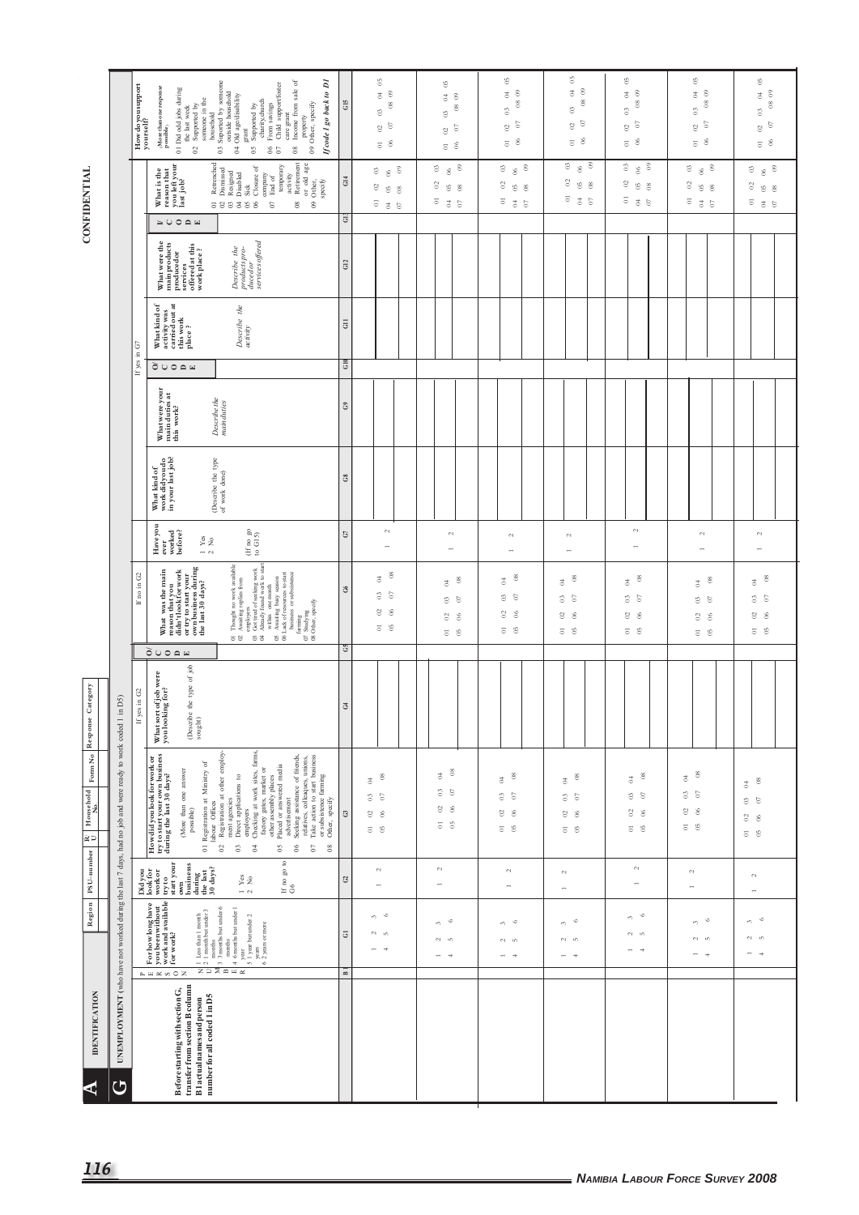CONFIDENTIAL

| A | IDENTIFICATION | Region | PSU-number | R/U | Household No | Form No | Response Category |
|---|---|---|---|---|---|---|---|
| | | | | | | | |

## G UNEMPLOYMENT (who have not worked during the last 7 days, had no job and were ready to work coded 1 in D5)

**Before starting with section G, transfer from section B column B1 actual names and person number for all coded 1 in D5**

| PERSON NUMBER | For how long have you been without work and available for work? 1 Less than 1 month; 2 1 month but under 3 months; 3 3 months but under 6 months; 4 6 months but under 1 year; 5 1 year but under 2 years; 6 2 years or more | Did you look for work or try to start your own business during the last 30 days? 1 Yes; 2 No (If no go to G6) | How did you look for work or try to start your own business during the last 30 days? (More than one answer possible) 01 Registration at Ministry of labour Offices; 02 Registration at other employment agencies; 03 Direct applications to employers; 04 Checking at work sites, farms, factory gates, market or other assembly places; 05 Placed or answered media advertisement; 06 Seeking assistance of friends, relatives, colleagues, unions; 07 Take action to start business or subsistence farming; 08 Other, specify | If yes in G2: What sort of job were you looking for? (Describe the type of job sought) | OCCODE | If no in G2: What was the main reason that you didn't look for work or try to start your own business during the last 30 days? 01 Thought no work available; 02 Awaiting replies from employers; 03 Got tired of seeking work; 04 Already found work to start within one month; 05 Awaiting busy season; 06 Lack of resources to start business or subsistence farming; 07 Studying; 08 Other, specify | Have you ever worked before? 1 Yes; 2 No (If no go to G15) | If yes in G7: What kind of work did you do in your last job? (Describe the type of work done) | What were your main duties at this work? Describe the main duties | OCCODE | What kind of activity was carried out at this work place? Describe the activity | What were the main products produced or services offered at this work place? Describe the products produced or services offered | ISCODE | What is the reason that you left your last job? 01 Retrenched; 02 Dismissed; 03 Resigned; 04 Disabled; 05 Sick; 06 Closure of company; 07 End of temporary activity; 08 Retirement or old age; 09 Other, specify | How do you support yourself? (More than one response possible) 01 Did odd jobs during the last week; 02 Supported by someone in the household; 03 Supported by someone outside household; 04 Old age/disability grant; 05 Supported by charity/church; 06 From savings; 07 Child support/foster care grant; 08 Income from sale of property; 09 Other, specify. If code 1 go back to D1 |
|---|---|---|---|---|---|---|---|---|---|---|---|---|---|---|---|
| B1 | G1 | G2 | G3 | G4 | G5 | G6 | G7 | G8 | G9 | G10 | G11 | G12 | G13 | G14 | G15 |
| | 1 2 3 4 5 6 | 1 2 | 01 02 03 04 05 06 07 08 | | | 01 02 03 04 05 06 07 08 | 1 2 | | | | | | | 01 02 03 04 05 06 07 08 09 | 01 02 03 04 05 06 07 08 09 |
| | 1 2 3 4 5 6 | 1 2 | 01 02 03 04 05 06 07 08 | | | 01 02 03 04 05 06 07 08 | 1 2 | | | | | | | 01 02 03 04 05 06 07 08 09 | 01 02 03 04 05 06 07 08 09 |
| | 1 2 3 4 5 6 | 1 2 | 01 02 03 04 05 06 07 08 | | | 01 02 03 04 05 06 07 08 | 1 2 | | | | | | | 01 02 03 04 05 06 07 08 09 | 01 02 03 04 05 06 07 08 09 |
| | 1 2 3 4 5 6 | 1 2 | 01 02 03 04 05 06 07 08 | | | 01 02 03 04 05 06 07 08 | 1 2 | | | | | | | 01 02 03 04 05 06 07 08 09 | 01 02 03 04 05 06 07 08 09 |
| | 1 2 3 4 5 6 | 1 2 | 01 02 03 04 05 06 07 08 | | | 01 02 03 04 05 06 07 08 | 1 2 | | | | | | | 01 02 03 04 05 06 07 08 09 | 01 02 03 04 05 06 07 08 09 |
| | 1 2 3 4 5 6 | 1 2 | 01 02 03 04 05 06 07 08 | | | 01 02 03 04 05 06 07 08 | 1 2 | | | | | | | 01 02 03 04 05 06 07 08 09 | 01 02 03 04 05 06 07 08 09 |
| | 1 2 3 4 5 6 | 1 2 | 01 02 03 04 05 06 07 08 | | | 01 02 03 04 05 06 07 08 | 1 2 | | | | | | | 01 02 03 04 05 06 07 08 09 | 01 02 03 04 05 06 07 08 09 |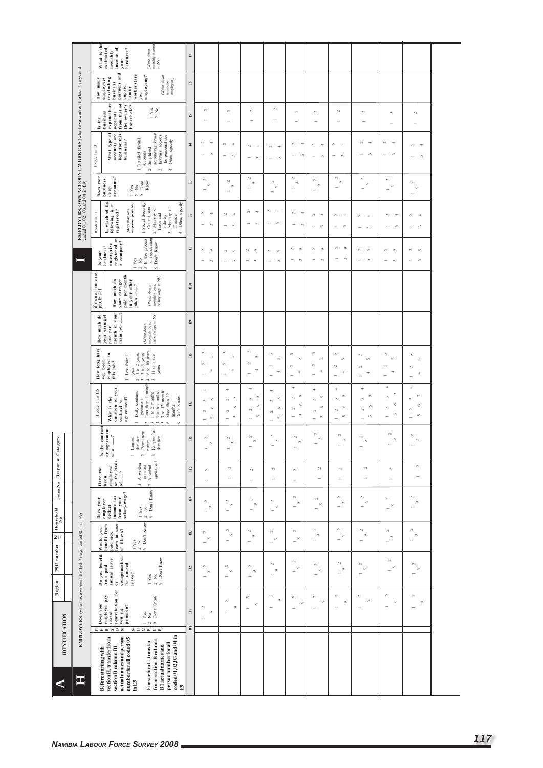| A | IDENTIFICATION | | Region | PSU-number | RU | Household No | Form No | Response Category |
|---|---|---|---|---|---|---|---|---|

## H — EMPLOYEES (who have worked the last 7 days coded 05 in E9)

## I — EMPLOYERS, OWN ACCOUNT WORKERS (who have worked the last 7 days and coded 01, 02, 03 and 04 in E9)

Before starting with section H, transfer from section B column B1 actual names and person number for all coded 05 in E9

For section I, transfer from section B column B1 actual names and person number for all person coded 01, 02, 03 and 04 in E9

| PERSON NUMBER | Does your employer pay social contribution for you e.g. pension? 1 Yes 2 No 9 Don't Know | Do you benefit from paid annual leave or compensation for unused leave? 1 Yes 2 No 9 Don't Know | Would you benefit from paid sick leave in case of illness? 1 Yes 2 No 9 Don't Know | Does your employer deduct income tax from your salary/wage? 1 Yes 2 No 9 Don't Know | Have you been employed on the basis of......? 1 A written contract 2 A verbal agreement | Is the contract or agreement of a ......? 1 Limited duration 2 Permanent nature 3 Unspecified duration | If code 1 in H6: What is the duration of your contract or agreement? 1 Daily contract/agreement 2 Less than 1 month 3 1 to 2 months 4 3 to 6 months 5 7 to 12 months 6 More than 12 months 9 Don't Know | How long have you been employed in this job? 1 Less than 1 year 2 1 to 2 years 3 3 to 5 years 4 6 to 10 years 5 11 or more years | How much do your earn/get paid per month in your main job ......? (Write down monthly basic salary/wage in N$) | If more than one job, E1>1: How much do your earn/get paid per month in your other jobs ......? (Write down monthly basic salary/wage in N$) | Is your business/enterprise registered as a company? 1 Yes 2 No 3 In the process of registration 9 Don't Know | If code 1 in I1: In which of the following is it registered? (More than one response possible) 1 Social Security Commission 2 Ministry of Trade and Industry 3 Ministry of Finance 4 Other, specify | Does your business keep accounts? 1 Yes 2 No 9 Don't Know | If code 1 in I3: What type of accounts are kept for this business? 1 Detailed formal accounts 2 Simplified accounting format 3 Informal records for personal use 4 Other, specify | Is the business expenditure separate from that of the owner's household? 1 Yes 2 No | How many employees (excluding business partners and unpaid family workers) are you employing? (Write down number of employees) | What is the estimated monthly income of your business? (Write down monthly income in N$) |
|---|---|---|---|---|---|---|---|---|---|---|---|---|---|---|---|---|---|
| B1 | H1 | H2 | H3 | H4 | H5 | H6 | H7 | H8 | H9 | H10 | I1 | I2 | I3 | I4 | I5 | I6 | I7 |
| | 1 2 9 | 1 2 9 | 1 2 9 | 1 2 9 | 1 2 | 1 2 3 | 1 2 3 4 5 6 9 | 1 2 3 4 5 | | | 1 2 3 9 | 1 2 3 4 | 1 2 9 | 1 2 3 4 | 1 2 | | |
| | 1 2 9 | 1 2 9 | 1 2 9 | 1 2 9 | 1 2 | 1 2 3 | 1 2 3 4 5 6 9 | 1 2 3 4 5 | | | 1 2 3 9 | 1 2 3 4 | 1 2 9 | 1 2 3 4 | 1 2 | | |
| | 1 2 9 | 1 2 9 | 1 2 9 | 1 2 9 | 1 2 | 1 2 3 | 1 2 3 4 5 6 9 | 1 2 3 4 5 | | | 1 2 3 9 | 1 2 3 4 | 1 2 9 | 1 2 3 4 | 1 2 | | |
| | 1 2 9 | 1 2 9 | 1 2 9 | 1 2 9 | 1 2 | 1 2 3 | 1 2 3 4 5 6 9 | 1 2 3 4 5 | | | 1 2 3 9 | 1 2 3 4 | 1 2 9 | 1 2 3 4 | 1 2 | | |
| | 1 2 9 | 1 2 9 | 1 2 9 | 1 2 9 | 1 2 | 1 2 3 | 1 2 3 4 5 6 9 | 1 2 3 4 5 | | | 1 2 3 9 | 1 2 3 4 | 1 2 9 | 1 2 3 4 | 1 2 | | |
| | 1 2 9 | 1 2 9 | 1 2 9 | 1 2 9 | 1 2 | 1 2 3 | 1 2 3 4 5 6 9 | 1 2 3 4 5 | | | 1 2 3 9 | 1 2 3 4 | 1 2 9 | 1 2 3 4 | 1 2 | | |
| | 1 2 9 | 1 2 9 | 1 2 9 | 1 2 9 | 1 2 | 1 2 3 | 1 2 3 4 5 6 9 | 1 2 3 4 5 | | | 1 2 3 9 | 1 2 3 4 | 1 2 9 | 1 2 3 4 | 1 2 | | |
| | 1 2 9 | 1 2 9 | 1 2 9 | 1 2 9 | 1 2 | 1 2 3 | 1 2 3 4 5 6 9 | 1 2 3 4 5 | | | 1 2 3 9 | 1 2 3 4 | 1 2 9 | 1 2 3 4 | 1 2 | | |
| | 1 2 9 | 1 2 9 | 1 2 9 | 1 2 9 | 1 2 | 1 2 3 | 1 2 3 4 5 6 9 | 1 2 3 4 5 | | | 1 2 3 9 | 1 2 3 4 | 1 2 9 | 1 2 3 4 | 1 2 | | |
| | 1 2 9 | 1 2 9 | 1 2 9 | 1 2 9 | 1 2 | 1 2 3 | 1 2 3 4 5 6 7 | 1 2 3 4 5 | | | 1 2 3 9 | 1 2 3 4 | 1 2 9 | 1 2 3 4 | 1 2 | | |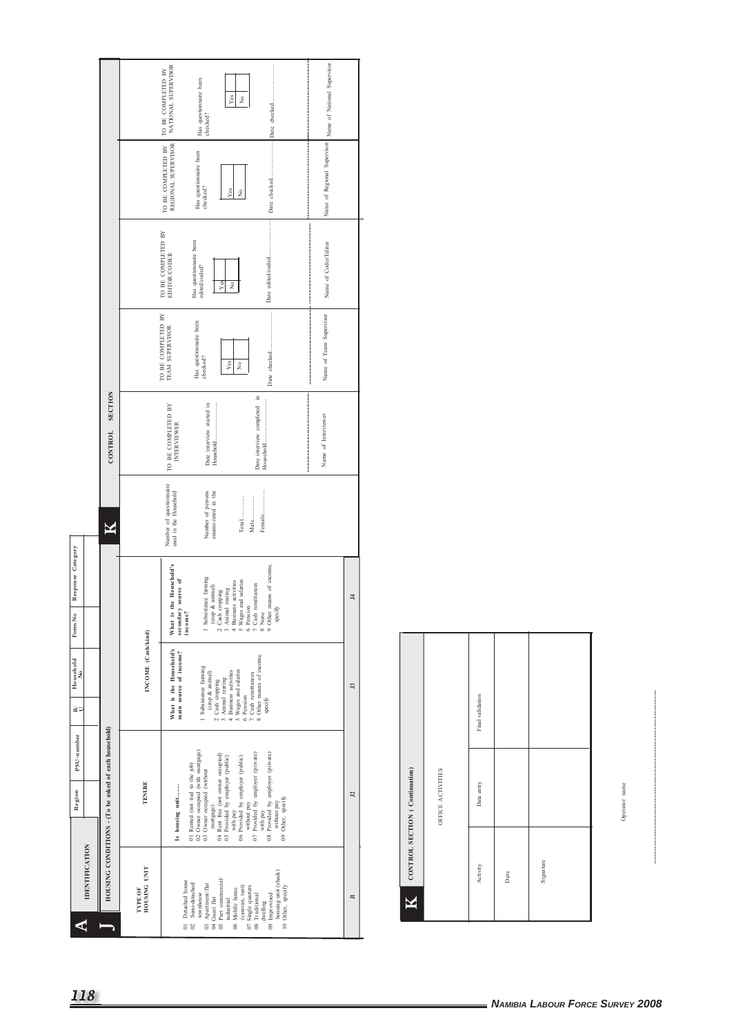## A IDENTIFICATION

| Region | PSU-number | R/U | Household No | Form No | Response Category |
|---|---|---|---|---|---|
| | | | | | |

## J HOUSING CONDITIONS - (To be asked of each household)

| TYPE OF HOUSING UNIT | TENURE | INCOME (Cash/kind) | |
|---|---|---|---|
| | Is housing unit....... | What is the Household's main source of income? | What is the Household's secondary source of income? |
| 01 Detached house<br>02 Semi-detached/ townhouse<br>03 Apartment/flat<br>04 Guest flat<br>05 Part commercial/ industrial<br>06 Mobile home (caravan, tent)<br>07 Single quarters<br>08 Traditional dwelling<br>09 Improvised housing unit (shack)<br>10 Other, specify | 01 Rented (not tied to the job)<br>02 Owner occupied (with mortgage)<br>03 Owner occupied (without mortgage)<br>04 Rent free (not owner occupied)<br>05 Provided by employer (public) with pay<br>06 Provided by employer (public) without pay<br>07 Provided by employer (private) with pay<br>08 Provided by employer (private) without pay<br>09 Other, specify | 1 Subsistence farming (crop & animal)<br>2 Cash cropping<br>3 Animal rearing<br>4 Business activities<br>5 Wages and salaries<br>6 Pension<br>7 Cash remittances<br>8 Other means of income, specify | 1 Subsistence farming (crop & animal)<br>2 Cash cropping<br>3 Animal rearing<br>4 Business activities<br>5 Wages and salaries<br>6 Pension<br>7 Cash remittances<br>8 None<br>9 Other means of income, specify |
| J1 | J2 | J3 | J4 |

## K CONTROL SECTION

| | TO BE COMPLETED BY INTERVIEWER | TO BE COMPLETED BY TEAM SUPERVISOR | TO BE COMPLETED BY EDITOR/CODER | TO BE COMPLETED BY REGIONAL SUPERVISOR | TO BE COMPLETED BY NATIONAL SUPERVISOR |
|---|---|---|---|---|---|
| Number of questionnaire used in the Household<br><br>Number of persons enume-rated in the<br><br>Total.............<br>Male..............<br>Female............ | Date interview started in Household.................<br><br>Date interview completed in Household................. | Has questionnaire been checked?<br>Yes / No<br><br>Date checked.................. | Has questionnaire been edited/coded?<br>Yes / No<br><br>Date edited/coded.................. | Has questionnaire been checked?<br>Yes / No<br><br>Date checked.................. | Has questionnaire been checked?<br>Yes / No<br><br>Date checked.................. |
| | Name of Interviewer | Name of Team Supervisor | Name of Coder/Editor | Name of Regional Supervisor | Name of National Supervisor |

## K CONTROL SECTION ( Continuation)

| OFFICE ACTIVITIES | | |
|---|---|---|
| Activity | Data entry | Final validation |
| Date | | |
| Signature | | |

..................................................................
Operator name